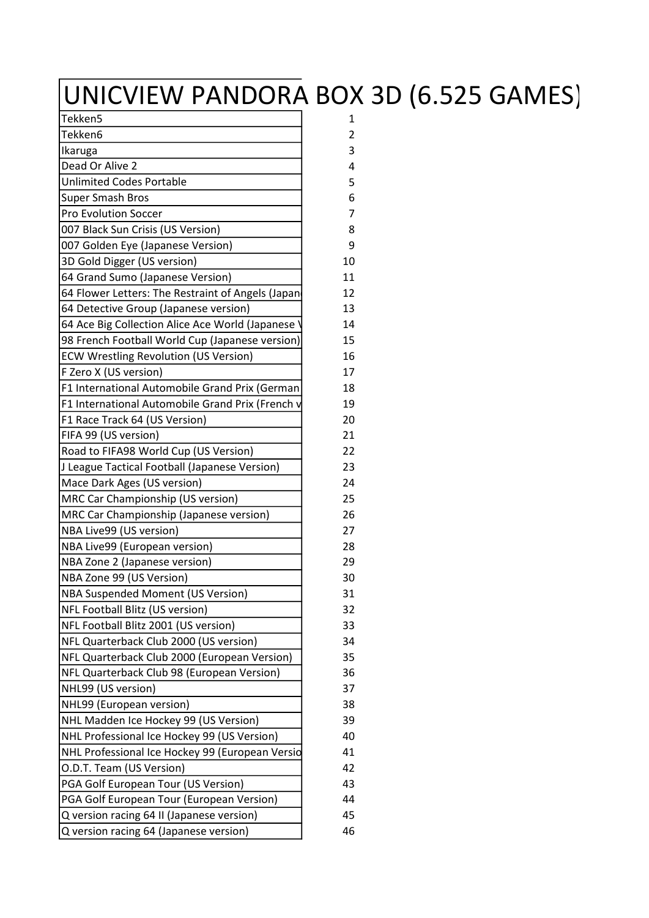# UNICVIEW PANDORA BOX 3D (6.525 GAMES)

| Game | # |
|---|---|
| Tekken5 | 1 |
| Tekken6 | 2 |
| Ikaruga | 3 |
| Dead Or Alive 2 | 4 |
| Unlimited Codes Portable | 5 |
| Super Smash Bros | 6 |
| Pro Evolution Soccer | 7 |
| 007 Black Sun Crisis (US Version) | 8 |
| 007 Golden Eye (Japanese Version) | 9 |
| 3D Gold Digger (US version) | 10 |
| 64 Grand Sumo (Japanese Version) | 11 |
| 64 Flower Letters: The Restraint of Angels (Japan | 12 |
| 64 Detective Group (Japanese version) | 13 |
| 64 Ace Big Collection Alice Ace World (Japanese V | 14 |
| 98 French Football World Cup (Japanese version) | 15 |
| ECW Wrestling Revolution (US Version) | 16 |
| F Zero X (US version) | 17 |
| F1 International Automobile Grand Prix (German | 18 |
| F1 International Automobile Grand Prix (French v | 19 |
| F1 Race Track 64 (US Version) | 20 |
| FIFA 99 (US version) | 21 |
| Road to FIFA98 World Cup (US Version) | 22 |
| J League Tactical Football (Japanese Version) | 23 |
| Mace Dark Ages (US version) | 24 |
| MRC Car Championship (US version) | 25 |
| MRC Car Championship (Japanese version) | 26 |
| NBA Live99 (US version) | 27 |
| NBA Live99 (European version) | 28 |
| NBA Zone 2 (Japanese version) | 29 |
| NBA Zone 99 (US Version) | 30 |
| NBA Suspended Moment (US Version) | 31 |
| NFL Football Blitz (US version) | 32 |
| NFL Football Blitz 2001 (US version) | 33 |
| NFL Quarterback Club 2000 (US version) | 34 |
| NFL Quarterback Club 2000 (European Version) | 35 |
| NFL Quarterback Club 98 (European Version) | 36 |
| NHL99 (US version) | 37 |
| NHL99 (European version) | 38 |
| NHL Madden Ice Hockey 99 (US Version) | 39 |
| NHL Professional Ice Hockey 99 (US Version) | 40 |
| NHL Professional Ice Hockey 99 (European Versio | 41 |
| O.D.T. Team (US Version) | 42 |
| PGA Golf European Tour (US Version) | 43 |
| PGA Golf European Tour (European Version) | 44 |
| Q version racing 64 II (Japanese version) | 45 |
| Q version racing 64 (Japanese version) | 46 |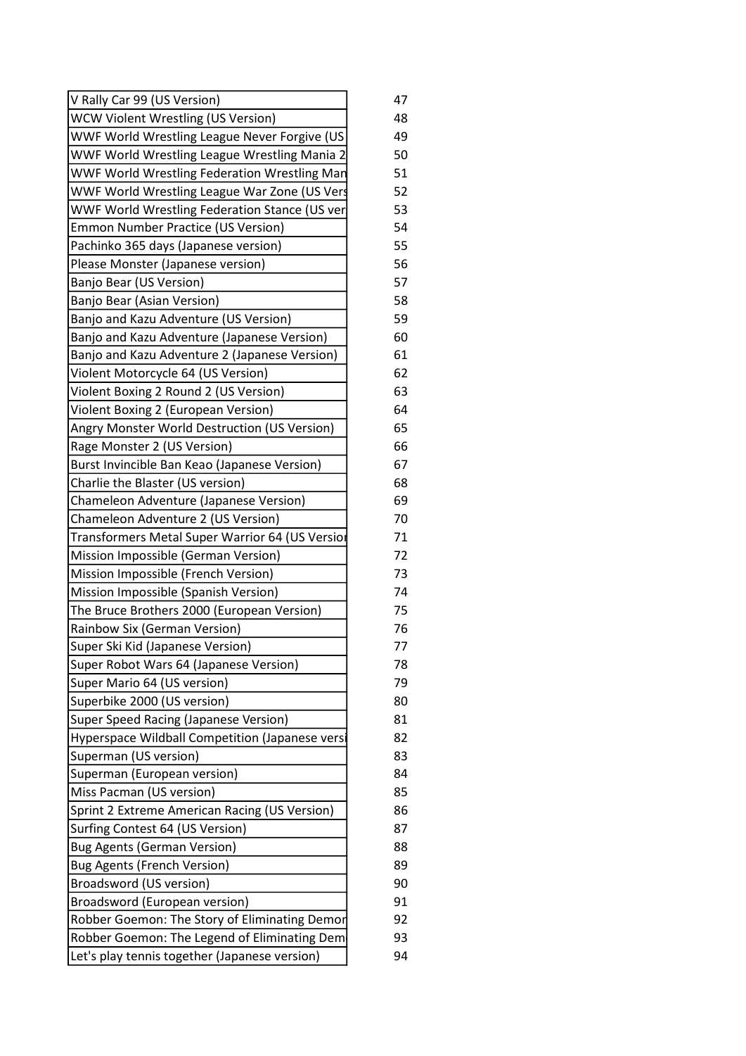| | |
|---|---|
| V Rally Car 99 (US Version) | 47 |
| WCW Violent Wrestling (US Version) | 48 |
| WWF World Wrestling League Never Forgive (US | 49 |
| WWF World Wrestling League Wrestling Mania 2 | 50 |
| WWF World Wrestling Federation Wrestling Man | 51 |
| WWF World Wrestling League War Zone (US Vers | 52 |
| WWF World Wrestling Federation Stance (US ver | 53 |
| Emmon Number Practice (US Version) | 54 |
| Pachinko 365 days (Japanese version) | 55 |
| Please Monster (Japanese version) | 56 |
| Banjo Bear (US Version) | 57 |
| Banjo Bear (Asian Version) | 58 |
| Banjo and Kazu Adventure (US Version) | 59 |
| Banjo and Kazu Adventure (Japanese Version) | 60 |
| Banjo and Kazu Adventure 2 (Japanese Version) | 61 |
| Violent Motorcycle 64 (US Version) | 62 |
| Violent Boxing 2 Round 2 (US Version) | 63 |
| Violent Boxing 2 (European Version) | 64 |
| Angry Monster World Destruction (US Version) | 65 |
| Rage Monster 2 (US Version) | 66 |
| Burst Invincible Ban Keao (Japanese Version) | 67 |
| Charlie the Blaster (US version) | 68 |
| Chameleon Adventure (Japanese Version) | 69 |
| Chameleon Adventure 2 (US Version) | 70 |
| Transformers Metal Super Warrior 64 (US Versio | 71 |
| Mission Impossible (German Version) | 72 |
| Mission Impossible (French Version) | 73 |
| Mission Impossible (Spanish Version) | 74 |
| The Bruce Brothers 2000 (European Version) | 75 |
| Rainbow Six (German Version) | 76 |
| Super Ski Kid (Japanese Version) | 77 |
| Super Robot Wars 64 (Japanese Version) | 78 |
| Super Mario 64 (US version) | 79 |
| Superbike 2000 (US version) | 80 |
| Super Speed Racing (Japanese Version) | 81 |
| Hyperspace Wildball Competition (Japanese versi | 82 |
| Superman (US version) | 83 |
| Superman (European version) | 84 |
| Miss Pacman (US version) | 85 |
| Sprint 2 Extreme American Racing (US Version) | 86 |
| Surfing Contest 64 (US Version) | 87 |
| Bug Agents (German Version) | 88 |
| Bug Agents (French Version) | 89 |
| Broadsword (US version) | 90 |
| Broadsword (European version) | 91 |
| Robber Goemon: The Story of Eliminating Demor | 92 |
| Robber Goemon: The Legend of Eliminating Dem | 93 |
| Let's play tennis together (Japanese version) | 94 |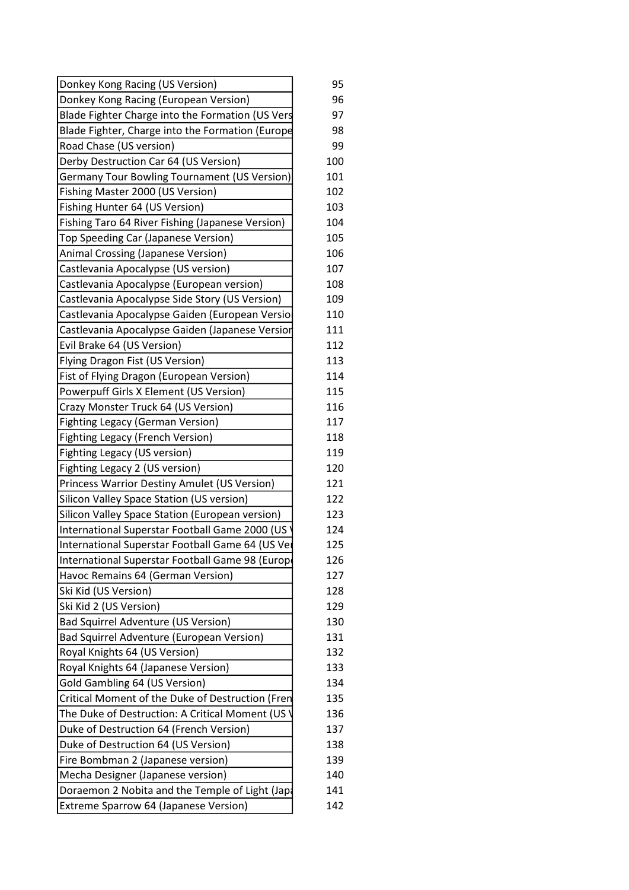| | |
|---|---|
| Donkey Kong Racing (US Version) | 95 |
| Donkey Kong Racing (European Version) | 96 |
| Blade Fighter Charge into the Formation (US Vers | 97 |
| Blade Fighter, Charge into the Formation (Europe | 98 |
| Road Chase (US version) | 99 |
| Derby Destruction Car 64 (US Version) | 100 |
| Germany Tour Bowling Tournament (US Version) | 101 |
| Fishing Master 2000 (US Version) | 102 |
| Fishing Hunter 64 (US Version) | 103 |
| Fishing Taro 64 River Fishing (Japanese Version) | 104 |
| Top Speeding Car (Japanese Version) | 105 |
| Animal Crossing (Japanese Version) | 106 |
| Castlevania Apocalypse (US version) | 107 |
| Castlevania Apocalypse (European version) | 108 |
| Castlevania Apocalypse Side Story (US Version) | 109 |
| Castlevania Apocalypse Gaiden (European Versio | 110 |
| Castlevania Apocalypse Gaiden (Japanese Versior | 111 |
| Evil Brake 64 (US Version) | 112 |
| Flying Dragon Fist (US Version) | 113 |
| Fist of Flying Dragon (European Version) | 114 |
| Powerpuff Girls X Element (US Version) | 115 |
| Crazy Monster Truck 64 (US Version) | 116 |
| Fighting Legacy (German Version) | 117 |
| Fighting Legacy (French Version) | 118 |
| Fighting Legacy (US version) | 119 |
| Fighting Legacy 2 (US version) | 120 |
| Princess Warrior Destiny Amulet (US Version) | 121 |
| Silicon Valley Space Station (US version) | 122 |
| Silicon Valley Space Station (European version) | 123 |
| International Superstar Football Game 2000 (US \ | 124 |
| International Superstar Football Game 64 (US Ve | 125 |
| International Superstar Football Game 98 (Europ | 126 |
| Havoc Remains 64 (German Version) | 127 |
| Ski Kid (US Version) | 128 |
| Ski Kid 2 (US Version) | 129 |
| Bad Squirrel Adventure (US Version) | 130 |
| Bad Squirrel Adventure (European Version) | 131 |
| Royal Knights 64 (US Version) | 132 |
| Royal Knights 64 (Japanese Version) | 133 |
| Gold Gambling 64 (US Version) | 134 |
| Critical Moment of the Duke of Destruction (Fren | 135 |
| The Duke of Destruction: A Critical Moment (US \ | 136 |
| Duke of Destruction 64 (French Version) | 137 |
| Duke of Destruction 64 (US Version) | 138 |
| Fire Bombman 2 (Japanese version) | 139 |
| Mecha Designer (Japanese version) | 140 |
| Doraemon 2 Nobita and the Temple of Light (Jap | 141 |
| Extreme Sparrow 64 (Japanese Version) | 142 |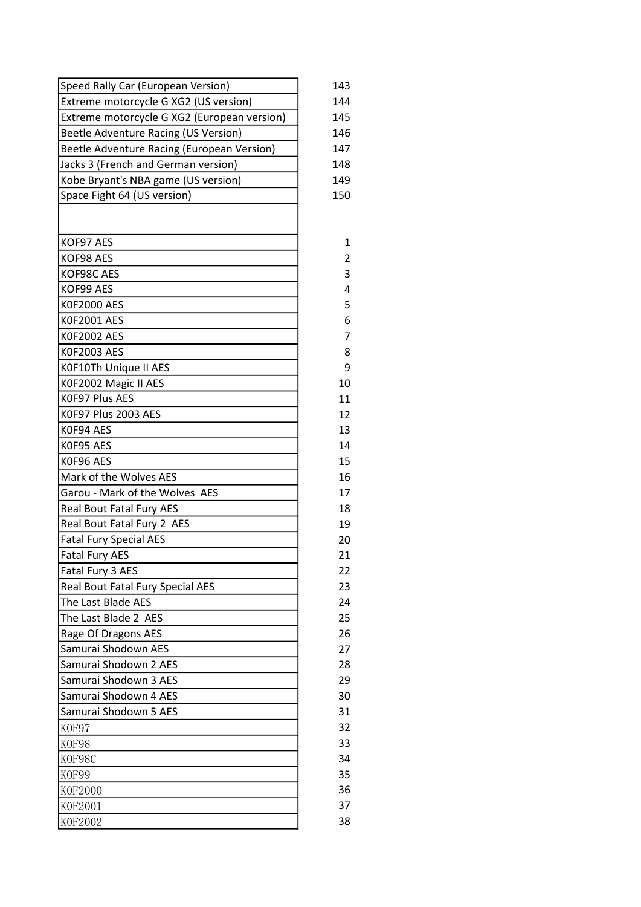| | |
|---|---|
| Speed Rally Car (European Version) | 143 |
| Extreme motorcycle G XG2 (US version) | 144 |
| Extreme motorcycle G XG2 (European version) | 145 |
| Beetle Adventure Racing (US Version) | 146 |
| Beetle Adventure Racing (European Version) | 147 |
| Jacks 3 (French and German version) | 148 |
| Kobe Bryant's NBA game (US version) | 149 |
| Space Fight 64 (US version) | 150 |
| | |
| KOF97 AES | 1 |
| KOF98 AES | 2 |
| KOF98C AES | 3 |
| KOF99 AES | 4 |
| K0F2000 AES | 5 |
| K0F2001 AES | 6 |
| K0F2002 AES | 7 |
| K0F2003 AES | 8 |
| K0F10Th Unique II AES | 9 |
| K0F2002 Magic II AES | 10 |
| K0F97 Plus AES | 11 |
| K0F97 Plus 2003 AES | 12 |
| K0F94 AES | 13 |
| K0F95 AES | 14 |
| K0F96 AES | 15 |
| Mark of the Wolves AES | 16 |
| Garou - Mark of the Wolves AES | 17 |
| Real Bout Fatal Fury AES | 18 |
| Real Bout Fatal Fury 2 AES | 19 |
| Fatal Fury Special AES | 20 |
| Fatal Fury AES | 21 |
| Fatal Fury 3 AES | 22 |
| Real Bout Fatal Fury Special AES | 23 |
| The Last Blade AES | 24 |
| The Last Blade 2 AES | 25 |
| Rage Of Dragons AES | 26 |
| Samurai Shodown AES | 27 |
| Samurai Shodown 2 AES | 28 |
| Samurai Shodown 3 AES | 29 |
| Samurai Shodown 4 AES | 30 |
| Samurai Shodown 5 AES | 31 |
| K0F97 | 32 |
| K0F98 | 33 |
| K0F98C | 34 |
| K0F99 | 35 |
| K0F2000 | 36 |
| K0F2001 | 37 |
| K0F2002 | 38 |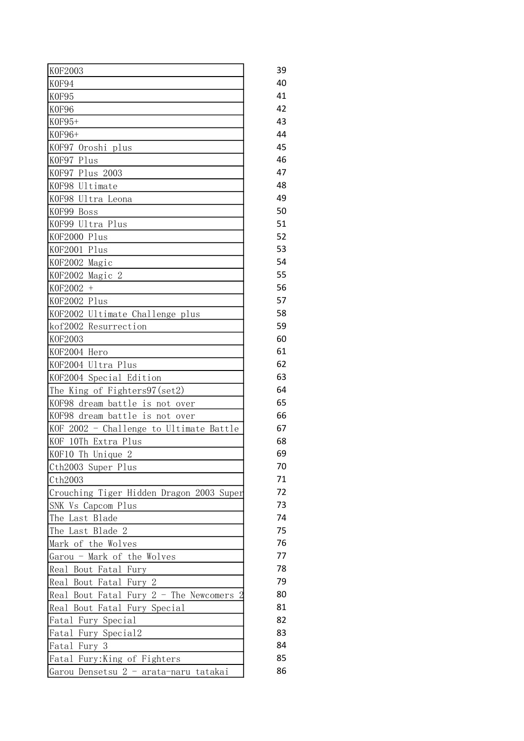| | |
|---|---|
| KOF2003 | 39 |
| KOF94 | 40 |
| KOF95 | 41 |
| KOF96 | 42 |
| KOF95+ | 43 |
| KOF96+ | 44 |
| KOF97 Oroshi plus | 45 |
| KOF97 Plus | 46 |
| KOF97 Plus 2003 | 47 |
| KOF98 Ultimate | 48 |
| KOF98 Ultra Leona | 49 |
| KOF99 Boss | 50 |
| KOF99 Ultra Plus | 51 |
| KOF2000 Plus | 52 |
| KOF2001 Plus | 53 |
| KOF2002 Magic | 54 |
| KOF2002 Magic 2 | 55 |
| KOF2002 + | 56 |
| KOF2002 Plus | 57 |
| KOF2002 Ultimate Challenge plus | 58 |
| kof2002 Resurrection | 59 |
| KOF2003 | 60 |
| KOF2004 Hero | 61 |
| KOF2004 Ultra Plus | 62 |
| KOF2004 Special Edition | 63 |
| The King of Fighters97(set2) | 64 |
| KOF98 dream battle is not over | 65 |
| KOF98 dream battle is not over | 66 |
| KOF 2002 - Challenge to Ultimate Battle | 67 |
| KOF 10Th Extra Plus | 68 |
| KOF10 Th Unique 2 | 69 |
| Cth2003 Super Plus | 70 |
| Cth2003 | 71 |
| Crouching Tiger Hidden Dragon 2003 Super | 72 |
| SNK Vs Capcom Plus | 73 |
| The Last Blade | 74 |
| The Last Blade 2 | 75 |
| Mark of the Wolves | 76 |
| Garou - Mark of the Wolves | 77 |
| Real Bout Fatal Fury | 78 |
| Real Bout Fatal Fury 2 | 79 |
| Real Bout Fatal Fury 2 - The Newcomers 2 | 80 |
| Real Bout Fatal Fury Special | 81 |
| Fatal Fury Special | 82 |
| Fatal Fury Special2 | 83 |
| Fatal Fury 3 | 84 |
| Fatal Fury:King of Fighters | 85 |
| Garou Densetsu 2 - arata-naru tatakai | 86 |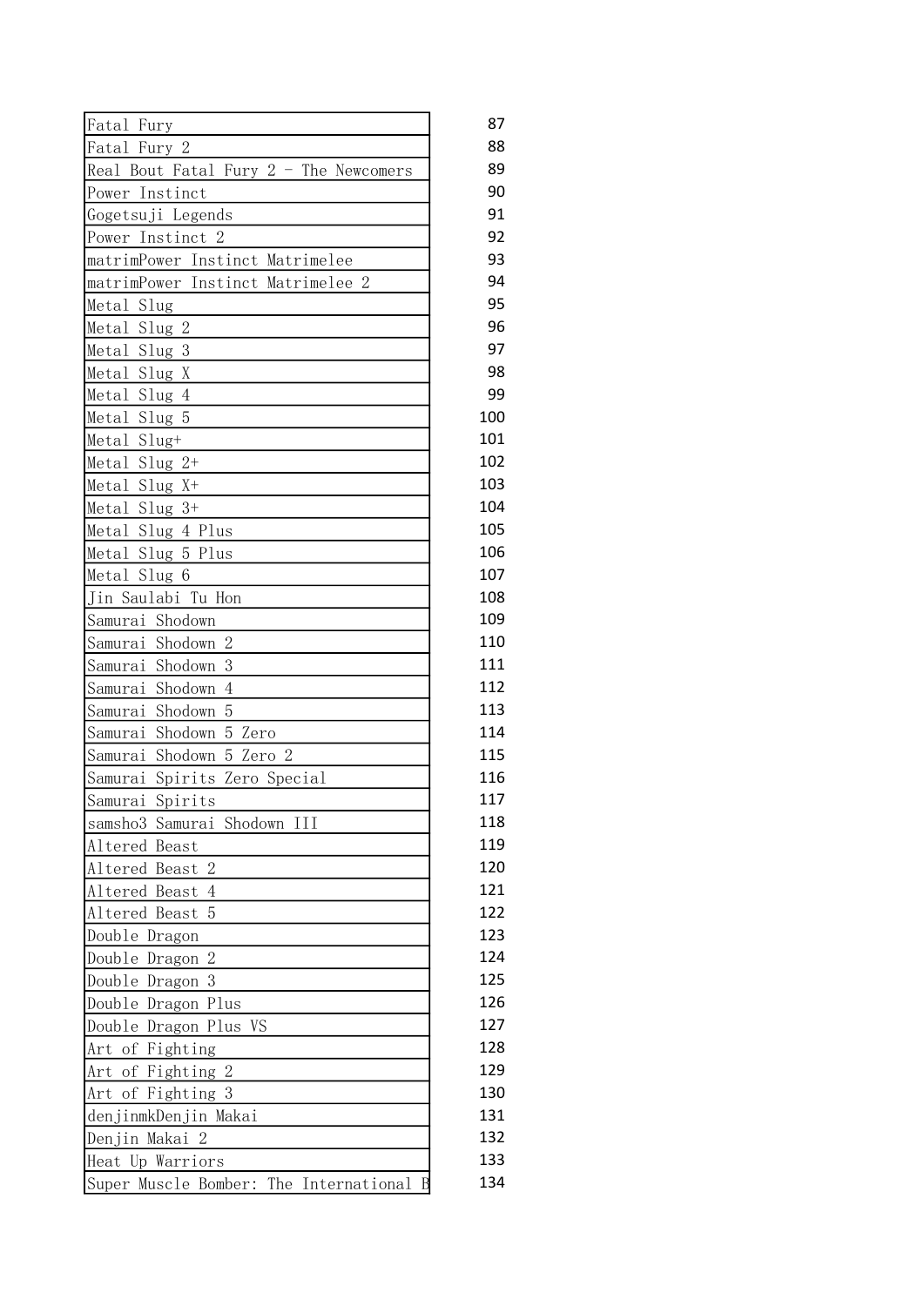| | |
|---|---|
| Fatal Fury | 87 |
| Fatal Fury 2 | 88 |
| Real Bout Fatal Fury 2 - The Newcomers | 89 |
| Power Instinct | 90 |
| Gogetsuji Legends | 91 |
| Power Instinct 2 | 92 |
| matrimPower Instinct Matrimelee | 93 |
| matrimPower Instinct Matrimelee 2 | 94 |
| Metal Slug | 95 |
| Metal Slug 2 | 96 |
| Metal Slug 3 | 97 |
| Metal Slug X | 98 |
| Metal Slug 4 | 99 |
| Metal Slug 5 | 100 |
| Metal Slug+ | 101 |
| Metal Slug 2+ | 102 |
| Metal Slug X+ | 103 |
| Metal Slug 3+ | 104 |
| Metal Slug 4 Plus | 105 |
| Metal Slug 5 Plus | 106 |
| Metal Slug 6 | 107 |
| Jin Saulabi Tu Hon | 108 |
| Samurai Shodown | 109 |
| Samurai Shodown 2 | 110 |
| Samurai Shodown 3 | 111 |
| Samurai Shodown 4 | 112 |
| Samurai Shodown 5 | 113 |
| Samurai Shodown 5 Zero | 114 |
| Samurai Shodown 5 Zero 2 | 115 |
| Samurai Spirits Zero Special | 116 |
| Samurai Spirits | 117 |
| samsho3 Samurai Shodown III | 118 |
| Altered Beast | 119 |
| Altered Beast 2 | 120 |
| Altered Beast 4 | 121 |
| Altered Beast 5 | 122 |
| Double Dragon | 123 |
| Double Dragon 2 | 124 |
| Double Dragon 3 | 125 |
| Double Dragon Plus | 126 |
| Double Dragon Plus VS | 127 |
| Art of Fighting | 128 |
| Art of Fighting 2 | 129 |
| Art of Fighting 3 | 130 |
| denjinmkDenjin Makai | 131 |
| Denjin Makai 2 | 132 |
| Heat Up Warriors | 133 |
| Super Muscle Bomber: The International B | 134 |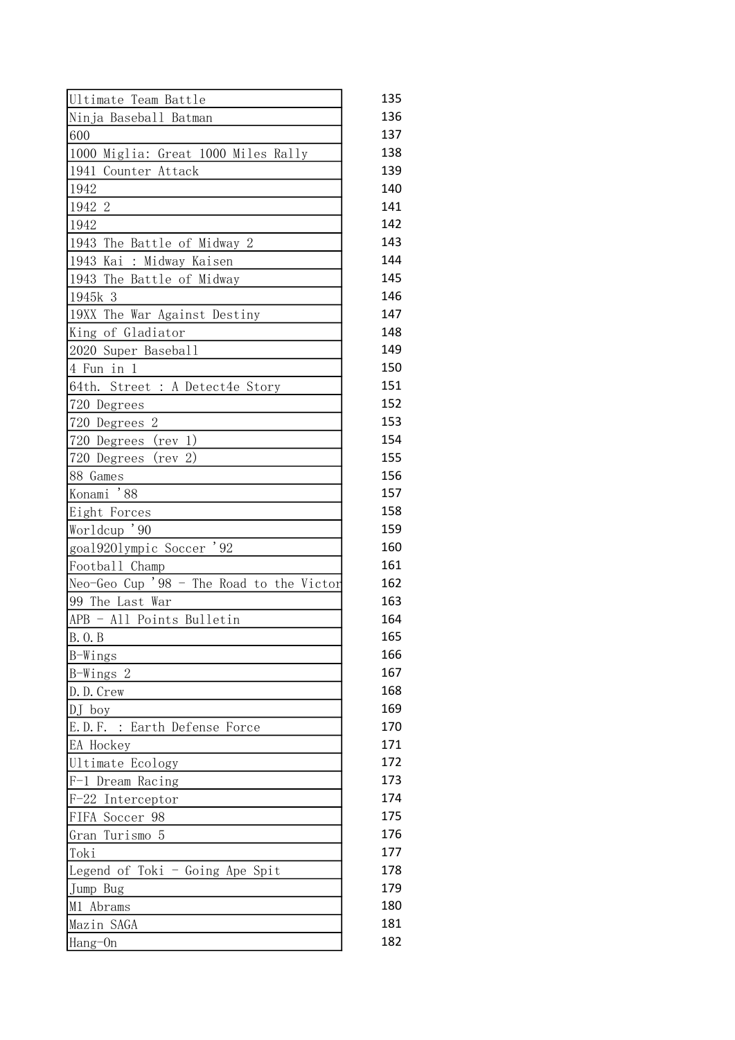| | |
|---|---|
| Ultimate Team Battle | 135 |
| Ninja Baseball Batman | 136 |
| 600 | 137 |
| 1000 Miglia: Great 1000 Miles Rally | 138 |
| 1941 Counter Attack | 139 |
| 1942 | 140 |
| 1942 2 | 141 |
| 1942 | 142 |
| 1943 The Battle of Midway 2 | 143 |
| 1943 Kai : Midway Kaisen | 144 |
| 1943 The Battle of Midway | 145 |
| 1945k 3 | 146 |
| 19XX The War Against Destiny | 147 |
| King of Gladiator | 148 |
| 2020 Super Baseball | 149 |
| 4 Fun in 1 | 150 |
| 64th. Street : A Detect4e Story | 151 |
| 720 Degrees | 152 |
| 720 Degrees 2 | 153 |
| 720 Degrees (rev 1) | 154 |
| 720 Degrees (rev 2) | 155 |
| 88 Games | 156 |
| Konami '88 | 157 |
| Eight Forces | 158 |
| Worldcup '90 | 159 |
| goal92Olympic Soccer '92 | 160 |
| Football Champ | 161 |
| Neo-Geo Cup '98 - The Road to the Victor | 162 |
| 99 The Last War | 163 |
| APB - All Points Bulletin | 164 |
| B.O.B | 165 |
| B-Wings | 166 |
| B-Wings 2 | 167 |
| D.D.Crew | 168 |
| DJ boy | 169 |
| E.D.F. : Earth Defense Force | 170 |
| EA Hockey | 171 |
| Ultimate Ecology | 172 |
| F-1 Dream Racing | 173 |
| F-22 Interceptor | 174 |
| FIFA Soccer 98 | 175 |
| Gran Turismo 5 | 176 |
| Toki | 177 |
| Legend of Toki - Going Ape Spit | 178 |
| Jump Bug | 179 |
| M1 Abrams | 180 |
| Mazin SAGA | 181 |
| Hang-On | 182 |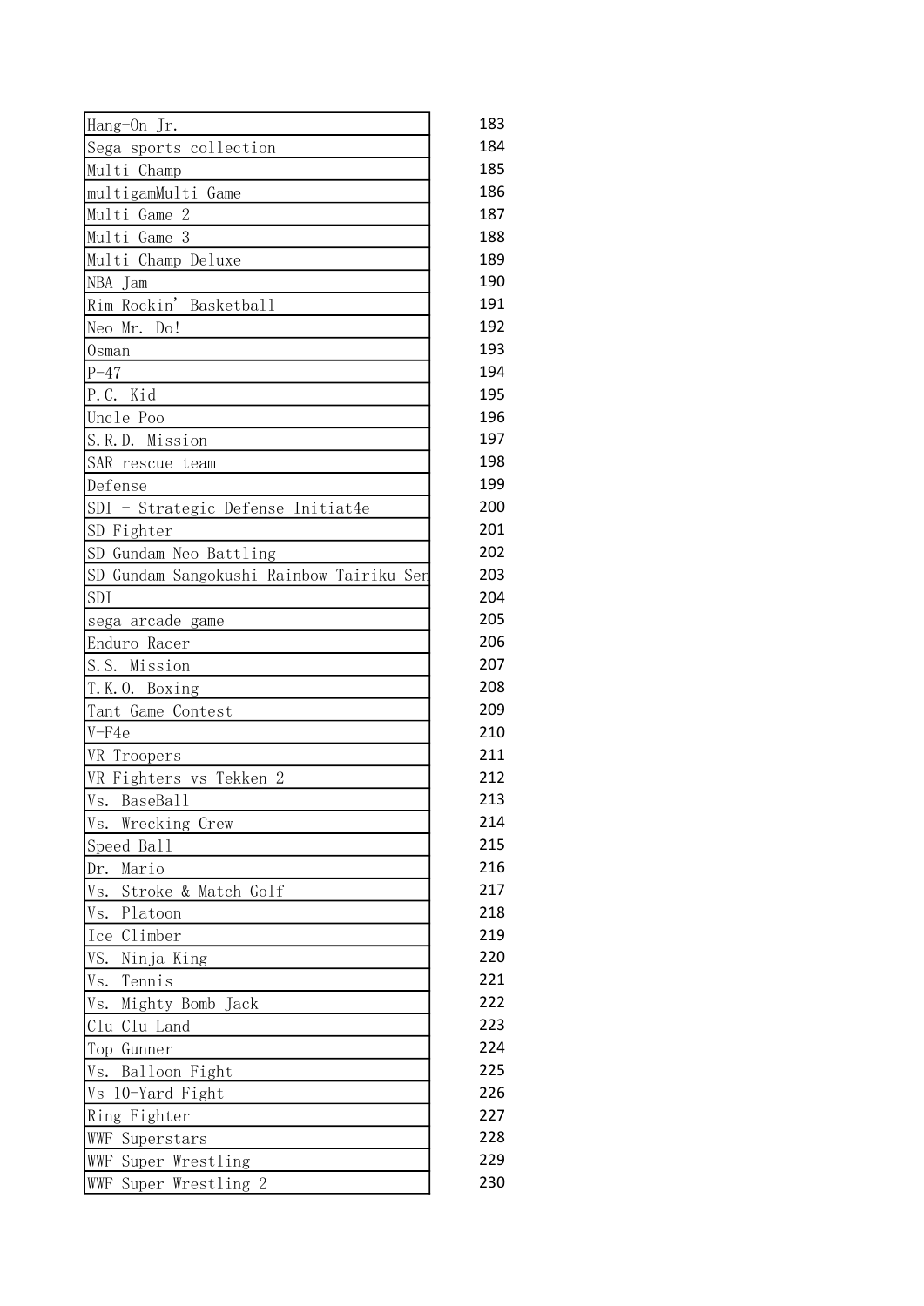| | |
|---|---|
| Hang-On Jr. | 183 |
| Sega sports collection | 184 |
| Multi Champ | 185 |
| multigamMulti Game | 186 |
| Multi Game 2 | 187 |
| Multi Game 3 | 188 |
| Multi Champ Deluxe | 189 |
| NBA Jam | 190 |
| Rim Rockin' Basketball | 191 |
| Neo Mr. Do! | 192 |
| Osman | 193 |
| P-47 | 194 |
| P.C. Kid | 195 |
| Uncle Poo | 196 |
| S.R.D. Mission | 197 |
| SAR rescue team | 198 |
| Defense | 199 |
| SDI - Strategic Defense Initiat4e | 200 |
| SD Fighter | 201 |
| SD Gundam Neo Battling | 202 |
| SD Gundam Sangokushi Rainbow Tairiku Sen | 203 |
| SDI | 204 |
| sega arcade game | 205 |
| Enduro Racer | 206 |
| S.S. Mission | 207 |
| T.K.O. Boxing | 208 |
| Tant Game Contest | 209 |
| V-F4e | 210 |
| VR Troopers | 211 |
| VR Fighters vs Tekken 2 | 212 |
| Vs. BaseBall | 213 |
| Vs. Wrecking Crew | 214 |
| Speed Ball | 215 |
| Dr. Mario | 216 |
| Vs. Stroke & Match Golf | 217 |
| Vs. Platoon | 218 |
| Ice Climber | 219 |
| VS. Ninja King | 220 |
| Vs. Tennis | 221 |
| Vs. Mighty Bomb Jack | 222 |
| Clu Clu Land | 223 |
| Top Gunner | 224 |
| Vs. Balloon Fight | 225 |
| Vs 10-Yard Fight | 226 |
| Ring Fighter | 227 |
| WWF Superstars | 228 |
| WWF Super Wrestling | 229 |
| WWF Super Wrestling 2 | 230 |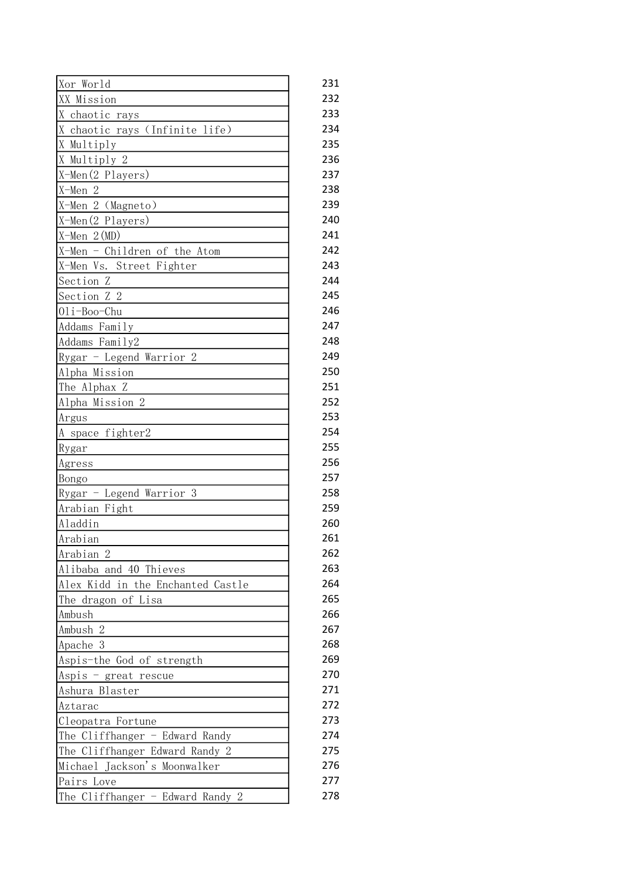| | |
|---|---|
| Xor World | 231 |
| XX Mission | 232 |
| X chaotic rays | 233 |
| X chaotic rays (Infinite life) | 234 |
| X Multiply | 235 |
| X Multiply 2 | 236 |
| X-Men(2 Players) | 237 |
| X-Men 2 | 238 |
| X-Men 2 (Magneto) | 239 |
| X-Men(2 Players) | 240 |
| X-Men 2(MD) | 241 |
| X-Men - Children of the Atom | 242 |
| X-Men Vs. Street Fighter | 243 |
| Section Z | 244 |
| Section Z 2 | 245 |
| Oli-Boo-Chu | 246 |
| Addams Family | 247 |
| Addams Family2 | 248 |
| Rygar - Legend Warrior 2 | 249 |
| Alpha Mission | 250 |
| The Alphax Z | 251 |
| Alpha Mission 2 | 252 |
| Argus | 253 |
| A space fighter2 | 254 |
| Rygar | 255 |
| Agress | 256 |
| Bongo | 257 |
| Rygar - Legend Warrior 3 | 258 |
| Arabian Fight | 259 |
| Aladdin | 260 |
| Arabian | 261 |
| Arabian 2 | 262 |
| Alibaba and 40 Thieves | 263 |
| Alex Kidd in the Enchanted Castle | 264 |
| The dragon of Lisa | 265 |
| Ambush | 266 |
| Ambush 2 | 267 |
| Apache 3 | 268 |
| Aspis-the God of strength | 269 |
| Aspis - great rescue | 270 |
| Ashura Blaster | 271 |
| Aztarac | 272 |
| Cleopatra Fortune | 273 |
| The Cliffhanger - Edward Randy | 274 |
| The Cliffhanger Edward Randy 2 | 275 |
| Michael Jackson's Moonwalker | 276 |
| Pairs Love | 277 |
| The Cliffhanger - Edward Randy 2 | 278 |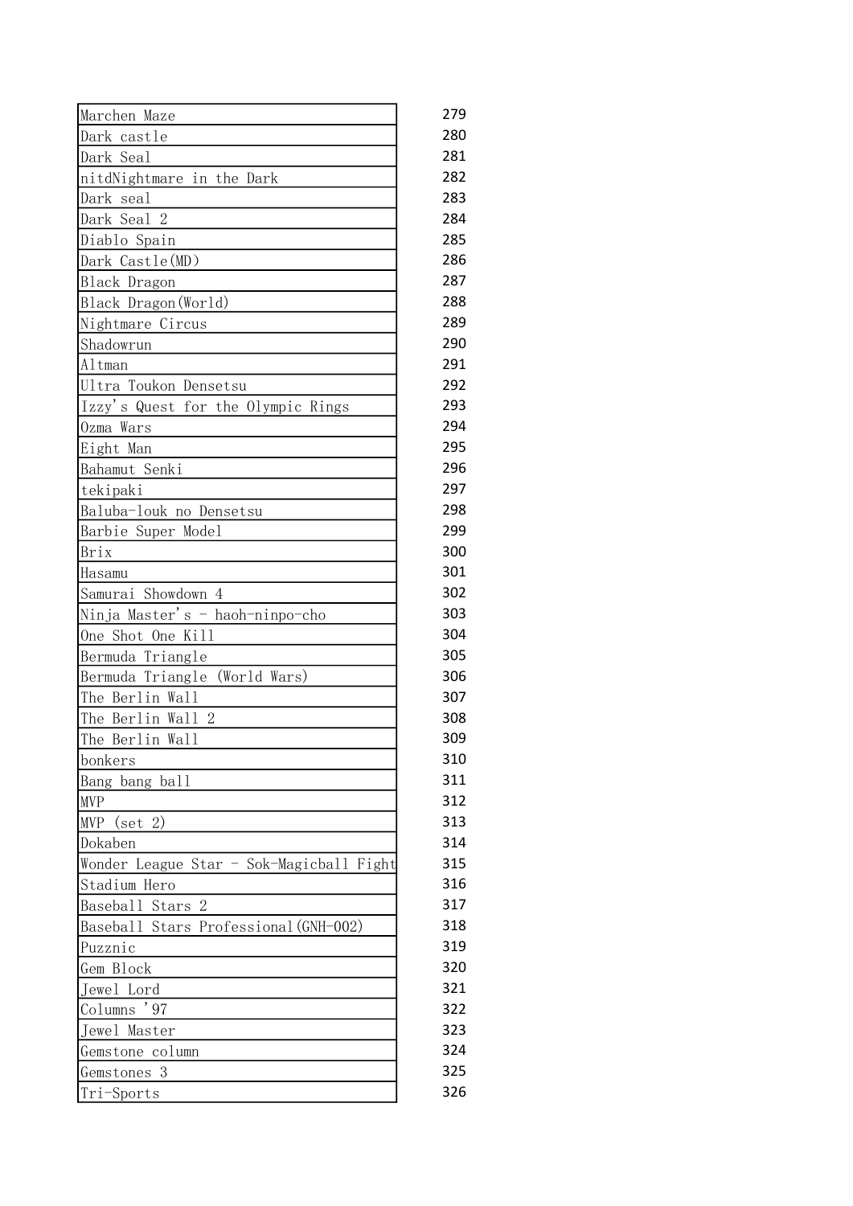| | |
|---|---|
| Marchen Maze | 279 |
| Dark castle | 280 |
| Dark Seal | 281 |
| nitdNightmare in the Dark | 282 |
| Dark seal | 283 |
| Dark Seal 2 | 284 |
| Diablo Spain | 285 |
| Dark Castle(MD) | 286 |
| Black Dragon | 287 |
| Black Dragon(World) | 288 |
| Nightmare Circus | 289 |
| Shadowrun | 290 |
| Altman | 291 |
| Ultra Toukon Densetsu | 292 |
| Izzy's Quest for the Olympic Rings | 293 |
| Ozma Wars | 294 |
| Eight Man | 295 |
| Bahamut Senki | 296 |
| tekipaki | 297 |
| Baluba-louk no Densetsu | 298 |
| Barbie Super Model | 299 |
| Brix | 300 |
| Hasamu | 301 |
| Samurai Showdown 4 | 302 |
| Ninja Master's - haoh-ninpo-cho | 303 |
| One Shot One Kill | 304 |
| Bermuda Triangle | 305 |
| Bermuda Triangle (World Wars) | 306 |
| The Berlin Wall | 307 |
| The Berlin Wall 2 | 308 |
| The Berlin Wall | 309 |
| bonkers | 310 |
| Bang bang ball | 311 |
| MVP | 312 |
| MVP (set 2) | 313 |
| Dokaben | 314 |
| Wonder League Star - Sok-Magicball Fight | 315 |
| Stadium Hero | 316 |
| Baseball Stars 2 | 317 |
| Baseball Stars Professional(GNH-002) | 318 |
| Puzznic | 319 |
| Gem Block | 320 |
| Jewel Lord | 321 |
| Columns '97 | 322 |
| Jewel Master | 323 |
| Gemstone column | 324 |
| Gemstones 3 | 325 |
| Tri-Sports | 326 |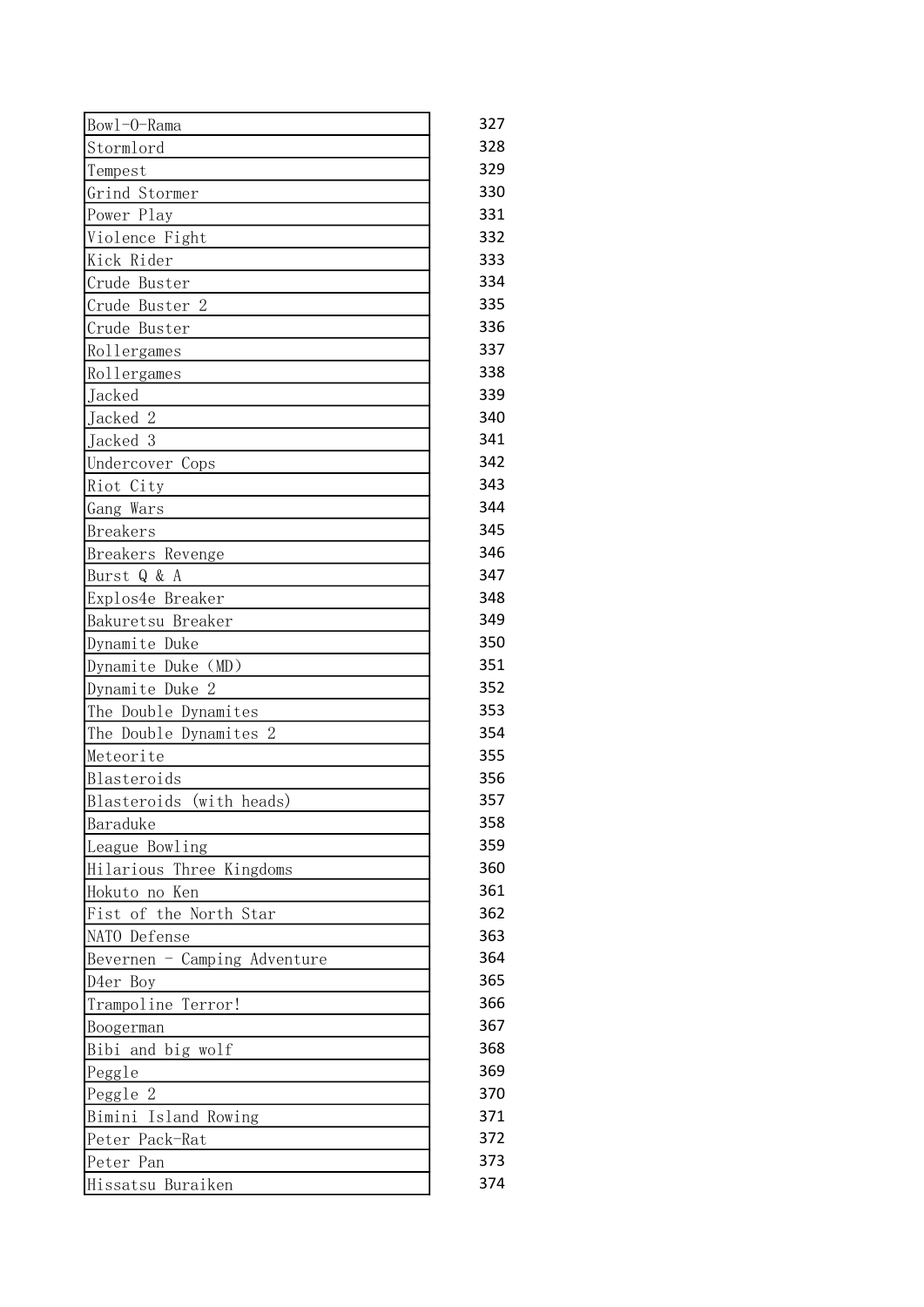| | |
|---|---|
| Bowl-O-Rama | 327 |
| Stormlord | 328 |
| Tempest | 329 |
| Grind Stormer | 330 |
| Power Play | 331 |
| Violence Fight | 332 |
| Kick Rider | 333 |
| Crude Buster | 334 |
| Crude Buster 2 | 335 |
| Crude Buster | 336 |
| Rollergames | 337 |
| Rollergames | 338 |
| Jacked | 339 |
| Jacked 2 | 340 |
| Jacked 3 | 341 |
| Undercover Cops | 342 |
| Riot City | 343 |
| Gang Wars | 344 |
| Breakers | 345 |
| Breakers Revenge | 346 |
| Burst Q & A | 347 |
| Explos4e Breaker | 348 |
| Bakuretsu Breaker | 349 |
| Dynamite Duke | 350 |
| Dynamite Duke (MD) | 351 |
| Dynamite Duke 2 | 352 |
| The Double Dynamites | 353 |
| The Double Dynamites 2 | 354 |
| Meteorite | 355 |
| Blasteroids | 356 |
| Blasteroids (with heads) | 357 |
| Baraduke | 358 |
| League Bowling | 359 |
| Hilarious Three Kingdoms | 360 |
| Hokuto no Ken | 361 |
| Fist of the North Star | 362 |
| NATO Defense | 363 |
| Bevernen - Camping Adventure | 364 |
| D4er Boy | 365 |
| Trampoline Terror! | 366 |
| Boogerman | 367 |
| Bibi and big wolf | 368 |
| Peggle | 369 |
| Peggle 2 | 370 |
| Bimini Island Rowing | 371 |
| Peter Pack-Rat | 372 |
| Peter Pan | 373 |
| Hissatsu Buraiken | 374 |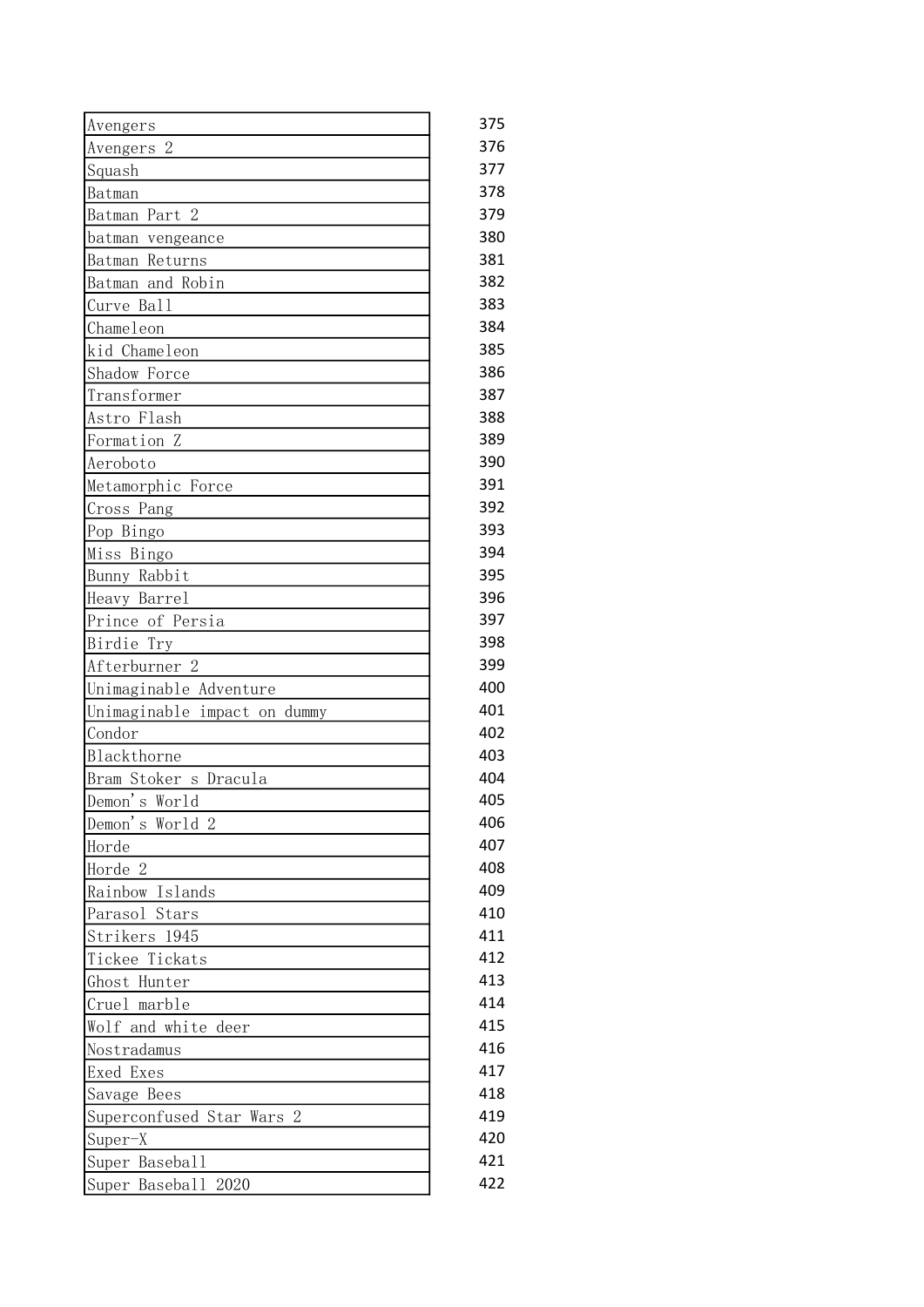| | |
|---|---|
| Avengers | 375 |
| Avengers 2 | 376 |
| Squash | 377 |
| Batman | 378 |
| Batman Part 2 | 379 |
| batman vengeance | 380 |
| Batman Returns | 381 |
| Batman and Robin | 382 |
| Curve Ball | 383 |
| Chameleon | 384 |
| kid Chameleon | 385 |
| Shadow Force | 386 |
| Transformer | 387 |
| Astro Flash | 388 |
| Formation Z | 389 |
| Aeroboto | 390 |
| Metamorphic Force | 391 |
| Cross Pang | 392 |
| Pop Bingo | 393 |
| Miss Bingo | 394 |
| Bunny Rabbit | 395 |
| Heavy Barrel | 396 |
| Prince of Persia | 397 |
| Birdie Try | 398 |
| Afterburner 2 | 399 |
| Unimaginable Adventure | 400 |
| Unimaginable impact on dummy | 401 |
| Condor | 402 |
| Blackthorne | 403 |
| Bram Stoker s Dracula | 404 |
| Demon's World | 405 |
| Demon's World 2 | 406 |
| Horde | 407 |
| Horde 2 | 408 |
| Rainbow Islands | 409 |
| Parasol Stars | 410 |
| Strikers 1945 | 411 |
| Tickee Tickats | 412 |
| Ghost Hunter | 413 |
| Cruel marble | 414 |
| Wolf and white deer | 415 |
| Nostradamus | 416 |
| Exed Exes | 417 |
| Savage Bees | 418 |
| Superconfused Star Wars 2 | 419 |
| Super-X | 420 |
| Super Baseball | 421 |
| Super Baseball 2020 | 422 |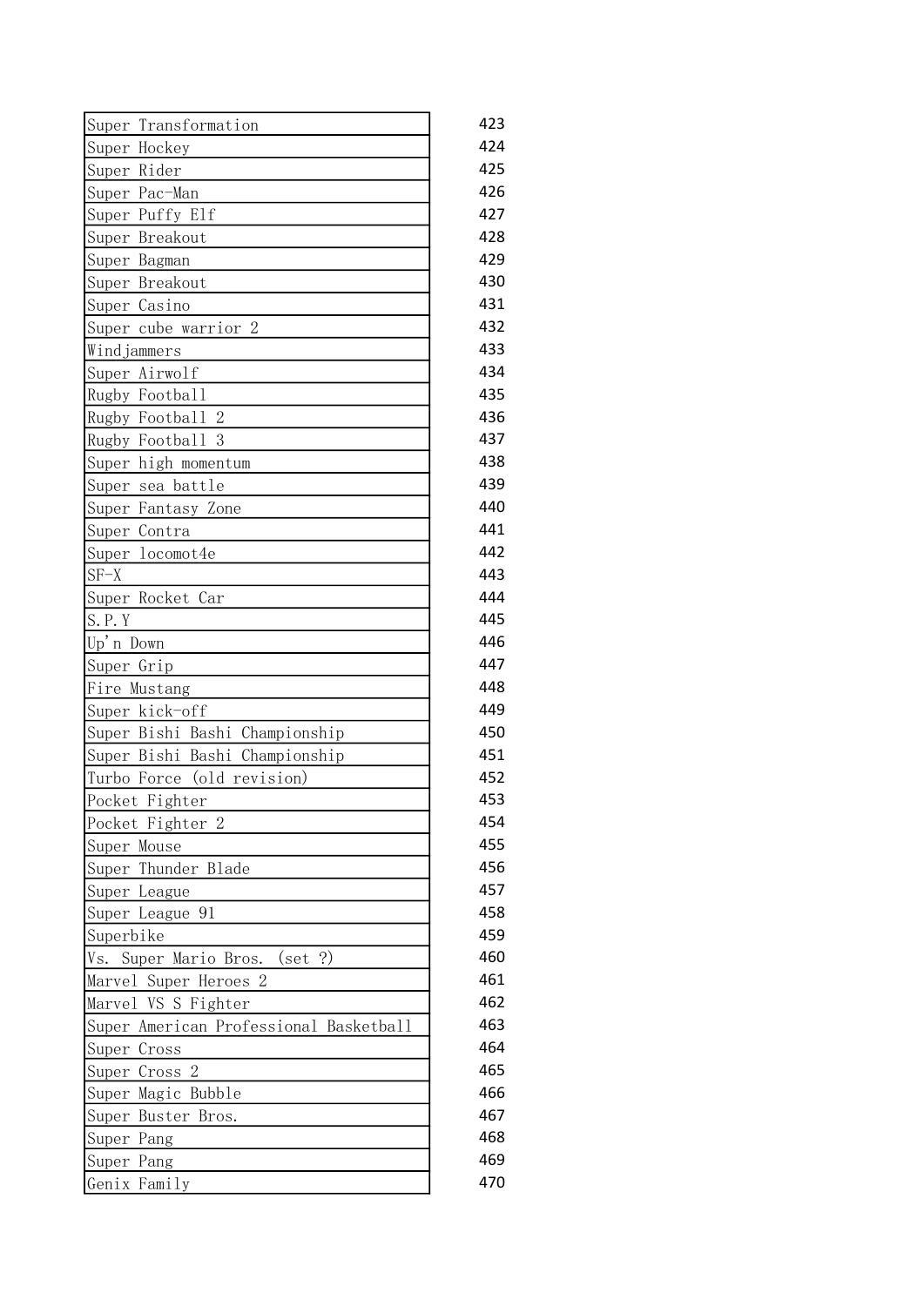| | |
|---|---|
| Super Transformation | 423 |
| Super Hockey | 424 |
| Super Rider | 425 |
| Super Pac-Man | 426 |
| Super Puffy Elf | 427 |
| Super Breakout | 428 |
| Super Bagman | 429 |
| Super Breakout | 430 |
| Super Casino | 431 |
| Super cube warrior 2 | 432 |
| Windjammers | 433 |
| Super Airwolf | 434 |
| Rugby Football | 435 |
| Rugby Football 2 | 436 |
| Rugby Football 3 | 437 |
| Super high momentum | 438 |
| Super sea battle | 439 |
| Super Fantasy Zone | 440 |
| Super Contra | 441 |
| Super locomot4e | 442 |
| SF-X | 443 |
| Super Rocket Car | 444 |
| S.P.Y | 445 |
| Up'n Down | 446 |
| Super Grip | 447 |
| Fire Mustang | 448 |
| Super kick-off | 449 |
| Super Bishi Bashi Championship | 450 |
| Super Bishi Bashi Championship | 451 |
| Turbo Force (old revision) | 452 |
| Pocket Fighter | 453 |
| Pocket Fighter 2 | 454 |
| Super Mouse | 455 |
| Super Thunder Blade | 456 |
| Super League | 457 |
| Super League 91 | 458 |
| Superbike | 459 |
| Vs. Super Mario Bros. (set ?) | 460 |
| Marvel Super Heroes 2 | 461 |
| Marvel VS S Fighter | 462 |
| Super American Professional Basketball | 463 |
| Super Cross | 464 |
| Super Cross 2 | 465 |
| Super Magic Bubble | 466 |
| Super Buster Bros. | 467 |
| Super Pang | 468 |
| Super Pang | 469 |
| Genix Family | 470 |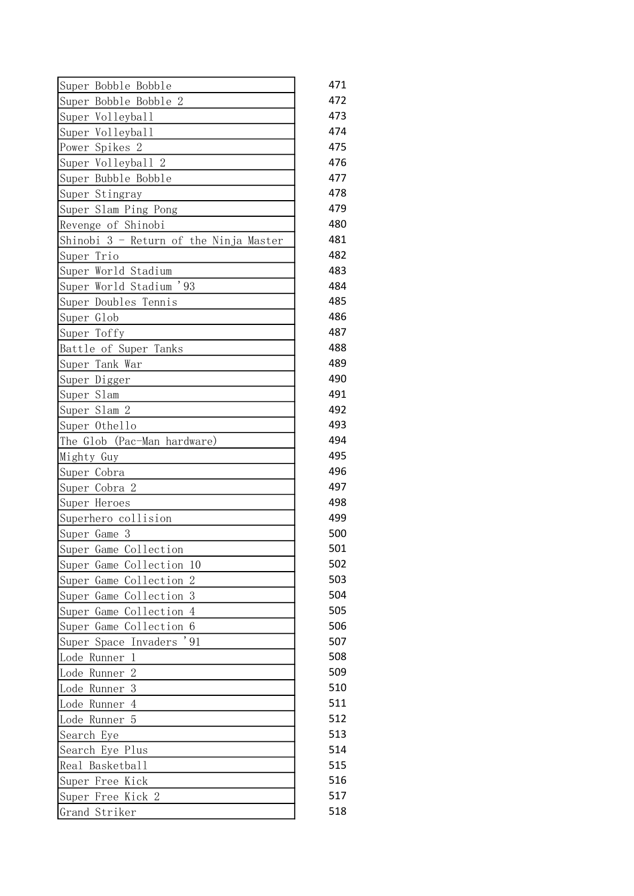| | |
|---|---|
| Super Bobble Bobble | 471 |
| Super Bobble Bobble 2 | 472 |
| Super Volleyball | 473 |
| Super Volleyball | 474 |
| Power Spikes 2 | 475 |
| Super Volleyball 2 | 476 |
| Super Bubble Bobble | 477 |
| Super Stingray | 478 |
| Super Slam Ping Pong | 479 |
| Revenge of Shinobi | 480 |
| Shinobi 3 - Return of the Ninja Master | 481 |
| Super Trio | 482 |
| Super World Stadium | 483 |
| Super World Stadium '93 | 484 |
| Super Doubles Tennis | 485 |
| Super Glob | 486 |
| Super Toffy | 487 |
| Battle of Super Tanks | 488 |
| Super Tank War | 489 |
| Super Digger | 490 |
| Super Slam | 491 |
| Super Slam 2 | 492 |
| Super Othello | 493 |
| The Glob (Pac-Man hardware) | 494 |
| Mighty Guy | 495 |
| Super Cobra | 496 |
| Super Cobra 2 | 497 |
| Super Heroes | 498 |
| Superhero collision | 499 |
| Super Game 3 | 500 |
| Super Game Collection | 501 |
| Super Game Collection 10 | 502 |
| Super Game Collection 2 | 503 |
| Super Game Collection 3 | 504 |
| Super Game Collection 4 | 505 |
| Super Game Collection 6 | 506 |
| Super Space Invaders '91 | 507 |
| Lode Runner 1 | 508 |
| Lode Runner 2 | 509 |
| Lode Runner 3 | 510 |
| Lode Runner 4 | 511 |
| Lode Runner 5 | 512 |
| Search Eye | 513 |
| Search Eye Plus | 514 |
| Real Basketball | 515 |
| Super Free Kick | 516 |
| Super Free Kick 2 | 517 |
| Grand Striker | 518 |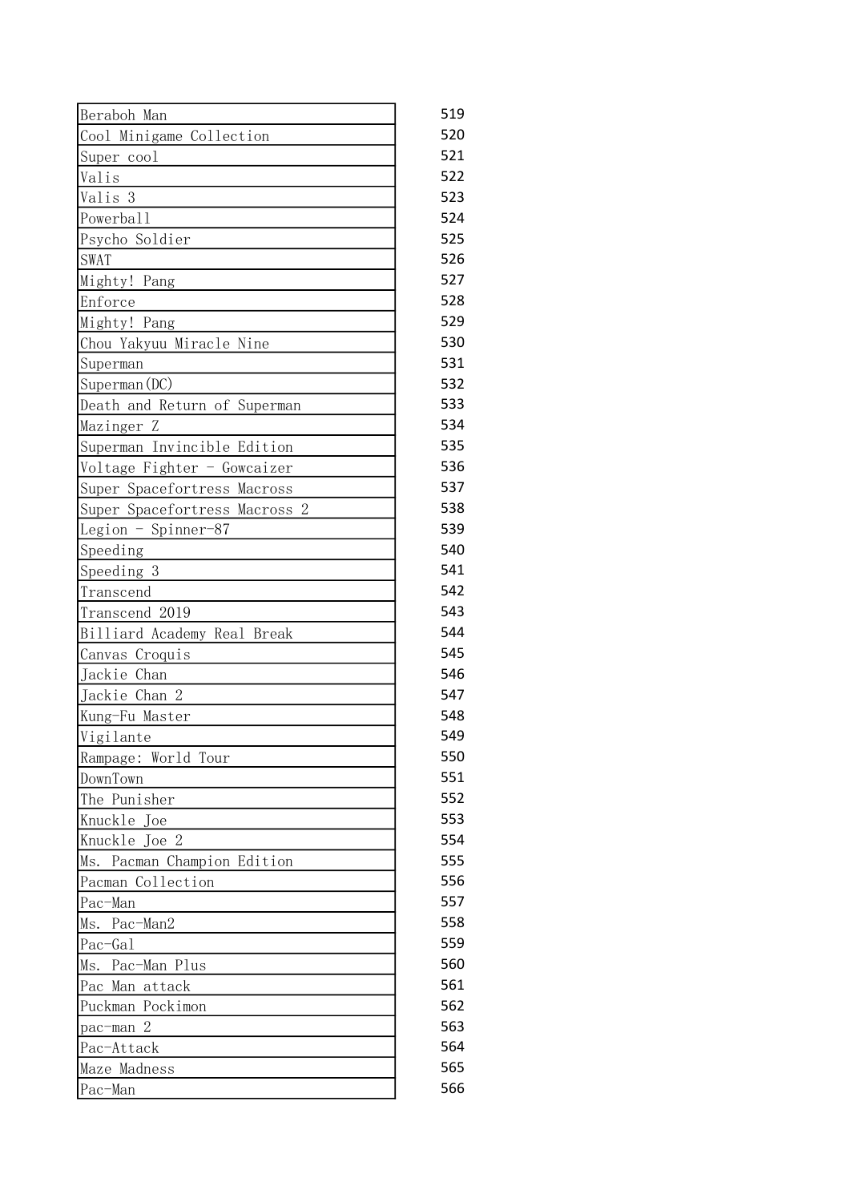| | |
|---|---|
| Beraboh Man | 519 |
| Cool Minigame Collection | 520 |
| Super cool | 521 |
| Valis | 522 |
| Valis 3 | 523 |
| Powerball | 524 |
| Psycho Soldier | 525 |
| SWAT | 526 |
| Mighty! Pang | 527 |
| Enforce | 528 |
| Mighty! Pang | 529 |
| Chou Yakyuu Miracle Nine | 530 |
| Superman | 531 |
| Superman(DC) | 532 |
| Death and Return of Superman | 533 |
| Mazinger Z | 534 |
| Superman Invincible Edition | 535 |
| Voltage Fighter - Gowcaizer | 536 |
| Super Spacefortress Macross | 537 |
| Super Spacefortress Macross 2 | 538 |
| Legion - Spinner-87 | 539 |
| Speeding | 540 |
| Speeding 3 | 541 |
| Transcend | 542 |
| Transcend 2019 | 543 |
| Billiard Academy Real Break | 544 |
| Canvas Croquis | 545 |
| Jackie Chan | 546 |
| Jackie Chan 2 | 547 |
| Kung-Fu Master | 548 |
| Vigilante | 549 |
| Rampage: World Tour | 550 |
| DownTown | 551 |
| The Punisher | 552 |
| Knuckle Joe | 553 |
| Knuckle Joe 2 | 554 |
| Ms. Pacman Champion Edition | 555 |
| Pacman Collection | 556 |
| Pac-Man | 557 |
| Ms. Pac-Man2 | 558 |
| Pac-Gal | 559 |
| Ms. Pac-Man Plus | 560 |
| Pac Man attack | 561 |
| Puckman Pockimon | 562 |
| pac-man 2 | 563 |
| Pac-Attack | 564 |
| Maze Madness | 565 |
| Pac-Man | 566 |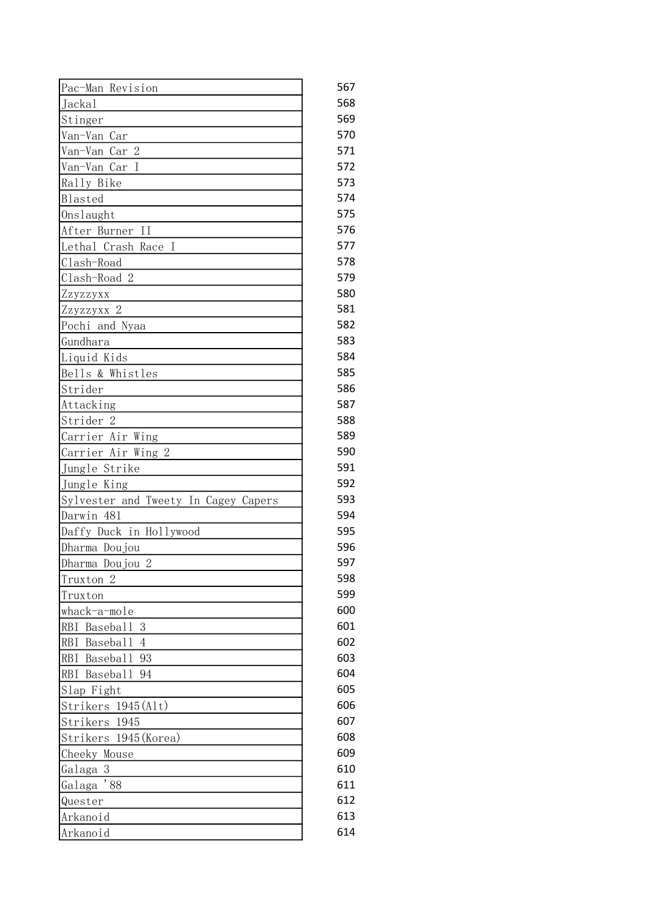| | |
|---|---|
| Pac-Man Revision | 567 |
| Jackal | 568 |
| Stinger | 569 |
| Van-Van Car | 570 |
| Van-Van Car 2 | 571 |
| Van-Van Car I | 572 |
| Rally Bike | 573 |
| Blasted | 574 |
| Onslaught | 575 |
| After Burner II | 576 |
| Lethal Crash Race I | 577 |
| Clash-Road | 578 |
| Clash-Road 2 | 579 |
| Zzyzzyxx | 580 |
| Zzyzzyxx 2 | 581 |
| Pochi and Nyaa | 582 |
| Gundhara | 583 |
| Liquid Kids | 584 |
| Bells & Whistles | 585 |
| Strider | 586 |
| Attacking | 587 |
| Strider 2 | 588 |
| Carrier Air Wing | 589 |
| Carrier Air Wing 2 | 590 |
| Jungle Strike | 591 |
| Jungle King | 592 |
| Sylvester and Tweety In Cagey Capers | 593 |
| Darwin 481 | 594 |
| Daffy Duck in Hollywood | 595 |
| Dharma Doujou | 596 |
| Dharma Doujou 2 | 597 |
| Truxton 2 | 598 |
| Truxton | 599 |
| whack-a-mole | 600 |
| RBI Baseball 3 | 601 |
| RBI Baseball 4 | 602 |
| RBI Baseball 93 | 603 |
| RBI Baseball 94 | 604 |
| Slap Fight | 605 |
| Strikers 1945(Alt) | 606 |
| Strikers 1945 | 607 |
| Strikers 1945(Korea) | 608 |
| Cheeky Mouse | 609 |
| Galaga 3 | 610 |
| Galaga '88 | 611 |
| Quester | 612 |
| Arkanoid | 613 |
| Arkanoid | 614 |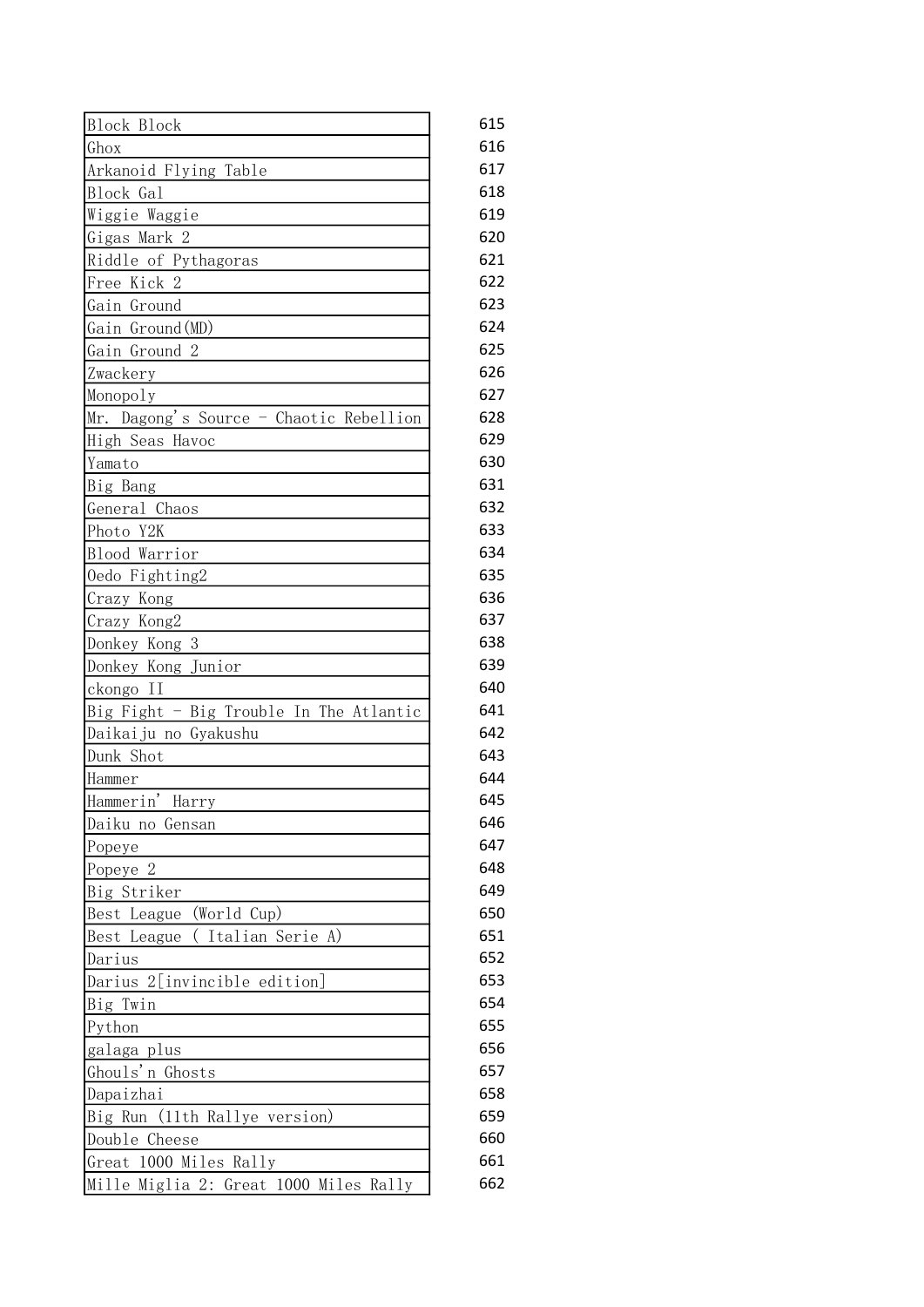| | |
|---|---|
| Block Block | 615 |
| Ghox | 616 |
| Arkanoid Flying Table | 617 |
| Block Gal | 618 |
| Wiggie Waggie | 619 |
| Gigas Mark 2 | 620 |
| Riddle of Pythagoras | 621 |
| Free Kick 2 | 622 |
| Gain Ground | 623 |
| Gain Ground(MD) | 624 |
| Gain Ground 2 | 625 |
| Zwackery | 626 |
| Monopoly | 627 |
| Mr. Dagong's Source - Chaotic Rebellion | 628 |
| High Seas Havoc | 629 |
| Yamato | 630 |
| Big Bang | 631 |
| General Chaos | 632 |
| Photo Y2K | 633 |
| Blood Warrior | 634 |
| Oedo Fighting2 | 635 |
| Crazy Kong | 636 |
| Crazy Kong2 | 637 |
| Donkey Kong 3 | 638 |
| Donkey Kong Junior | 639 |
| ckongo II | 640 |
| Big Fight - Big Trouble In The Atlantic | 641 |
| Daikaiju no Gyakushu | 642 |
| Dunk Shot | 643 |
| Hammer | 644 |
| Hammerin' Harry | 645 |
| Daiku no Gensan | 646 |
| Popeye | 647 |
| Popeye 2 | 648 |
| Big Striker | 649 |
| Best League (World Cup) | 650 |
| Best League ( Italian Serie A) | 651 |
| Darius | 652 |
| Darius 2[invincible edition] | 653 |
| Big Twin | 654 |
| Python | 655 |
| galaga plus | 656 |
| Ghouls'n Ghosts | 657 |
| Dapaizhai | 658 |
| Big Run (11th Rallye version) | 659 |
| Double Cheese | 660 |
| Great 1000 Miles Rally | 661 |
| Mille Miglia 2: Great 1000 Miles Rally | 662 |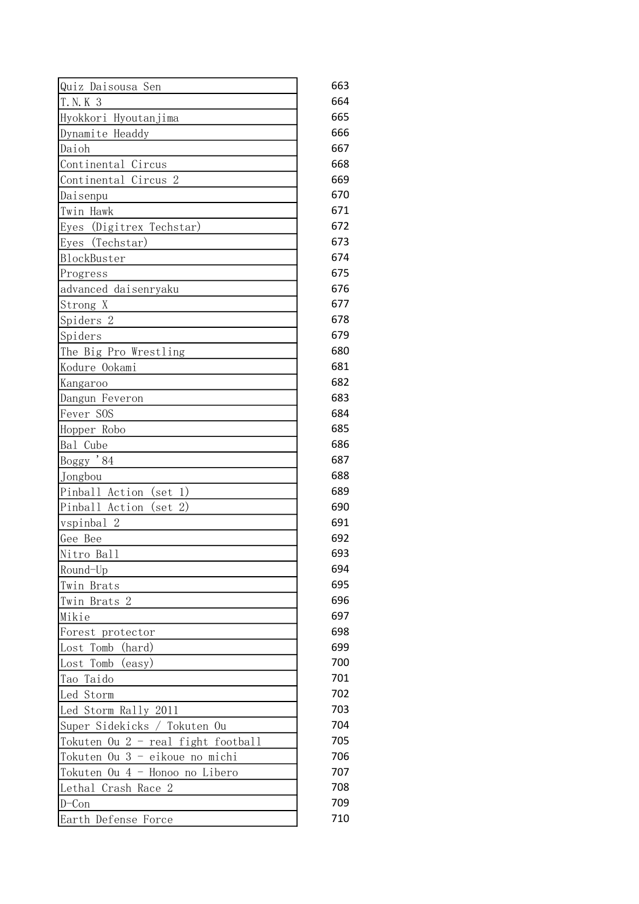| | |
|---|---|
| Quiz Daisousa Sen | 663 |
| T.N.K 3 | 664 |
| Hyokkori Hyoutanjima | 665 |
| Dynamite Headdy | 666 |
| Daioh | 667 |
| Continental Circus | 668 |
| Continental Circus 2 | 669 |
| Daisenpu | 670 |
| Twin Hawk | 671 |
| Eyes (Digitrex Techstar) | 672 |
| Eyes (Techstar) | 673 |
| BlockBuster | 674 |
| Progress | 675 |
| advanced daisenryaku | 676 |
| Strong X | 677 |
| Spiders 2 | 678 |
| Spiders | 679 |
| The Big Pro Wrestling | 680 |
| Kodure Ookami | 681 |
| Kangaroo | 682 |
| Dangun Feveron | 683 |
| Fever SOS | 684 |
| Hopper Robo | 685 |
| Bal Cube | 686 |
| Boggy '84 | 687 |
| Jongbou | 688 |
| Pinball Action (set 1) | 689 |
| Pinball Action (set 2) | 690 |
| vspinbal 2 | 691 |
| Gee Bee | 692 |
| Nitro Ball | 693 |
| Round-Up | 694 |
| Twin Brats | 695 |
| Twin Brats 2 | 696 |
| Mikie | 697 |
| Forest protector | 698 |
| Lost Tomb (hard) | 699 |
| Lost Tomb (easy) | 700 |
| Tao Taido | 701 |
| Led Storm | 702 |
| Led Storm Rally 2011 | 703 |
| Super Sidekicks / Tokuten Ou | 704 |
| Tokuten Ou 2 - real fight football | 705 |
| Tokuten Ou 3 - eikoue no michi | 706 |
| Tokuten Ou 4 - Honoo no Libero | 707 |
| Lethal Crash Race 2 | 708 |
| D-Con | 709 |
| Earth Defense Force | 710 |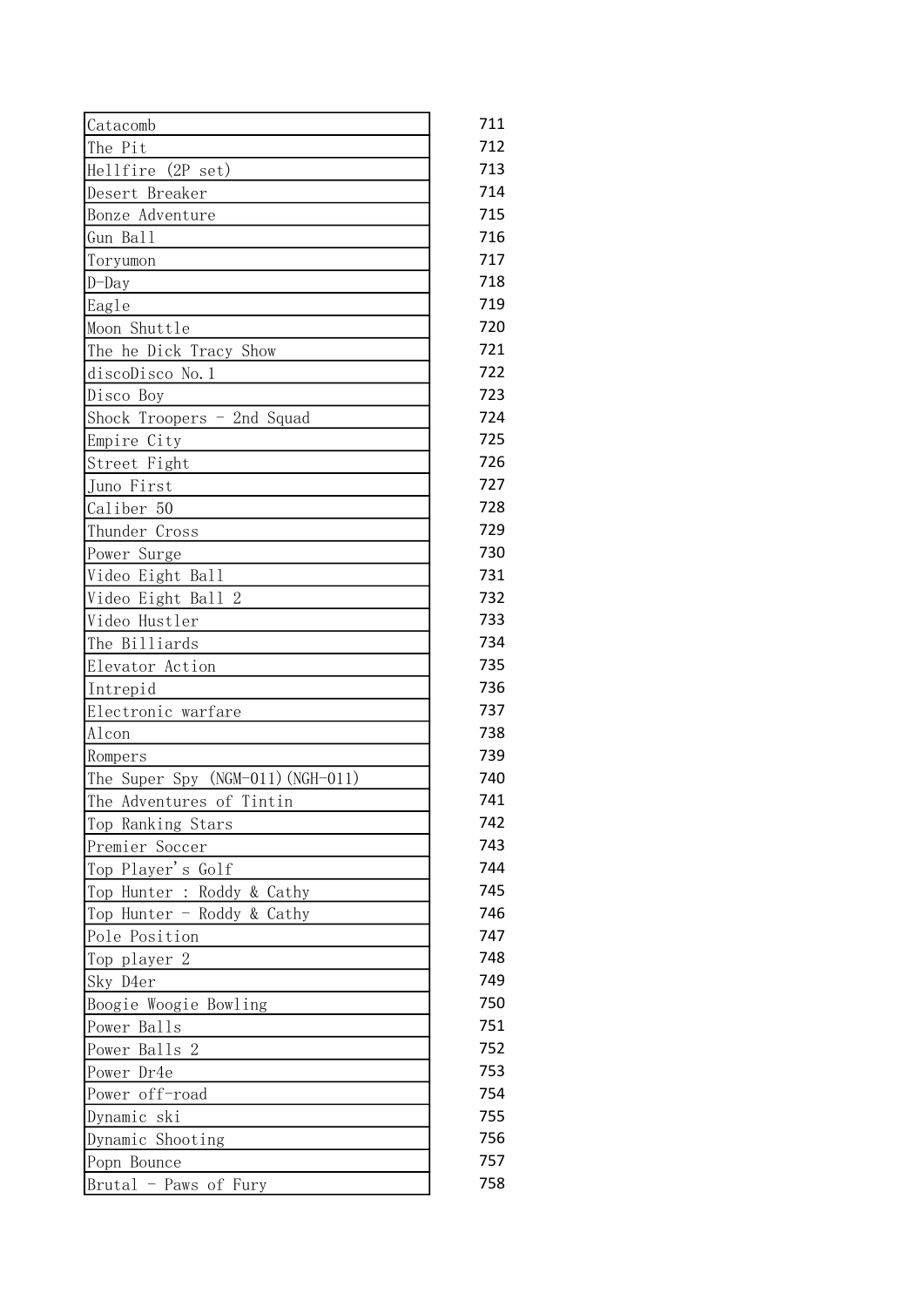| | |
|---|---|
| Catacomb | 711 |
| The Pit | 712 |
| Hellfire (2P set) | 713 |
| Desert Breaker | 714 |
| Bonze Adventure | 715 |
| Gun Ball | 716 |
| Toryumon | 717 |
| D-Day | 718 |
| Eagle | 719 |
| Moon Shuttle | 720 |
| The he Dick Tracy Show | 721 |
| discoDisco No.1 | 722 |
| Disco Boy | 723 |
| Shock Troopers - 2nd Squad | 724 |
| Empire City | 725 |
| Street Fight | 726 |
| Juno First | 727 |
| Caliber 50 | 728 |
| Thunder Cross | 729 |
| Power Surge | 730 |
| Video Eight Ball | 731 |
| Video Eight Ball 2 | 732 |
| Video Hustler | 733 |
| The Billiards | 734 |
| Elevator Action | 735 |
| Intrepid | 736 |
| Electronic warfare | 737 |
| Alcon | 738 |
| Rompers | 739 |
| The Super Spy (NGM-011)(NGH-011) | 740 |
| The Adventures of Tintin | 741 |
| Top Ranking Stars | 742 |
| Premier Soccer | 743 |
| Top Player's Golf | 744 |
| Top Hunter : Roddy & Cathy | 745 |
| Top Hunter - Roddy & Cathy | 746 |
| Pole Position | 747 |
| Top player 2 | 748 |
| Sky D4er | 749 |
| Boogie Woogie Bowling | 750 |
| Power Balls | 751 |
| Power Balls 2 | 752 |
| Power Dr4e | 753 |
| Power off-road | 754 |
| Dynamic ski | 755 |
| Dynamic Shooting | 756 |
| Popn Bounce | 757 |
| Brutal - Paws of Fury | 758 |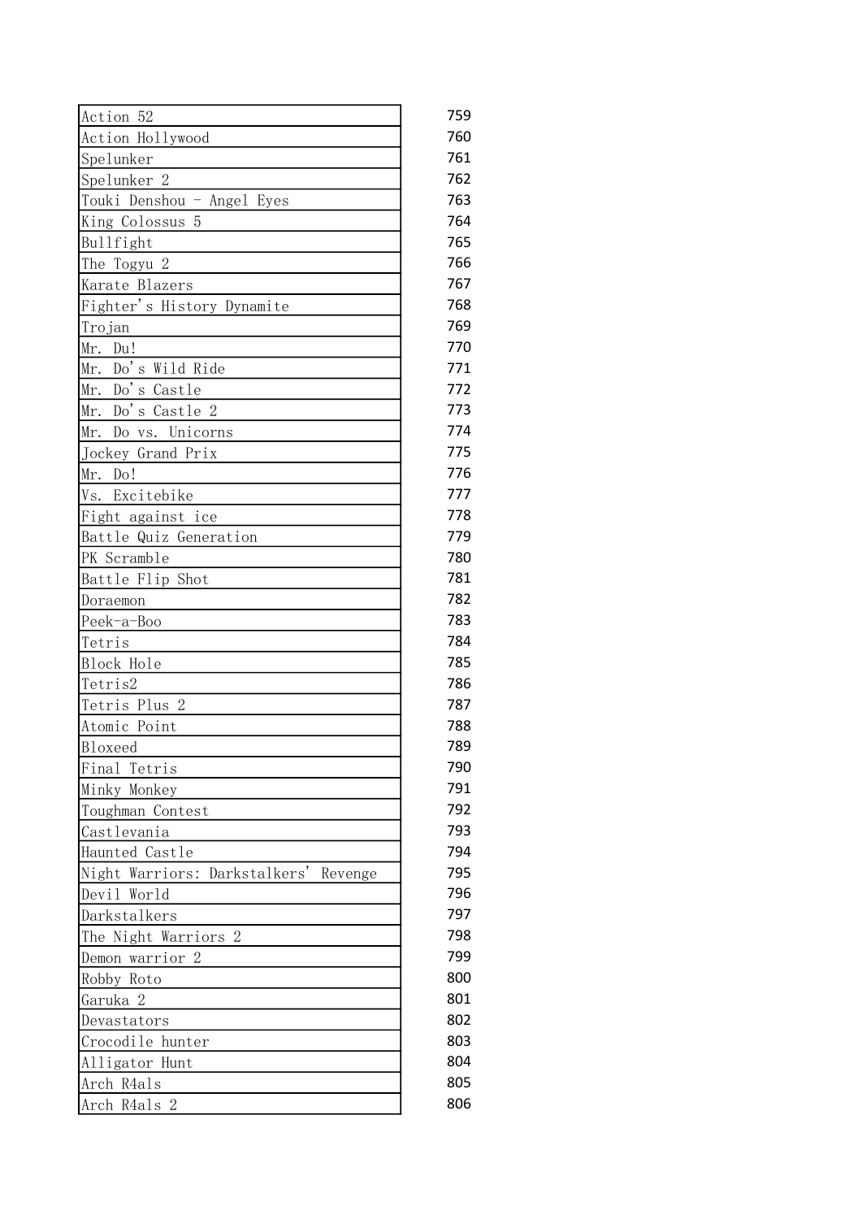| | |
|---|---|
| Action 52 | 759 |
| Action Hollywood | 760 |
| Spelunker | 761 |
| Spelunker 2 | 762 |
| Touki Denshou - Angel Eyes | 763 |
| King Colossus 5 | 764 |
| Bullfight | 765 |
| The Togyu 2 | 766 |
| Karate Blazers | 767 |
| Fighter's History Dynamite | 768 |
| Trojan | 769 |
| Mr. Du! | 770 |
| Mr. Do's Wild Ride | 771 |
| Mr. Do's Castle | 772 |
| Mr. Do's Castle 2 | 773 |
| Mr. Do vs. Unicorns | 774 |
| Jockey Grand Prix | 775 |
| Mr. Do! | 776 |
| Vs. Excitebike | 777 |
| Fight against ice | 778 |
| Battle Quiz Generation | 779 |
| PK Scramble | 780 |
| Battle Flip Shot | 781 |
| Doraemon | 782 |
| Peek-a-Boo | 783 |
| Tetris | 784 |
| Block Hole | 785 |
| Tetris2 | 786 |
| Tetris Plus 2 | 787 |
| Atomic Point | 788 |
| Bloxeed | 789 |
| Final Tetris | 790 |
| Minky Monkey | 791 |
| Toughman Contest | 792 |
| Castlevania | 793 |
| Haunted Castle | 794 |
| Night Warriors: Darkstalkers' Revenge | 795 |
| Devil World | 796 |
| Darkstalkers | 797 |
| The Night Warriors 2 | 798 |
| Demon warrior 2 | 799 |
| Robby Roto | 800 |
| Garuka 2 | 801 |
| Devastators | 802 |
| Crocodile hunter | 803 |
| Alligator Hunt | 804 |
| Arch R4als | 805 |
| Arch R4als 2 | 806 |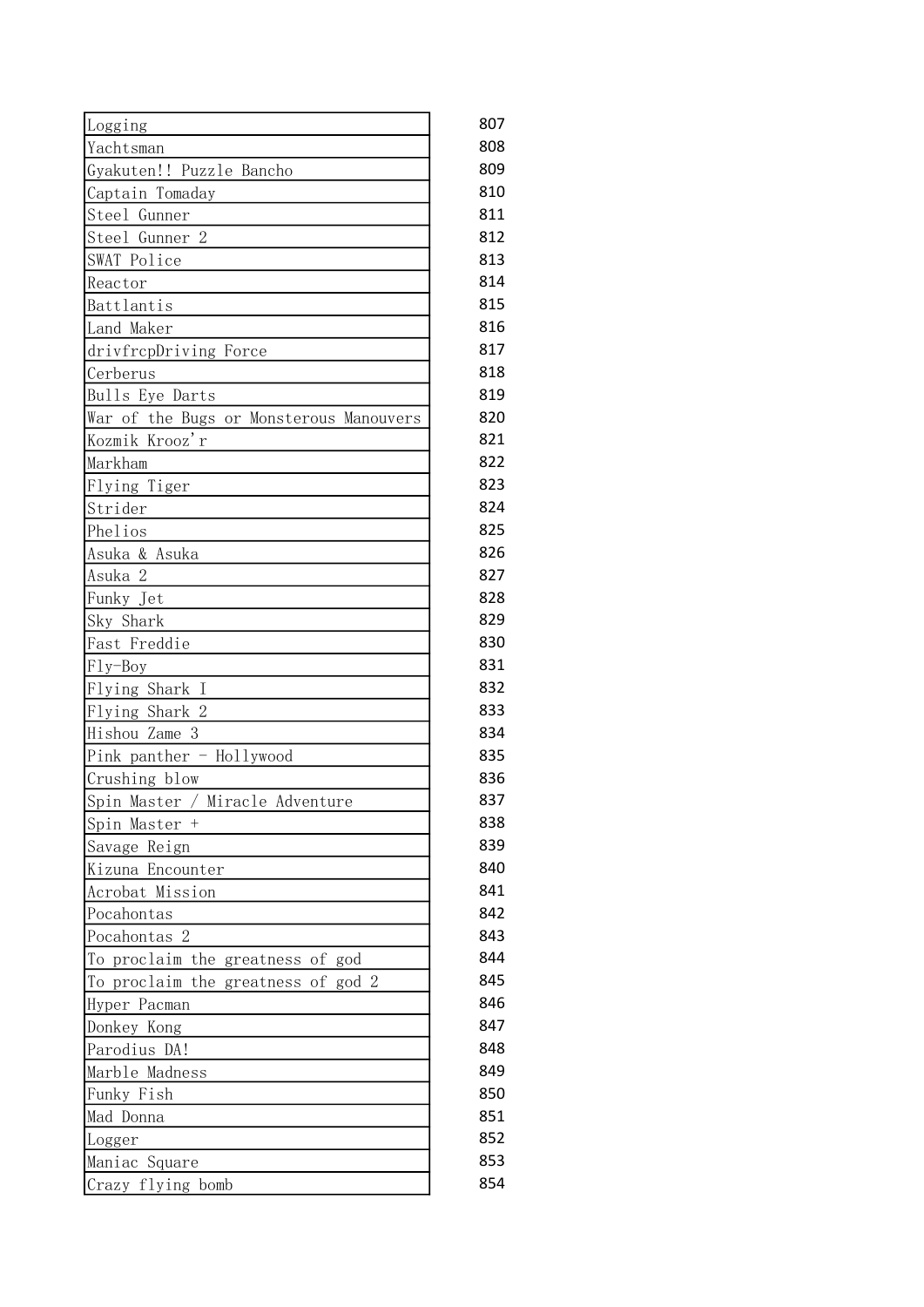| | |
|---|---|
| Logging | 807 |
| Yachtsman | 808 |
| Gyakuten!! Puzzle Bancho | 809 |
| Captain Tomaday | 810 |
| Steel Gunner | 811 |
| Steel Gunner 2 | 812 |
| SWAT Police | 813 |
| Reactor | 814 |
| Battlantis | 815 |
| Land Maker | 816 |
| drivfrcpDriving Force | 817 |
| Cerberus | 818 |
| Bulls Eye Darts | 819 |
| War of the Bugs or Monsterous Manouvers | 820 |
| Kozmik Krooz'r | 821 |
| Markham | 822 |
| Flying Tiger | 823 |
| Strider | 824 |
| Phelios | 825 |
| Asuka & Asuka | 826 |
| Asuka 2 | 827 |
| Funky Jet | 828 |
| Sky Shark | 829 |
| Fast Freddie | 830 |
| Fly-Boy | 831 |
| Flying Shark I | 832 |
| Flying Shark 2 | 833 |
| Hishou Zame 3 | 834 |
| Pink panther - Hollywood | 835 |
| Crushing blow | 836 |
| Spin Master / Miracle Adventure | 837 |
| Spin Master + | 838 |
| Savage Reign | 839 |
| Kizuna Encounter | 840 |
| Acrobat Mission | 841 |
| Pocahontas | 842 |
| Pocahontas 2 | 843 |
| To proclaim the greatness of god | 844 |
| To proclaim the greatness of god 2 | 845 |
| Hyper Pacman | 846 |
| Donkey Kong | 847 |
| Parodius DA! | 848 |
| Marble Madness | 849 |
| Funky Fish | 850 |
| Mad Donna | 851 |
| Logger | 852 |
| Maniac Square | 853 |
| Crazy flying bomb | 854 |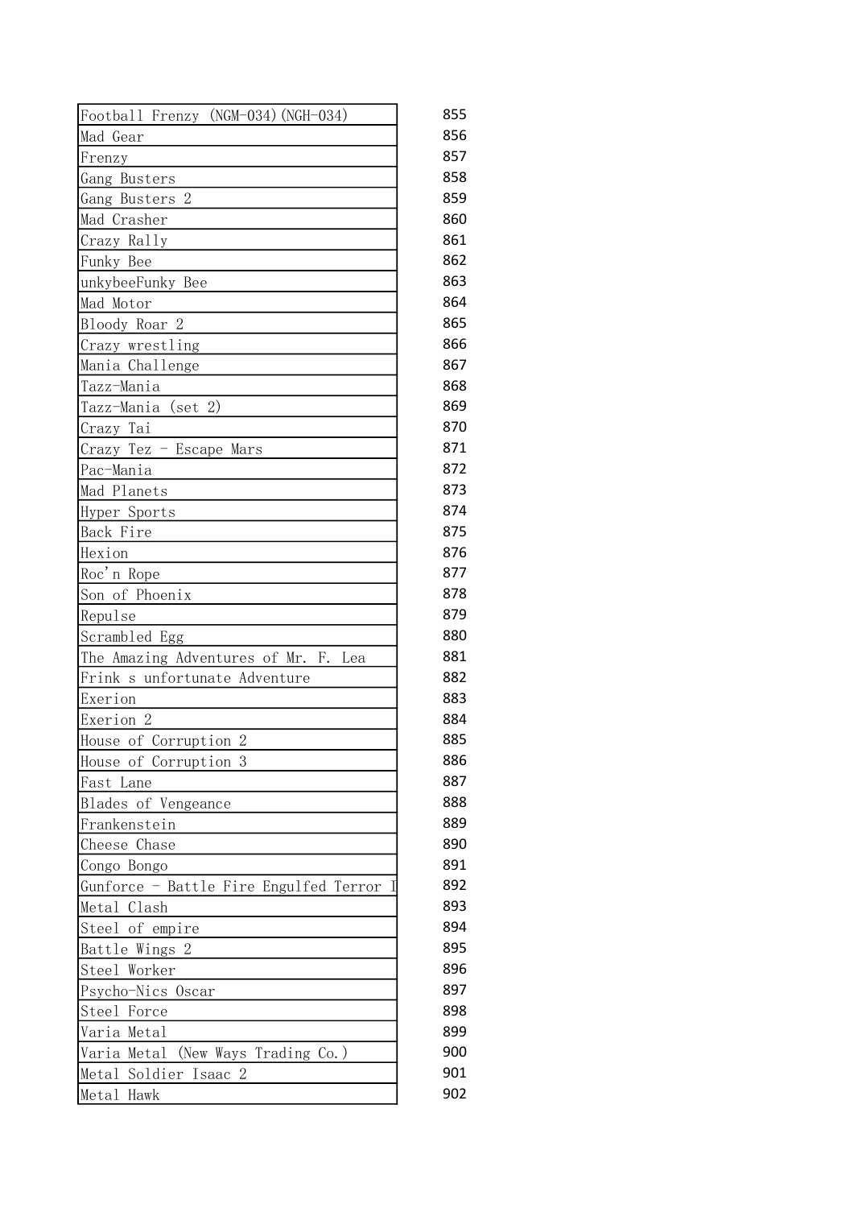| | |
|---|---|
| Football Frenzy (NGM-034)(NGH-034) | 855 |
| Mad Gear | 856 |
| Frenzy | 857 |
| Gang Busters | 858 |
| Gang Busters 2 | 859 |
| Mad Crasher | 860 |
| Crazy Rally | 861 |
| Funky Bee | 862 |
| unkybeeFunky Bee | 863 |
| Mad Motor | 864 |
| Bloody Roar 2 | 865 |
| Crazy wrestling | 866 |
| Mania Challenge | 867 |
| Tazz-Mania | 868 |
| Tazz-Mania (set 2) | 869 |
| Crazy Tai | 870 |
| Crazy Tez - Escape Mars | 871 |
| Pac-Mania | 872 |
| Mad Planets | 873 |
| Hyper Sports | 874 |
| Back Fire | 875 |
| Hexion | 876 |
| Roc'n Rope | 877 |
| Son of Phoenix | 878 |
| Repulse | 879 |
| Scrambled Egg | 880 |
| The Amazing Adventures of Mr. F. Lea | 881 |
| Frink s unfortunate Adventure | 882 |
| Exerion | 883 |
| Exerion 2 | 884 |
| House of Corruption 2 | 885 |
| House of Corruption 3 | 886 |
| Fast Lane | 887 |
| Blades of Vengeance | 888 |
| Frankenstein | 889 |
| Cheese Chase | 890 |
| Congo Bongo | 891 |
| Gunforce - Battle Fire Engulfed Terror I | 892 |
| Metal Clash | 893 |
| Steel of empire | 894 |
| Battle Wings 2 | 895 |
| Steel Worker | 896 |
| Psycho-Nics Oscar | 897 |
| Steel Force | 898 |
| Varia Metal | 899 |
| Varia Metal (New Ways Trading Co.) | 900 |
| Metal Soldier Isaac 2 | 901 |
| Metal Hawk | 902 |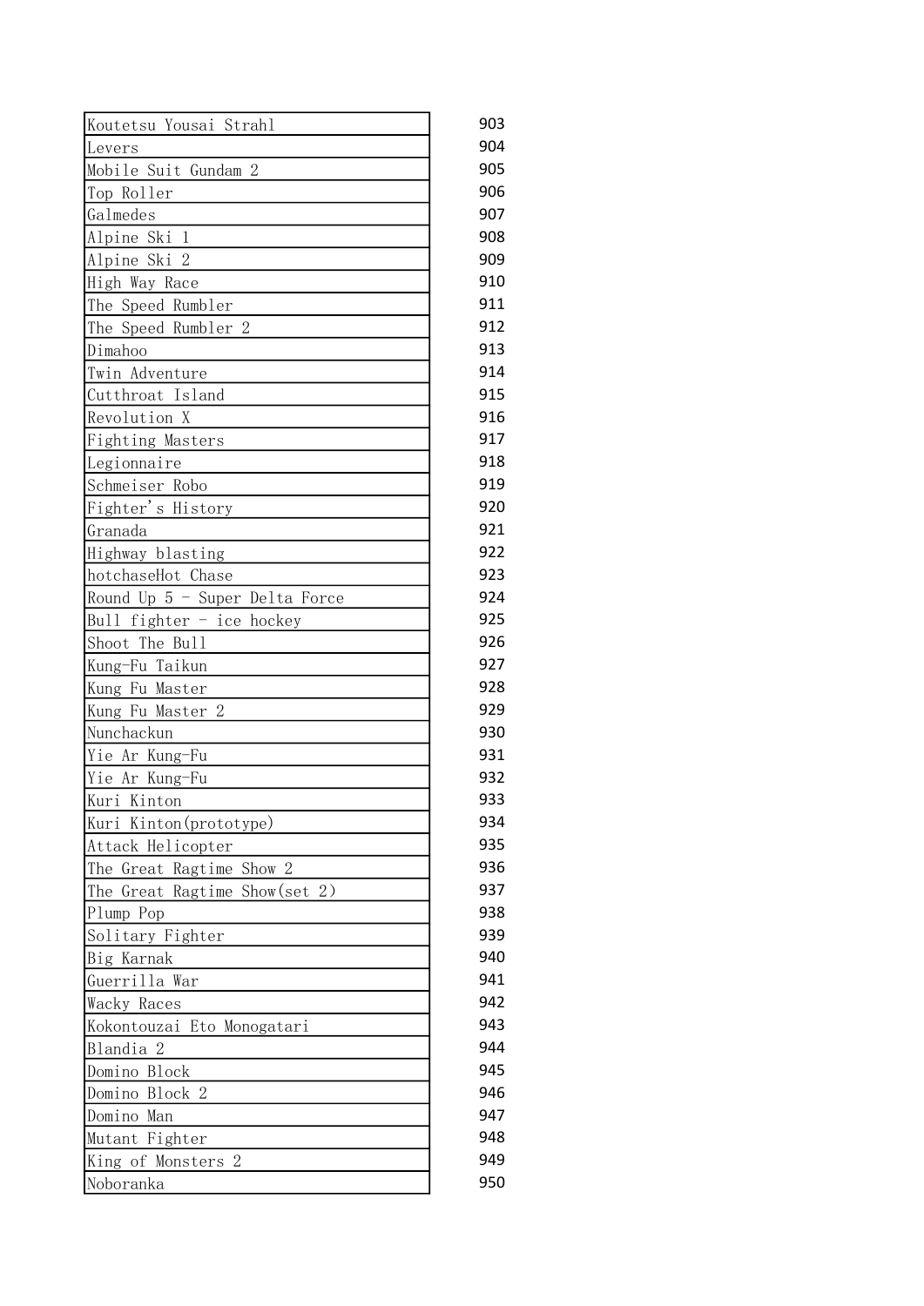| | |
|---|---|
| Koutetsu Yousai Strahl | 903 |
| Levers | 904 |
| Mobile Suit Gundam 2 | 905 |
| Top Roller | 906 |
| Galmedes | 907 |
| Alpine Ski 1 | 908 |
| Alpine Ski 2 | 909 |
| High Way Race | 910 |
| The Speed Rumbler | 911 |
| The Speed Rumbler 2 | 912 |
| Dimahoo | 913 |
| Twin Adventure | 914 |
| Cutthroat Island | 915 |
| Revolution X | 916 |
| Fighting Masters | 917 |
| Legionnaire | 918 |
| Schmeiser Robo | 919 |
| Fighter's History | 920 |
| Granada | 921 |
| Highway blasting | 922 |
| hotchaseHot Chase | 923 |
| Round Up 5 - Super Delta Force | 924 |
| Bull fighter - ice hockey | 925 |
| Shoot The Bull | 926 |
| Kung-Fu Taikun | 927 |
| Kung Fu Master | 928 |
| Kung Fu Master 2 | 929 |
| Nunchackun | 930 |
| Yie Ar Kung-Fu | 931 |
| Yie Ar Kung-Fu | 932 |
| Kuri Kinton | 933 |
| Kuri Kinton(prototype) | 934 |
| Attack Helicopter | 935 |
| The Great Ragtime Show 2 | 936 |
| The Great Ragtime Show(set 2) | 937 |
| Plump Pop | 938 |
| Solitary Fighter | 939 |
| Big Karnak | 940 |
| Guerrilla War | 941 |
| Wacky Races | 942 |
| Kokontouzai Eto Monogatari | 943 |
| Blandia 2 | 944 |
| Domino Block | 945 |
| Domino Block 2 | 946 |
| Domino Man | 947 |
| Mutant Fighter | 948 |
| King of Monsters 2 | 949 |
| Noboranka | 950 |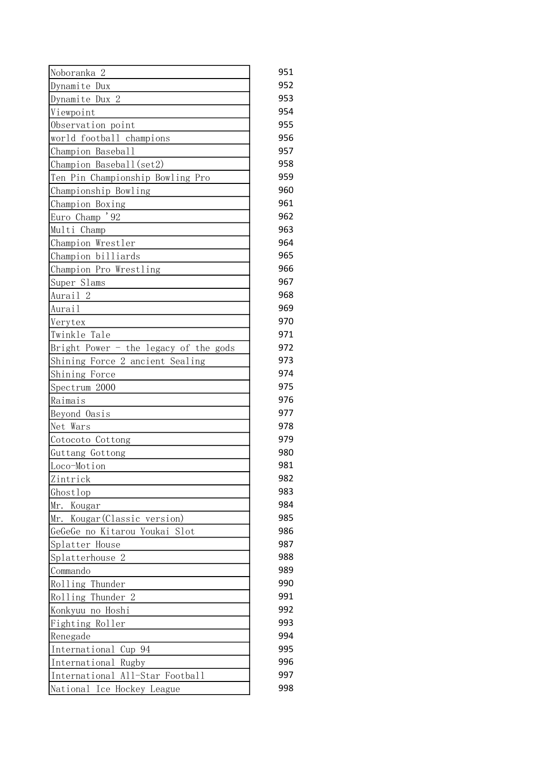| | |
|---|---|
| Noboranka 2 | 951 |
| Dynamite Dux | 952 |
| Dynamite Dux 2 | 953 |
| Viewpoint | 954 |
| Observation point | 955 |
| world football champions | 956 |
| Champion Baseball | 957 |
| Champion Baseball(set2) | 958 |
| Ten Pin Championship Bowling Pro | 959 |
| Championship Bowling | 960 |
| Champion Boxing | 961 |
| Euro Champ '92 | 962 |
| Multi Champ | 963 |
| Champion Wrestler | 964 |
| Champion billiards | 965 |
| Champion Pro Wrestling | 966 |
| Super Slams | 967 |
| Aurail 2 | 968 |
| Aurail | 969 |
| Verytex | 970 |
| Twinkle Tale | 971 |
| Bright Power - the legacy of the gods | 972 |
| Shining Force 2 ancient Sealing | 973 |
| Shining Force | 974 |
| Spectrum 2000 | 975 |
| Raimais | 976 |
| Beyond Oasis | 977 |
| Net Wars | 978 |
| Cotocoto Cottong | 979 |
| Guttang Gottong | 980 |
| Loco-Motion | 981 |
| Zintrick | 982 |
| Ghostlop | 983 |
| Mr. Kougar | 984 |
| Mr. Kougar(Classic version) | 985 |
| GeGeGe no Kitarou Youkai Slot | 986 |
| Splatter House | 987 |
| Splatterhouse 2 | 988 |
| Commando | 989 |
| Rolling Thunder | 990 |
| Rolling Thunder 2 | 991 |
| Konkyuu no Hoshi | 992 |
| Fighting Roller | 993 |
| Renegade | 994 |
| International Cup 94 | 995 |
| International Rugby | 996 |
| International All-Star Football | 997 |
| National Ice Hockey League | 998 |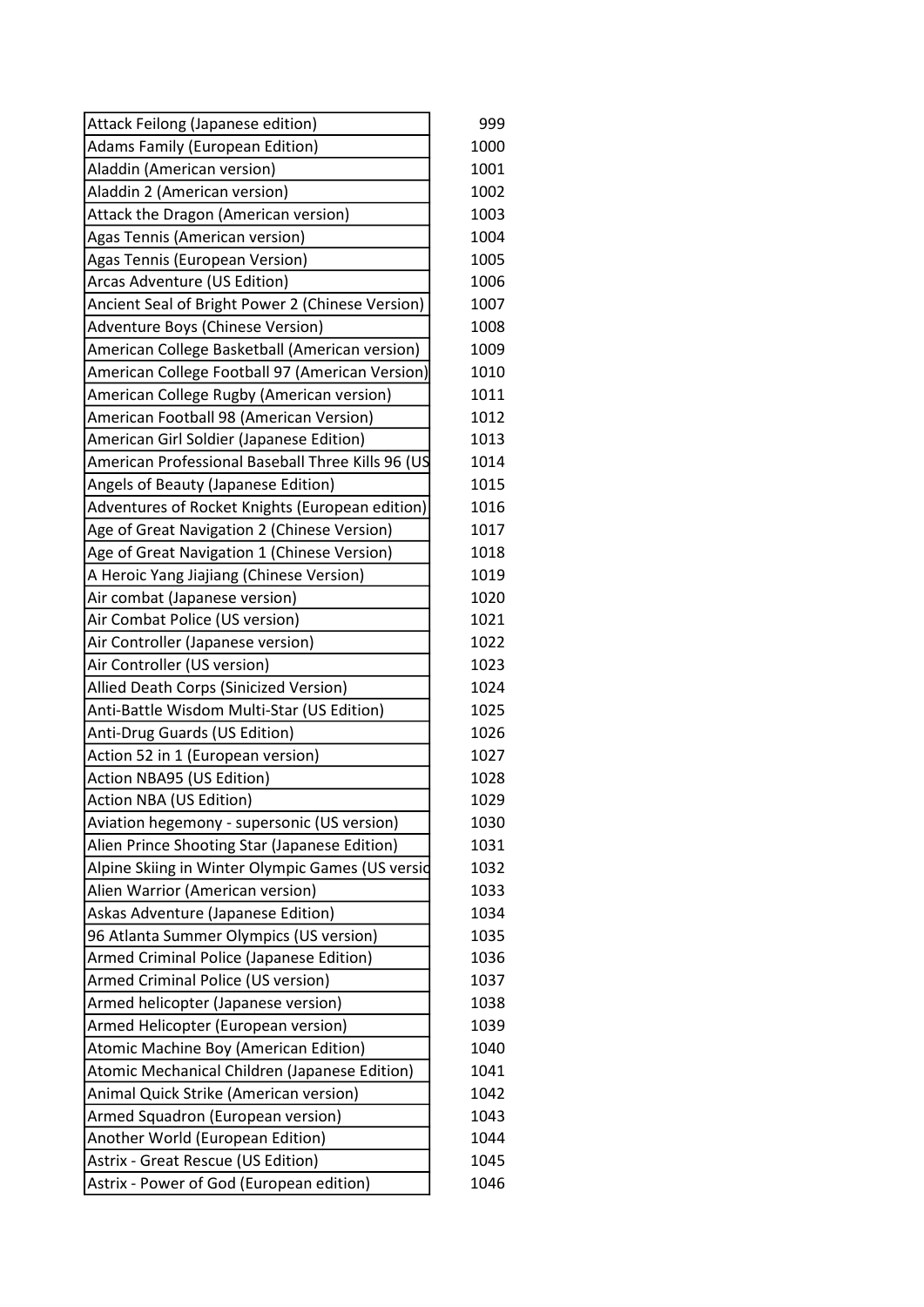| | |
|---|---|
| Attack Feilong (Japanese edition) | 999 |
| Adams Family (European Edition) | 1000 |
| Aladdin (American version) | 1001 |
| Aladdin 2 (American version) | 1002 |
| Attack the Dragon (American version) | 1003 |
| Agas Tennis (American version) | 1004 |
| Agas Tennis (European Version) | 1005 |
| Arcas Adventure (US Edition) | 1006 |
| Ancient Seal of Bright Power 2 (Chinese Version) | 1007 |
| Adventure Boys (Chinese Version) | 1008 |
| American College Basketball (American version) | 1009 |
| American College Football 97 (American Version) | 1010 |
| American College Rugby (American version) | 1011 |
| American Football 98 (American Version) | 1012 |
| American Girl Soldier (Japanese Edition) | 1013 |
| American Professional Baseball Three Kills 96 (US | 1014 |
| Angels of Beauty (Japanese Edition) | 1015 |
| Adventures of Rocket Knights (European edition) | 1016 |
| Age of Great Navigation 2 (Chinese Version) | 1017 |
| Age of Great Navigation 1 (Chinese Version) | 1018 |
| A Heroic Yang Jiajiang (Chinese Version) | 1019 |
| Air combat (Japanese version) | 1020 |
| Air Combat Police (US version) | 1021 |
| Air Controller (Japanese version) | 1022 |
| Air Controller (US version) | 1023 |
| Allied Death Corps (Sinicized Version) | 1024 |
| Anti-Battle Wisdom Multi-Star (US Edition) | 1025 |
| Anti-Drug Guards (US Edition) | 1026 |
| Action 52 in 1 (European version) | 1027 |
| Action NBA95 (US Edition) | 1028 |
| Action NBA (US Edition) | 1029 |
| Aviation hegemony - supersonic (US version) | 1030 |
| Alien Prince Shooting Star (Japanese Edition) | 1031 |
| Alpine Skiing in Winter Olympic Games (US versio | 1032 |
| Alien Warrior (American version) | 1033 |
| Askas Adventure (Japanese Edition) | 1034 |
| 96 Atlanta Summer Olympics (US version) | 1035 |
| Armed Criminal Police (Japanese Edition) | 1036 |
| Armed Criminal Police (US version) | 1037 |
| Armed helicopter (Japanese version) | 1038 |
| Armed Helicopter (European version) | 1039 |
| Atomic Machine Boy (American Edition) | 1040 |
| Atomic Mechanical Children (Japanese Edition) | 1041 |
| Animal Quick Strike (American version) | 1042 |
| Armed Squadron (European version) | 1043 |
| Another World (European Edition) | 1044 |
| Astrix - Great Rescue (US Edition) | 1045 |
| Astrix - Power of God (European edition) | 1046 |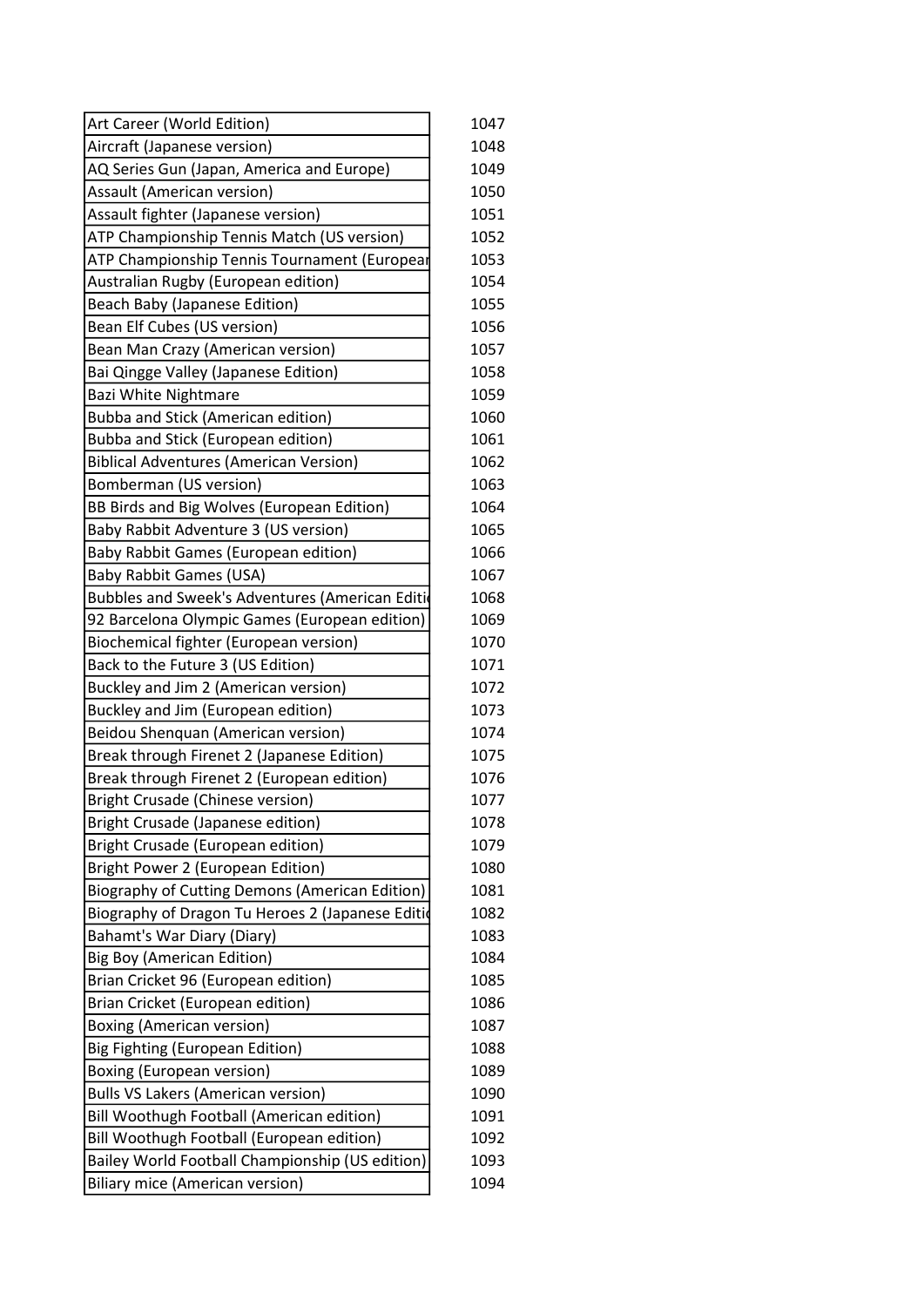| | |
|---|---|
| Art Career (World Edition) | 1047 |
| Aircraft (Japanese version) | 1048 |
| AQ Series Gun (Japan, America and Europe) | 1049 |
| Assault (American version) | 1050 |
| Assault fighter (Japanese version) | 1051 |
| ATP Championship Tennis Match (US version) | 1052 |
| ATP Championship Tennis Tournament (Europear | 1053 |
| Australian Rugby (European edition) | 1054 |
| Beach Baby (Japanese Edition) | 1055 |
| Bean Elf Cubes (US version) | 1056 |
| Bean Man Crazy (American version) | 1057 |
| Bai Qingge Valley (Japanese Edition) | 1058 |
| Bazi White Nightmare | 1059 |
| Bubba and Stick (American edition) | 1060 |
| Bubba and Stick (European edition) | 1061 |
| Biblical Adventures (American Version) | 1062 |
| Bomberman (US version) | 1063 |
| BB Birds and Big Wolves (European Edition) | 1064 |
| Baby Rabbit Adventure 3 (US version) | 1065 |
| Baby Rabbit Games (European edition) | 1066 |
| Baby Rabbit Games (USA) | 1067 |
| Bubbles and Sweek's Adventures (American Editi | 1068 |
| 92 Barcelona Olympic Games (European edition) | 1069 |
| Biochemical fighter (European version) | 1070 |
| Back to the Future 3 (US Edition) | 1071 |
| Buckley and Jim 2 (American version) | 1072 |
| Buckley and Jim (European edition) | 1073 |
| Beidou Shenquan (American version) | 1074 |
| Break through Firenet 2 (Japanese Edition) | 1075 |
| Break through Firenet 2 (European edition) | 1076 |
| Bright Crusade (Chinese version) | 1077 |
| Bright Crusade (Japanese edition) | 1078 |
| Bright Crusade (European edition) | 1079 |
| Bright Power 2 (European Edition) | 1080 |
| Biography of Cutting Demons (American Edition) | 1081 |
| Biography of Dragon Tu Heroes 2 (Japanese Editi | 1082 |
| Bahamt's War Diary (Diary) | 1083 |
| Big Boy (American Edition) | 1084 |
| Brian Cricket 96 (European edition) | 1085 |
| Brian Cricket (European edition) | 1086 |
| Boxing (American version) | 1087 |
| Big Fighting (European Edition) | 1088 |
| Boxing (European version) | 1089 |
| Bulls VS Lakers (American version) | 1090 |
| Bill Woothugh Football (American edition) | 1091 |
| Bill Woothugh Football (European edition) | 1092 |
| Bailey World Football Championship (US edition) | 1093 |
| Biliary mice (American version) | 1094 |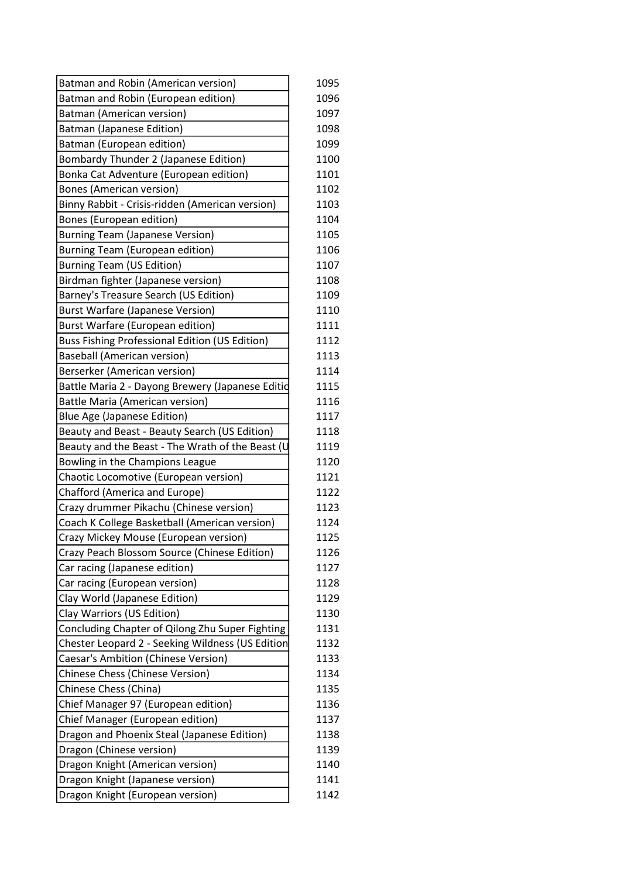| | |
|---|---|
| Batman and Robin (American version) | 1095 |
| Batman and Robin (European edition) | 1096 |
| Batman (American version) | 1097 |
| Batman (Japanese Edition) | 1098 |
| Batman (European edition) | 1099 |
| Bombardy Thunder 2 (Japanese Edition) | 1100 |
| Bonka Cat Adventure (European edition) | 1101 |
| Bones (American version) | 1102 |
| Binny Rabbit - Crisis-ridden (American version) | 1103 |
| Bones (European edition) | 1104 |
| Burning Team (Japanese Version) | 1105 |
| Burning Team (European edition) | 1106 |
| Burning Team (US Edition) | 1107 |
| Birdman fighter (Japanese version) | 1108 |
| Barney's Treasure Search (US Edition) | 1109 |
| Burst Warfare (Japanese Version) | 1110 |
| Burst Warfare (European edition) | 1111 |
| Buss Fishing Professional Edition (US Edition) | 1112 |
| Baseball (American version) | 1113 |
| Berserker (American version) | 1114 |
| Battle Maria 2 - Dayong Brewery (Japanese Editio | 1115 |
| Battle Maria (American version) | 1116 |
| Blue Age (Japanese Edition) | 1117 |
| Beauty and Beast - Beauty Search (US Edition) | 1118 |
| Beauty and the Beast - The Wrath of the Beast (U | 1119 |
| Bowling in the Champions League | 1120 |
| Chaotic Locomotive (European version) | 1121 |
| Chafford (America and Europe) | 1122 |
| Crazy drummer Pikachu (Chinese version) | 1123 |
| Coach K College Basketball (American version) | 1124 |
| Crazy Mickey Mouse (European version) | 1125 |
| Crazy Peach Blossom Source (Chinese Edition) | 1126 |
| Car racing (Japanese edition) | 1127 |
| Car racing (European version) | 1128 |
| Clay World (Japanese Edition) | 1129 |
| Clay Warriors (US Edition) | 1130 |
| Concluding Chapter of Qilong Zhu Super Fighting | 1131 |
| Chester Leopard 2 - Seeking Wildness (US Edition | 1132 |
| Caesar's Ambition (Chinese Version) | 1133 |
| Chinese Chess (Chinese Version) | 1134 |
| Chinese Chess (China) | 1135 |
| Chief Manager 97 (European edition) | 1136 |
| Chief Manager (European edition) | 1137 |
| Dragon and Phoenix Steal (Japanese Edition) | 1138 |
| Dragon (Chinese version) | 1139 |
| Dragon Knight (American version) | 1140 |
| Dragon Knight (Japanese version) | 1141 |
| Dragon Knight (European version) | 1142 |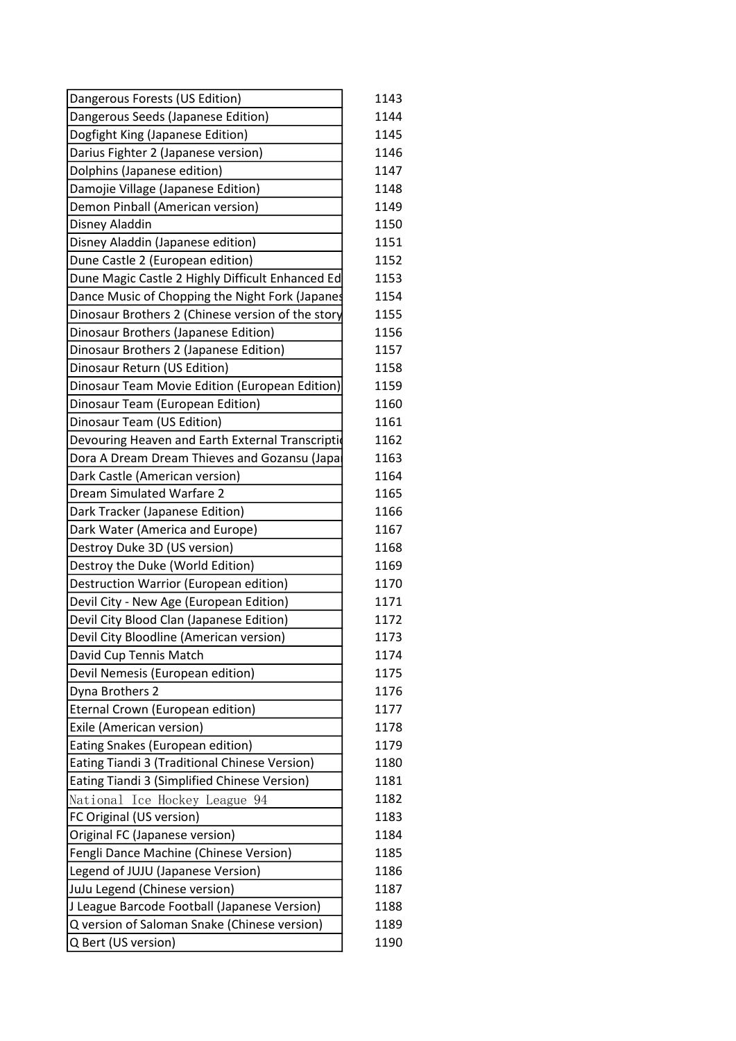| | |
|---|---|
| Dangerous Forests (US Edition) | 1143 |
| Dangerous Seeds (Japanese Edition) | 1144 |
| Dogfight King (Japanese Edition) | 1145 |
| Darius Fighter 2 (Japanese version) | 1146 |
| Dolphins (Japanese edition) | 1147 |
| Damojie Village (Japanese Edition) | 1148 |
| Demon Pinball (American version) | 1149 |
| Disney Aladdin | 1150 |
| Disney Aladdin (Japanese edition) | 1151 |
| Dune Castle 2 (European edition) | 1152 |
| Dune Magic Castle 2 Highly Difficult Enhanced Ed | 1153 |
| Dance Music of Chopping the Night Fork (Japanes | 1154 |
| Dinosaur Brothers 2 (Chinese version of the story | 1155 |
| Dinosaur Brothers (Japanese Edition) | 1156 |
| Dinosaur Brothers 2 (Japanese Edition) | 1157 |
| Dinosaur Return (US Edition) | 1158 |
| Dinosaur Team Movie Edition (European Edition) | 1159 |
| Dinosaur Team (European Edition) | 1160 |
| Dinosaur Team (US Edition) | 1161 |
| Devouring Heaven and Earth External Transcripti | 1162 |
| Dora A Dream Dream Thieves and Gozansu (Japa | 1163 |
| Dark Castle (American version) | 1164 |
| Dream Simulated Warfare 2 | 1165 |
| Dark Tracker (Japanese Edition) | 1166 |
| Dark Water (America and Europe) | 1167 |
| Destroy Duke 3D (US version) | 1168 |
| Destroy the Duke (World Edition) | 1169 |
| Destruction Warrior (European edition) | 1170 |
| Devil City - New Age (European Edition) | 1171 |
| Devil City Blood Clan (Japanese Edition) | 1172 |
| Devil City Bloodline (American version) | 1173 |
| David Cup Tennis Match | 1174 |
| Devil Nemesis (European edition) | 1175 |
| Dyna Brothers 2 | 1176 |
| Eternal Crown (European edition) | 1177 |
| Exile (American version) | 1178 |
| Eating Snakes (European edition) | 1179 |
| Eating Tiandi 3 (Traditional Chinese Version) | 1180 |
| Eating Tiandi 3 (Simplified Chinese Version) | 1181 |
| National Ice Hockey League 94 | 1182 |
| FC Original (US version) | 1183 |
| Original FC (Japanese version) | 1184 |
| Fengli Dance Machine (Chinese Version) | 1185 |
| Legend of JUJU (Japanese Version) | 1186 |
| JuJu Legend (Chinese version) | 1187 |
| J League Barcode Football (Japanese Version) | 1188 |
| Q version of Saloman Snake (Chinese version) | 1189 |
| Q Bert (US version) | 1190 |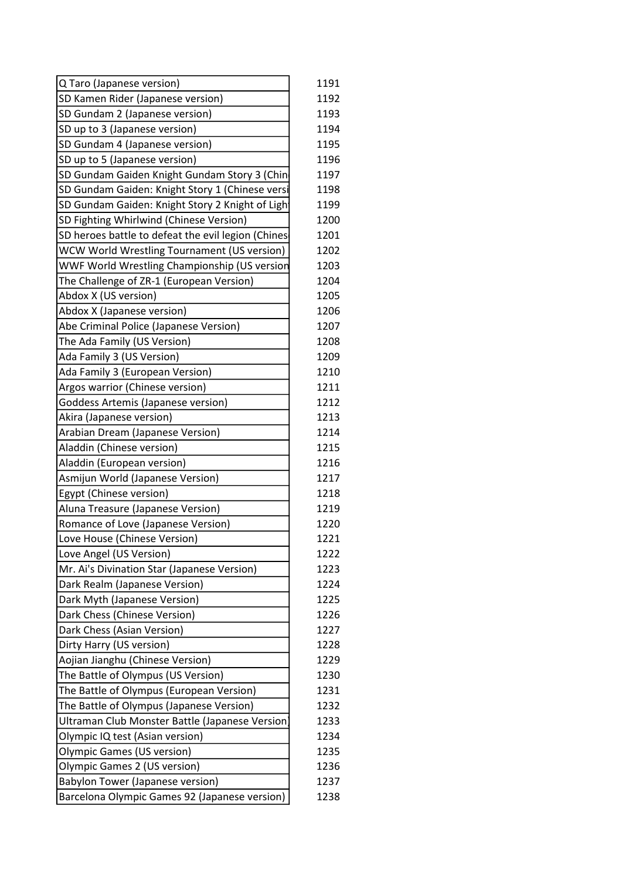| | |
|---|---|
| Q Taro (Japanese version) | 1191 |
| SD Kamen Rider (Japanese version) | 1192 |
| SD Gundam 2 (Japanese version) | 1193 |
| SD up to 3 (Japanese version) | 1194 |
| SD Gundam 4 (Japanese version) | 1195 |
| SD up to 5 (Japanese version) | 1196 |
| SD Gundam Gaiden Knight Gundam Story 3 (Chin | 1197 |
| SD Gundam Gaiden: Knight Story 1 (Chinese versi | 1198 |
| SD Gundam Gaiden: Knight Story 2 Knight of Ligh | 1199 |
| SD Fighting Whirlwind (Chinese Version) | 1200 |
| SD heroes battle to defeat the evil legion (Chines | 1201 |
| WCW World Wrestling Tournament (US version) | 1202 |
| WWF World Wrestling Championship (US version | 1203 |
| The Challenge of ZR-1 (European Version) | 1204 |
| Abdox X (US version) | 1205 |
| Abdox X (Japanese version) | 1206 |
| Abe Criminal Police (Japanese Version) | 1207 |
| The Ada Family (US Version) | 1208 |
| Ada Family 3 (US Version) | 1209 |
| Ada Family 3 (European Version) | 1210 |
| Argos warrior (Chinese version) | 1211 |
| Goddess Artemis (Japanese version) | 1212 |
| Akira (Japanese version) | 1213 |
| Arabian Dream (Japanese Version) | 1214 |
| Aladdin (Chinese version) | 1215 |
| Aladdin (European version) | 1216 |
| Asmijun World (Japanese Version) | 1217 |
| Egypt (Chinese version) | 1218 |
| Aluna Treasure (Japanese Version) | 1219 |
| Romance of Love (Japanese Version) | 1220 |
| Love House (Chinese Version) | 1221 |
| Love Angel (US Version) | 1222 |
| Mr. Ai's Divination Star (Japanese Version) | 1223 |
| Dark Realm (Japanese Version) | 1224 |
| Dark Myth (Japanese Version) | 1225 |
| Dark Chess (Chinese Version) | 1226 |
| Dark Chess (Asian Version) | 1227 |
| Dirty Harry (US version) | 1228 |
| Aojian Jianghu (Chinese Version) | 1229 |
| The Battle of Olympus (US Version) | 1230 |
| The Battle of Olympus (European Version) | 1231 |
| The Battle of Olympus (Japanese Version) | 1232 |
| Ultraman Club Monster Battle (Japanese Version) | 1233 |
| Olympic IQ test (Asian version) | 1234 |
| Olympic Games (US version) | 1235 |
| Olympic Games 2 (US version) | 1236 |
| Babylon Tower (Japanese version) | 1237 |
| Barcelona Olympic Games 92 (Japanese version) | 1238 |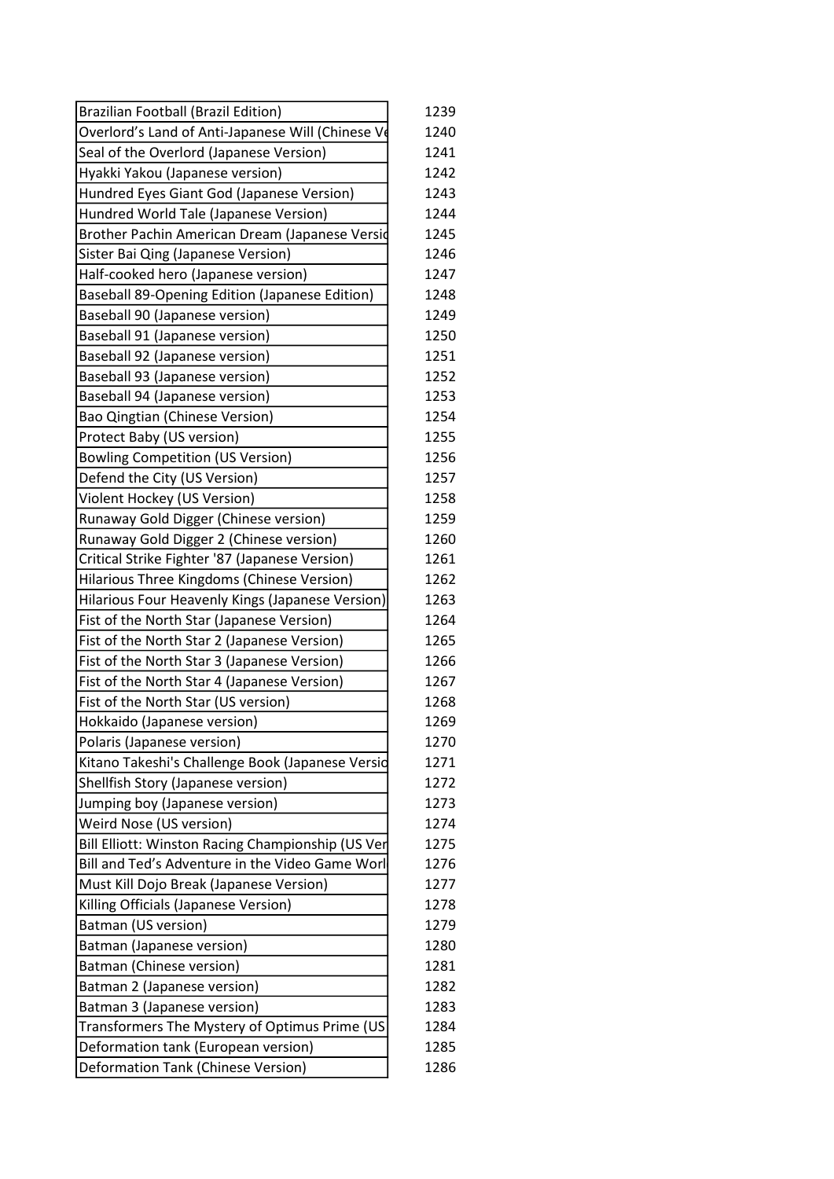| | |
|---|---|
| Brazilian Football (Brazil Edition) | 1239 |
| Overlord's Land of Anti-Japanese Will (Chinese Ve | 1240 |
| Seal of the Overlord (Japanese Version) | 1241 |
| Hyakki Yakou (Japanese version) | 1242 |
| Hundred Eyes Giant God (Japanese Version) | 1243 |
| Hundred World Tale (Japanese Version) | 1244 |
| Brother Pachin American Dream (Japanese Versic | 1245 |
| Sister Bai Qing (Japanese Version) | 1246 |
| Half-cooked hero (Japanese version) | 1247 |
| Baseball 89-Opening Edition (Japanese Edition) | 1248 |
| Baseball 90 (Japanese version) | 1249 |
| Baseball 91 (Japanese version) | 1250 |
| Baseball 92 (Japanese version) | 1251 |
| Baseball 93 (Japanese version) | 1252 |
| Baseball 94 (Japanese version) | 1253 |
| Bao Qingtian (Chinese Version) | 1254 |
| Protect Baby (US version) | 1255 |
| Bowling Competition (US Version) | 1256 |
| Defend the City (US Version) | 1257 |
| Violent Hockey (US Version) | 1258 |
| Runaway Gold Digger (Chinese version) | 1259 |
| Runaway Gold Digger 2 (Chinese version) | 1260 |
| Critical Strike Fighter '87 (Japanese Version) | 1261 |
| Hilarious Three Kingdoms (Chinese Version) | 1262 |
| Hilarious Four Heavenly Kings (Japanese Version) | 1263 |
| Fist of the North Star (Japanese Version) | 1264 |
| Fist of the North Star 2 (Japanese Version) | 1265 |
| Fist of the North Star 3 (Japanese Version) | 1266 |
| Fist of the North Star 4 (Japanese Version) | 1267 |
| Fist of the North Star (US version) | 1268 |
| Hokkaido (Japanese version) | 1269 |
| Polaris (Japanese version) | 1270 |
| Kitano Takeshi's Challenge Book (Japanese Versio | 1271 |
| Shellfish Story (Japanese version) | 1272 |
| Jumping boy (Japanese version) | 1273 |
| Weird Nose (US version) | 1274 |
| Bill Elliott: Winston Racing Championship (US Ver | 1275 |
| Bill and Ted's Adventure in the Video Game Worl | 1276 |
| Must Kill Dojo Break (Japanese Version) | 1277 |
| Killing Officials (Japanese Version) | 1278 |
| Batman (US version) | 1279 |
| Batman (Japanese version) | 1280 |
| Batman (Chinese version) | 1281 |
| Batman 2 (Japanese version) | 1282 |
| Batman 3 (Japanese version) | 1283 |
| Transformers The Mystery of Optimus Prime (US | 1284 |
| Deformation tank (European version) | 1285 |
| Deformation Tank (Chinese Version) | 1286 |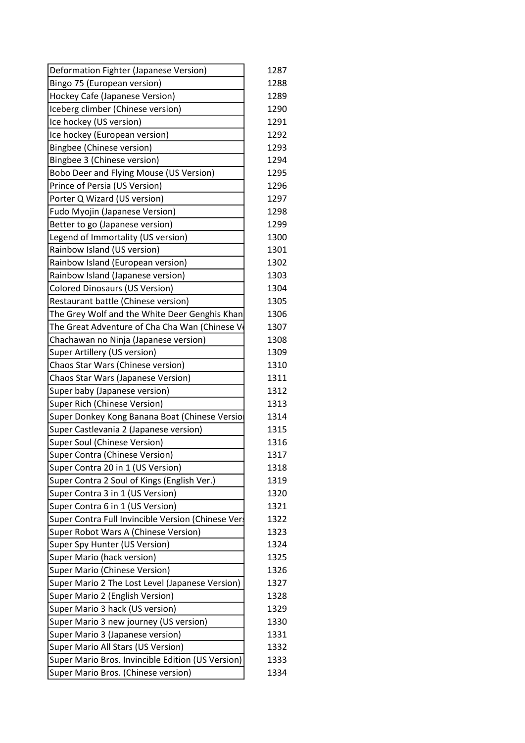| | |
|---|---|
| Deformation Fighter (Japanese Version) | 1287 |
| Bingo 75 (European version) | 1288 |
| Hockey Cafe (Japanese Version) | 1289 |
| Iceberg climber (Chinese version) | 1290 |
| Ice hockey (US version) | 1291 |
| Ice hockey (European version) | 1292 |
| Bingbee (Chinese version) | 1293 |
| Bingbee 3 (Chinese version) | 1294 |
| Bobo Deer and Flying Mouse (US Version) | 1295 |
| Prince of Persia (US Version) | 1296 |
| Porter Q Wizard (US version) | 1297 |
| Fudo Myojin (Japanese Version) | 1298 |
| Better to go (Japanese version) | 1299 |
| Legend of Immortality (US version) | 1300 |
| Rainbow Island (US version) | 1301 |
| Rainbow Island (European version) | 1302 |
| Rainbow Island (Japanese version) | 1303 |
| Colored Dinosaurs (US Version) | 1304 |
| Restaurant battle (Chinese version) | 1305 |
| The Grey Wolf and the White Deer Genghis Khan | 1306 |
| The Great Adventure of Cha Cha Wan (Chinese Ve | 1307 |
| Chachawan no Ninja (Japanese version) | 1308 |
| Super Artillery (US version) | 1309 |
| Chaos Star Wars (Chinese version) | 1310 |
| Chaos Star Wars (Japanese Version) | 1311 |
| Super baby (Japanese version) | 1312 |
| Super Rich (Chinese Version) | 1313 |
| Super Donkey Kong Banana Boat (Chinese Versio | 1314 |
| Super Castlevania 2 (Japanese version) | 1315 |
| Super Soul (Chinese Version) | 1316 |
| Super Contra (Chinese Version) | 1317 |
| Super Contra 20 in 1 (US Version) | 1318 |
| Super Contra 2 Soul of Kings (English Ver.) | 1319 |
| Super Contra 3 in 1 (US Version) | 1320 |
| Super Contra 6 in 1 (US Version) | 1321 |
| Super Contra Full Invincible Version (Chinese Vers | 1322 |
| Super Robot Wars A (Chinese Version) | 1323 |
| Super Spy Hunter (US Version) | 1324 |
| Super Mario (hack version) | 1325 |
| Super Mario (Chinese Version) | 1326 |
| Super Mario 2 The Lost Level (Japanese Version) | 1327 |
| Super Mario 2 (English Version) | 1328 |
| Super Mario 3 hack (US version) | 1329 |
| Super Mario 3 new journey (US version) | 1330 |
| Super Mario 3 (Japanese version) | 1331 |
| Super Mario All Stars (US Version) | 1332 |
| Super Mario Bros. Invincible Edition (US Version) | 1333 |
| Super Mario Bros. (Chinese version) | 1334 |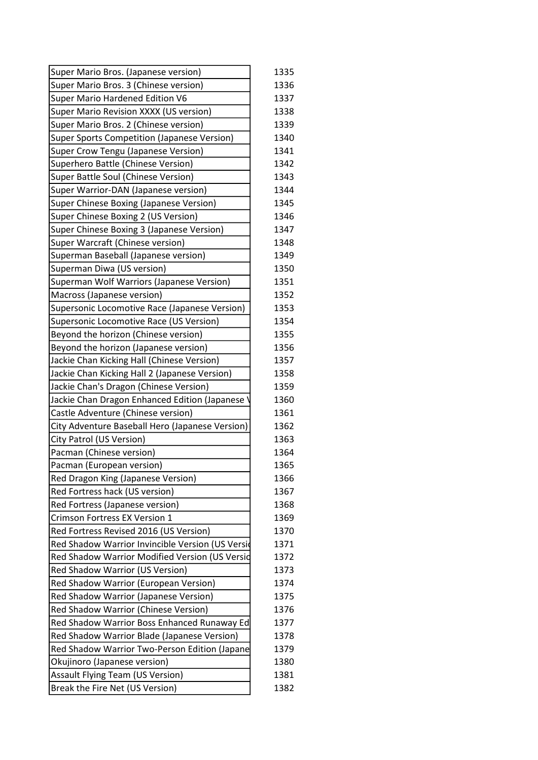| | |
|---|---|
| Super Mario Bros. (Japanese version) | 1335 |
| Super Mario Bros. 3 (Chinese version) | 1336 |
| Super Mario Hardened Edition V6 | 1337 |
| Super Mario Revision XXXX (US version) | 1338 |
| Super Mario Bros. 2 (Chinese version) | 1339 |
| Super Sports Competition (Japanese Version) | 1340 |
| Super Crow Tengu (Japanese Version) | 1341 |
| Superhero Battle (Chinese Version) | 1342 |
| Super Battle Soul (Chinese Version) | 1343 |
| Super Warrior-DAN (Japanese version) | 1344 |
| Super Chinese Boxing (Japanese Version) | 1345 |
| Super Chinese Boxing 2 (US Version) | 1346 |
| Super Chinese Boxing 3 (Japanese Version) | 1347 |
| Super Warcraft (Chinese version) | 1348 |
| Superman Baseball (Japanese version) | 1349 |
| Superman Diwa (US version) | 1350 |
| Superman Wolf Warriors (Japanese Version) | 1351 |
| Macross (Japanese version) | 1352 |
| Supersonic Locomotive Race (Japanese Version) | 1353 |
| Supersonic Locomotive Race (US Version) | 1354 |
| Beyond the horizon (Chinese version) | 1355 |
| Beyond the horizon (Japanese version) | 1356 |
| Jackie Chan Kicking Hall (Chinese Version) | 1357 |
| Jackie Chan Kicking Hall 2 (Japanese Version) | 1358 |
| Jackie Chan's Dragon (Chinese Version) | 1359 |
| Jackie Chan Dragon Enhanced Edition (Japanese V | 1360 |
| Castle Adventure (Chinese version) | 1361 |
| City Adventure Baseball Hero (Japanese Version) | 1362 |
| City Patrol (US Version) | 1363 |
| Pacman (Chinese version) | 1364 |
| Pacman (European version) | 1365 |
| Red Dragon King (Japanese Version) | 1366 |
| Red Fortress hack (US version) | 1367 |
| Red Fortress (Japanese version) | 1368 |
| Crimson Fortress EX Version 1 | 1369 |
| Red Fortress Revised 2016 (US Version) | 1370 |
| Red Shadow Warrior Invincible Version (US Versi | 1371 |
| Red Shadow Warrior Modified Version (US Versio | 1372 |
| Red Shadow Warrior (US Version) | 1373 |
| Red Shadow Warrior (European Version) | 1374 |
| Red Shadow Warrior (Japanese Version) | 1375 |
| Red Shadow Warrior (Chinese Version) | 1376 |
| Red Shadow Warrior Boss Enhanced Runaway Ed | 1377 |
| Red Shadow Warrior Blade (Japanese Version) | 1378 |
| Red Shadow Warrior Two-Person Edition (Japane | 1379 |
| Okujinoro (Japanese version) | 1380 |
| Assault Flying Team (US Version) | 1381 |
| Break the Fire Net (US Version) | 1382 |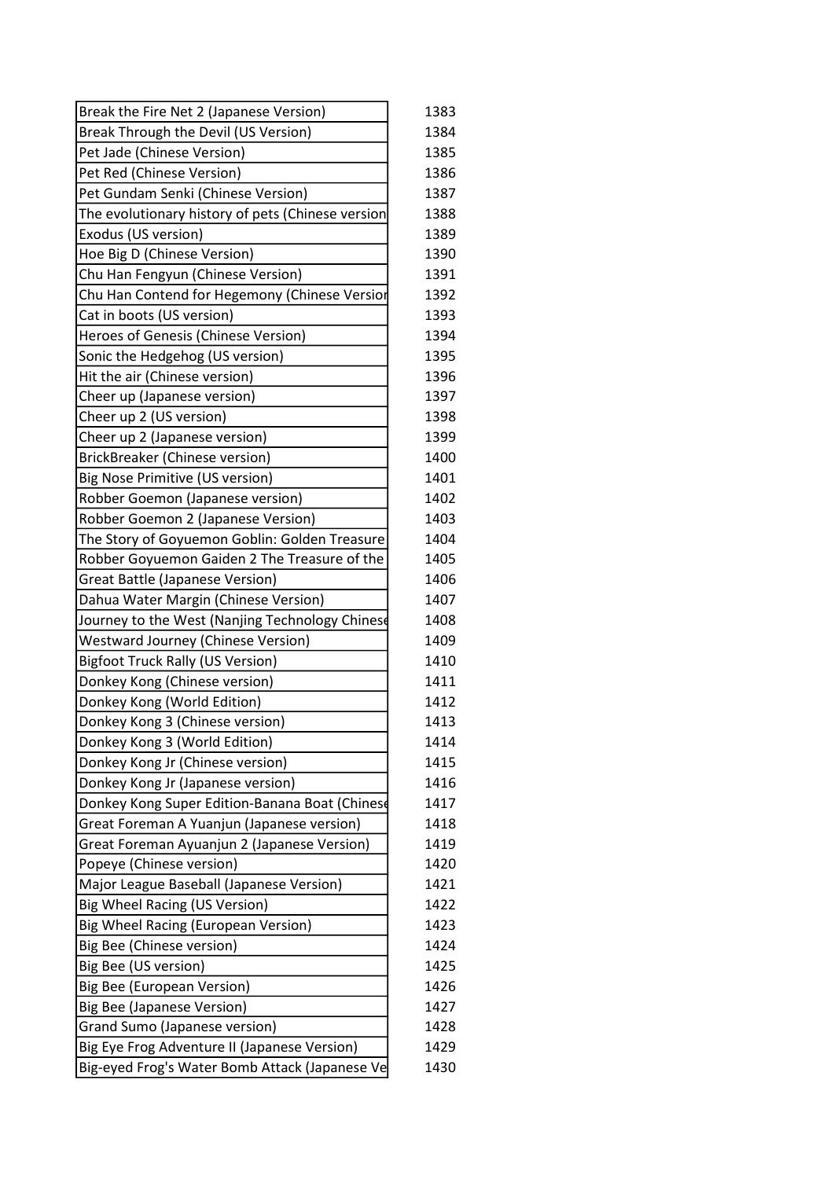| | |
|---|---|
| Break the Fire Net 2 (Japanese Version) | 1383 |
| Break Through the Devil (US Version) | 1384 |
| Pet Jade (Chinese Version) | 1385 |
| Pet Red (Chinese Version) | 1386 |
| Pet Gundam Senki (Chinese Version) | 1387 |
| The evolutionary history of pets (Chinese version | 1388 |
| Exodus (US version) | 1389 |
| Hoe Big D (Chinese Version) | 1390 |
| Chu Han Fengyun (Chinese Version) | 1391 |
| Chu Han Contend for Hegemony (Chinese Versior | 1392 |
| Cat in boots (US version) | 1393 |
| Heroes of Genesis (Chinese Version) | 1394 |
| Sonic the Hedgehog (US version) | 1395 |
| Hit the air (Chinese version) | 1396 |
| Cheer up (Japanese version) | 1397 |
| Cheer up 2 (US version) | 1398 |
| Cheer up 2 (Japanese version) | 1399 |
| BrickBreaker (Chinese version) | 1400 |
| Big Nose Primitive (US version) | 1401 |
| Robber Goemon (Japanese version) | 1402 |
| Robber Goemon 2 (Japanese Version) | 1403 |
| The Story of Goyuemon Goblin: Golden Treasure | 1404 |
| Robber Goyuemon Gaiden 2 The Treasure of the | 1405 |
| Great Battle (Japanese Version) | 1406 |
| Dahua Water Margin (Chinese Version) | 1407 |
| Journey to the West (Nanjing Technology Chinese | 1408 |
| Westward Journey (Chinese Version) | 1409 |
| Bigfoot Truck Rally (US Version) | 1410 |
| Donkey Kong (Chinese version) | 1411 |
| Donkey Kong (World Edition) | 1412 |
| Donkey Kong 3 (Chinese version) | 1413 |
| Donkey Kong 3 (World Edition) | 1414 |
| Donkey Kong Jr (Chinese version) | 1415 |
| Donkey Kong Jr (Japanese version) | 1416 |
| Donkey Kong Super Edition-Banana Boat (Chinese | 1417 |
| Great Foreman A Yuanjun (Japanese version) | 1418 |
| Great Foreman Ayuanjun 2 (Japanese Version) | 1419 |
| Popeye (Chinese version) | 1420 |
| Major League Baseball (Japanese Version) | 1421 |
| Big Wheel Racing (US Version) | 1422 |
| Big Wheel Racing (European Version) | 1423 |
| Big Bee (Chinese version) | 1424 |
| Big Bee (US version) | 1425 |
| Big Bee (European Version) | 1426 |
| Big Bee (Japanese Version) | 1427 |
| Grand Sumo (Japanese version) | 1428 |
| Big Eye Frog Adventure II (Japanese Version) | 1429 |
| Big-eyed Frog's Water Bomb Attack (Japanese Ve | 1430 |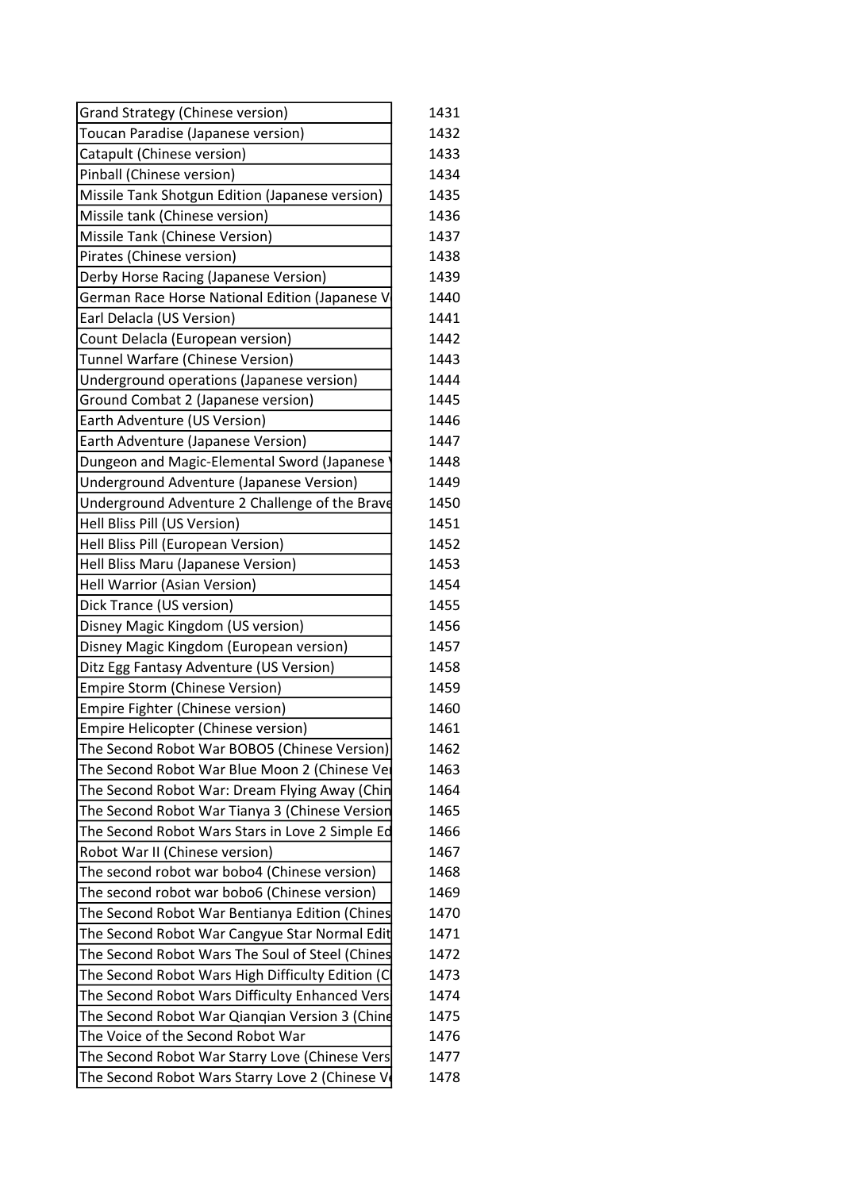| | |
|---|---|
| Grand Strategy (Chinese version) | 1431 |
| Toucan Paradise (Japanese version) | 1432 |
| Catapult (Chinese version) | 1433 |
| Pinball (Chinese version) | 1434 |
| Missile Tank Shotgun Edition (Japanese version) | 1435 |
| Missile tank (Chinese version) | 1436 |
| Missile Tank (Chinese Version) | 1437 |
| Pirates (Chinese version) | 1438 |
| Derby Horse Racing (Japanese Version) | 1439 |
| German Race Horse National Edition (Japanese V | 1440 |
| Earl Delacla (US Version) | 1441 |
| Count Delacla (European version) | 1442 |
| Tunnel Warfare (Chinese Version) | 1443 |
| Underground operations (Japanese version) | 1444 |
| Ground Combat 2 (Japanese version) | 1445 |
| Earth Adventure (US Version) | 1446 |
| Earth Adventure (Japanese Version) | 1447 |
| Dungeon and Magic-Elemental Sword (Japanese | 1448 |
| Underground Adventure (Japanese Version) | 1449 |
| Underground Adventure 2 Challenge of the Brave | 1450 |
| Hell Bliss Pill (US Version) | 1451 |
| Hell Bliss Pill (European Version) | 1452 |
| Hell Bliss Maru (Japanese Version) | 1453 |
| Hell Warrior (Asian Version) | 1454 |
| Dick Trance (US version) | 1455 |
| Disney Magic Kingdom (US version) | 1456 |
| Disney Magic Kingdom (European version) | 1457 |
| Ditz Egg Fantasy Adventure (US Version) | 1458 |
| Empire Storm (Chinese Version) | 1459 |
| Empire Fighter (Chinese version) | 1460 |
| Empire Helicopter (Chinese version) | 1461 |
| The Second Robot War BOBO5 (Chinese Version) | 1462 |
| The Second Robot War Blue Moon 2 (Chinese Ve | 1463 |
| The Second Robot War: Dream Flying Away (Chin | 1464 |
| The Second Robot War Tianya 3 (Chinese Version | 1465 |
| The Second Robot Wars Stars in Love 2 Simple Ed | 1466 |
| Robot War II (Chinese version) | 1467 |
| The second robot war bobo4 (Chinese version) | 1468 |
| The second robot war bobo6 (Chinese version) | 1469 |
| The Second Robot War Bentianya Edition (Chines | 1470 |
| The Second Robot War Cangyue Star Normal Edit | 1471 |
| The Second Robot Wars The Soul of Steel (Chines | 1472 |
| The Second Robot Wars High Difficulty Edition (C | 1473 |
| The Second Robot Wars Difficulty Enhanced Vers | 1474 |
| The Second Robot War Qianqian Version 3 (Chine | 1475 |
| The Voice of the Second Robot War | 1476 |
| The Second Robot War Starry Love (Chinese Vers | 1477 |
| The Second Robot Wars Starry Love 2 (Chinese V | 1478 |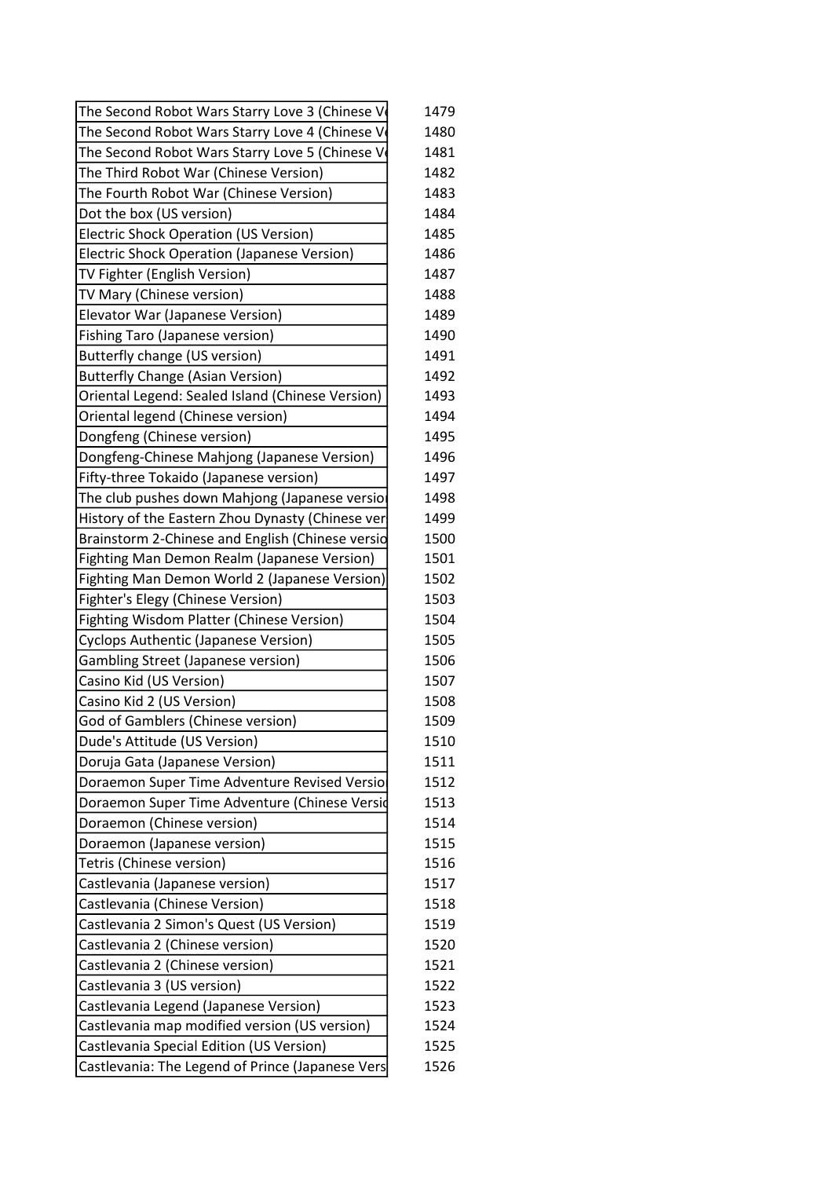| | |
|---|---|
| The Second Robot Wars Starry Love 3 (Chinese V | 1479 |
| The Second Robot Wars Starry Love 4 (Chinese V | 1480 |
| The Second Robot Wars Starry Love 5 (Chinese V | 1481 |
| The Third Robot War (Chinese Version) | 1482 |
| The Fourth Robot War (Chinese Version) | 1483 |
| Dot the box (US version) | 1484 |
| Electric Shock Operation (US Version) | 1485 |
| Electric Shock Operation (Japanese Version) | 1486 |
| TV Fighter (English Version) | 1487 |
| TV Mary (Chinese version) | 1488 |
| Elevator War (Japanese Version) | 1489 |
| Fishing Taro (Japanese version) | 1490 |
| Butterfly change (US version) | 1491 |
| Butterfly Change (Asian Version) | 1492 |
| Oriental Legend: Sealed Island (Chinese Version) | 1493 |
| Oriental legend (Chinese version) | 1494 |
| Dongfeng (Chinese version) | 1495 |
| Dongfeng-Chinese Mahjong (Japanese Version) | 1496 |
| Fifty-three Tokaido (Japanese version) | 1497 |
| The club pushes down Mahjong (Japanese versio | 1498 |
| History of the Eastern Zhou Dynasty (Chinese ver | 1499 |
| Brainstorm 2-Chinese and English (Chinese versio | 1500 |
| Fighting Man Demon Realm (Japanese Version) | 1501 |
| Fighting Man Demon World 2 (Japanese Version) | 1502 |
| Fighter's Elegy (Chinese Version) | 1503 |
| Fighting Wisdom Platter (Chinese Version) | 1504 |
| Cyclops Authentic (Japanese Version) | 1505 |
| Gambling Street (Japanese version) | 1506 |
| Casino Kid (US Version) | 1507 |
| Casino Kid 2 (US Version) | 1508 |
| God of Gamblers (Chinese version) | 1509 |
| Dude's Attitude (US Version) | 1510 |
| Doruja Gata (Japanese Version) | 1511 |
| Doraemon Super Time Adventure Revised Versio | 1512 |
| Doraemon Super Time Adventure (Chinese Versio | 1513 |
| Doraemon (Chinese version) | 1514 |
| Doraemon (Japanese version) | 1515 |
| Tetris (Chinese version) | 1516 |
| Castlevania (Japanese version) | 1517 |
| Castlevania (Chinese Version) | 1518 |
| Castlevania 2 Simon's Quest (US Version) | 1519 |
| Castlevania 2 (Chinese version) | 1520 |
| Castlevania 2 (Chinese version) | 1521 |
| Castlevania 3 (US version) | 1522 |
| Castlevania Legend (Japanese Version) | 1523 |
| Castlevania map modified version (US version) | 1524 |
| Castlevania Special Edition (US Version) | 1525 |
| Castlevania: The Legend of Prince (Japanese Vers | 1526 |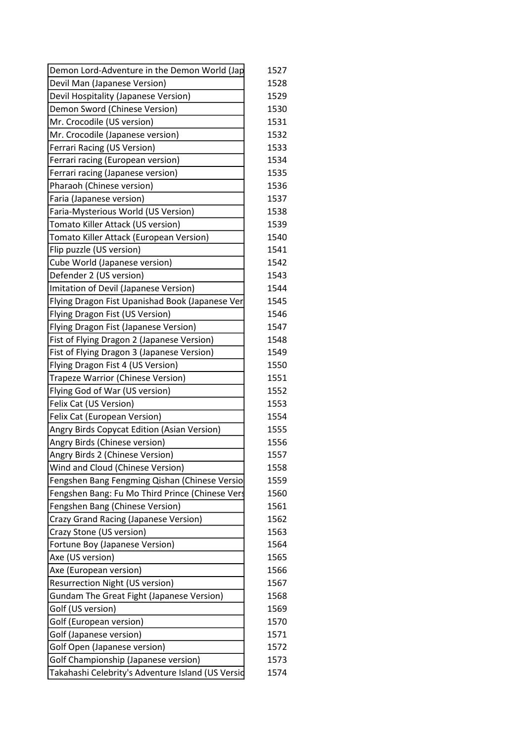| | |
|---|---|
| Demon Lord-Adventure in the Demon World (Jap | 1527 |
| Devil Man (Japanese Version) | 1528 |
| Devil Hospitality (Japanese Version) | 1529 |
| Demon Sword (Chinese Version) | 1530 |
| Mr. Crocodile (US version) | 1531 |
| Mr. Crocodile (Japanese version) | 1532 |
| Ferrari Racing (US Version) | 1533 |
| Ferrari racing (European version) | 1534 |
| Ferrari racing (Japanese version) | 1535 |
| Pharaoh (Chinese version) | 1536 |
| Faria (Japanese version) | 1537 |
| Faria-Mysterious World (US Version) | 1538 |
| Tomato Killer Attack (US version) | 1539 |
| Tomato Killer Attack (European Version) | 1540 |
| Flip puzzle (US version) | 1541 |
| Cube World (Japanese version) | 1542 |
| Defender 2 (US version) | 1543 |
| Imitation of Devil (Japanese Version) | 1544 |
| Flying Dragon Fist Upanishad Book (Japanese Ver | 1545 |
| Flying Dragon Fist (US Version) | 1546 |
| Flying Dragon Fist (Japanese Version) | 1547 |
| Fist of Flying Dragon 2 (Japanese Version) | 1548 |
| Fist of Flying Dragon 3 (Japanese Version) | 1549 |
| Flying Dragon Fist 4 (US Version) | 1550 |
| Trapeze Warrior (Chinese Version) | 1551 |
| Flying God of War (US version) | 1552 |
| Felix Cat (US Version) | 1553 |
| Felix Cat (European Version) | 1554 |
| Angry Birds Copycat Edition (Asian Version) | 1555 |
| Angry Birds (Chinese version) | 1556 |
| Angry Birds 2 (Chinese Version) | 1557 |
| Wind and Cloud (Chinese Version) | 1558 |
| Fengshen Bang Fengming Qishan (Chinese Versio | 1559 |
| Fengshen Bang: Fu Mo Third Prince (Chinese Vers | 1560 |
| Fengshen Bang (Chinese Version) | 1561 |
| Crazy Grand Racing (Japanese Version) | 1562 |
| Crazy Stone (US version) | 1563 |
| Fortune Boy (Japanese Version) | 1564 |
| Axe (US version) | 1565 |
| Axe (European version) | 1566 |
| Resurrection Night (US version) | 1567 |
| Gundam The Great Fight (Japanese Version) | 1568 |
| Golf (US version) | 1569 |
| Golf (European version) | 1570 |
| Golf (Japanese version) | 1571 |
| Golf Open (Japanese version) | 1572 |
| Golf Championship (Japanese version) | 1573 |
| Takahashi Celebrity's Adventure Island (US Versio | 1574 |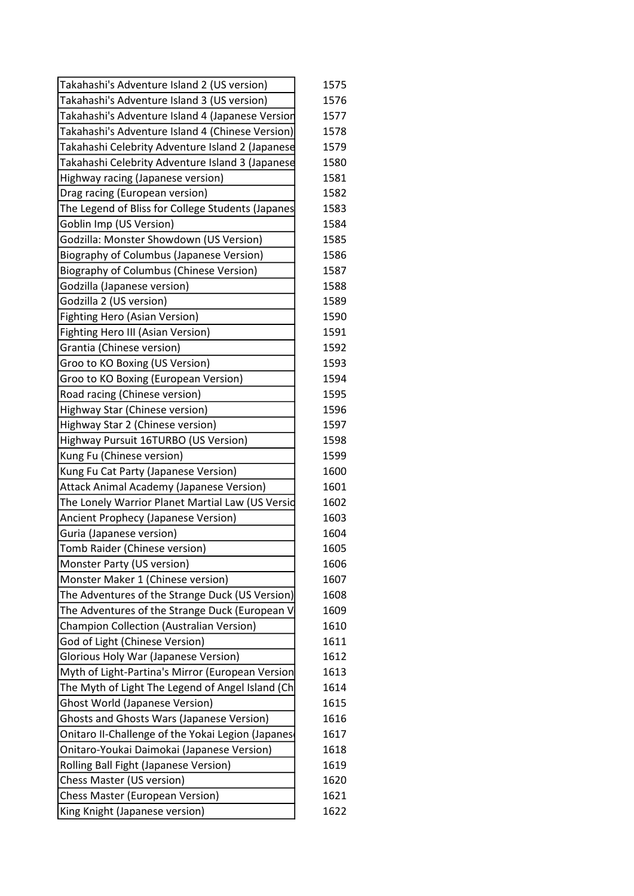| | |
|---|---|
| Takahashi's Adventure Island 2 (US version) | 1575 |
| Takahashi's Adventure Island 3 (US version) | 1576 |
| Takahashi's Adventure Island 4 (Japanese Version | 1577 |
| Takahashi's Adventure Island 4 (Chinese Version) | 1578 |
| Takahashi Celebrity Adventure Island 2 (Japanese | 1579 |
| Takahashi Celebrity Adventure Island 3 (Japanese | 1580 |
| Highway racing (Japanese version) | 1581 |
| Drag racing (European version) | 1582 |
| The Legend of Bliss for College Students (Japanes | 1583 |
| Goblin Imp (US Version) | 1584 |
| Godzilla: Monster Showdown (US Version) | 1585 |
| Biography of Columbus (Japanese Version) | 1586 |
| Biography of Columbus (Chinese Version) | 1587 |
| Godzilla (Japanese version) | 1588 |
| Godzilla 2 (US version) | 1589 |
| Fighting Hero (Asian Version) | 1590 |
| Fighting Hero III (Asian Version) | 1591 |
| Grantia (Chinese version) | 1592 |
| Groo to KO Boxing (US Version) | 1593 |
| Groo to KO Boxing (European Version) | 1594 |
| Road racing (Chinese version) | 1595 |
| Highway Star (Chinese version) | 1596 |
| Highway Star 2 (Chinese version) | 1597 |
| Highway Pursuit 16TURBO (US Version) | 1598 |
| Kung Fu (Chinese version) | 1599 |
| Kung Fu Cat Party (Japanese Version) | 1600 |
| Attack Animal Academy (Japanese Version) | 1601 |
| The Lonely Warrior Planet Martial Law (US Versio | 1602 |
| Ancient Prophecy (Japanese Version) | 1603 |
| Guria (Japanese version) | 1604 |
| Tomb Raider (Chinese version) | 1605 |
| Monster Party (US version) | 1606 |
| Monster Maker 1 (Chinese version) | 1607 |
| The Adventures of the Strange Duck (US Version) | 1608 |
| The Adventures of the Strange Duck (European V | 1609 |
| Champion Collection (Australian Version) | 1610 |
| God of Light (Chinese Version) | 1611 |
| Glorious Holy War (Japanese Version) | 1612 |
| Myth of Light-Partina's Mirror (European Version | 1613 |
| The Myth of Light The Legend of Angel Island (Ch | 1614 |
| Ghost World (Japanese Version) | 1615 |
| Ghosts and Ghosts Wars (Japanese Version) | 1616 |
| Onitaro II-Challenge of the Yokai Legion (Japanes | 1617 |
| Onitaro-Youkai Daimokai (Japanese Version) | 1618 |
| Rolling Ball Fight (Japanese Version) | 1619 |
| Chess Master (US version) | 1620 |
| Chess Master (European Version) | 1621 |
| King Knight (Japanese version) | 1622 |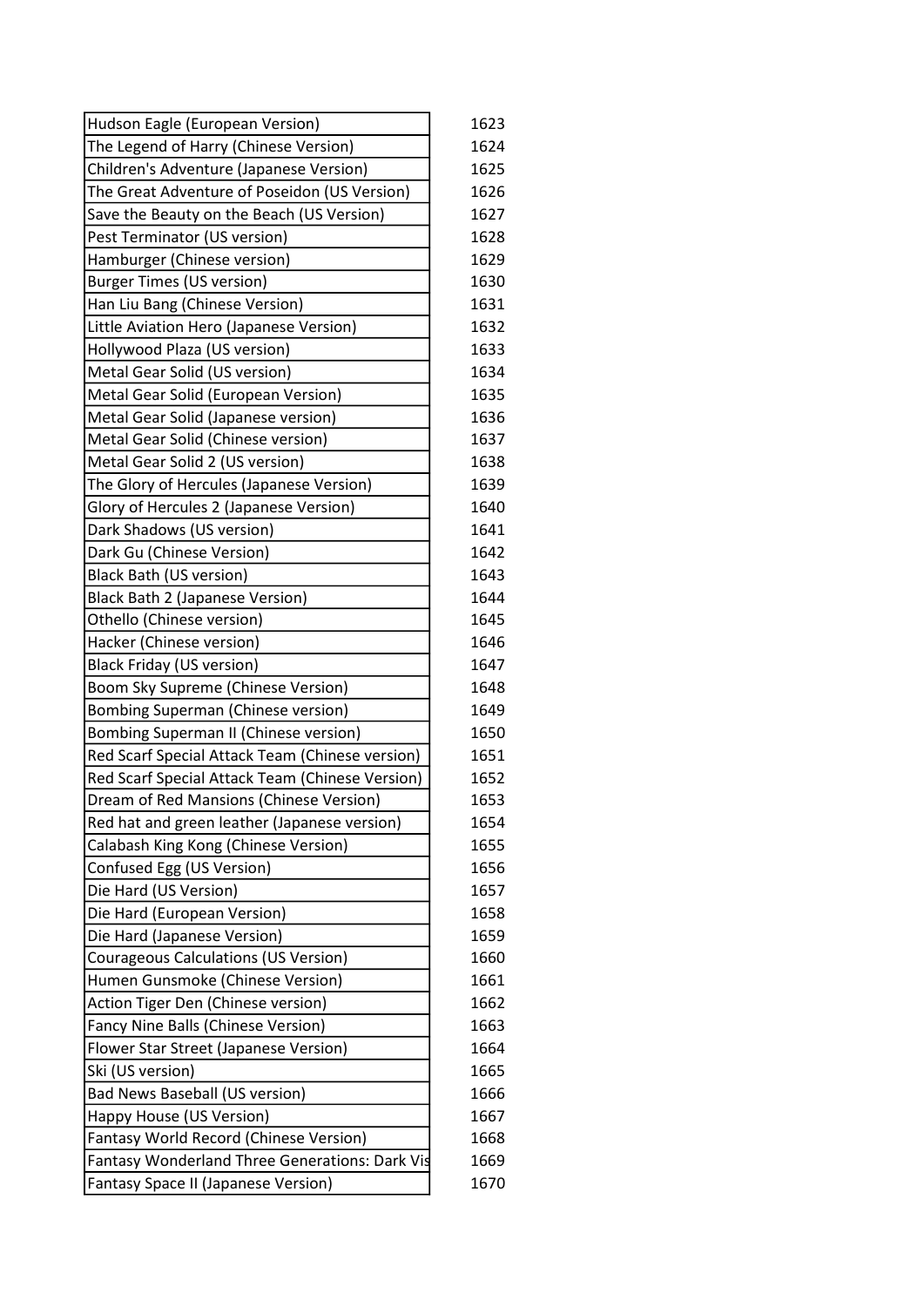| | |
|---|---|
| Hudson Eagle (European Version) | 1623 |
| The Legend of Harry (Chinese Version) | 1624 |
| Children's Adventure (Japanese Version) | 1625 |
| The Great Adventure of Poseidon (US Version) | 1626 |
| Save the Beauty on the Beach (US Version) | 1627 |
| Pest Terminator (US version) | 1628 |
| Hamburger (Chinese version) | 1629 |
| Burger Times (US version) | 1630 |
| Han Liu Bang (Chinese Version) | 1631 |
| Little Aviation Hero (Japanese Version) | 1632 |
| Hollywood Plaza (US version) | 1633 |
| Metal Gear Solid (US version) | 1634 |
| Metal Gear Solid (European Version) | 1635 |
| Metal Gear Solid (Japanese version) | 1636 |
| Metal Gear Solid (Chinese version) | 1637 |
| Metal Gear Solid 2 (US version) | 1638 |
| The Glory of Hercules (Japanese Version) | 1639 |
| Glory of Hercules 2 (Japanese Version) | 1640 |
| Dark Shadows (US version) | 1641 |
| Dark Gu (Chinese Version) | 1642 |
| Black Bath (US version) | 1643 |
| Black Bath 2 (Japanese Version) | 1644 |
| Othello (Chinese version) | 1645 |
| Hacker (Chinese version) | 1646 |
| Black Friday (US version) | 1647 |
| Boom Sky Supreme (Chinese Version) | 1648 |
| Bombing Superman (Chinese version) | 1649 |
| Bombing Superman II (Chinese version) | 1650 |
| Red Scarf Special Attack Team (Chinese version) | 1651 |
| Red Scarf Special Attack Team (Chinese Version) | 1652 |
| Dream of Red Mansions (Chinese Version) | 1653 |
| Red hat and green leather (Japanese version) | 1654 |
| Calabash King Kong (Chinese Version) | 1655 |
| Confused Egg (US Version) | 1656 |
| Die Hard (US Version) | 1657 |
| Die Hard (European Version) | 1658 |
| Die Hard (Japanese Version) | 1659 |
| Courageous Calculations (US Version) | 1660 |
| Humen Gunsmoke (Chinese Version) | 1661 |
| Action Tiger Den (Chinese version) | 1662 |
| Fancy Nine Balls (Chinese Version) | 1663 |
| Flower Star Street (Japanese Version) | 1664 |
| Ski (US version) | 1665 |
| Bad News Baseball (US version) | 1666 |
| Happy House (US Version) | 1667 |
| Fantasy World Record (Chinese Version) | 1668 |
| Fantasy Wonderland Three Generations: Dark Vis | 1669 |
| Fantasy Space II (Japanese Version) | 1670 |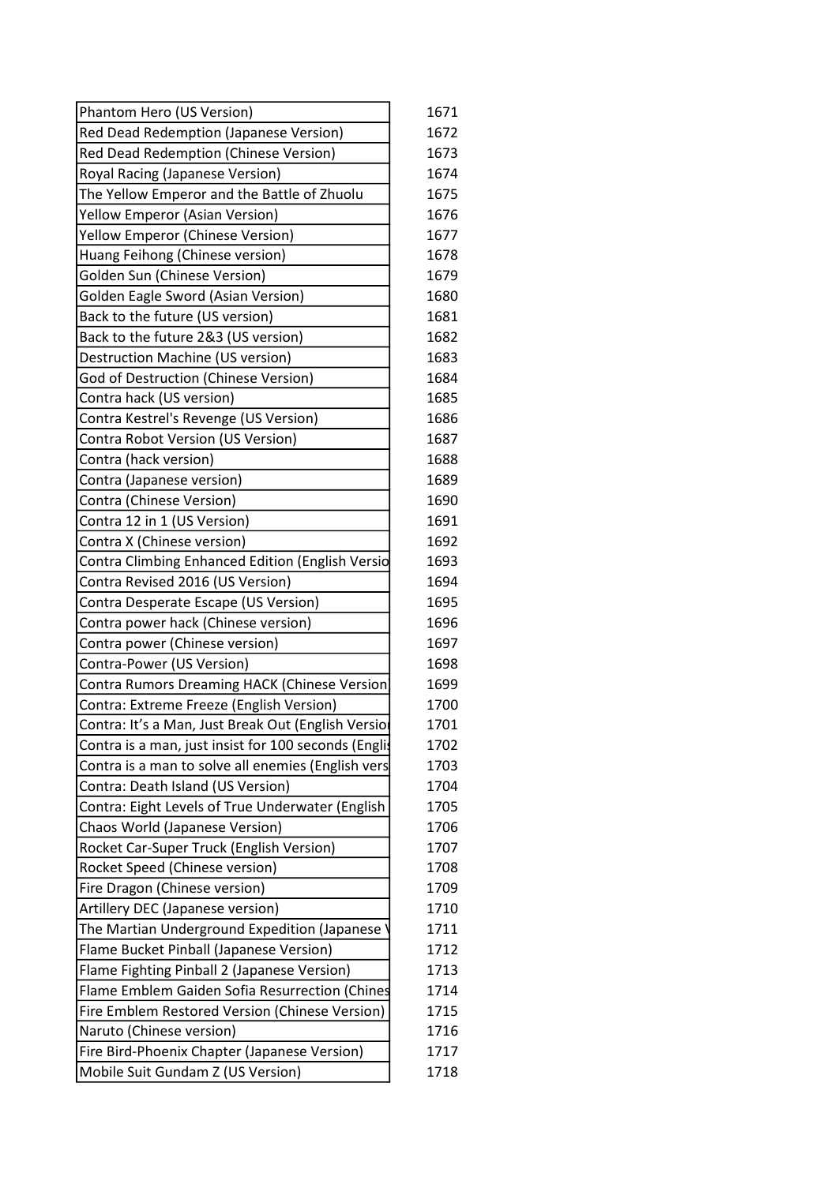| | |
|---|---|
| Phantom Hero (US Version) | 1671 |
| Red Dead Redemption (Japanese Version) | 1672 |
| Red Dead Redemption (Chinese Version) | 1673 |
| Royal Racing (Japanese Version) | 1674 |
| The Yellow Emperor and the Battle of Zhuolu | 1675 |
| Yellow Emperor (Asian Version) | 1676 |
| Yellow Emperor (Chinese Version) | 1677 |
| Huang Feihong (Chinese version) | 1678 |
| Golden Sun (Chinese Version) | 1679 |
| Golden Eagle Sword (Asian Version) | 1680 |
| Back to the future (US version) | 1681 |
| Back to the future 2&3 (US version) | 1682 |
| Destruction Machine (US version) | 1683 |
| God of Destruction (Chinese Version) | 1684 |
| Contra hack (US version) | 1685 |
| Contra Kestrel's Revenge (US Version) | 1686 |
| Contra Robot Version (US Version) | 1687 |
| Contra (hack version) | 1688 |
| Contra (Japanese version) | 1689 |
| Contra (Chinese Version) | 1690 |
| Contra 12 in 1 (US Version) | 1691 |
| Contra X (Chinese version) | 1692 |
| Contra Climbing Enhanced Edition (English Versio | 1693 |
| Contra Revised 2016 (US Version) | 1694 |
| Contra Desperate Escape (US Version) | 1695 |
| Contra power hack (Chinese version) | 1696 |
| Contra power (Chinese version) | 1697 |
| Contra-Power (US Version) | 1698 |
| Contra Rumors Dreaming HACK (Chinese Version) | 1699 |
| Contra: Extreme Freeze (English Version) | 1700 |
| Contra: It's a Man, Just Break Out (English Versio | 1701 |
| Contra is a man, just insist for 100 seconds (Englis | 1702 |
| Contra is a man to solve all enemies (English vers | 1703 |
| Contra: Death Island (US Version) | 1704 |
| Contra: Eight Levels of True Underwater (English | 1705 |
| Chaos World (Japanese Version) | 1706 |
| Rocket Car-Super Truck (English Version) | 1707 |
| Rocket Speed (Chinese version) | 1708 |
| Fire Dragon (Chinese version) | 1709 |
| Artillery DEC (Japanese version) | 1710 |
| The Martian Underground Expedition (Japanese V | 1711 |
| Flame Bucket Pinball (Japanese Version) | 1712 |
| Flame Fighting Pinball 2 (Japanese Version) | 1713 |
| Flame Emblem Gaiden Sofia Resurrection (Chines | 1714 |
| Fire Emblem Restored Version (Chinese Version) | 1715 |
| Naruto (Chinese version) | 1716 |
| Fire Bird-Phoenix Chapter (Japanese Version) | 1717 |
| Mobile Suit Gundam Z (US Version) | 1718 |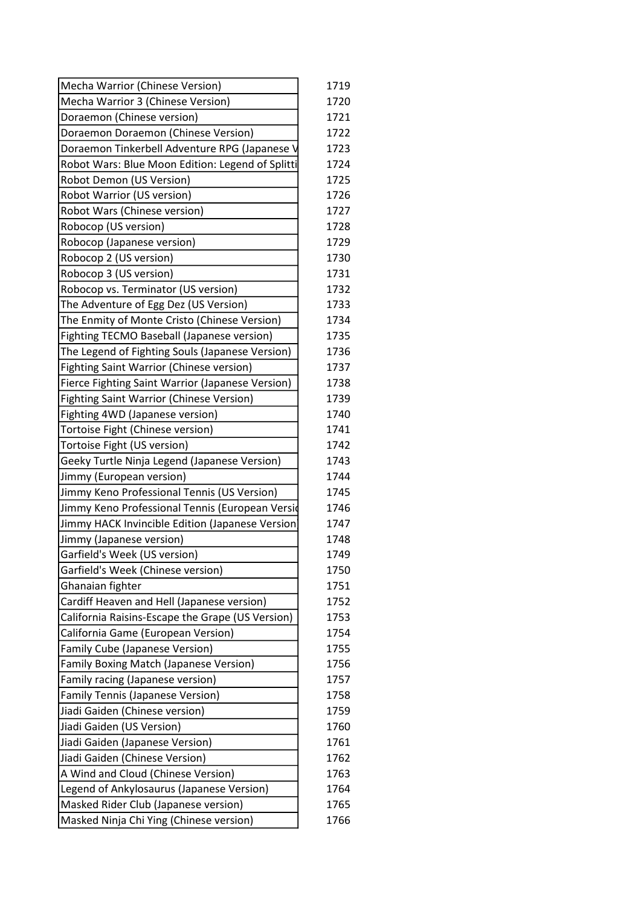| | |
|---|---|
| Mecha Warrior (Chinese Version) | 1719 |
| Mecha Warrior 3 (Chinese Version) | 1720 |
| Doraemon (Chinese version) | 1721 |
| Doraemon Doraemon (Chinese Version) | 1722 |
| Doraemon Tinkerbell Adventure RPG (Japanese V | 1723 |
| Robot Wars: Blue Moon Edition: Legend of Splitti | 1724 |
| Robot Demon (US Version) | 1725 |
| Robot Warrior (US version) | 1726 |
| Robot Wars (Chinese version) | 1727 |
| Robocop (US version) | 1728 |
| Robocop (Japanese version) | 1729 |
| Robocop 2 (US version) | 1730 |
| Robocop 3 (US version) | 1731 |
| Robocop vs. Terminator (US version) | 1732 |
| The Adventure of Egg Dez (US Version) | 1733 |
| The Enmity of Monte Cristo (Chinese Version) | 1734 |
| Fighting TECMO Baseball (Japanese version) | 1735 |
| The Legend of Fighting Souls (Japanese Version) | 1736 |
| Fighting Saint Warrior (Chinese version) | 1737 |
| Fierce Fighting Saint Warrior (Japanese Version) | 1738 |
| Fighting Saint Warrior (Chinese Version) | 1739 |
| Fighting 4WD (Japanese version) | 1740 |
| Tortoise Fight (Chinese version) | 1741 |
| Tortoise Fight (US version) | 1742 |
| Geeky Turtle Ninja Legend (Japanese Version) | 1743 |
| Jimmy (European version) | 1744 |
| Jimmy Keno Professional Tennis (US Version) | 1745 |
| Jimmy Keno Professional Tennis (European Versic | 1746 |
| Jimmy HACK Invincible Edition (Japanese Version | 1747 |
| Jimmy (Japanese version) | 1748 |
| Garfield's Week (US version) | 1749 |
| Garfield's Week (Chinese version) | 1750 |
| Ghanaian fighter | 1751 |
| Cardiff Heaven and Hell (Japanese version) | 1752 |
| California Raisins-Escape the Grape (US Version) | 1753 |
| California Game (European Version) | 1754 |
| Family Cube (Japanese Version) | 1755 |
| Family Boxing Match (Japanese Version) | 1756 |
| Family racing (Japanese version) | 1757 |
| Family Tennis (Japanese Version) | 1758 |
| Jiadi Gaiden (Chinese version) | 1759 |
| Jiadi Gaiden (US Version) | 1760 |
| Jiadi Gaiden (Japanese Version) | 1761 |
| Jiadi Gaiden (Chinese Version) | 1762 |
| A Wind and Cloud (Chinese Version) | 1763 |
| Legend of Ankylosaurus (Japanese Version) | 1764 |
| Masked Rider Club (Japanese version) | 1765 |
| Masked Ninja Chi Ying (Chinese version) | 1766 |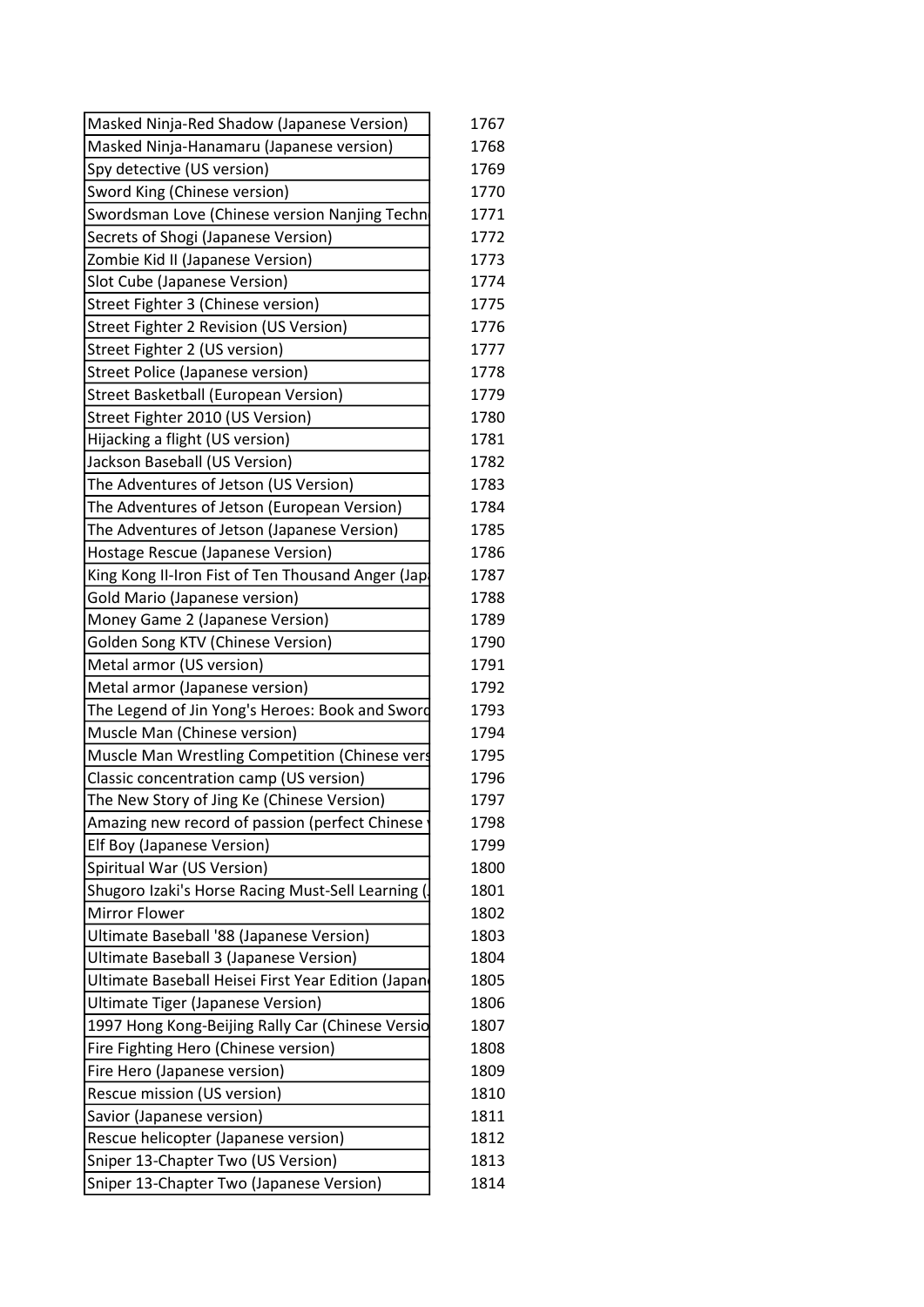| | |
|---|---|
| Masked Ninja-Red Shadow (Japanese Version) | 1767 |
| Masked Ninja-Hanamaru (Japanese version) | 1768 |
| Spy detective (US version) | 1769 |
| Sword King (Chinese version) | 1770 |
| Swordsman Love (Chinese version Nanjing Techn | 1771 |
| Secrets of Shogi (Japanese Version) | 1772 |
| Zombie Kid II (Japanese Version) | 1773 |
| Slot Cube (Japanese Version) | 1774 |
| Street Fighter 3 (Chinese version) | 1775 |
| Street Fighter 2 Revision (US Version) | 1776 |
| Street Fighter 2 (US version) | 1777 |
| Street Police (Japanese version) | 1778 |
| Street Basketball (European Version) | 1779 |
| Street Fighter 2010 (US Version) | 1780 |
| Hijacking a flight (US version) | 1781 |
| Jackson Baseball (US Version) | 1782 |
| The Adventures of Jetson (US Version) | 1783 |
| The Adventures of Jetson (European Version) | 1784 |
| The Adventures of Jetson (Japanese Version) | 1785 |
| Hostage Rescue (Japanese Version) | 1786 |
| King Kong II-Iron Fist of Ten Thousand Anger (Jap | 1787 |
| Gold Mario (Japanese version) | 1788 |
| Money Game 2 (Japanese Version) | 1789 |
| Golden Song KTV (Chinese Version) | 1790 |
| Metal armor (US version) | 1791 |
| Metal armor (Japanese version) | 1792 |
| The Legend of Jin Yong's Heroes: Book and Sword | 1793 |
| Muscle Man (Chinese version) | 1794 |
| Muscle Man Wrestling Competition (Chinese vers | 1795 |
| Classic concentration camp (US version) | 1796 |
| The New Story of Jing Ke (Chinese Version) | 1797 |
| Amazing new record of passion (perfect Chinese | 1798 |
| Elf Boy (Japanese Version) | 1799 |
| Spiritual War (US Version) | 1800 |
| Shugoro Izaki's Horse Racing Must-Sell Learning ( | 1801 |
| Mirror Flower | 1802 |
| Ultimate Baseball '88 (Japanese Version) | 1803 |
| Ultimate Baseball 3 (Japanese Version) | 1804 |
| Ultimate Baseball Heisei First Year Edition (Japan | 1805 |
| Ultimate Tiger (Japanese Version) | 1806 |
| 1997 Hong Kong-Beijing Rally Car (Chinese Versio | 1807 |
| Fire Fighting Hero (Chinese version) | 1808 |
| Fire Hero (Japanese version) | 1809 |
| Rescue mission (US version) | 1810 |
| Savior (Japanese version) | 1811 |
| Rescue helicopter (Japanese version) | 1812 |
| Sniper 13-Chapter Two (US Version) | 1813 |
| Sniper 13-Chapter Two (Japanese Version) | 1814 |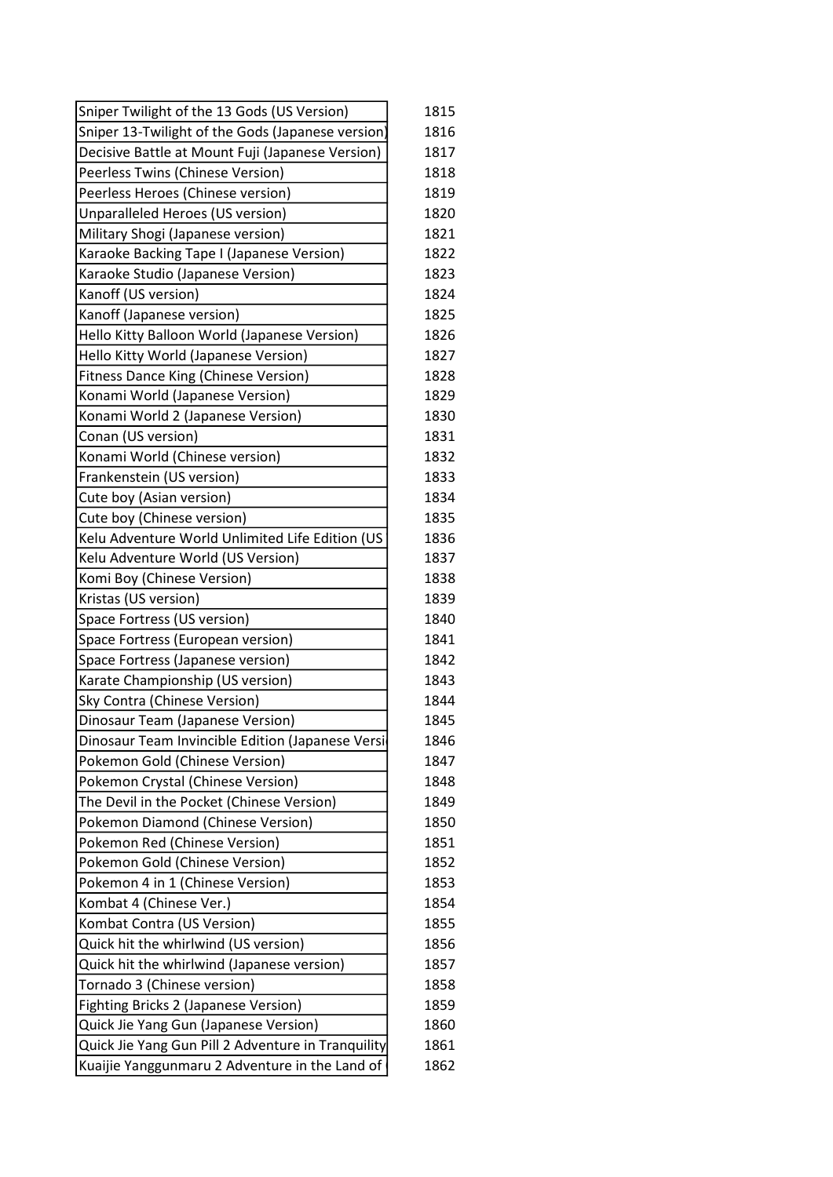| | |
|---|---|
| Sniper Twilight of the 13 Gods (US Version) | 1815 |
| Sniper 13-Twilight of the Gods (Japanese version) | 1816 |
| Decisive Battle at Mount Fuji (Japanese Version) | 1817 |
| Peerless Twins (Chinese Version) | 1818 |
| Peerless Heroes (Chinese version) | 1819 |
| Unparalleled Heroes (US version) | 1820 |
| Military Shogi (Japanese version) | 1821 |
| Karaoke Backing Tape I (Japanese Version) | 1822 |
| Karaoke Studio (Japanese Version) | 1823 |
| Kanoff (US version) | 1824 |
| Kanoff (Japanese version) | 1825 |
| Hello Kitty Balloon World (Japanese Version) | 1826 |
| Hello Kitty World (Japanese Version) | 1827 |
| Fitness Dance King (Chinese Version) | 1828 |
| Konami World (Japanese Version) | 1829 |
| Konami World 2 (Japanese Version) | 1830 |
| Conan (US version) | 1831 |
| Konami World (Chinese version) | 1832 |
| Frankenstein (US version) | 1833 |
| Cute boy (Asian version) | 1834 |
| Cute boy (Chinese version) | 1835 |
| Kelu Adventure World Unlimited Life Edition (US | 1836 |
| Kelu Adventure World (US Version) | 1837 |
| Komi Boy (Chinese Version) | 1838 |
| Kristas (US version) | 1839 |
| Space Fortress (US version) | 1840 |
| Space Fortress (European version) | 1841 |
| Space Fortress (Japanese version) | 1842 |
| Karate Championship (US version) | 1843 |
| Sky Contra (Chinese Version) | 1844 |
| Dinosaur Team (Japanese Version) | 1845 |
| Dinosaur Team Invincible Edition (Japanese Versi | 1846 |
| Pokemon Gold (Chinese Version) | 1847 |
| Pokemon Crystal (Chinese Version) | 1848 |
| The Devil in the Pocket (Chinese Version) | 1849 |
| Pokemon Diamond (Chinese Version) | 1850 |
| Pokemon Red (Chinese Version) | 1851 |
| Pokemon Gold (Chinese Version) | 1852 |
| Pokemon 4 in 1 (Chinese Version) | 1853 |
| Kombat 4 (Chinese Ver.) | 1854 |
| Kombat Contra (US Version) | 1855 |
| Quick hit the whirlwind (US version) | 1856 |
| Quick hit the whirlwind (Japanese version) | 1857 |
| Tornado 3 (Chinese version) | 1858 |
| Fighting Bricks 2 (Japanese Version) | 1859 |
| Quick Jie Yang Gun (Japanese Version) | 1860 |
| Quick Jie Yang Gun Pill 2 Adventure in Tranquility | 1861 |
| Kuaijie Yanggunmaru 2 Adventure in the Land of | 1862 |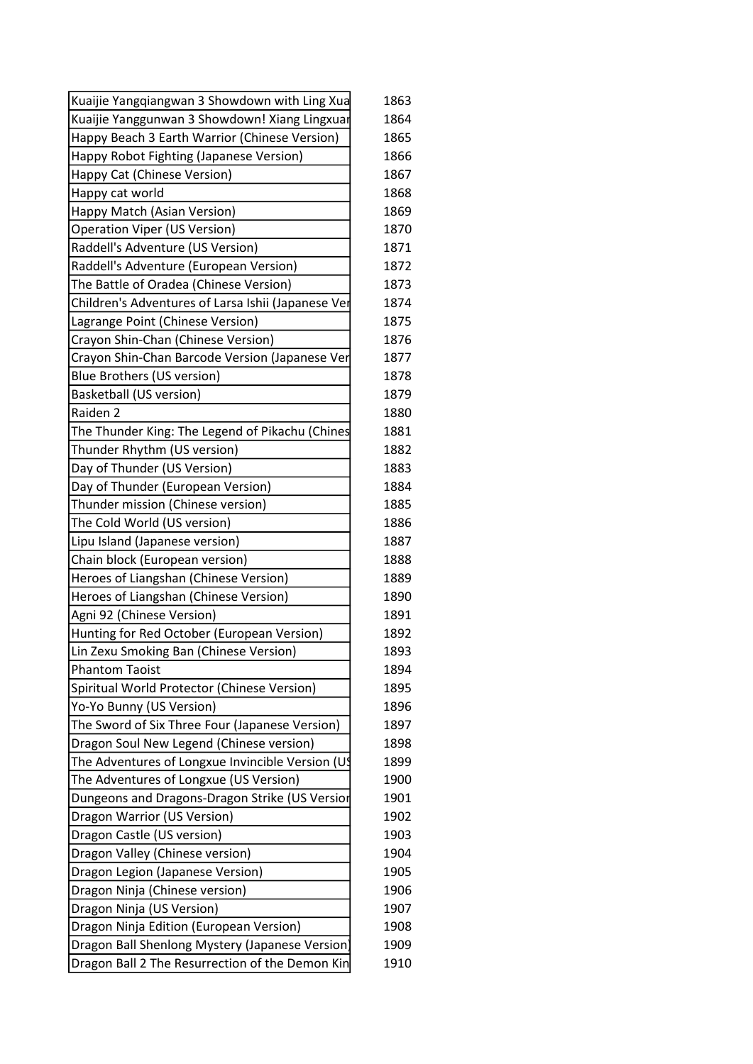| | |
|---|---|
| Kuaijie Yangqiangwan 3 Showdown with Ling Xua | 1863 |
| Kuaijie Yanggunwan 3 Showdown! Xiang Lingxuar | 1864 |
| Happy Beach 3 Earth Warrior (Chinese Version) | 1865 |
| Happy Robot Fighting (Japanese Version) | 1866 |
| Happy Cat (Chinese Version) | 1867 |
| Happy cat world | 1868 |
| Happy Match (Asian Version) | 1869 |
| Operation Viper (US Version) | 1870 |
| Raddell's Adventure (US Version) | 1871 |
| Raddell's Adventure (European Version) | 1872 |
| The Battle of Oradea (Chinese Version) | 1873 |
| Children's Adventures of Larsa Ishii (Japanese Ver | 1874 |
| Lagrange Point (Chinese Version) | 1875 |
| Crayon Shin-Chan (Chinese Version) | 1876 |
| Crayon Shin-Chan Barcode Version (Japanese Ver | 1877 |
| Blue Brothers (US version) | 1878 |
| Basketball (US version) | 1879 |
| Raiden 2 | 1880 |
| The Thunder King: The Legend of Pikachu (Chines | 1881 |
| Thunder Rhythm (US version) | 1882 |
| Day of Thunder (US Version) | 1883 |
| Day of Thunder (European Version) | 1884 |
| Thunder mission (Chinese version) | 1885 |
| The Cold World (US version) | 1886 |
| Lipu Island (Japanese version) | 1887 |
| Chain block (European version) | 1888 |
| Heroes of Liangshan (Chinese Version) | 1889 |
| Heroes of Liangshan (Chinese Version) | 1890 |
| Agni 92 (Chinese Version) | 1891 |
| Hunting for Red October (European Version) | 1892 |
| Lin Zexu Smoking Ban (Chinese Version) | 1893 |
| Phantom Taoist | 1894 |
| Spiritual World Protector (Chinese Version) | 1895 |
| Yo-Yo Bunny (US Version) | 1896 |
| The Sword of Six Three Four (Japanese Version) | 1897 |
| Dragon Soul New Legend (Chinese version) | 1898 |
| The Adventures of Longxue Invincible Version (US | 1899 |
| The Adventures of Longxue (US Version) | 1900 |
| Dungeons and Dragons-Dragon Strike (US Versior | 1901 |
| Dragon Warrior (US Version) | 1902 |
| Dragon Castle (US version) | 1903 |
| Dragon Valley (Chinese version) | 1904 |
| Dragon Legion (Japanese Version) | 1905 |
| Dragon Ninja (Chinese version) | 1906 |
| Dragon Ninja (US Version) | 1907 |
| Dragon Ninja Edition (European Version) | 1908 |
| Dragon Ball Shenlong Mystery (Japanese Version) | 1909 |
| Dragon Ball 2 The Resurrection of the Demon Kin | 1910 |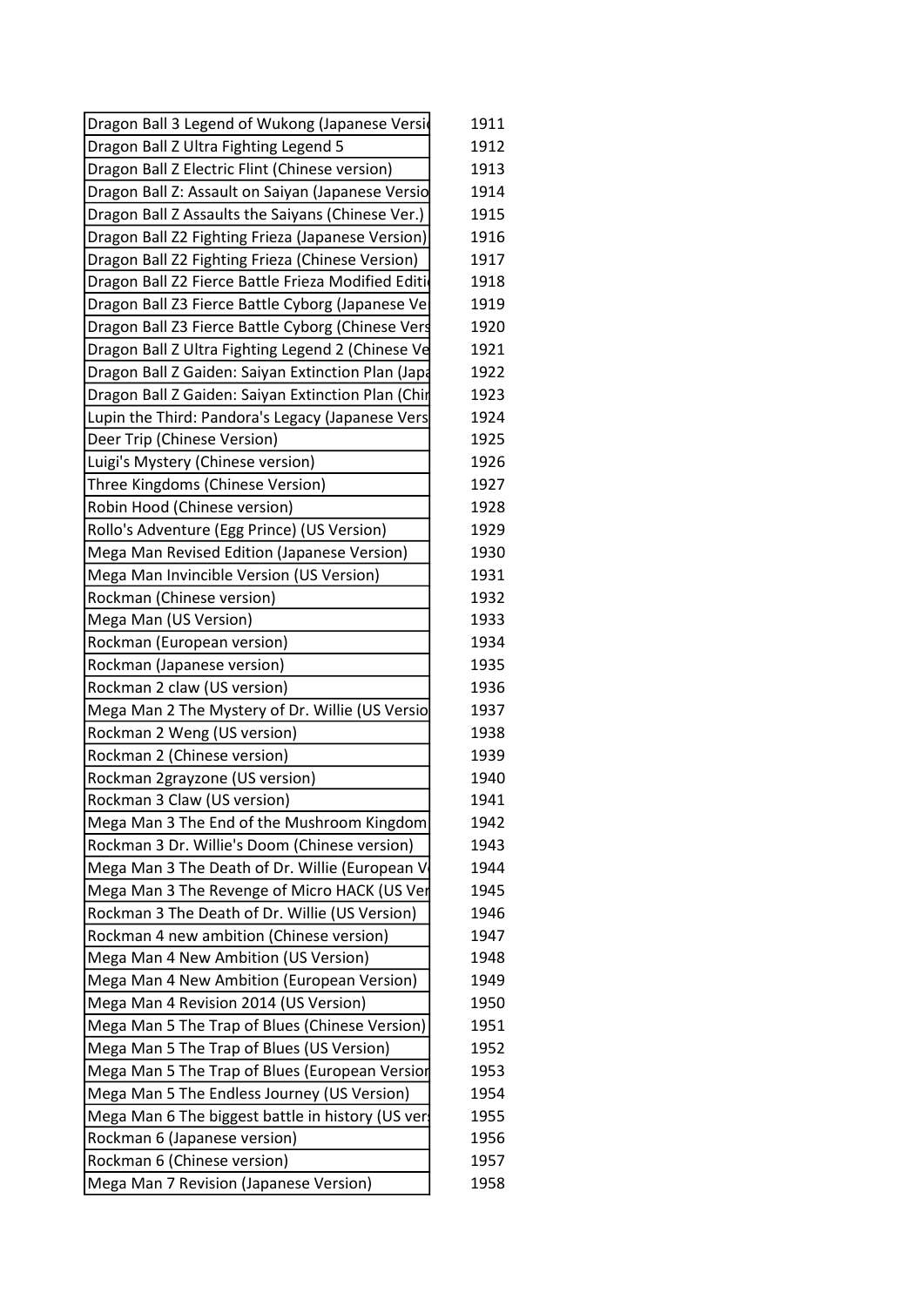| | |
|---|---|
| Dragon Ball 3 Legend of Wukong (Japanese Versi | 1911 |
| Dragon Ball Z Ultra Fighting Legend 5 | 1912 |
| Dragon Ball Z Electric Flint (Chinese version) | 1913 |
| Dragon Ball Z: Assault on Saiyan (Japanese Versio | 1914 |
| Dragon Ball Z Assaults the Saiyans (Chinese Ver.) | 1915 |
| Dragon Ball Z2 Fighting Frieza (Japanese Version) | 1916 |
| Dragon Ball Z2 Fighting Frieza (Chinese Version) | 1917 |
| Dragon Ball Z2 Fierce Battle Frieza Modified Editi | 1918 |
| Dragon Ball Z3 Fierce Battle Cyborg (Japanese Ve | 1919 |
| Dragon Ball Z3 Fierce Battle Cyborg (Chinese Vers | 1920 |
| Dragon Ball Z Ultra Fighting Legend 2 (Chinese Ve | 1921 |
| Dragon Ball Z Gaiden: Saiyan Extinction Plan (Japa | 1922 |
| Dragon Ball Z Gaiden: Saiyan Extinction Plan (Chir | 1923 |
| Lupin the Third: Pandora's Legacy (Japanese Vers | 1924 |
| Deer Trip (Chinese Version) | 1925 |
| Luigi's Mystery (Chinese version) | 1926 |
| Three Kingdoms (Chinese Version) | 1927 |
| Robin Hood (Chinese version) | 1928 |
| Rollo's Adventure (Egg Prince) (US Version) | 1929 |
| Mega Man Revised Edition (Japanese Version) | 1930 |
| Mega Man Invincible Version (US Version) | 1931 |
| Rockman (Chinese version) | 1932 |
| Mega Man (US Version) | 1933 |
| Rockman (European version) | 1934 |
| Rockman (Japanese version) | 1935 |
| Rockman 2 claw (US version) | 1936 |
| Mega Man 2 The Mystery of Dr. Willie (US Versio | 1937 |
| Rockman 2 Weng (US version) | 1938 |
| Rockman 2 (Chinese version) | 1939 |
| Rockman 2grayzone (US version) | 1940 |
| Rockman 3 Claw (US version) | 1941 |
| Mega Man 3 The End of the Mushroom Kingdom | 1942 |
| Rockman 3 Dr. Willie's Doom (Chinese version) | 1943 |
| Mega Man 3 The Death of Dr. Willie (European V | 1944 |
| Mega Man 3 The Revenge of Micro HACK (US Ver | 1945 |
| Rockman 3 The Death of Dr. Willie (US Version) | 1946 |
| Rockman 4 new ambition (Chinese version) | 1947 |
| Mega Man 4 New Ambition (US Version) | 1948 |
| Mega Man 4 New Ambition (European Version) | 1949 |
| Mega Man 4 Revision 2014 (US Version) | 1950 |
| Mega Man 5 The Trap of Blues (Chinese Version) | 1951 |
| Mega Man 5 The Trap of Blues (US Version) | 1952 |
| Mega Man 5 The Trap of Blues (European Version | 1953 |
| Mega Man 5 The Endless Journey (US Version) | 1954 |
| Mega Man 6 The biggest battle in history (US ver | 1955 |
| Rockman 6 (Japanese version) | 1956 |
| Rockman 6 (Chinese version) | 1957 |
| Mega Man 7 Revision (Japanese Version) | 1958 |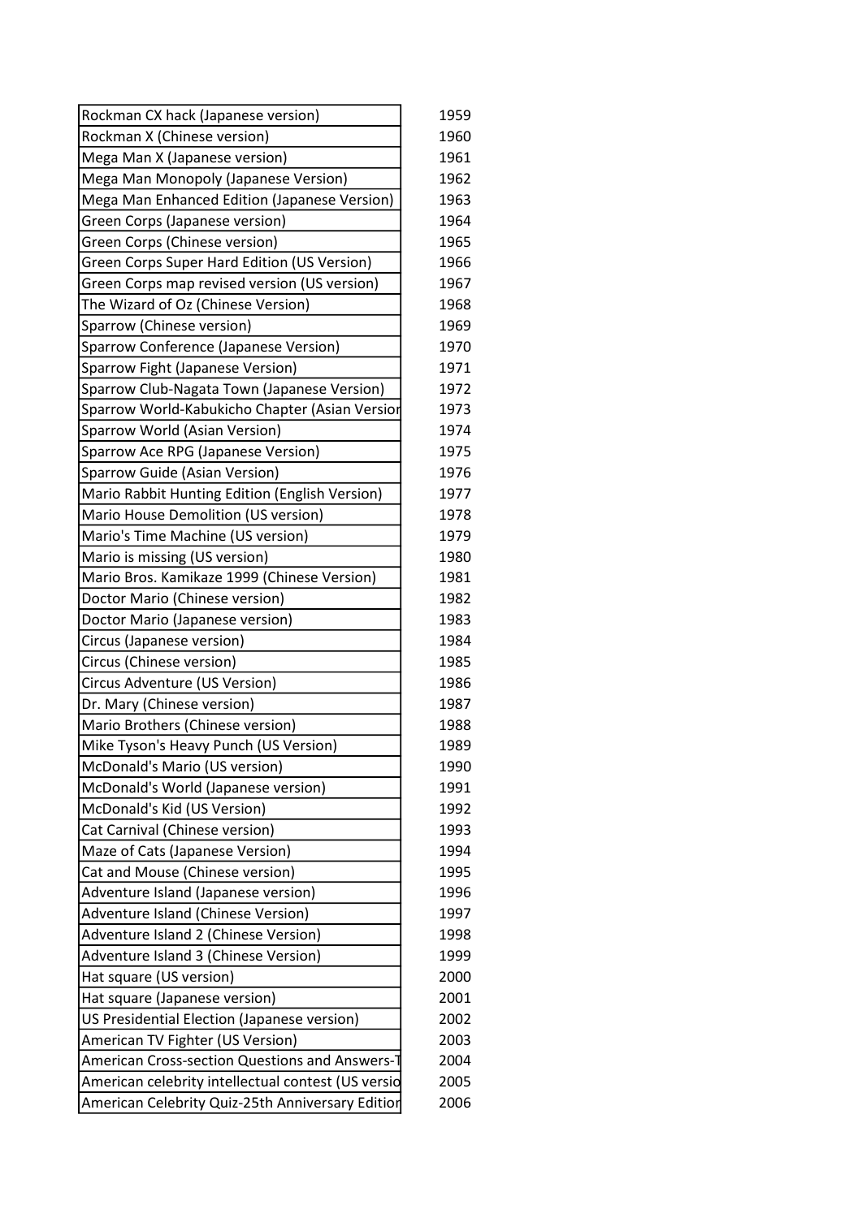| | |
|---|---|
| Rockman CX hack (Japanese version) | 1959 |
| Rockman X (Chinese version) | 1960 |
| Mega Man X (Japanese version) | 1961 |
| Mega Man Monopoly (Japanese Version) | 1962 |
| Mega Man Enhanced Edition (Japanese Version) | 1963 |
| Green Corps (Japanese version) | 1964 |
| Green Corps (Chinese version) | 1965 |
| Green Corps Super Hard Edition (US Version) | 1966 |
| Green Corps map revised version (US version) | 1967 |
| The Wizard of Oz (Chinese Version) | 1968 |
| Sparrow (Chinese version) | 1969 |
| Sparrow Conference (Japanese Version) | 1970 |
| Sparrow Fight (Japanese Version) | 1971 |
| Sparrow Club-Nagata Town (Japanese Version) | 1972 |
| Sparrow World-Kabukicho Chapter (Asian Versior | 1973 |
| Sparrow World (Asian Version) | 1974 |
| Sparrow Ace RPG (Japanese Version) | 1975 |
| Sparrow Guide (Asian Version) | 1976 |
| Mario Rabbit Hunting Edition (English Version) | 1977 |
| Mario House Demolition (US version) | 1978 |
| Mario's Time Machine (US version) | 1979 |
| Mario is missing (US version) | 1980 |
| Mario Bros. Kamikaze 1999 (Chinese Version) | 1981 |
| Doctor Mario (Chinese version) | 1982 |
| Doctor Mario (Japanese version) | 1983 |
| Circus (Japanese version) | 1984 |
| Circus (Chinese version) | 1985 |
| Circus Adventure (US Version) | 1986 |
| Dr. Mary (Chinese version) | 1987 |
| Mario Brothers (Chinese version) | 1988 |
| Mike Tyson's Heavy Punch (US Version) | 1989 |
| McDonald's Mario (US version) | 1990 |
| McDonald's World (Japanese version) | 1991 |
| McDonald's Kid (US Version) | 1992 |
| Cat Carnival (Chinese version) | 1993 |
| Maze of Cats (Japanese Version) | 1994 |
| Cat and Mouse (Chinese version) | 1995 |
| Adventure Island (Japanese version) | 1996 |
| Adventure Island (Chinese Version) | 1997 |
| Adventure Island 2 (Chinese Version) | 1998 |
| Adventure Island 3 (Chinese Version) | 1999 |
| Hat square (US version) | 2000 |
| Hat square (Japanese version) | 2001 |
| US Presidential Election (Japanese version) | 2002 |
| American TV Fighter (US Version) | 2003 |
| American Cross-section Questions and Answers-T | 2004 |
| American celebrity intellectual contest (US versio | 2005 |
| American Celebrity Quiz-25th Anniversary Editior | 2006 |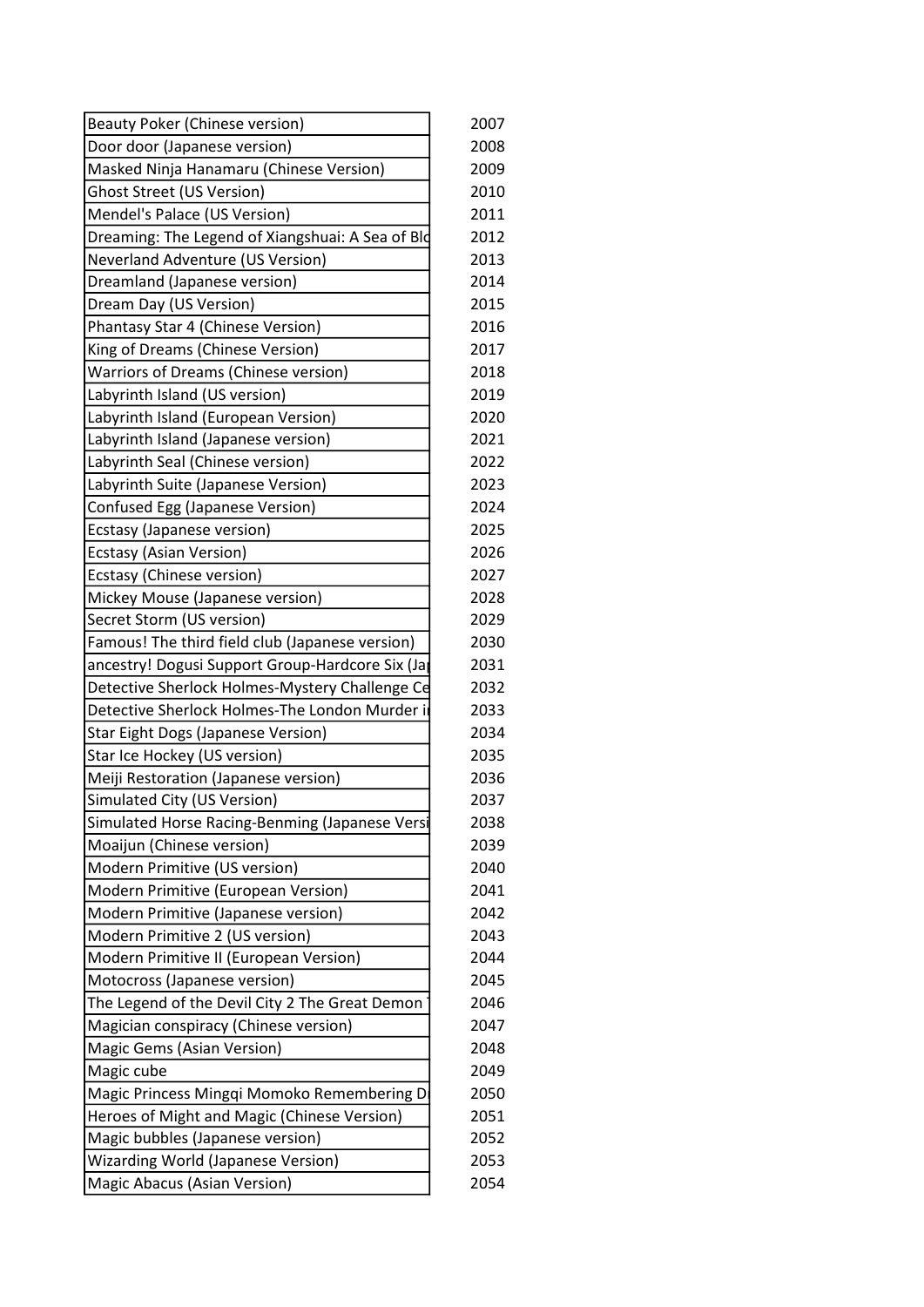| | |
|---|---|
| Beauty Poker (Chinese version) | 2007 |
| Door door (Japanese version) | 2008 |
| Masked Ninja Hanamaru (Chinese Version) | 2009 |
| Ghost Street (US Version) | 2010 |
| Mendel's Palace (US Version) | 2011 |
| Dreaming: The Legend of Xiangshuai: A Sea of Blo | 2012 |
| Neverland Adventure (US Version) | 2013 |
| Dreamland (Japanese version) | 2014 |
| Dream Day (US Version) | 2015 |
| Phantasy Star 4 (Chinese Version) | 2016 |
| King of Dreams (Chinese Version) | 2017 |
| Warriors of Dreams (Chinese version) | 2018 |
| Labyrinth Island (US version) | 2019 |
| Labyrinth Island (European Version) | 2020 |
| Labyrinth Island (Japanese version) | 2021 |
| Labyrinth Seal (Chinese version) | 2022 |
| Labyrinth Suite (Japanese Version) | 2023 |
| Confused Egg (Japanese Version) | 2024 |
| Ecstasy (Japanese version) | 2025 |
| Ecstasy (Asian Version) | 2026 |
| Ecstasy (Chinese version) | 2027 |
| Mickey Mouse (Japanese version) | 2028 |
| Secret Storm (US version) | 2029 |
| Famous! The third field club (Japanese version) | 2030 |
| ancestry! Dogusi Support Group-Hardcore Six (Ja | 2031 |
| Detective Sherlock Holmes-Mystery Challenge Ce | 2032 |
| Detective Sherlock Holmes-The London Murder i | 2033 |
| Star Eight Dogs (Japanese Version) | 2034 |
| Star Ice Hockey (US version) | 2035 |
| Meiji Restoration (Japanese version) | 2036 |
| Simulated City (US Version) | 2037 |
| Simulated Horse Racing-Benming (Japanese Versi | 2038 |
| Moaijun (Chinese version) | 2039 |
| Modern Primitive (US version) | 2040 |
| Modern Primitive (European Version) | 2041 |
| Modern Primitive (Japanese version) | 2042 |
| Modern Primitive 2 (US version) | 2043 |
| Modern Primitive II (European Version) | 2044 |
| Motocross (Japanese version) | 2045 |
| The Legend of the Devil City 2 The Great Demon | 2046 |
| Magician conspiracy (Chinese version) | 2047 |
| Magic Gems (Asian Version) | 2048 |
| Magic cube | 2049 |
| Magic Princess Mingqi Momoko Remembering D | 2050 |
| Heroes of Might and Magic (Chinese Version) | 2051 |
| Magic bubbles (Japanese version) | 2052 |
| Wizarding World (Japanese Version) | 2053 |
| Magic Abacus (Asian Version) | 2054 |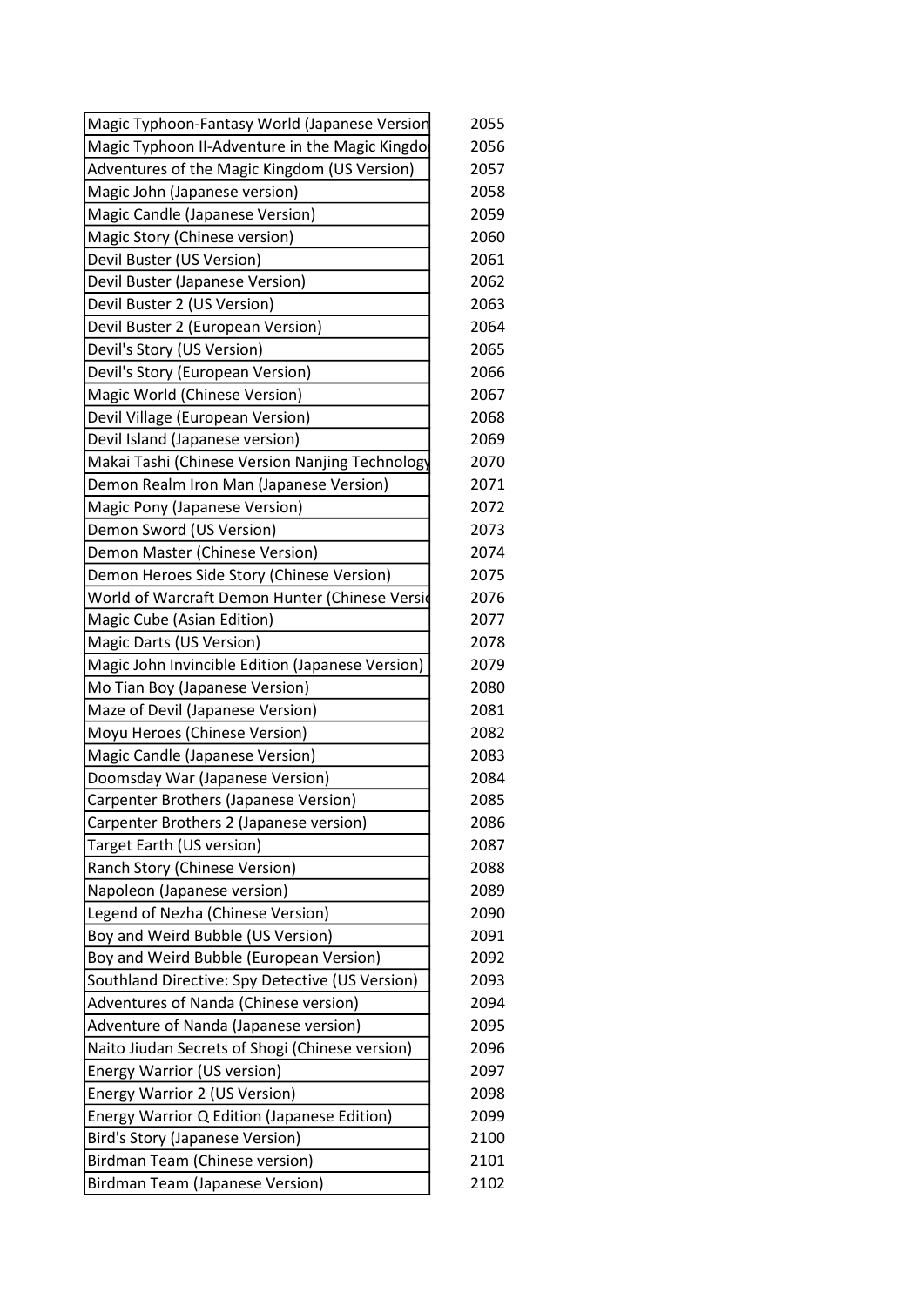| | |
|---|---|
| Magic Typhoon-Fantasy World (Japanese Version | 2055 |
| Magic Typhoon II-Adventure in the Magic Kingdo | 2056 |
| Adventures of the Magic Kingdom (US Version) | 2057 |
| Magic John (Japanese version) | 2058 |
| Magic Candle (Japanese Version) | 2059 |
| Magic Story (Chinese version) | 2060 |
| Devil Buster (US Version) | 2061 |
| Devil Buster (Japanese Version) | 2062 |
| Devil Buster 2 (US Version) | 2063 |
| Devil Buster 2 (European Version) | 2064 |
| Devil's Story (US Version) | 2065 |
| Devil's Story (European Version) | 2066 |
| Magic World (Chinese Version) | 2067 |
| Devil Village (European Version) | 2068 |
| Devil Island (Japanese version) | 2069 |
| Makai Tashi (Chinese Version Nanjing Technology | 2070 |
| Demon Realm Iron Man (Japanese Version) | 2071 |
| Magic Pony (Japanese Version) | 2072 |
| Demon Sword (US Version) | 2073 |
| Demon Master (Chinese Version) | 2074 |
| Demon Heroes Side Story (Chinese Version) | 2075 |
| World of Warcraft Demon Hunter (Chinese Versio | 2076 |
| Magic Cube (Asian Edition) | 2077 |
| Magic Darts (US Version) | 2078 |
| Magic John Invincible Edition (Japanese Version) | 2079 |
| Mo Tian Boy (Japanese Version) | 2080 |
| Maze of Devil (Japanese Version) | 2081 |
| Moyu Heroes (Chinese Version) | 2082 |
| Magic Candle (Japanese Version) | 2083 |
| Doomsday War (Japanese Version) | 2084 |
| Carpenter Brothers (Japanese Version) | 2085 |
| Carpenter Brothers 2 (Japanese version) | 2086 |
| Target Earth (US version) | 2087 |
| Ranch Story (Chinese Version) | 2088 |
| Napoleon (Japanese version) | 2089 |
| Legend of Nezha (Chinese Version) | 2090 |
| Boy and Weird Bubble (US Version) | 2091 |
| Boy and Weird Bubble (European Version) | 2092 |
| Southland Directive: Spy Detective (US Version) | 2093 |
| Adventures of Nanda (Chinese version) | 2094 |
| Adventure of Nanda (Japanese version) | 2095 |
| Naito Jiudan Secrets of Shogi (Chinese version) | 2096 |
| Energy Warrior (US version) | 2097 |
| Energy Warrior 2 (US Version) | 2098 |
| Energy Warrior Q Edition (Japanese Edition) | 2099 |
| Bird's Story (Japanese Version) | 2100 |
| Birdman Team (Chinese version) | 2101 |
| Birdman Team (Japanese Version) | 2102 |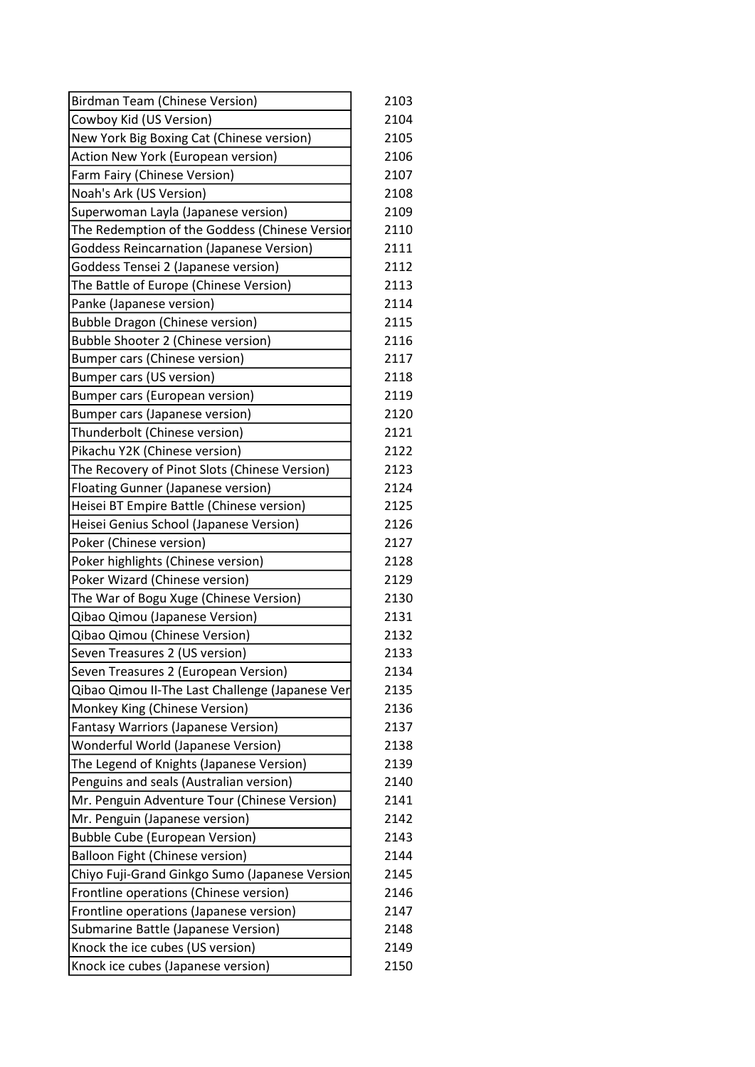| | |
|---|---|
| Birdman Team (Chinese Version) | 2103 |
| Cowboy Kid (US Version) | 2104 |
| New York Big Boxing Cat (Chinese version) | 2105 |
| Action New York (European version) | 2106 |
| Farm Fairy (Chinese Version) | 2107 |
| Noah's Ark (US Version) | 2108 |
| Superwoman Layla (Japanese version) | 2109 |
| The Redemption of the Goddess (Chinese Versior | 2110 |
| Goddess Reincarnation (Japanese Version) | 2111 |
| Goddess Tensei 2 (Japanese version) | 2112 |
| The Battle of Europe (Chinese Version) | 2113 |
| Panke (Japanese version) | 2114 |
| Bubble Dragon (Chinese version) | 2115 |
| Bubble Shooter 2 (Chinese version) | 2116 |
| Bumper cars (Chinese version) | 2117 |
| Bumper cars (US version) | 2118 |
| Bumper cars (European version) | 2119 |
| Bumper cars (Japanese version) | 2120 |
| Thunderbolt (Chinese version) | 2121 |
| Pikachu Y2K (Chinese version) | 2122 |
| The Recovery of Pinot Slots (Chinese Version) | 2123 |
| Floating Gunner (Japanese version) | 2124 |
| Heisei BT Empire Battle (Chinese version) | 2125 |
| Heisei Genius School (Japanese Version) | 2126 |
| Poker (Chinese version) | 2127 |
| Poker highlights (Chinese version) | 2128 |
| Poker Wizard (Chinese version) | 2129 |
| The War of Bogu Xuge (Chinese Version) | 2130 |
| Qibao Qimou (Japanese Version) | 2131 |
| Qibao Qimou (Chinese Version) | 2132 |
| Seven Treasures 2 (US version) | 2133 |
| Seven Treasures 2 (European Version) | 2134 |
| Qibao Qimou II-The Last Challenge (Japanese Ver | 2135 |
| Monkey King (Chinese Version) | 2136 |
| Fantasy Warriors (Japanese Version) | 2137 |
| Wonderful World (Japanese Version) | 2138 |
| The Legend of Knights (Japanese Version) | 2139 |
| Penguins and seals (Australian version) | 2140 |
| Mr. Penguin Adventure Tour (Chinese Version) | 2141 |
| Mr. Penguin (Japanese version) | 2142 |
| Bubble Cube (European Version) | 2143 |
| Balloon Fight (Chinese version) | 2144 |
| Chiyo Fuji-Grand Ginkgo Sumo (Japanese Version | 2145 |
| Frontline operations (Chinese version) | 2146 |
| Frontline operations (Japanese version) | 2147 |
| Submarine Battle (Japanese Version) | 2148 |
| Knock the ice cubes (US version) | 2149 |
| Knock ice cubes (Japanese version) | 2150 |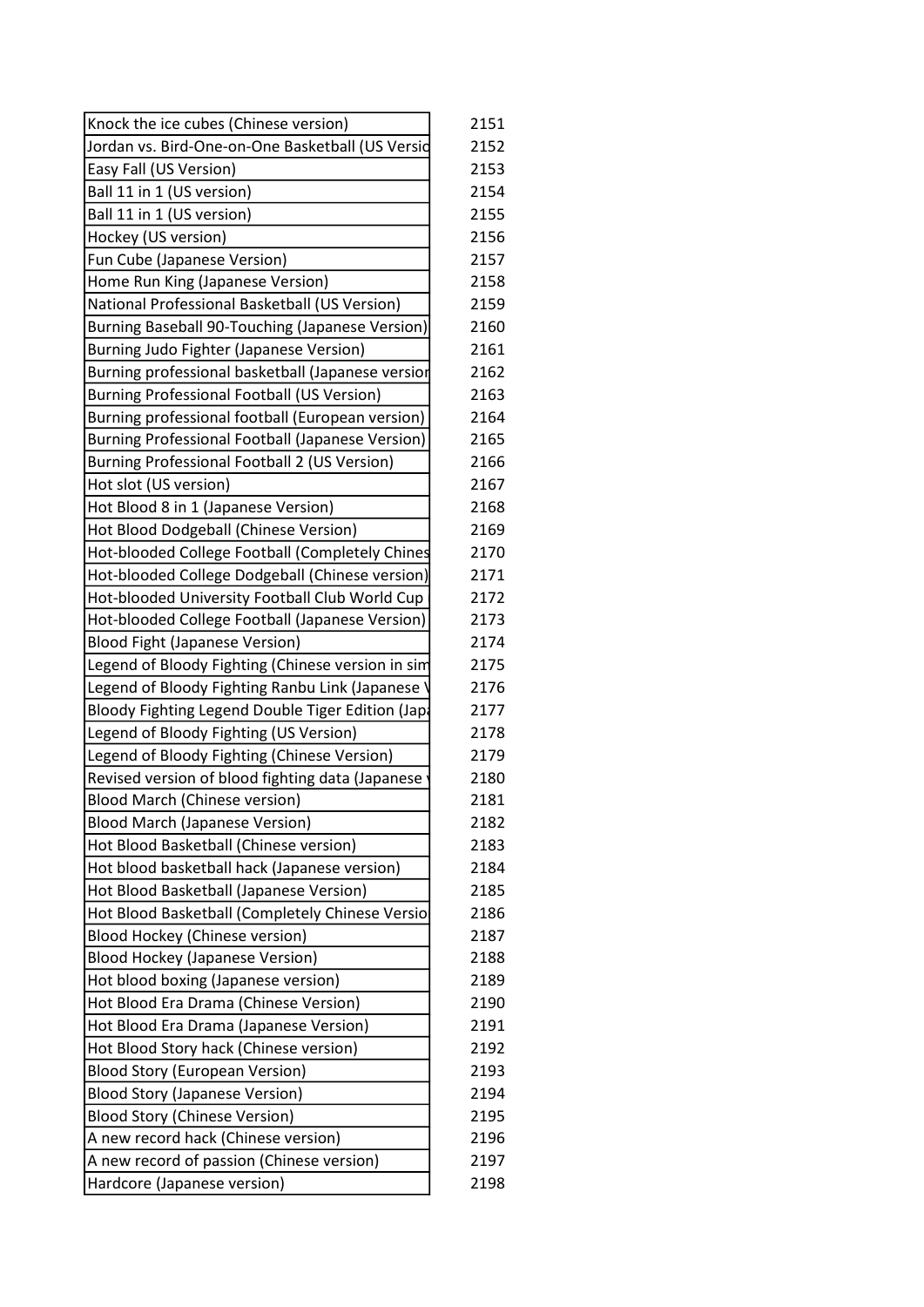| | |
|---|---|
| Knock the ice cubes (Chinese version) | 2151 |
| Jordan vs. Bird-One-on-One Basketball (US Versio | 2152 |
| Easy Fall (US Version) | 2153 |
| Ball 11 in 1 (US version) | 2154 |
| Ball 11 in 1 (US version) | 2155 |
| Hockey (US version) | 2156 |
| Fun Cube (Japanese Version) | 2157 |
| Home Run King (Japanese Version) | 2158 |
| National Professional Basketball (US Version) | 2159 |
| Burning Baseball 90-Touching (Japanese Version) | 2160 |
| Burning Judo Fighter (Japanese Version) | 2161 |
| Burning professional basketball (Japanese versior | 2162 |
| Burning Professional Football (US Version) | 2163 |
| Burning professional football (European version) | 2164 |
| Burning Professional Football (Japanese Version) | 2165 |
| Burning Professional Football 2 (US Version) | 2166 |
| Hot slot (US version) | 2167 |
| Hot Blood 8 in 1 (Japanese Version) | 2168 |
| Hot Blood Dodgeball (Chinese Version) | 2169 |
| Hot-blooded College Football (Completely Chines | 2170 |
| Hot-blooded College Dodgeball (Chinese version) | 2171 |
| Hot-blooded University Football Club World Cup | 2172 |
| Hot-blooded College Football (Japanese Version) | 2173 |
| Blood Fight (Japanese Version) | 2174 |
| Legend of Bloody Fighting (Chinese version in sim | 2175 |
| Legend of Bloody Fighting Ranbu Link (Japanese V | 2176 |
| Bloody Fighting Legend Double Tiger Edition (Japa | 2177 |
| Legend of Bloody Fighting (US Version) | 2178 |
| Legend of Bloody Fighting (Chinese Version) | 2179 |
| Revised version of blood fighting data (Japanese v | 2180 |
| Blood March (Chinese version) | 2181 |
| Blood March (Japanese Version) | 2182 |
| Hot Blood Basketball (Chinese version) | 2183 |
| Hot blood basketball hack (Japanese version) | 2184 |
| Hot Blood Basketball (Japanese Version) | 2185 |
| Hot Blood Basketball (Completely Chinese Versio | 2186 |
| Blood Hockey (Chinese version) | 2187 |
| Blood Hockey (Japanese Version) | 2188 |
| Hot blood boxing (Japanese version) | 2189 |
| Hot Blood Era Drama (Chinese Version) | 2190 |
| Hot Blood Era Drama (Japanese Version) | 2191 |
| Hot Blood Story hack (Chinese version) | 2192 |
| Blood Story (European Version) | 2193 |
| Blood Story (Japanese Version) | 2194 |
| Blood Story (Chinese Version) | 2195 |
| A new record hack (Chinese version) | 2196 |
| A new record of passion (Chinese version) | 2197 |
| Hardcore (Japanese version) | 2198 |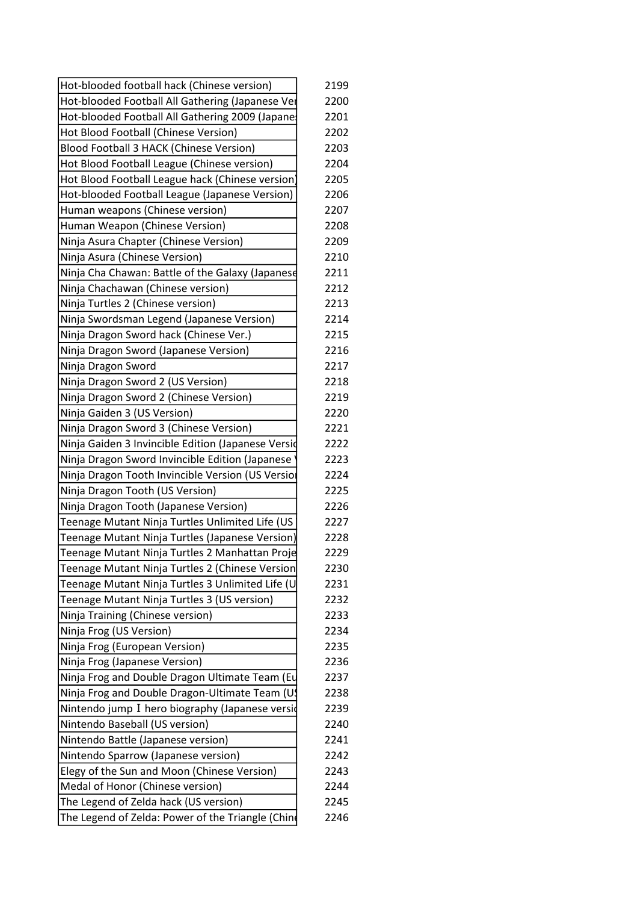| | |
|---|---|
| Hot-blooded football hack (Chinese version) | 2199 |
| Hot-blooded Football All Gathering (Japanese Ve | 2200 |
| Hot-blooded Football All Gathering 2009 (Japane | 2201 |
| Hot Blood Football (Chinese Version) | 2202 |
| Blood Football 3 HACK (Chinese Version) | 2203 |
| Hot Blood Football League (Chinese version) | 2204 |
| Hot Blood Football League hack (Chinese version) | 2205 |
| Hot-blooded Football League (Japanese Version) | 2206 |
| Human weapons (Chinese version) | 2207 |
| Human Weapon (Chinese Version) | 2208 |
| Ninja Asura Chapter (Chinese Version) | 2209 |
| Ninja Asura (Chinese Version) | 2210 |
| Ninja Cha Chawan: Battle of the Galaxy (Japanese | 2211 |
| Ninja Chachawan (Chinese version) | 2212 |
| Ninja Turtles 2 (Chinese version) | 2213 |
| Ninja Swordsman Legend (Japanese Version) | 2214 |
| Ninja Dragon Sword hack (Chinese Ver.) | 2215 |
| Ninja Dragon Sword (Japanese Version) | 2216 |
| Ninja Dragon Sword | 2217 |
| Ninja Dragon Sword 2 (US Version) | 2218 |
| Ninja Dragon Sword 2 (Chinese Version) | 2219 |
| Ninja Gaiden 3 (US Version) | 2220 |
| Ninja Dragon Sword 3 (Chinese Version) | 2221 |
| Ninja Gaiden 3 Invincible Edition (Japanese Versio | 2222 |
| Ninja Dragon Sword Invincible Edition (Japanese | 2223 |
| Ninja Dragon Tooth Invincible Version (US Versio | 2224 |
| Ninja Dragon Tooth (US Version) | 2225 |
| Ninja Dragon Tooth (Japanese Version) | 2226 |
| Teenage Mutant Ninja Turtles Unlimited Life (US | 2227 |
| Teenage Mutant Ninja Turtles (Japanese Version) | 2228 |
| Teenage Mutant Ninja Turtles 2 Manhattan Proje | 2229 |
| Teenage Mutant Ninja Turtles 2 (Chinese Version | 2230 |
| Teenage Mutant Ninja Turtles 3 Unlimited Life (U | 2231 |
| Teenage Mutant Ninja Turtles 3 (US version) | 2232 |
| Ninja Training (Chinese version) | 2233 |
| Ninja Frog (US Version) | 2234 |
| Ninja Frog (European Version) | 2235 |
| Ninja Frog (Japanese Version) | 2236 |
| Ninja Frog and Double Dragon Ultimate Team (Eu | 2237 |
| Ninja Frog and Double Dragon-Ultimate Team (US | 2238 |
| Nintendo jump Ⅰ hero biography (Japanese versio | 2239 |
| Nintendo Baseball (US version) | 2240 |
| Nintendo Battle (Japanese version) | 2241 |
| Nintendo Sparrow (Japanese version) | 2242 |
| Elegy of the Sun and Moon (Chinese Version) | 2243 |
| Medal of Honor (Chinese version) | 2244 |
| The Legend of Zelda hack (US version) | 2245 |
| The Legend of Zelda: Power of the Triangle (Chin | 2246 |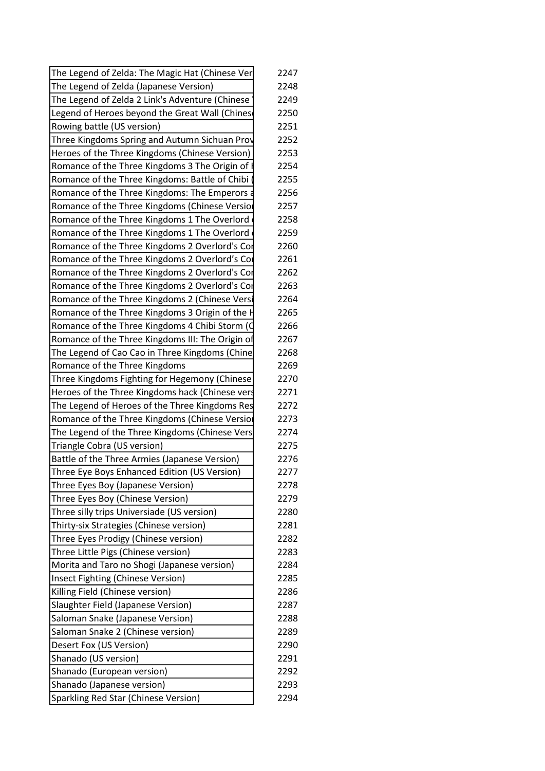| | |
|---|---|
| The Legend of Zelda: The Magic Hat (Chinese Ver | 2247 |
| The Legend of Zelda (Japanese Version) | 2248 |
| The Legend of Zelda 2 Link's Adventure (Chinese | 2249 |
| Legend of Heroes beyond the Great Wall (Chines | 2250 |
| Rowing battle (US version) | 2251 |
| Three Kingdoms Spring and Autumn Sichuan Prov | 2252 |
| Heroes of the Three Kingdoms (Chinese Version) | 2253 |
| Romance of the Three Kingdoms 3 The Origin of | 2254 |
| Romance of the Three Kingdoms: Battle of Chibi ( | 2255 |
| Romance of the Three Kingdoms: The Emperors a | 2256 |
| Romance of the Three Kingdoms (Chinese Versio | 2257 |
| Romance of the Three Kingdoms 1 The Overlord | 2258 |
| Romance of the Three Kingdoms 1 The Overlord | 2259 |
| Romance of the Three Kingdoms 2 Overlord's Co | 2260 |
| Romance of the Three Kingdoms 2 Overlord's Co | 2261 |
| Romance of the Three Kingdoms 2 Overlord's Co | 2262 |
| Romance of the Three Kingdoms 2 Overlord's Co | 2263 |
| Romance of the Three Kingdoms 2 (Chinese Versi | 2264 |
| Romance of the Three Kingdoms 3 Origin of the H | 2265 |
| Romance of the Three Kingdoms 4 Chibi Storm (C | 2266 |
| Romance of the Three Kingdoms III: The Origin of | 2267 |
| The Legend of Cao Cao in Three Kingdoms (Chine | 2268 |
| Romance of the Three Kingdoms | 2269 |
| Three Kingdoms Fighting for Hegemony (Chinese | 2270 |
| Heroes of the Three Kingdoms hack (Chinese vers | 2271 |
| The Legend of Heroes of the Three Kingdoms Res | 2272 |
| Romance of the Three Kingdoms (Chinese Versio | 2273 |
| The Legend of the Three Kingdoms (Chinese Vers | 2274 |
| Triangle Cobra (US version) | 2275 |
| Battle of the Three Armies (Japanese Version) | 2276 |
| Three Eye Boys Enhanced Edition (US Version) | 2277 |
| Three Eyes Boy (Japanese Version) | 2278 |
| Three Eyes Boy (Chinese Version) | 2279 |
| Three silly trips Universiade (US version) | 2280 |
| Thirty-six Strategies (Chinese version) | 2281 |
| Three Eyes Prodigy (Chinese version) | 2282 |
| Three Little Pigs (Chinese version) | 2283 |
| Morita and Taro no Shogi (Japanese version) | 2284 |
| Insect Fighting (Chinese Version) | 2285 |
| Killing Field (Chinese version) | 2286 |
| Slaughter Field (Japanese Version) | 2287 |
| Saloman Snake (Japanese Version) | 2288 |
| Saloman Snake 2 (Chinese version) | 2289 |
| Desert Fox (US Version) | 2290 |
| Shanado (US version) | 2291 |
| Shanado (European version) | 2292 |
| Shanado (Japanese version) | 2293 |
| Sparkling Red Star (Chinese Version) | 2294 |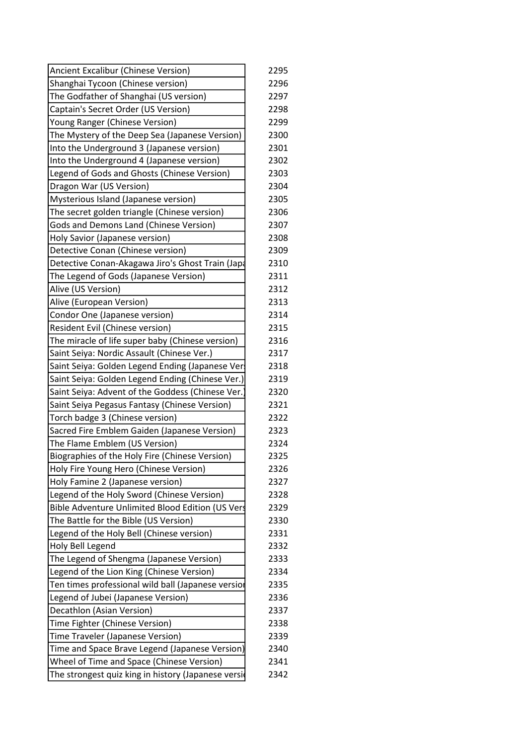| | |
|---|---|
| Ancient Excalibur (Chinese Version) | 2295 |
| Shanghai Tycoon (Chinese version) | 2296 |
| The Godfather of Shanghai (US version) | 2297 |
| Captain's Secret Order (US Version) | 2298 |
| Young Ranger (Chinese Version) | 2299 |
| The Mystery of the Deep Sea (Japanese Version) | 2300 |
| Into the Underground 3 (Japanese version) | 2301 |
| Into the Underground 4 (Japanese version) | 2302 |
| Legend of Gods and Ghosts (Chinese Version) | 2303 |
| Dragon War (US Version) | 2304 |
| Mysterious Island (Japanese version) | 2305 |
| The secret golden triangle (Chinese version) | 2306 |
| Gods and Demons Land (Chinese Version) | 2307 |
| Holy Savior (Japanese version) | 2308 |
| Detective Conan (Chinese version) | 2309 |
| Detective Conan-Akagawa Jiro's Ghost Train (Japa | 2310 |
| The Legend of Gods (Japanese Version) | 2311 |
| Alive (US Version) | 2312 |
| Alive (European Version) | 2313 |
| Condor One (Japanese version) | 2314 |
| Resident Evil (Chinese version) | 2315 |
| The miracle of life super baby (Chinese version) | 2316 |
| Saint Seiya: Nordic Assault (Chinese Ver.) | 2317 |
| Saint Seiya: Golden Legend Ending (Japanese Ver | 2318 |
| Saint Seiya: Golden Legend Ending (Chinese Ver.) | 2319 |
| Saint Seiya: Advent of the Goddess (Chinese Ver.) | 2320 |
| Saint Seiya Pegasus Fantasy (Chinese Version) | 2321 |
| Torch badge 3 (Chinese version) | 2322 |
| Sacred Fire Emblem Gaiden (Japanese Version) | 2323 |
| The Flame Emblem (US Version) | 2324 |
| Biographies of the Holy Fire (Chinese Version) | 2325 |
| Holy Fire Young Hero (Chinese Version) | 2326 |
| Holy Famine 2 (Japanese version) | 2327 |
| Legend of the Holy Sword (Chinese Version) | 2328 |
| Bible Adventure Unlimited Blood Edition (US Vers | 2329 |
| The Battle for the Bible (US Version) | 2330 |
| Legend of the Holy Bell (Chinese version) | 2331 |
| Holy Bell Legend | 2332 |
| The Legend of Shengma (Japanese Version) | 2333 |
| Legend of the Lion King (Chinese Version) | 2334 |
| Ten times professional wild ball (Japanese versio | 2335 |
| Legend of Jubei (Japanese Version) | 2336 |
| Decathlon (Asian Version) | 2337 |
| Time Fighter (Chinese Version) | 2338 |
| Time Traveler (Japanese Version) | 2339 |
| Time and Space Brave Legend (Japanese Version) | 2340 |
| Wheel of Time and Space (Chinese Version) | 2341 |
| The strongest quiz king in history (Japanese versi | 2342 |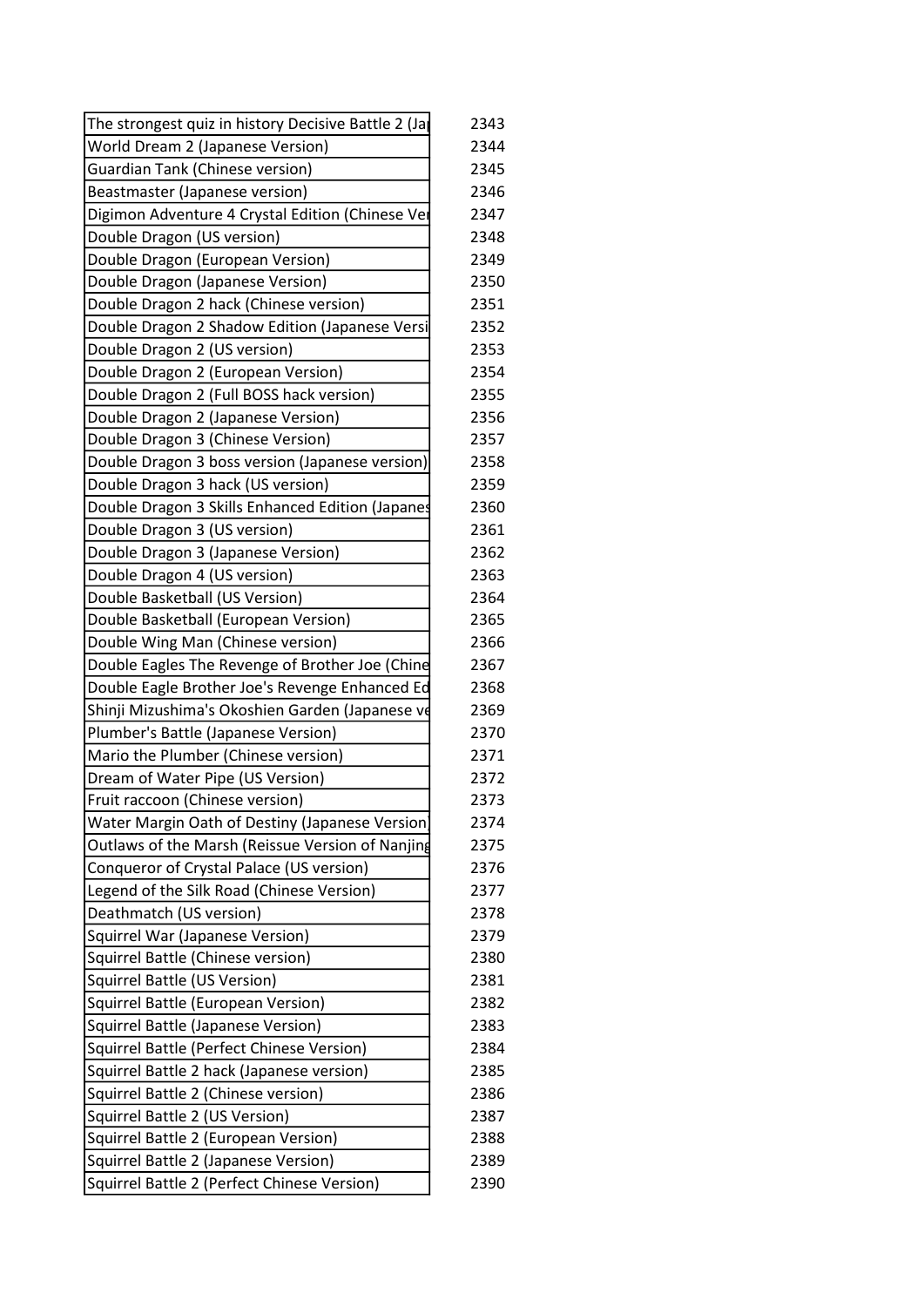| | |
|---|---|
| The strongest quiz in history Decisive Battle 2 (Ja | 2343 |
| World Dream 2 (Japanese Version) | 2344 |
| Guardian Tank (Chinese version) | 2345 |
| Beastmaster (Japanese version) | 2346 |
| Digimon Adventure 4 Crystal Edition (Chinese Ve | 2347 |
| Double Dragon (US version) | 2348 |
| Double Dragon (European Version) | 2349 |
| Double Dragon (Japanese Version) | 2350 |
| Double Dragon 2 hack (Chinese version) | 2351 |
| Double Dragon 2 Shadow Edition (Japanese Versi | 2352 |
| Double Dragon 2 (US version) | 2353 |
| Double Dragon 2 (European Version) | 2354 |
| Double Dragon 2 (Full BOSS hack version) | 2355 |
| Double Dragon 2 (Japanese Version) | 2356 |
| Double Dragon 3 (Chinese Version) | 2357 |
| Double Dragon 3 boss version (Japanese version) | 2358 |
| Double Dragon 3 hack (US version) | 2359 |
| Double Dragon 3 Skills Enhanced Edition (Japanes | 2360 |
| Double Dragon 3 (US version) | 2361 |
| Double Dragon 3 (Japanese Version) | 2362 |
| Double Dragon 4 (US version) | 2363 |
| Double Basketball (US Version) | 2364 |
| Double Basketball (European Version) | 2365 |
| Double Wing Man (Chinese version) | 2366 |
| Double Eagles The Revenge of Brother Joe (Chine | 2367 |
| Double Eagle Brother Joe's Revenge Enhanced Ed | 2368 |
| Shinji Mizushima's Okoshien Garden (Japanese ve | 2369 |
| Plumber's Battle (Japanese Version) | 2370 |
| Mario the Plumber (Chinese version) | 2371 |
| Dream of Water Pipe (US Version) | 2372 |
| Fruit raccoon (Chinese version) | 2373 |
| Water Margin Oath of Destiny (Japanese Version) | 2374 |
| Outlaws of the Marsh (Reissue Version of Nanjing | 2375 |
| Conqueror of Crystal Palace (US version) | 2376 |
| Legend of the Silk Road (Chinese Version) | 2377 |
| Deathmatch (US version) | 2378 |
| Squirrel War (Japanese Version) | 2379 |
| Squirrel Battle (Chinese version) | 2380 |
| Squirrel Battle (US Version) | 2381 |
| Squirrel Battle (European Version) | 2382 |
| Squirrel Battle (Japanese Version) | 2383 |
| Squirrel Battle (Perfect Chinese Version) | 2384 |
| Squirrel Battle 2 hack (Japanese version) | 2385 |
| Squirrel Battle 2 (Chinese version) | 2386 |
| Squirrel Battle 2 (US Version) | 2387 |
| Squirrel Battle 2 (European Version) | 2388 |
| Squirrel Battle 2 (Japanese Version) | 2389 |
| Squirrel Battle 2 (Perfect Chinese Version) | 2390 |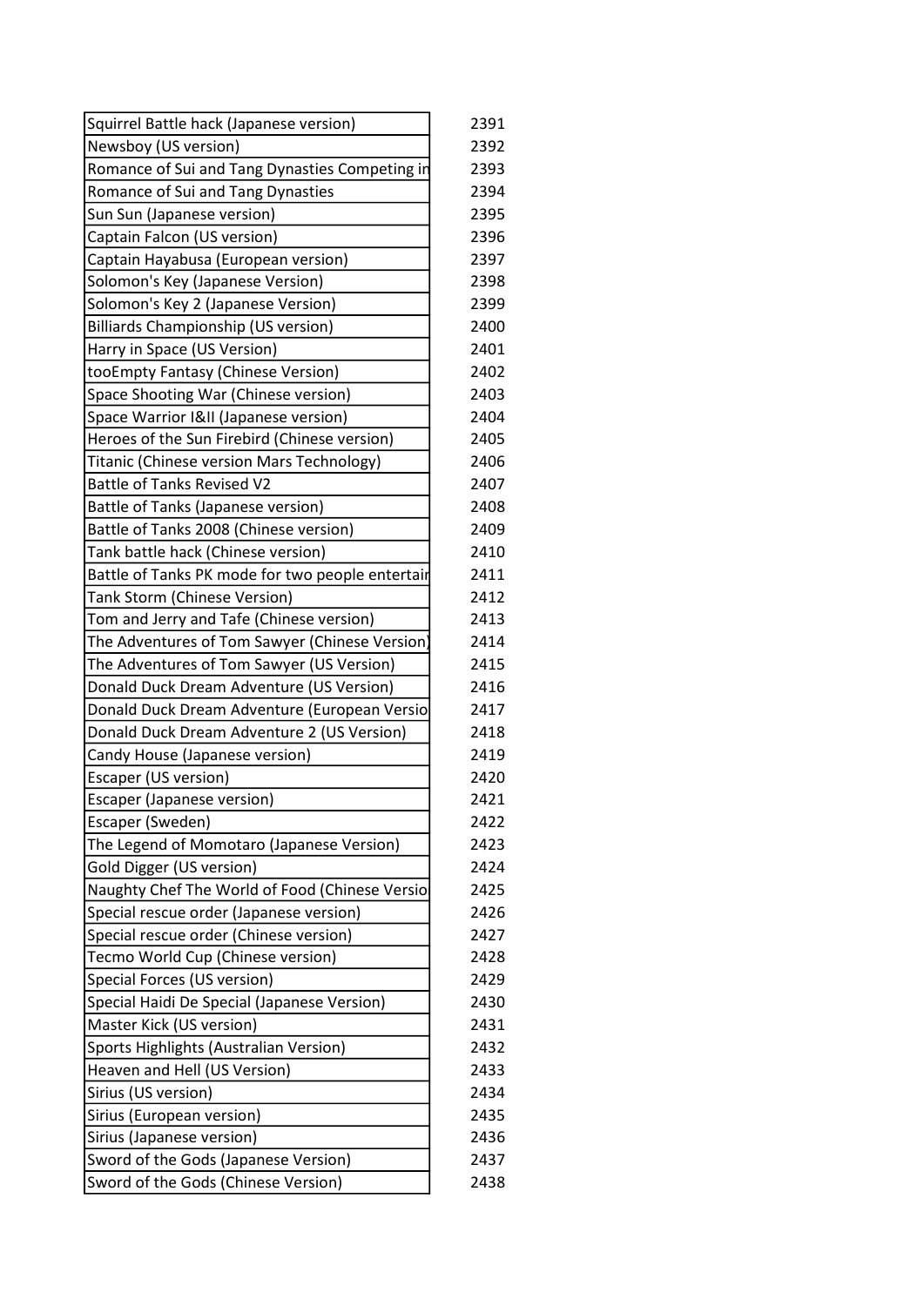| | |
|---|---|
| Squirrel Battle hack (Japanese version) | 2391 |
| Newsboy (US version) | 2392 |
| Romance of Sui and Tang Dynasties Competing in | 2393 |
| Romance of Sui and Tang Dynasties | 2394 |
| Sun Sun (Japanese version) | 2395 |
| Captain Falcon (US version) | 2396 |
| Captain Hayabusa (European version) | 2397 |
| Solomon's Key (Japanese Version) | 2398 |
| Solomon's Key 2 (Japanese Version) | 2399 |
| Billiards Championship (US version) | 2400 |
| Harry in Space (US Version) | 2401 |
| tooEmpty Fantasy (Chinese Version) | 2402 |
| Space Shooting War (Chinese version) | 2403 |
| Space Warrior I&II (Japanese version) | 2404 |
| Heroes of the Sun Firebird (Chinese version) | 2405 |
| Titanic (Chinese version Mars Technology) | 2406 |
| Battle of Tanks Revised V2 | 2407 |
| Battle of Tanks (Japanese version) | 2408 |
| Battle of Tanks 2008 (Chinese version) | 2409 |
| Tank battle hack (Chinese version) | 2410 |
| Battle of Tanks PK mode for two people entertair | 2411 |
| Tank Storm (Chinese Version) | 2412 |
| Tom and Jerry and Tafe (Chinese version) | 2413 |
| The Adventures of Tom Sawyer (Chinese Version) | 2414 |
| The Adventures of Tom Sawyer (US Version) | 2415 |
| Donald Duck Dream Adventure (US Version) | 2416 |
| Donald Duck Dream Adventure (European Versio | 2417 |
| Donald Duck Dream Adventure 2 (US Version) | 2418 |
| Candy House (Japanese version) | 2419 |
| Escaper (US version) | 2420 |
| Escaper (Japanese version) | 2421 |
| Escaper (Sweden) | 2422 |
| The Legend of Momotaro (Japanese Version) | 2423 |
| Gold Digger (US version) | 2424 |
| Naughty Chef The World of Food (Chinese Versio | 2425 |
| Special rescue order (Japanese version) | 2426 |
| Special rescue order (Chinese version) | 2427 |
| Tecmo World Cup (Chinese version) | 2428 |
| Special Forces (US version) | 2429 |
| Special Haidi De Special (Japanese Version) | 2430 |
| Master Kick (US version) | 2431 |
| Sports Highlights (Australian Version) | 2432 |
| Heaven and Hell (US Version) | 2433 |
| Sirius (US version) | 2434 |
| Sirius (European version) | 2435 |
| Sirius (Japanese version) | 2436 |
| Sword of the Gods (Japanese Version) | 2437 |
| Sword of the Gods (Chinese Version) | 2438 |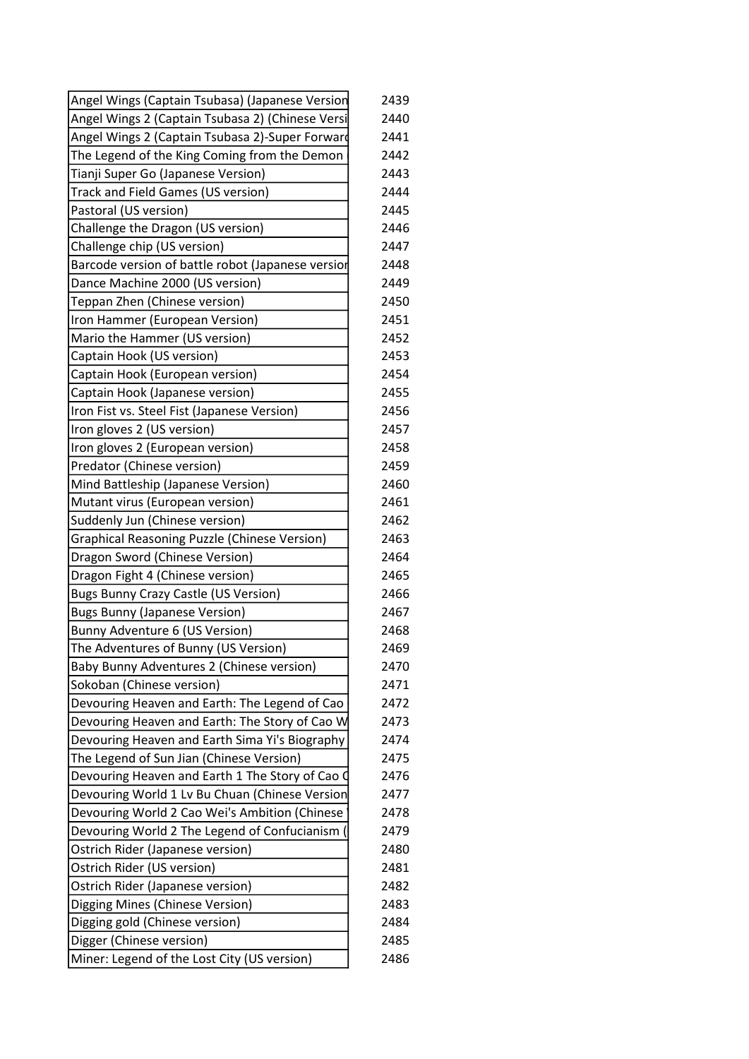| | |
|---|---|
| Angel Wings (Captain Tsubasa) (Japanese Version | 2439 |
| Angel Wings 2 (Captain Tsubasa 2) (Chinese Versi | 2440 |
| Angel Wings 2 (Captain Tsubasa 2)-Super Forward | 2441 |
| The Legend of the King Coming from the Demon | 2442 |
| Tianji Super Go (Japanese Version) | 2443 |
| Track and Field Games (US version) | 2444 |
| Pastoral (US version) | 2445 |
| Challenge the Dragon (US version) | 2446 |
| Challenge chip (US version) | 2447 |
| Barcode version of battle robot (Japanese versior | 2448 |
| Dance Machine 2000 (US version) | 2449 |
| Teppan Zhen (Chinese version) | 2450 |
| Iron Hammer (European Version) | 2451 |
| Mario the Hammer (US version) | 2452 |
| Captain Hook (US version) | 2453 |
| Captain Hook (European version) | 2454 |
| Captain Hook (Japanese version) | 2455 |
| Iron Fist vs. Steel Fist (Japanese Version) | 2456 |
| Iron gloves 2 (US version) | 2457 |
| Iron gloves 2 (European version) | 2458 |
| Predator (Chinese version) | 2459 |
| Mind Battleship (Japanese Version) | 2460 |
| Mutant virus (European version) | 2461 |
| Suddenly Jun (Chinese version) | 2462 |
| Graphical Reasoning Puzzle (Chinese Version) | 2463 |
| Dragon Sword (Chinese Version) | 2464 |
| Dragon Fight 4 (Chinese version) | 2465 |
| Bugs Bunny Crazy Castle (US Version) | 2466 |
| Bugs Bunny (Japanese Version) | 2467 |
| Bunny Adventure 6 (US Version) | 2468 |
| The Adventures of Bunny (US Version) | 2469 |
| Baby Bunny Adventures 2 (Chinese version) | 2470 |
| Sokoban (Chinese version) | 2471 |
| Devouring Heaven and Earth: The Legend of Cao | 2472 |
| Devouring Heaven and Earth: The Story of Cao W | 2473 |
| Devouring Heaven and Earth Sima Yi's Biography | 2474 |
| The Legend of Sun Jian (Chinese Version) | 2475 |
| Devouring Heaven and Earth 1 The Story of Cao C | 2476 |
| Devouring World 1 Lv Bu Chuan (Chinese Version | 2477 |
| Devouring World 2 Cao Wei's Ambition (Chinese | 2478 |
| Devouring World 2 The Legend of Confucianism ( | 2479 |
| Ostrich Rider (Japanese version) | 2480 |
| Ostrich Rider (US version) | 2481 |
| Ostrich Rider (Japanese version) | 2482 |
| Digging Mines (Chinese Version) | 2483 |
| Digging gold (Chinese version) | 2484 |
| Digger (Chinese version) | 2485 |
| Miner: Legend of the Lost City (US version) | 2486 |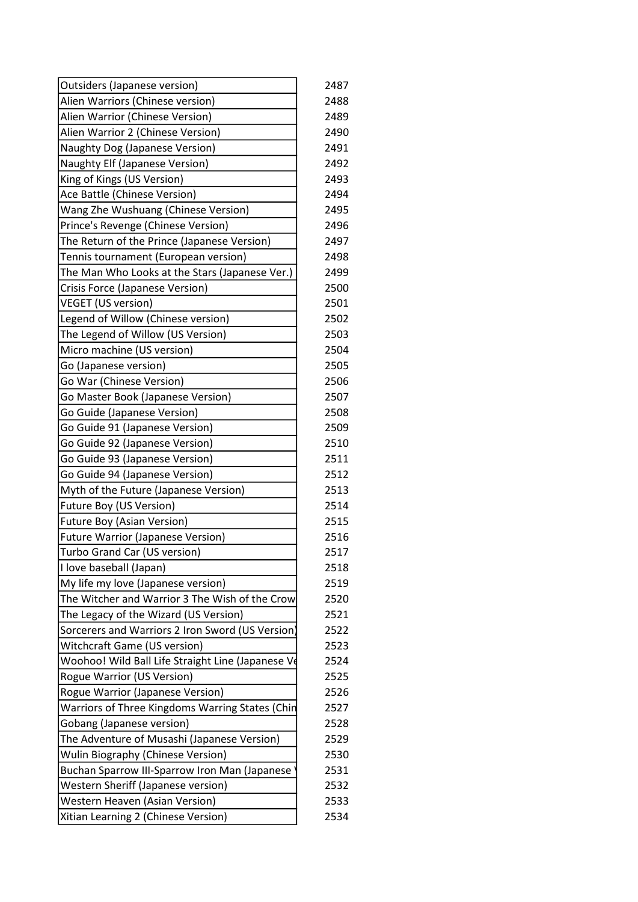| | |
|---|---|
| Outsiders (Japanese version) | 2487 |
| Alien Warriors (Chinese version) | 2488 |
| Alien Warrior (Chinese Version) | 2489 |
| Alien Warrior 2 (Chinese Version) | 2490 |
| Naughty Dog (Japanese Version) | 2491 |
| Naughty Elf (Japanese Version) | 2492 |
| King of Kings (US Version) | 2493 |
| Ace Battle (Chinese Version) | 2494 |
| Wang Zhe Wushuang (Chinese Version) | 2495 |
| Prince's Revenge (Chinese Version) | 2496 |
| The Return of the Prince (Japanese Version) | 2497 |
| Tennis tournament (European version) | 2498 |
| The Man Who Looks at the Stars (Japanese Ver.) | 2499 |
| Crisis Force (Japanese Version) | 2500 |
| VEGET (US version) | 2501 |
| Legend of Willow (Chinese version) | 2502 |
| The Legend of Willow (US Version) | 2503 |
| Micro machine (US version) | 2504 |
| Go (Japanese version) | 2505 |
| Go War (Chinese Version) | 2506 |
| Go Master Book (Japanese Version) | 2507 |
| Go Guide (Japanese Version) | 2508 |
| Go Guide 91 (Japanese Version) | 2509 |
| Go Guide 92 (Japanese Version) | 2510 |
| Go Guide 93 (Japanese Version) | 2511 |
| Go Guide 94 (Japanese Version) | 2512 |
| Myth of the Future (Japanese Version) | 2513 |
| Future Boy (US Version) | 2514 |
| Future Boy (Asian Version) | 2515 |
| Future Warrior (Japanese Version) | 2516 |
| Turbo Grand Car (US version) | 2517 |
| I love baseball (Japan) | 2518 |
| My life my love (Japanese version) | 2519 |
| The Witcher and Warrior 3 The Wish of the Crow | 2520 |
| The Legacy of the Wizard (US Version) | 2521 |
| Sorcerers and Warriors 2 Iron Sword (US Version) | 2522 |
| Witchcraft Game (US version) | 2523 |
| Woohoo! Wild Ball Life Straight Line (Japanese Ve | 2524 |
| Rogue Warrior (US Version) | 2525 |
| Rogue Warrior (Japanese Version) | 2526 |
| Warriors of Three Kingdoms Warring States (Chin | 2527 |
| Gobang (Japanese version) | 2528 |
| The Adventure of Musashi (Japanese Version) | 2529 |
| Wulin Biography (Chinese Version) | 2530 |
| Buchan Sparrow III-Sparrow Iron Man (Japanese | 2531 |
| Western Sheriff (Japanese version) | 2532 |
| Western Heaven (Asian Version) | 2533 |
| Xitian Learning 2 (Chinese Version) | 2534 |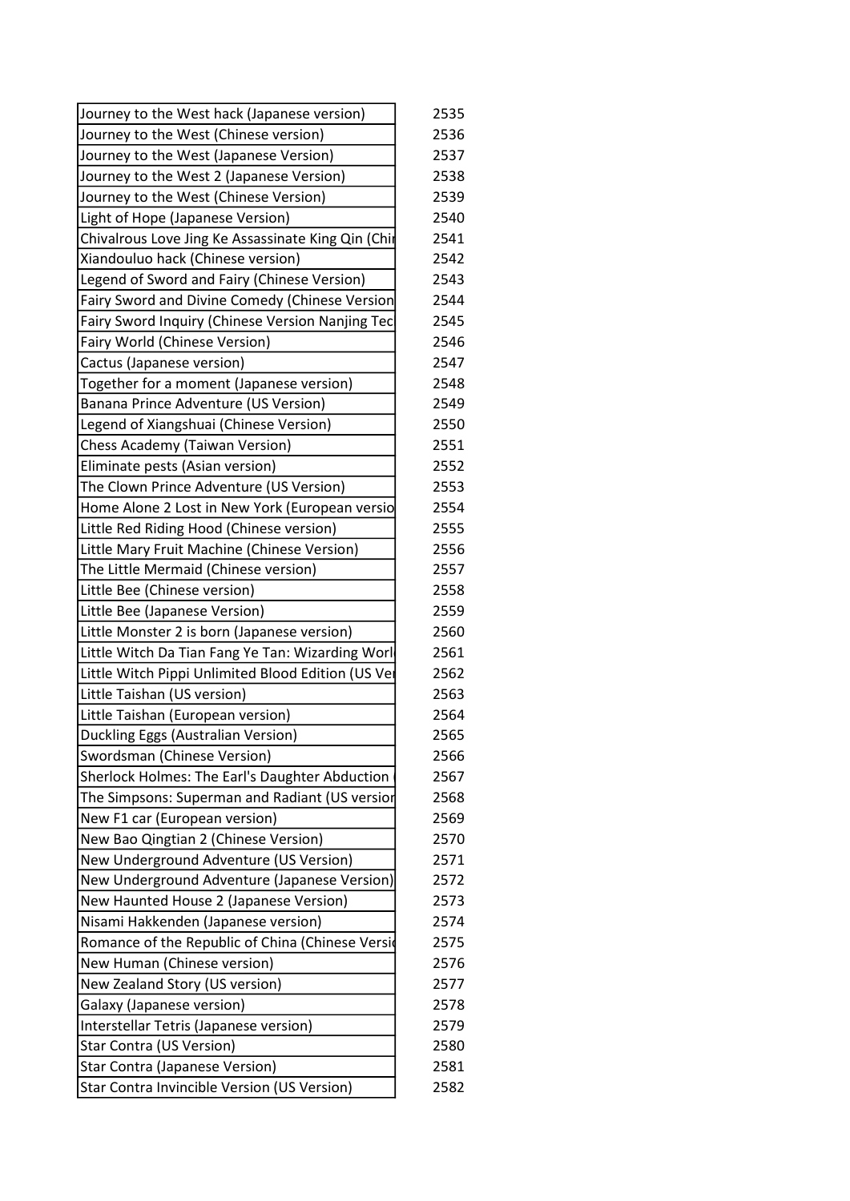| | |
|---|---|
| Journey to the West hack (Japanese version) | 2535 |
| Journey to the West (Chinese version) | 2536 |
| Journey to the West (Japanese Version) | 2537 |
| Journey to the West 2 (Japanese Version) | 2538 |
| Journey to the West (Chinese Version) | 2539 |
| Light of Hope (Japanese Version) | 2540 |
| Chivalrous Love Jing Ke Assassinate King Qin (Chi | 2541 |
| Xiandouluo hack (Chinese version) | 2542 |
| Legend of Sword and Fairy (Chinese Version) | 2543 |
| Fairy Sword and Divine Comedy (Chinese Version | 2544 |
| Fairy Sword Inquiry (Chinese Version Nanjing Tec | 2545 |
| Fairy World (Chinese Version) | 2546 |
| Cactus (Japanese version) | 2547 |
| Together for a moment (Japanese version) | 2548 |
| Banana Prince Adventure (US Version) | 2549 |
| Legend of Xiangshuai (Chinese Version) | 2550 |
| Chess Academy (Taiwan Version) | 2551 |
| Eliminate pests (Asian version) | 2552 |
| The Clown Prince Adventure (US Version) | 2553 |
| Home Alone 2 Lost in New York (European versio | 2554 |
| Little Red Riding Hood (Chinese version) | 2555 |
| Little Mary Fruit Machine (Chinese Version) | 2556 |
| The Little Mermaid (Chinese version) | 2557 |
| Little Bee (Chinese version) | 2558 |
| Little Bee (Japanese Version) | 2559 |
| Little Monster 2 is born (Japanese version) | 2560 |
| Little Witch Da Tian Fang Ye Tan: Wizarding Worl | 2561 |
| Little Witch Pippi Unlimited Blood Edition (US Ve | 2562 |
| Little Taishan (US version) | 2563 |
| Little Taishan (European version) | 2564 |
| Duckling Eggs (Australian Version) | 2565 |
| Swordsman (Chinese Version) | 2566 |
| Sherlock Holmes: The Earl's Daughter Abduction | 2567 |
| The Simpsons: Superman and Radiant (US versior | 2568 |
| New F1 car (European version) | 2569 |
| New Bao Qingtian 2 (Chinese Version) | 2570 |
| New Underground Adventure (US Version) | 2571 |
| New Underground Adventure (Japanese Version) | 2572 |
| New Haunted House 2 (Japanese Version) | 2573 |
| Nisami Hakkenden (Japanese version) | 2574 |
| Romance of the Republic of China (Chinese Versi | 2575 |
| New Human (Chinese version) | 2576 |
| New Zealand Story (US version) | 2577 |
| Galaxy (Japanese version) | 2578 |
| Interstellar Tetris (Japanese version) | 2579 |
| Star Contra (US Version) | 2580 |
| Star Contra (Japanese Version) | 2581 |
| Star Contra Invincible Version (US Version) | 2582 |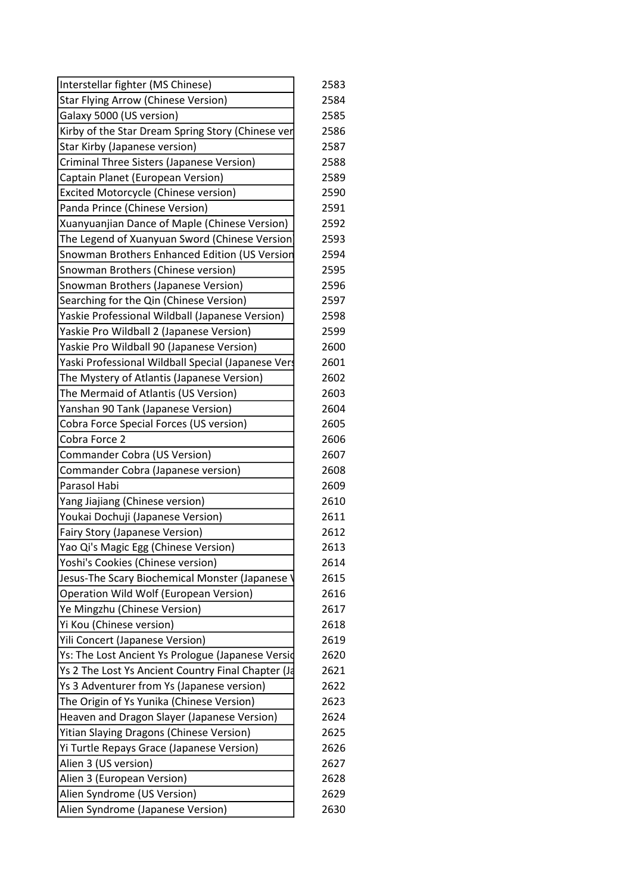| | |
|---|---|
| Interstellar fighter (MS Chinese) | 2583 |
| Star Flying Arrow (Chinese Version) | 2584 |
| Galaxy 5000 (US version) | 2585 |
| Kirby of the Star Dream Spring Story (Chinese ver | 2586 |
| Star Kirby (Japanese version) | 2587 |
| Criminal Three Sisters (Japanese Version) | 2588 |
| Captain Planet (European Version) | 2589 |
| Excited Motorcycle (Chinese version) | 2590 |
| Panda Prince (Chinese Version) | 2591 |
| Xuanyuanjian Dance of Maple (Chinese Version) | 2592 |
| The Legend of Xuanyuan Sword (Chinese Version | 2593 |
| Snowman Brothers Enhanced Edition (US Version | 2594 |
| Snowman Brothers (Chinese version) | 2595 |
| Snowman Brothers (Japanese Version) | 2596 |
| Searching for the Qin (Chinese Version) | 2597 |
| Yaskie Professional Wildball (Japanese Version) | 2598 |
| Yaskie Pro Wildball 2 (Japanese Version) | 2599 |
| Yaskie Pro Wildball 90 (Japanese Version) | 2600 |
| Yaski Professional Wildball Special (Japanese Vers | 2601 |
| The Mystery of Atlantis (Japanese Version) | 2602 |
| The Mermaid of Atlantis (US Version) | 2603 |
| Yanshan 90 Tank (Japanese Version) | 2604 |
| Cobra Force Special Forces (US version) | 2605 |
| Cobra Force 2 | 2606 |
| Commander Cobra (US Version) | 2607 |
| Commander Cobra (Japanese version) | 2608 |
| Parasol Habi | 2609 |
| Yang Jiajiang (Chinese version) | 2610 |
| Youkai Dochuji (Japanese Version) | 2611 |
| Fairy Story (Japanese Version) | 2612 |
| Yao Qi's Magic Egg (Chinese Version) | 2613 |
| Yoshi's Cookies (Chinese version) | 2614 |
| Jesus-The Scary Biochemical Monster (Japanese V | 2615 |
| Operation Wild Wolf (European Version) | 2616 |
| Ye Mingzhu (Chinese Version) | 2617 |
| Yi Kou (Chinese version) | 2618 |
| Yili Concert (Japanese Version) | 2619 |
| Ys: The Lost Ancient Ys Prologue (Japanese Versio | 2620 |
| Ys 2 The Lost Ys Ancient Country Final Chapter (Ja | 2621 |
| Ys 3 Adventurer from Ys (Japanese version) | 2622 |
| The Origin of Ys Yunika (Chinese Version) | 2623 |
| Heaven and Dragon Slayer (Japanese Version) | 2624 |
| Yitian Slaying Dragons (Chinese Version) | 2625 |
| Yi Turtle Repays Grace (Japanese Version) | 2626 |
| Alien 3 (US version) | 2627 |
| Alien 3 (European Version) | 2628 |
| Alien Syndrome (US Version) | 2629 |
| Alien Syndrome (Japanese Version) | 2630 |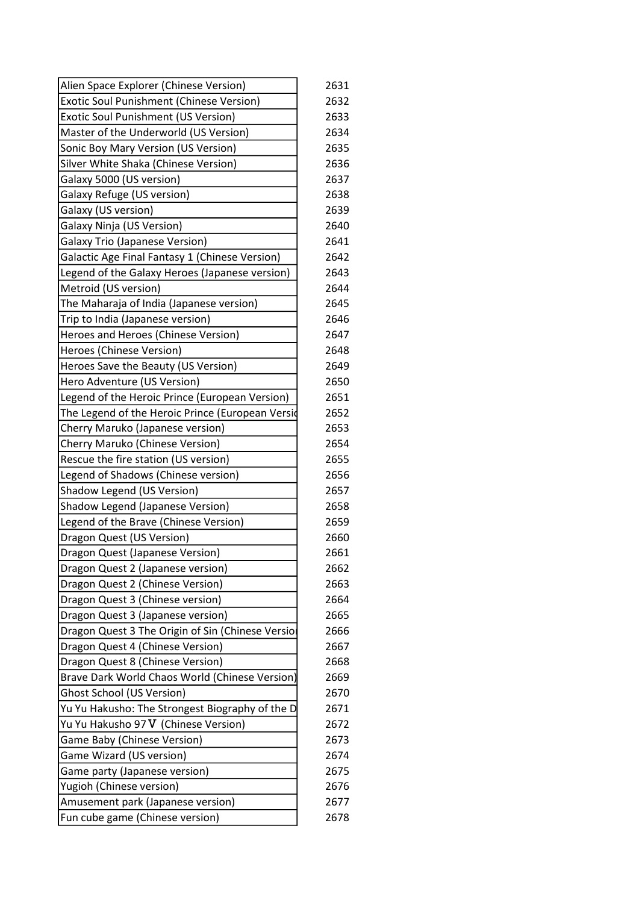| | |
|---|---|
| Alien Space Explorer (Chinese Version) | 2631 |
| Exotic Soul Punishment (Chinese Version) | 2632 |
| Exotic Soul Punishment (US Version) | 2633 |
| Master of the Underworld (US Version) | 2634 |
| Sonic Boy Mary Version (US Version) | 2635 |
| Silver White Shaka (Chinese Version) | 2636 |
| Galaxy 5000 (US version) | 2637 |
| Galaxy Refuge (US version) | 2638 |
| Galaxy (US version) | 2639 |
| Galaxy Ninja (US Version) | 2640 |
| Galaxy Trio (Japanese Version) | 2641 |
| Galactic Age Final Fantasy 1 (Chinese Version) | 2642 |
| Legend of the Galaxy Heroes (Japanese version) | 2643 |
| Metroid (US version) | 2644 |
| The Maharaja of India (Japanese version) | 2645 |
| Trip to India (Japanese version) | 2646 |
| Heroes and Heroes (Chinese Version) | 2647 |
| Heroes (Chinese Version) | 2648 |
| Heroes Save the Beauty (US Version) | 2649 |
| Hero Adventure (US Version) | 2650 |
| Legend of the Heroic Prince (European Version) | 2651 |
| The Legend of the Heroic Prince (European Versio | 2652 |
| Cherry Maruko (Japanese version) | 2653 |
| Cherry Maruko (Chinese Version) | 2654 |
| Rescue the fire station (US version) | 2655 |
| Legend of Shadows (Chinese version) | 2656 |
| Shadow Legend (US Version) | 2657 |
| Shadow Legend (Japanese Version) | 2658 |
| Legend of the Brave (Chinese Version) | 2659 |
| Dragon Quest (US Version) | 2660 |
| Dragon Quest (Japanese Version) | 2661 |
| Dragon Quest 2 (Japanese version) | 2662 |
| Dragon Quest 2 (Chinese Version) | 2663 |
| Dragon Quest 3 (Chinese version) | 2664 |
| Dragon Quest 3 (Japanese version) | 2665 |
| Dragon Quest 3 The Origin of Sin (Chinese Versio | 2666 |
| Dragon Quest 4 (Chinese Version) | 2667 |
| Dragon Quest 8 (Chinese Version) | 2668 |
| Brave Dark World Chaos World (Chinese Version) | 2669 |
| Ghost School (US Version) | 2670 |
| Yu Yu Hakusho: The Strongest Biography of the D | 2671 |
| Yu Yu Hakusho 97 Ⅴ (Chinese Version) | 2672 |
| Game Baby (Chinese Version) | 2673 |
| Game Wizard (US version) | 2674 |
| Game party (Japanese version) | 2675 |
| Yugioh (Chinese version) | 2676 |
| Amusement park (Japanese version) | 2677 |
| Fun cube game (Chinese version) | 2678 |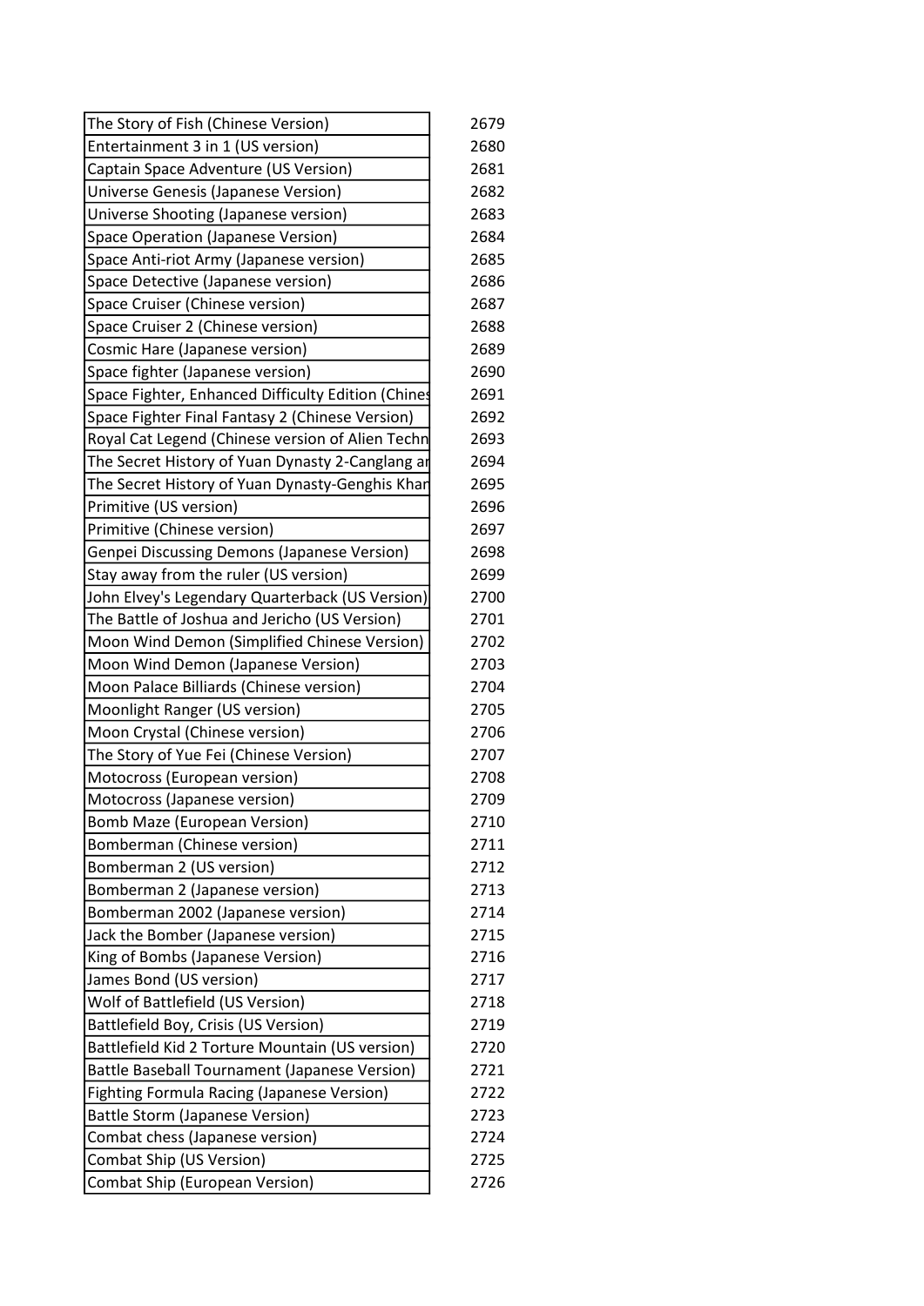| | |
|---|---|
| The Story of Fish (Chinese Version) | 2679 |
| Entertainment 3 in 1 (US version) | 2680 |
| Captain Space Adventure (US Version) | 2681 |
| Universe Genesis (Japanese Version) | 2682 |
| Universe Shooting (Japanese version) | 2683 |
| Space Operation (Japanese Version) | 2684 |
| Space Anti-riot Army (Japanese version) | 2685 |
| Space Detective (Japanese version) | 2686 |
| Space Cruiser (Chinese version) | 2687 |
| Space Cruiser 2 (Chinese version) | 2688 |
| Cosmic Hare (Japanese version) | 2689 |
| Space fighter (Japanese version) | 2690 |
| Space Fighter, Enhanced Difficulty Edition (Chines | 2691 |
| Space Fighter Final Fantasy 2 (Chinese Version) | 2692 |
| Royal Cat Legend (Chinese version of Alien Techn | 2693 |
| The Secret History of Yuan Dynasty 2-Canglang ar | 2694 |
| The Secret History of Yuan Dynasty-Genghis Khan | 2695 |
| Primitive (US version) | 2696 |
| Primitive (Chinese version) | 2697 |
| Genpei Discussing Demons (Japanese Version) | 2698 |
| Stay away from the ruler (US version) | 2699 |
| John Elvey's Legendary Quarterback (US Version) | 2700 |
| The Battle of Joshua and Jericho (US Version) | 2701 |
| Moon Wind Demon (Simplified Chinese Version) | 2702 |
| Moon Wind Demon (Japanese Version) | 2703 |
| Moon Palace Billiards (Chinese version) | 2704 |
| Moonlight Ranger (US version) | 2705 |
| Moon Crystal (Chinese version) | 2706 |
| The Story of Yue Fei (Chinese Version) | 2707 |
| Motocross (European version) | 2708 |
| Motocross (Japanese version) | 2709 |
| Bomb Maze (European Version) | 2710 |
| Bomberman (Chinese version) | 2711 |
| Bomberman 2 (US version) | 2712 |
| Bomberman 2 (Japanese version) | 2713 |
| Bomberman 2002 (Japanese version) | 2714 |
| Jack the Bomber (Japanese version) | 2715 |
| King of Bombs (Japanese Version) | 2716 |
| James Bond (US version) | 2717 |
| Wolf of Battlefield (US Version) | 2718 |
| Battlefield Boy, Crisis (US Version) | 2719 |
| Battlefield Kid 2 Torture Mountain (US version) | 2720 |
| Battle Baseball Tournament (Japanese Version) | 2721 |
| Fighting Formula Racing (Japanese Version) | 2722 |
| Battle Storm (Japanese Version) | 2723 |
| Combat chess (Japanese version) | 2724 |
| Combat Ship (US Version) | 2725 |
| Combat Ship (European Version) | 2726 |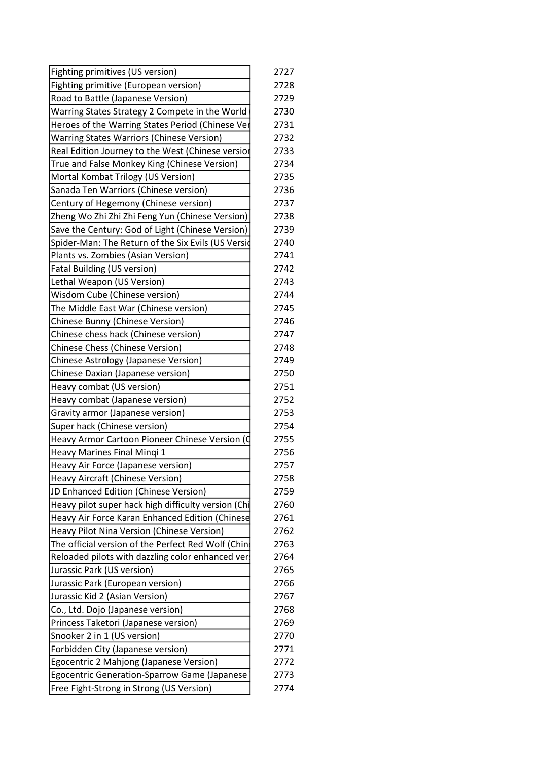| | |
|---|---|
| Fighting primitives (US version) | 2727 |
| Fighting primitive (European version) | 2728 |
| Road to Battle (Japanese Version) | 2729 |
| Warring States Strategy 2 Compete in the World | 2730 |
| Heroes of the Warring States Period (Chinese Ver | 2731 |
| Warring States Warriors (Chinese Version) | 2732 |
| Real Edition Journey to the West (Chinese versior | 2733 |
| True and False Monkey King (Chinese Version) | 2734 |
| Mortal Kombat Trilogy (US Version) | 2735 |
| Sanada Ten Warriors (Chinese version) | 2736 |
| Century of Hegemony (Chinese version) | 2737 |
| Zheng Wo Zhi Zhi Zhi Feng Yun (Chinese Version) | 2738 |
| Save the Century: God of Light (Chinese Version) | 2739 |
| Spider-Man: The Return of the Six Evils (US Versic | 2740 |
| Plants vs. Zombies (Asian Version) | 2741 |
| Fatal Building (US version) | 2742 |
| Lethal Weapon (US Version) | 2743 |
| Wisdom Cube (Chinese version) | 2744 |
| The Middle East War (Chinese version) | 2745 |
| Chinese Bunny (Chinese Version) | 2746 |
| Chinese chess hack (Chinese version) | 2747 |
| Chinese Chess (Chinese Version) | 2748 |
| Chinese Astrology (Japanese Version) | 2749 |
| Chinese Daxian (Japanese version) | 2750 |
| Heavy combat (US version) | 2751 |
| Heavy combat (Japanese version) | 2752 |
| Gravity armor (Japanese version) | 2753 |
| Super hack (Chinese version) | 2754 |
| Heavy Armor Cartoon Pioneer Chinese Version (C | 2755 |
| Heavy Marines Final Minqi 1 | 2756 |
| Heavy Air Force (Japanese version) | 2757 |
| Heavy Aircraft (Chinese Version) | 2758 |
| JD Enhanced Edition (Chinese Version) | 2759 |
| Heavy pilot super hack high difficulty version (Chi | 2760 |
| Heavy Air Force Karan Enhanced Edition (Chinese | 2761 |
| Heavy Pilot Nina Version (Chinese Version) | 2762 |
| The official version of the Perfect Red Wolf (Chin | 2763 |
| Reloaded pilots with dazzling color enhanced ver | 2764 |
| Jurassic Park (US version) | 2765 |
| Jurassic Park (European version) | 2766 |
| Jurassic Kid 2 (Asian Version) | 2767 |
| Co., Ltd. Dojo (Japanese version) | 2768 |
| Princess Taketori (Japanese version) | 2769 |
| Snooker 2 in 1 (US version) | 2770 |
| Forbidden City (Japanese version) | 2771 |
| Egocentric 2 Mahjong (Japanese Version) | 2772 |
| Egocentric Generation-Sparrow Game (Japanese | 2773 |
| Free Fight-Strong in Strong (US Version) | 2774 |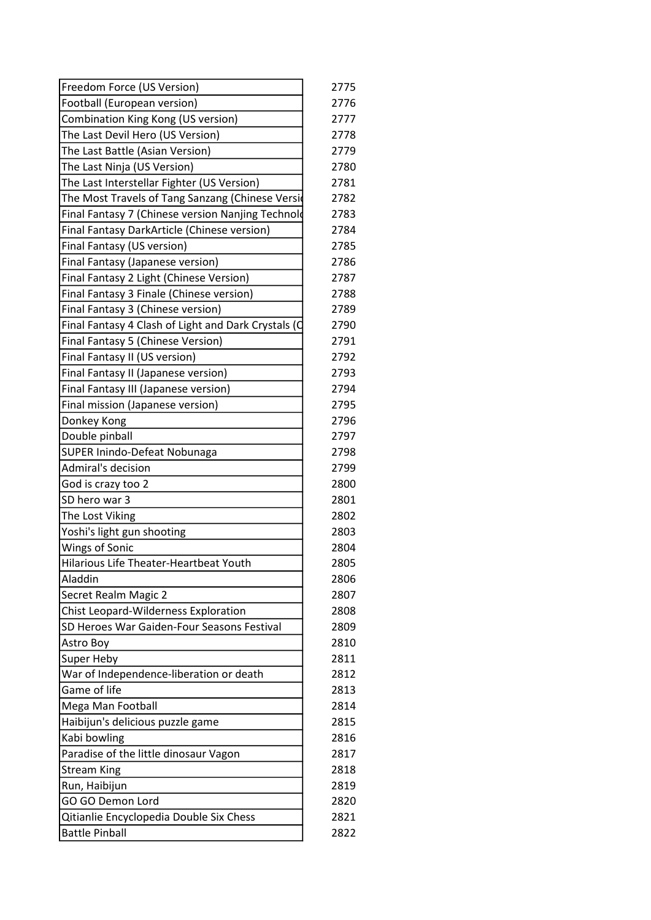| | |
|---|---|
| Freedom Force (US Version) | 2775 |
| Football (European version) | 2776 |
| Combination King Kong (US version) | 2777 |
| The Last Devil Hero (US Version) | 2778 |
| The Last Battle (Asian Version) | 2779 |
| The Last Ninja (US Version) | 2780 |
| The Last Interstellar Fighter (US Version) | 2781 |
| The Most Travels of Tang Sanzang (Chinese Versi | 2782 |
| Final Fantasy 7 (Chinese version Nanjing Technolo | 2783 |
| Final Fantasy DarkArticle (Chinese version) | 2784 |
| Final Fantasy (US version) | 2785 |
| Final Fantasy (Japanese version) | 2786 |
| Final Fantasy 2 Light (Chinese Version) | 2787 |
| Final Fantasy 3 Finale (Chinese version) | 2788 |
| Final Fantasy 3 (Chinese version) | 2789 |
| Final Fantasy 4 Clash of Light and Dark Crystals (C | 2790 |
| Final Fantasy 5 (Chinese Version) | 2791 |
| Final Fantasy II (US version) | 2792 |
| Final Fantasy II (Japanese version) | 2793 |
| Final Fantasy III (Japanese version) | 2794 |
| Final mission (Japanese version) | 2795 |
| Donkey Kong | 2796 |
| Double pinball | 2797 |
| SUPER Inindo-Defeat Nobunaga | 2798 |
| Admiral's decision | 2799 |
| God is crazy too 2 | 2800 |
| SD hero war 3 | 2801 |
| The Lost Viking | 2802 |
| Yoshi's light gun shooting | 2803 |
| Wings of Sonic | 2804 |
| Hilarious Life Theater-Heartbeat Youth | 2805 |
| Aladdin | 2806 |
| Secret Realm Magic 2 | 2807 |
| Chist Leopard-Wilderness Exploration | 2808 |
| SD Heroes War Gaiden-Four Seasons Festival | 2809 |
| Astro Boy | 2810 |
| Super Heby | 2811 |
| War of Independence-liberation or death | 2812 |
| Game of life | 2813 |
| Mega Man Football | 2814 |
| Haibijun's delicious puzzle game | 2815 |
| Kabi bowling | 2816 |
| Paradise of the little dinosaur Vagon | 2817 |
| Stream King | 2818 |
| Run, Haibijun | 2819 |
| GO GO Demon Lord | 2820 |
| Qitianlie Encyclopedia Double Six Chess | 2821 |
| Battle Pinball | 2822 |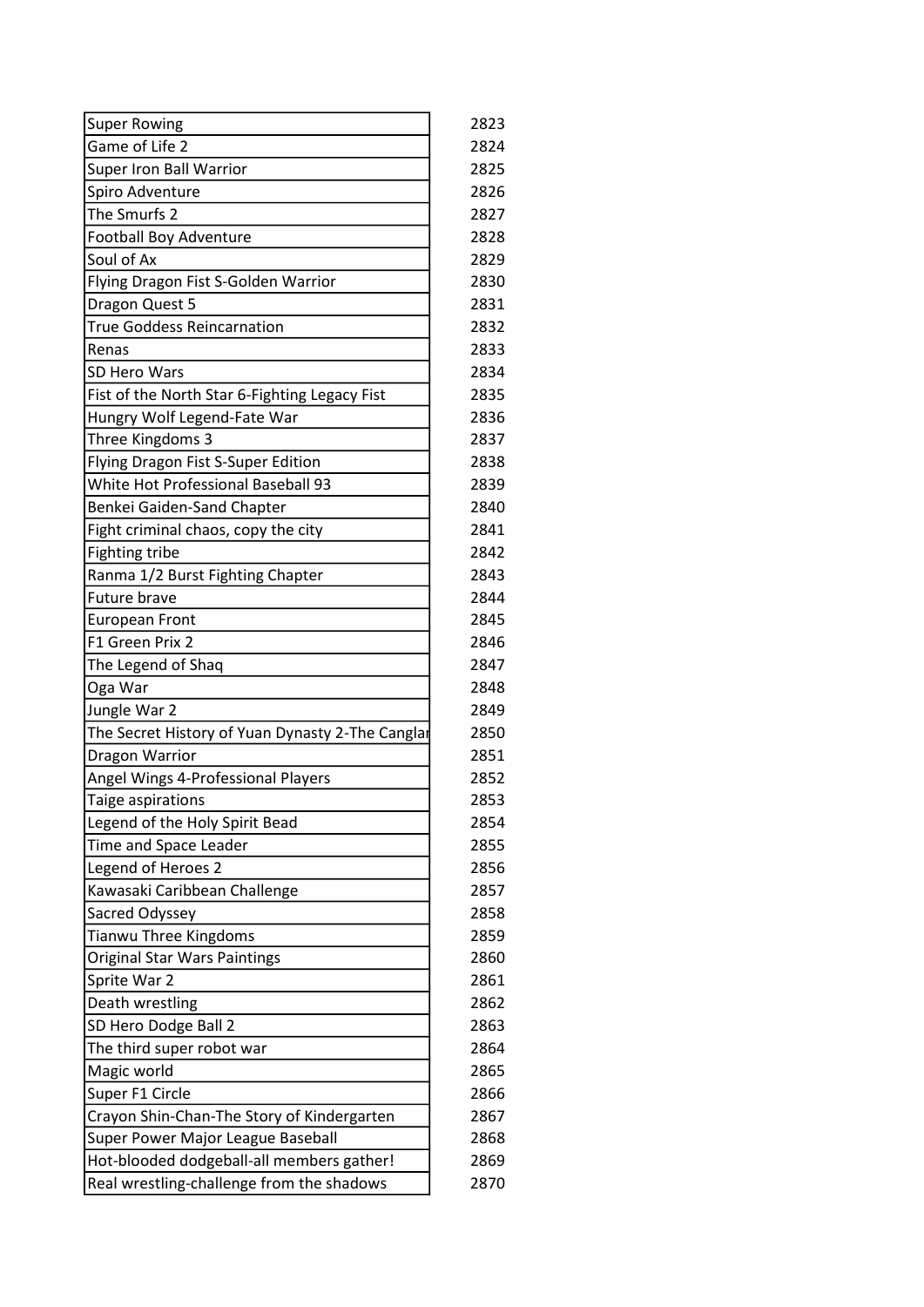| | |
|---|---|
| Super Rowing | 2823 |
| Game of Life 2 | 2824 |
| Super Iron Ball Warrior | 2825 |
| Spiro Adventure | 2826 |
| The Smurfs 2 | 2827 |
| Football Boy Adventure | 2828 |
| Soul of Ax | 2829 |
| Flying Dragon Fist S-Golden Warrior | 2830 |
| Dragon Quest 5 | 2831 |
| True Goddess Reincarnation | 2832 |
| Renas | 2833 |
| SD Hero Wars | 2834 |
| Fist of the North Star 6-Fighting Legacy Fist | 2835 |
| Hungry Wolf Legend-Fate War | 2836 |
| Three Kingdoms 3 | 2837 |
| Flying Dragon Fist S-Super Edition | 2838 |
| White Hot Professional Baseball 93 | 2839 |
| Benkei Gaiden-Sand Chapter | 2840 |
| Fight criminal chaos, copy the city | 2841 |
| Fighting tribe | 2842 |
| Ranma 1/2 Burst Fighting Chapter | 2843 |
| Future brave | 2844 |
| European Front | 2845 |
| F1 Green Prix 2 | 2846 |
| The Legend of Shaq | 2847 |
| Oga War | 2848 |
| Jungle War 2 | 2849 |
| The Secret History of Yuan Dynasty 2-The Canglar | 2850 |
| Dragon Warrior | 2851 |
| Angel Wings 4-Professional Players | 2852 |
| Taige aspirations | 2853 |
| Legend of the Holy Spirit Bead | 2854 |
| Time and Space Leader | 2855 |
| Legend of Heroes 2 | 2856 |
| Kawasaki Caribbean Challenge | 2857 |
| Sacred Odyssey | 2858 |
| Tianwu Three Kingdoms | 2859 |
| Original Star Wars Paintings | 2860 |
| Sprite War 2 | 2861 |
| Death wrestling | 2862 |
| SD Hero Dodge Ball 2 | 2863 |
| The third super robot war | 2864 |
| Magic world | 2865 |
| Super F1 Circle | 2866 |
| Crayon Shin-Chan-The Story of Kindergarten | 2867 |
| Super Power Major League Baseball | 2868 |
| Hot-blooded dodgeball-all members gather! | 2869 |
| Real wrestling-challenge from the shadows | 2870 |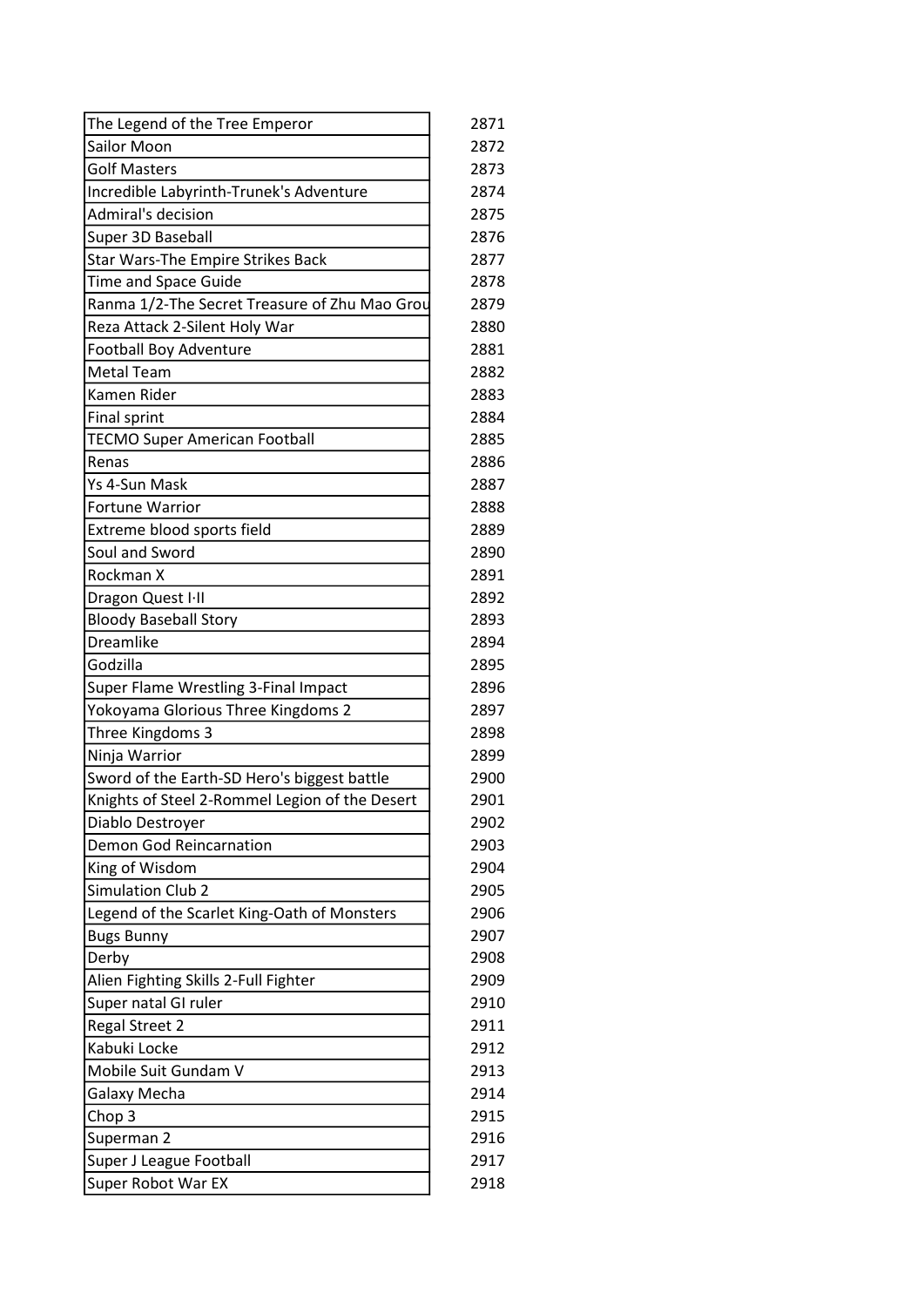| | |
|---|---|
| The Legend of the Tree Emperor | 2871 |
| Sailor Moon | 2872 |
| Golf Masters | 2873 |
| Incredible Labyrinth-Trunek's Adventure | 2874 |
| Admiral's decision | 2875 |
| Super 3D Baseball | 2876 |
| Star Wars-The Empire Strikes Back | 2877 |
| Time and Space Guide | 2878 |
| Ranma 1/2-The Secret Treasure of Zhu Mao Grou | 2879 |
| Reza Attack 2-Silent Holy War | 2880 |
| Football Boy Adventure | 2881 |
| Metal Team | 2882 |
| Kamen Rider | 2883 |
| Final sprint | 2884 |
| TECMO Super American Football | 2885 |
| Renas | 2886 |
| Ys 4-Sun Mask | 2887 |
| Fortune Warrior | 2888 |
| Extreme blood sports field | 2889 |
| Soul and Sword | 2890 |
| Rockman X | 2891 |
| Dragon Quest I·II | 2892 |
| Bloody Baseball Story | 2893 |
| Dreamlike | 2894 |
| Godzilla | 2895 |
| Super Flame Wrestling 3-Final Impact | 2896 |
| Yokoyama Glorious Three Kingdoms 2 | 2897 |
| Three Kingdoms 3 | 2898 |
| Ninja Warrior | 2899 |
| Sword of the Earth-SD Hero's biggest battle | 2900 |
| Knights of Steel 2-Rommel Legion of the Desert | 2901 |
| Diablo Destroyer | 2902 |
| Demon God Reincarnation | 2903 |
| King of Wisdom | 2904 |
| Simulation Club 2 | 2905 |
| Legend of the Scarlet King-Oath of Monsters | 2906 |
| Bugs Bunny | 2907 |
| Derby | 2908 |
| Alien Fighting Skills 2-Full Fighter | 2909 |
| Super natal GI ruler | 2910 |
| Regal Street 2 | 2911 |
| Kabuki Locke | 2912 |
| Mobile Suit Gundam V | 2913 |
| Galaxy Mecha | 2914 |
| Chop 3 | 2915 |
| Superman 2 | 2916 |
| Super J League Football | 2917 |
| Super Robot War EX | 2918 |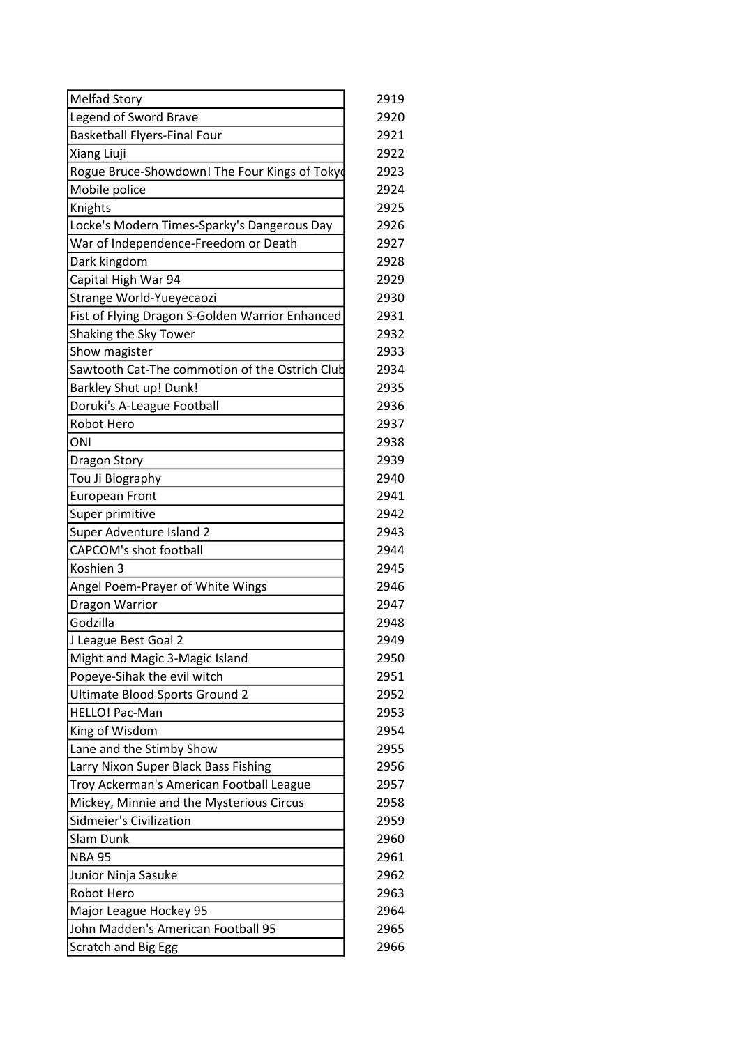| | |
|---|---|
| Melfad Story | 2919 |
| Legend of Sword Brave | 2920 |
| Basketball Flyers-Final Four | 2921 |
| Xiang Liuji | 2922 |
| Rogue Bruce-Showdown! The Four Kings of Tokyo | 2923 |
| Mobile police | 2924 |
| Knights | 2925 |
| Locke's Modern Times-Sparky's Dangerous Day | 2926 |
| War of Independence-Freedom or Death | 2927 |
| Dark kingdom | 2928 |
| Capital High War 94 | 2929 |
| Strange World-Yueyecaozi | 2930 |
| Fist of Flying Dragon S-Golden Warrior Enhanced | 2931 |
| Shaking the Sky Tower | 2932 |
| Show magister | 2933 |
| Sawtooth Cat-The commotion of the Ostrich Club | 2934 |
| Barkley Shut up! Dunk! | 2935 |
| Doruki's A-League Football | 2936 |
| Robot Hero | 2937 |
| ONI | 2938 |
| Dragon Story | 2939 |
| Tou Ji Biography | 2940 |
| European Front | 2941 |
| Super primitive | 2942 |
| Super Adventure Island 2 | 2943 |
| CAPCOM's shot football | 2944 |
| Koshien 3 | 2945 |
| Angel Poem-Prayer of White Wings | 2946 |
| Dragon Warrior | 2947 |
| Godzilla | 2948 |
| J League Best Goal 2 | 2949 |
| Might and Magic 3-Magic Island | 2950 |
| Popeye-Sihak the evil witch | 2951 |
| Ultimate Blood Sports Ground 2 | 2952 |
| HELLO! Pac-Man | 2953 |
| King of Wisdom | 2954 |
| Lane and the Stimby Show | 2955 |
| Larry Nixon Super Black Bass Fishing | 2956 |
| Troy Ackerman's American Football League | 2957 |
| Mickey, Minnie and the Mysterious Circus | 2958 |
| Sidmeier's Civilization | 2959 |
| Slam Dunk | 2960 |
| NBA 95 | 2961 |
| Junior Ninja Sasuke | 2962 |
| Robot Hero | 2963 |
| Major League Hockey 95 | 2964 |
| John Madden's American Football 95 | 2965 |
| Scratch and Big Egg | 2966 |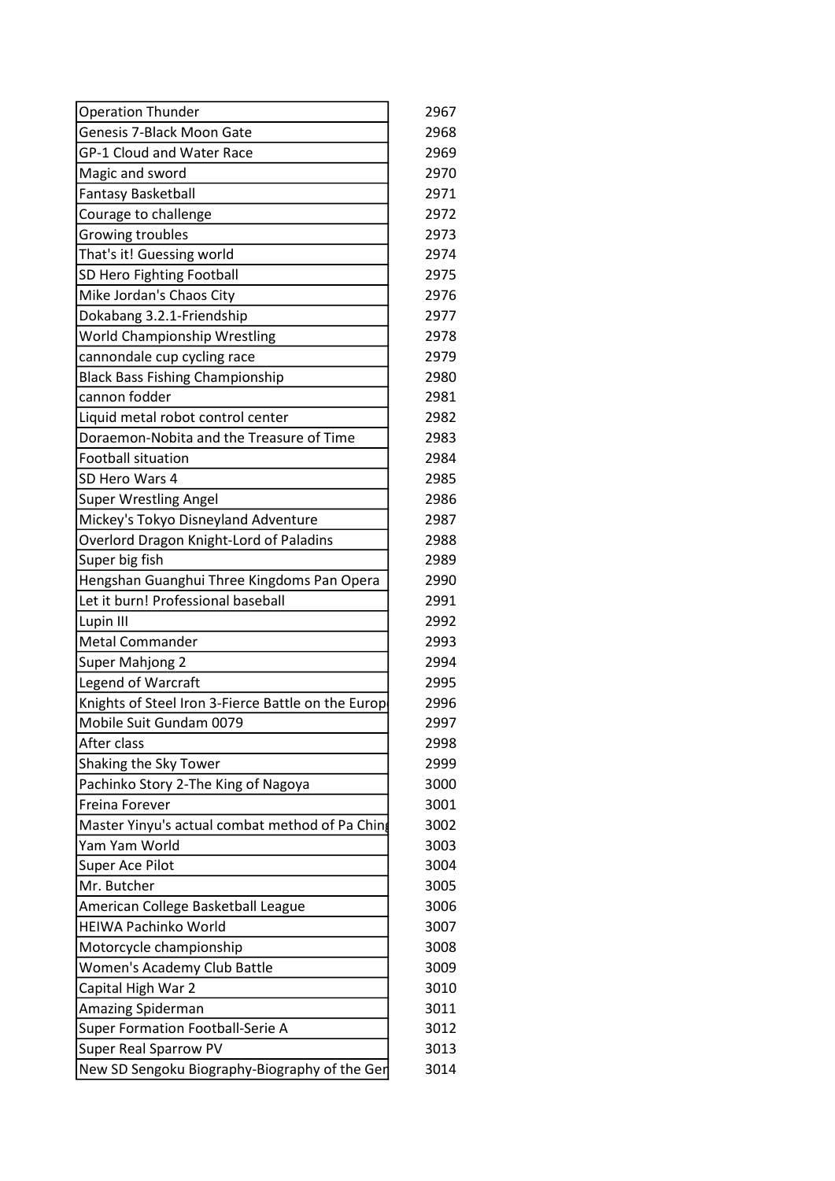| | |
|---|---|
| Operation Thunder | 2967 |
| Genesis 7-Black Moon Gate | 2968 |
| GP-1 Cloud and Water Race | 2969 |
| Magic and sword | 2970 |
| Fantasy Basketball | 2971 |
| Courage to challenge | 2972 |
| Growing troubles | 2973 |
| That's it! Guessing world | 2974 |
| SD Hero Fighting Football | 2975 |
| Mike Jordan's Chaos City | 2976 |
| Dokabang 3.2.1-Friendship | 2977 |
| World Championship Wrestling | 2978 |
| cannondale cup cycling race | 2979 |
| Black Bass Fishing Championship | 2980 |
| cannon fodder | 2981 |
| Liquid metal robot control center | 2982 |
| Doraemon-Nobita and the Treasure of Time | 2983 |
| Football situation | 2984 |
| SD Hero Wars 4 | 2985 |
| Super Wrestling Angel | 2986 |
| Mickey's Tokyo Disneyland Adventure | 2987 |
| Overlord Dragon Knight-Lord of Paladins | 2988 |
| Super big fish | 2989 |
| Hengshan Guanghui Three Kingdoms Pan Opera | 2990 |
| Let it burn! Professional baseball | 2991 |
| Lupin III | 2992 |
| Metal Commander | 2993 |
| Super Mahjong 2 | 2994 |
| Legend of Warcraft | 2995 |
| Knights of Steel Iron 3-Fierce Battle on the Europ | 2996 |
| Mobile Suit Gundam 0079 | 2997 |
| After class | 2998 |
| Shaking the Sky Tower | 2999 |
| Pachinko Story 2-The King of Nagoya | 3000 |
| Freina Forever | 3001 |
| Master Yinyu's actual combat method of Pa Ching | 3002 |
| Yam Yam World | 3003 |
| Super Ace Pilot | 3004 |
| Mr. Butcher | 3005 |
| American College Basketball League | 3006 |
| HEIWA Pachinko World | 3007 |
| Motorcycle championship | 3008 |
| Women's Academy Club Battle | 3009 |
| Capital High War 2 | 3010 |
| Amazing Spiderman | 3011 |
| Super Formation Football-Serie A | 3012 |
| Super Real Sparrow PV | 3013 |
| New SD Sengoku Biography-Biography of the Ger | 3014 |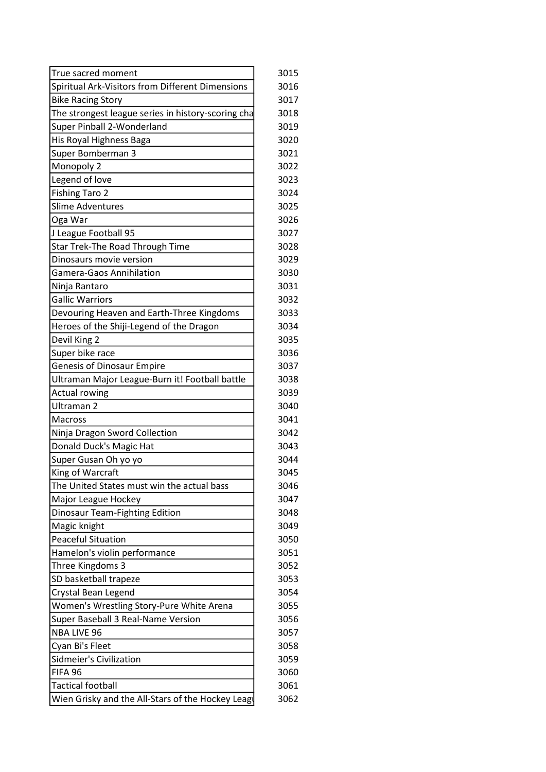| | |
|---|---|
| True sacred moment | 3015 |
| Spiritual Ark-Visitors from Different Dimensions | 3016 |
| Bike Racing Story | 3017 |
| The strongest league series in history-scoring cha | 3018 |
| Super Pinball 2-Wonderland | 3019 |
| His Royal Highness Baga | 3020 |
| Super Bomberman 3 | 3021 |
| Monopoly 2 | 3022 |
| Legend of love | 3023 |
| Fishing Taro 2 | 3024 |
| Slime Adventures | 3025 |
| Oga War | 3026 |
| J League Football 95 | 3027 |
| Star Trek-The Road Through Time | 3028 |
| Dinosaurs movie version | 3029 |
| Gamera-Gaos Annihilation | 3030 |
| Ninja Rantaro | 3031 |
| Gallic Warriors | 3032 |
| Devouring Heaven and Earth-Three Kingdoms | 3033 |
| Heroes of the Shiji-Legend of the Dragon | 3034 |
| Devil King 2 | 3035 |
| Super bike race | 3036 |
| Genesis of Dinosaur Empire | 3037 |
| Ultraman Major League-Burn it! Football battle | 3038 |
| Actual rowing | 3039 |
| Ultraman 2 | 3040 |
| Macross | 3041 |
| Ninja Dragon Sword Collection | 3042 |
| Donald Duck's Magic Hat | 3043 |
| Super Gusan Oh yo yo | 3044 |
| King of Warcraft | 3045 |
| The United States must win the actual bass | 3046 |
| Major League Hockey | 3047 |
| Dinosaur Team-Fighting Edition | 3048 |
| Magic knight | 3049 |
| Peaceful Situation | 3050 |
| Hamelon's violin performance | 3051 |
| Three Kingdoms 3 | 3052 |
| SD basketball trapeze | 3053 |
| Crystal Bean Legend | 3054 |
| Women's Wrestling Story-Pure White Arena | 3055 |
| Super Baseball 3 Real-Name Version | 3056 |
| NBA LIVE 96 | 3057 |
| Cyan Bi's Fleet | 3058 |
| Sidmeier's Civilization | 3059 |
| FIFA 96 | 3060 |
| Tactical football | 3061 |
| Wien Grisky and the All-Stars of the Hockey Leag | 3062 |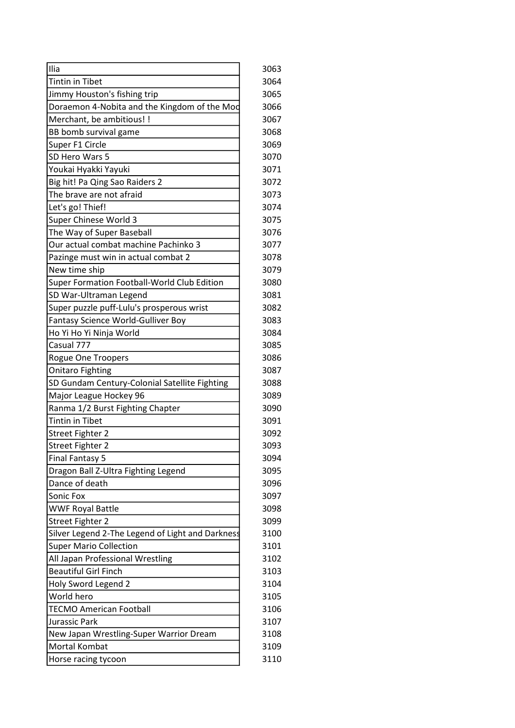| | |
|---|---|
| Ilia | 3063 |
| Tintin in Tibet | 3064 |
| Jimmy Houston's fishing trip | 3065 |
| Doraemon 4-Nobita and the Kingdom of the Moc | 3066 |
| Merchant, be ambitious! ! | 3067 |
| BB bomb survival game | 3068 |
| Super F1 Circle | 3069 |
| SD Hero Wars 5 | 3070 |
| Youkai Hyakki Yayuki | 3071 |
| Big hit! Pa Qing Sao Raiders 2 | 3072 |
| The brave are not afraid | 3073 |
| Let's go! Thief! | 3074 |
| Super Chinese World 3 | 3075 |
| The Way of Super Baseball | 3076 |
| Our actual combat machine Pachinko 3 | 3077 |
| Pazinge must win in actual combat 2 | 3078 |
| New time ship | 3079 |
| Super Formation Football-World Club Edition | 3080 |
| SD War-Ultraman Legend | 3081 |
| Super puzzle puff-Lulu's prosperous wrist | 3082 |
| Fantasy Science World-Gulliver Boy | 3083 |
| Ho Yi Ho Yi Ninja World | 3084 |
| Casual 777 | 3085 |
| Rogue One Troopers | 3086 |
| Onitaro Fighting | 3087 |
| SD Gundam Century-Colonial Satellite Fighting | 3088 |
| Major League Hockey 96 | 3089 |
| Ranma 1/2 Burst Fighting Chapter | 3090 |
| Tintin in Tibet | 3091 |
| Street Fighter 2 | 3092 |
| Street Fighter 2 | 3093 |
| Final Fantasy 5 | 3094 |
| Dragon Ball Z-Ultra Fighting Legend | 3095 |
| Dance of death | 3096 |
| Sonic Fox | 3097 |
| WWF Royal Battle | 3098 |
| Street Fighter 2 | 3099 |
| Silver Legend 2-The Legend of Light and Darkness | 3100 |
| Super Mario Collection | 3101 |
| All Japan Professional Wrestling | 3102 |
| Beautiful Girl Finch | 3103 |
| Holy Sword Legend 2 | 3104 |
| World hero | 3105 |
| TECMO American Football | 3106 |
| Jurassic Park | 3107 |
| New Japan Wrestling-Super Warrior Dream | 3108 |
| Mortal Kombat | 3109 |
| Horse racing tycoon | 3110 |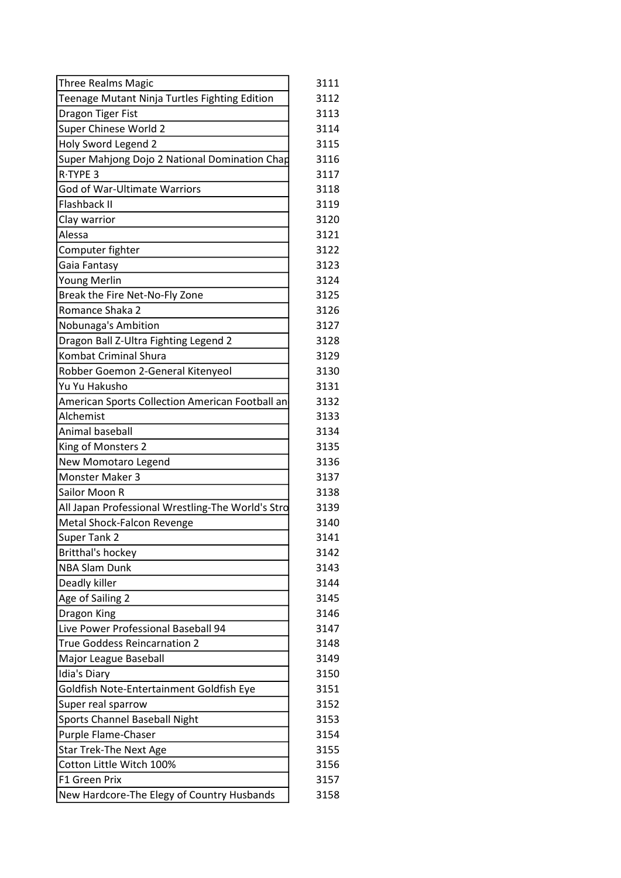| | |
|---|---|
| Three Realms Magic | 3111 |
| Teenage Mutant Ninja Turtles Fighting Edition | 3112 |
| Dragon Tiger Fist | 3113 |
| Super Chinese World 2 | 3114 |
| Holy Sword Legend 2 | 3115 |
| Super Mahjong Dojo 2 National Domination Chap | 3116 |
| R·TYPE 3 | 3117 |
| God of War-Ultimate Warriors | 3118 |
| Flashback II | 3119 |
| Clay warrior | 3120 |
| Alessa | 3121 |
| Computer fighter | 3122 |
| Gaia Fantasy | 3123 |
| Young Merlin | 3124 |
| Break the Fire Net-No-Fly Zone | 3125 |
| Romance Shaka 2 | 3126 |
| Nobunaga's Ambition | 3127 |
| Dragon Ball Z-Ultra Fighting Legend 2 | 3128 |
| Kombat Criminal Shura | 3129 |
| Robber Goemon 2-General Kitenyeol | 3130 |
| Yu Yu Hakusho | 3131 |
| American Sports Collection American Football an | 3132 |
| Alchemist | 3133 |
| Animal baseball | 3134 |
| King of Monsters 2 | 3135 |
| New Momotaro Legend | 3136 |
| Monster Maker 3 | 3137 |
| Sailor Moon R | 3138 |
| All Japan Professional Wrestling-The World's Stro | 3139 |
| Metal Shock-Falcon Revenge | 3140 |
| Super Tank 2 | 3141 |
| Britthal's hockey | 3142 |
| NBA Slam Dunk | 3143 |
| Deadly killer | 3144 |
| Age of Sailing 2 | 3145 |
| Dragon King | 3146 |
| Live Power Professional Baseball 94 | 3147 |
| True Goddess Reincarnation 2 | 3148 |
| Major League Baseball | 3149 |
| Idia's Diary | 3150 |
| Goldfish Note-Entertainment Goldfish Eye | 3151 |
| Super real sparrow | 3152 |
| Sports Channel Baseball Night | 3153 |
| Purple Flame-Chaser | 3154 |
| Star Trek-The Next Age | 3155 |
| Cotton Little Witch 100% | 3156 |
| F1 Green Prix | 3157 |
| New Hardcore-The Elegy of Country Husbands | 3158 |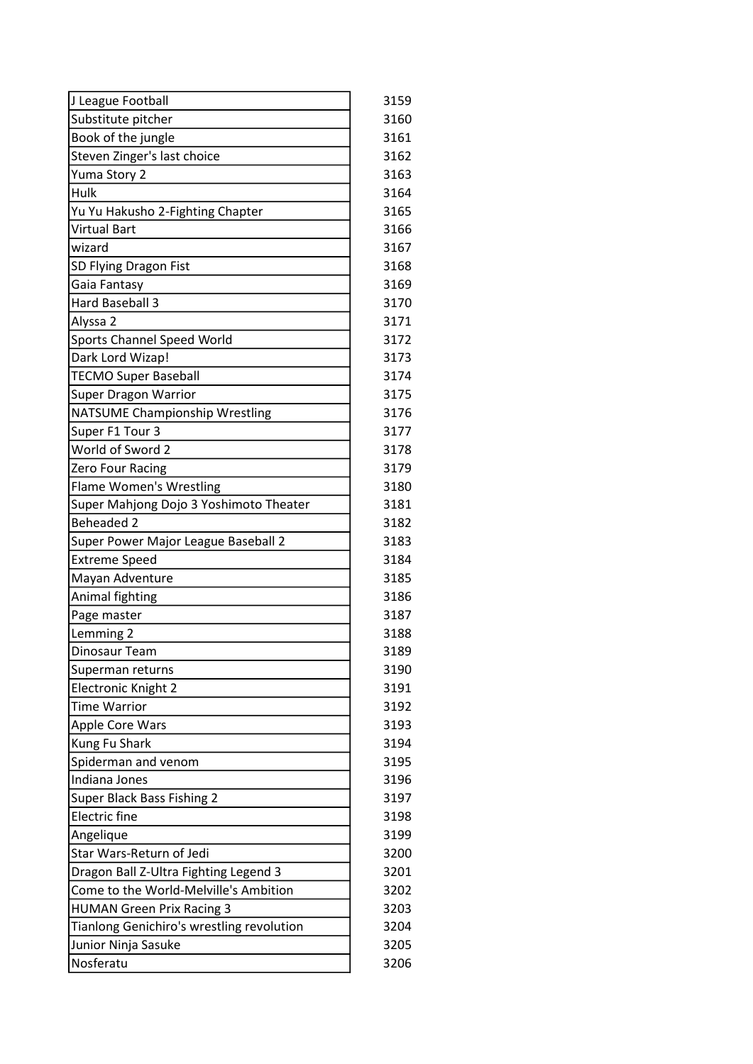| | |
|---|---|
| J League Football | 3159 |
| Substitute pitcher | 3160 |
| Book of the jungle | 3161 |
| Steven Zinger's last choice | 3162 |
| Yuma Story 2 | 3163 |
| Hulk | 3164 |
| Yu Yu Hakusho 2-Fighting Chapter | 3165 |
| Virtual Bart | 3166 |
| wizard | 3167 |
| SD Flying Dragon Fist | 3168 |
| Gaia Fantasy | 3169 |
| Hard Baseball 3 | 3170 |
| Alyssa 2 | 3171 |
| Sports Channel Speed World | 3172 |
| Dark Lord Wizap! | 3173 |
| TECMO Super Baseball | 3174 |
| Super Dragon Warrior | 3175 |
| NATSUME Championship Wrestling | 3176 |
| Super F1 Tour 3 | 3177 |
| World of Sword 2 | 3178 |
| Zero Four Racing | 3179 |
| Flame Women's Wrestling | 3180 |
| Super Mahjong Dojo 3 Yoshimoto Theater | 3181 |
| Beheaded 2 | 3182 |
| Super Power Major League Baseball 2 | 3183 |
| Extreme Speed | 3184 |
| Mayan Adventure | 3185 |
| Animal fighting | 3186 |
| Page master | 3187 |
| Lemming 2 | 3188 |
| Dinosaur Team | 3189 |
| Superman returns | 3190 |
| Electronic Knight 2 | 3191 |
| Time Warrior | 3192 |
| Apple Core Wars | 3193 |
| Kung Fu Shark | 3194 |
| Spiderman and venom | 3195 |
| Indiana Jones | 3196 |
| Super Black Bass Fishing 2 | 3197 |
| Electric fine | 3198 |
| Angelique | 3199 |
| Star Wars-Return of Jedi | 3200 |
| Dragon Ball Z-Ultra Fighting Legend 3 | 3201 |
| Come to the World-Melville's Ambition | 3202 |
| HUMAN Green Prix Racing 3 | 3203 |
| Tianlong Genichiro's wrestling revolution | 3204 |
| Junior Ninja Sasuke | 3205 |
| Nosferatu | 3206 |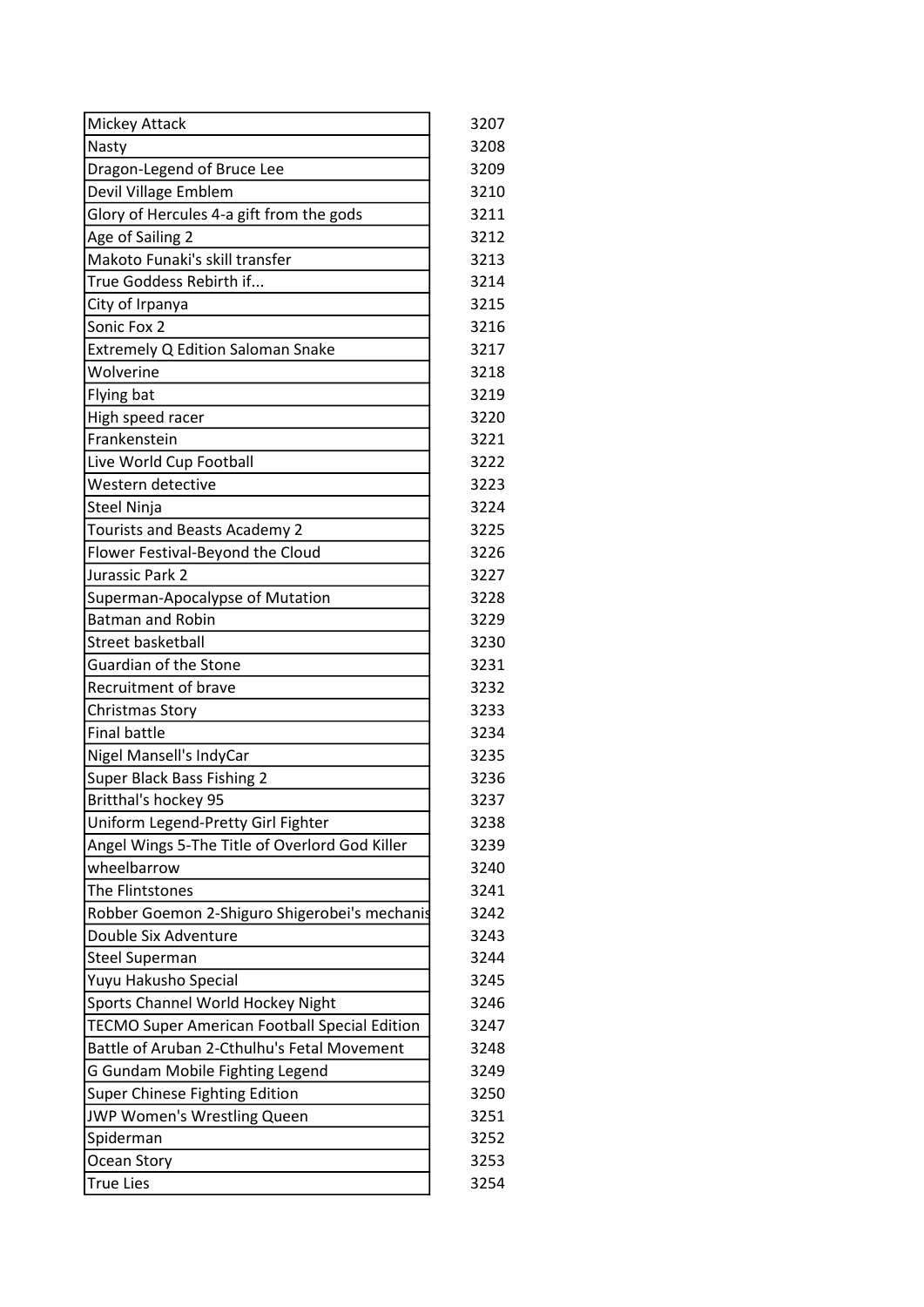| | |
|---|---|
| Mickey Attack | 3207 |
| Nasty | 3208 |
| Dragon-Legend of Bruce Lee | 3209 |
| Devil Village Emblem | 3210 |
| Glory of Hercules 4-a gift from the gods | 3211 |
| Age of Sailing 2 | 3212 |
| Makoto Funaki's skill transfer | 3213 |
| True Goddess Rebirth if... | 3214 |
| City of Irpanya | 3215 |
| Sonic Fox 2 | 3216 |
| Extremely Q Edition Saloman Snake | 3217 |
| Wolverine | 3218 |
| Flying bat | 3219 |
| High speed racer | 3220 |
| Frankenstein | 3221 |
| Live World Cup Football | 3222 |
| Western detective | 3223 |
| Steel Ninja | 3224 |
| Tourists and Beasts Academy 2 | 3225 |
| Flower Festival-Beyond the Cloud | 3226 |
| Jurassic Park 2 | 3227 |
| Superman-Apocalypse of Mutation | 3228 |
| Batman and Robin | 3229 |
| Street basketball | 3230 |
| Guardian of the Stone | 3231 |
| Recruitment of brave | 3232 |
| Christmas Story | 3233 |
| Final battle | 3234 |
| Nigel Mansell's IndyCar | 3235 |
| Super Black Bass Fishing 2 | 3236 |
| Britthal's hockey 95 | 3237 |
| Uniform Legend-Pretty Girl Fighter | 3238 |
| Angel Wings 5-The Title of Overlord God Killer | 3239 |
| wheelbarrow | 3240 |
| The Flintstones | 3241 |
| Robber Goemon 2-Shiguro Shigerobei's mechanis | 3242 |
| Double Six Adventure | 3243 |
| Steel Superman | 3244 |
| Yuyu Hakusho Special | 3245 |
| Sports Channel World Hockey Night | 3246 |
| TECMO Super American Football Special Edition | 3247 |
| Battle of Aruban 2-Cthulhu's Fetal Movement | 3248 |
| G Gundam Mobile Fighting Legend | 3249 |
| Super Chinese Fighting Edition | 3250 |
| JWP Women's Wrestling Queen | 3251 |
| Spiderman | 3252 |
| Ocean Story | 3253 |
| True Lies | 3254 |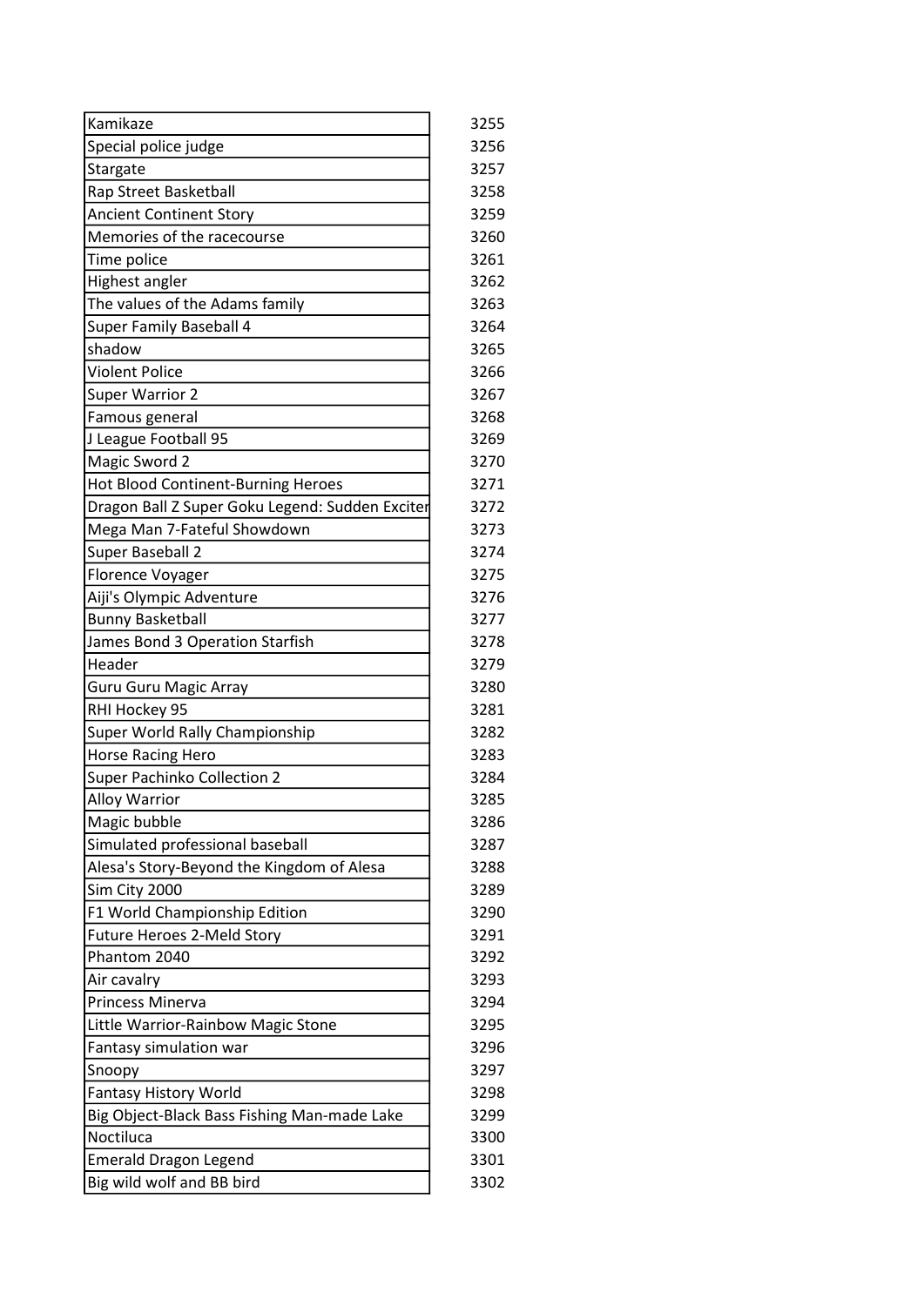| | |
|---|---|
| Kamikaze | 3255 |
| Special police judge | 3256 |
| Stargate | 3257 |
| Rap Street Basketball | 3258 |
| Ancient Continent Story | 3259 |
| Memories of the racecourse | 3260 |
| Time police | 3261 |
| Highest angler | 3262 |
| The values of the Adams family | 3263 |
| Super Family Baseball 4 | 3264 |
| shadow | 3265 |
| Violent Police | 3266 |
| Super Warrior 2 | 3267 |
| Famous general | 3268 |
| J League Football 95 | 3269 |
| Magic Sword 2 | 3270 |
| Hot Blood Continent-Burning Heroes | 3271 |
| Dragon Ball Z Super Goku Legend: Sudden Exciter | 3272 |
| Mega Man 7-Fateful Showdown | 3273 |
| Super Baseball 2 | 3274 |
| Florence Voyager | 3275 |
| Aiji's Olympic Adventure | 3276 |
| Bunny Basketball | 3277 |
| James Bond 3 Operation Starfish | 3278 |
| Header | 3279 |
| Guru Guru Magic Array | 3280 |
| RHI Hockey 95 | 3281 |
| Super World Rally Championship | 3282 |
| Horse Racing Hero | 3283 |
| Super Pachinko Collection 2 | 3284 |
| Alloy Warrior | 3285 |
| Magic bubble | 3286 |
| Simulated professional baseball | 3287 |
| Alesa's Story-Beyond the Kingdom of Alesa | 3288 |
| Sim City 2000 | 3289 |
| F1 World Championship Edition | 3290 |
| Future Heroes 2-Meld Story | 3291 |
| Phantom 2040 | 3292 |
| Air cavalry | 3293 |
| Princess Minerva | 3294 |
| Little Warrior-Rainbow Magic Stone | 3295 |
| Fantasy simulation war | 3296 |
| Snoopy | 3297 |
| Fantasy History World | 3298 |
| Big Object-Black Bass Fishing Man-made Lake | 3299 |
| Noctiluca | 3300 |
| Emerald Dragon Legend | 3301 |
| Big wild wolf and BB bird | 3302 |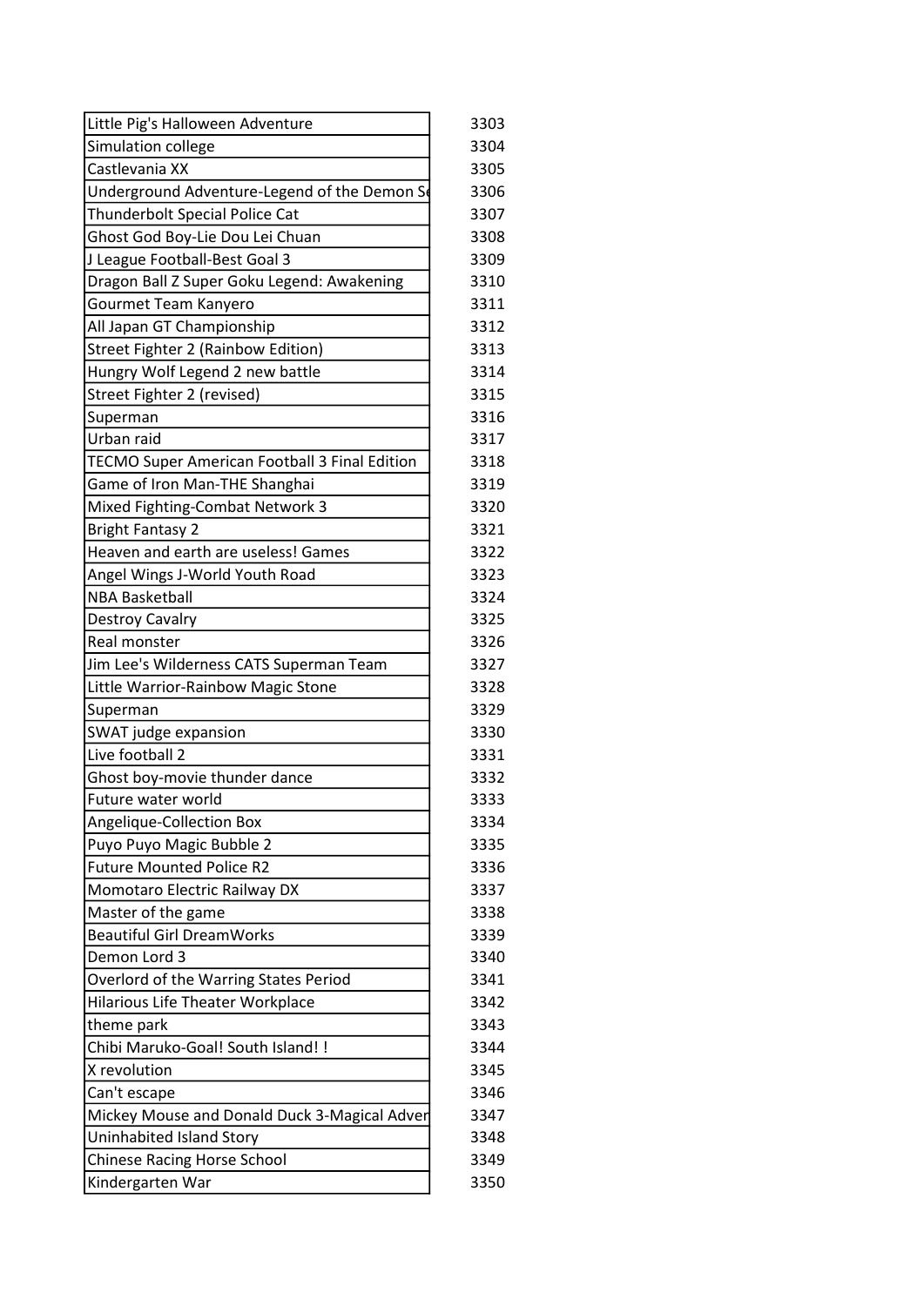| | |
|---|---|
| Little Pig's Halloween Adventure | 3303 |
| Simulation college | 3304 |
| Castlevania XX | 3305 |
| Underground Adventure-Legend of the Demon Se | 3306 |
| Thunderbolt Special Police Cat | 3307 |
| Ghost God Boy-Lie Dou Lei Chuan | 3308 |
| J League Football-Best Goal 3 | 3309 |
| Dragon Ball Z Super Goku Legend: Awakening | 3310 |
| Gourmet Team Kanyero | 3311 |
| All Japan GT Championship | 3312 |
| Street Fighter 2 (Rainbow Edition) | 3313 |
| Hungry Wolf Legend 2 new battle | 3314 |
| Street Fighter 2 (revised) | 3315 |
| Superman | 3316 |
| Urban raid | 3317 |
| TECMO Super American Football 3 Final Edition | 3318 |
| Game of Iron Man-THE Shanghai | 3319 |
| Mixed Fighting-Combat Network 3 | 3320 |
| Bright Fantasy 2 | 3321 |
| Heaven and earth are useless! Games | 3322 |
| Angel Wings J-World Youth Road | 3323 |
| NBA Basketball | 3324 |
| Destroy Cavalry | 3325 |
| Real monster | 3326 |
| Jim Lee's Wilderness CATS Superman Team | 3327 |
| Little Warrior-Rainbow Magic Stone | 3328 |
| Superman | 3329 |
| SWAT judge expansion | 3330 |
| Live football 2 | 3331 |
| Ghost boy-movie thunder dance | 3332 |
| Future water world | 3333 |
| Angelique-Collection Box | 3334 |
| Puyo Puyo Magic Bubble 2 | 3335 |
| Future Mounted Police R2 | 3336 |
| Momotaro Electric Railway DX | 3337 |
| Master of the game | 3338 |
| Beautiful Girl DreamWorks | 3339 |
| Demon Lord 3 | 3340 |
| Overlord of the Warring States Period | 3341 |
| Hilarious Life Theater Workplace | 3342 |
| theme park | 3343 |
| Chibi Maruko-Goal! South Island! ! | 3344 |
| X revolution | 3345 |
| Can't escape | 3346 |
| Mickey Mouse and Donald Duck 3-Magical Adver | 3347 |
| Uninhabited Island Story | 3348 |
| Chinese Racing Horse School | 3349 |
| Kindergarten War | 3350 |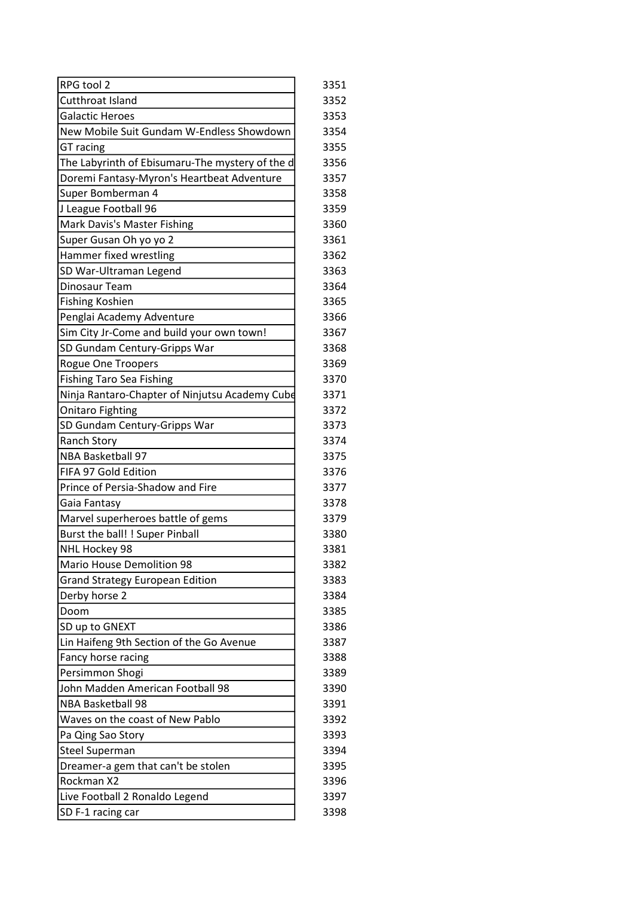| | |
|---|---|
| RPG tool 2 | 3351 |
| Cutthroat Island | 3352 |
| Galactic Heroes | 3353 |
| New Mobile Suit Gundam W-Endless Showdown | 3354 |
| GT racing | 3355 |
| The Labyrinth of Ebisumaru-The mystery of the d | 3356 |
| Doremi Fantasy-Myron's Heartbeat Adventure | 3357 |
| Super Bomberman 4 | 3358 |
| J League Football 96 | 3359 |
| Mark Davis's Master Fishing | 3360 |
| Super Gusan Oh yo yo 2 | 3361 |
| Hammer fixed wrestling | 3362 |
| SD War-Ultraman Legend | 3363 |
| Dinosaur Team | 3364 |
| Fishing Koshien | 3365 |
| Penglai Academy Adventure | 3366 |
| Sim City Jr-Come and build your own town! | 3367 |
| SD Gundam Century-Gripps War | 3368 |
| Rogue One Troopers | 3369 |
| Fishing Taro Sea Fishing | 3370 |
| Ninja Rantaro-Chapter of Ninjutsu Academy Cube | 3371 |
| Onitaro Fighting | 3372 |
| SD Gundam Century-Gripps War | 3373 |
| Ranch Story | 3374 |
| NBA Basketball 97 | 3375 |
| FIFA 97 Gold Edition | 3376 |
| Prince of Persia-Shadow and Fire | 3377 |
| Gaia Fantasy | 3378 |
| Marvel superheroes battle of gems | 3379 |
| Burst the ball! ! Super Pinball | 3380 |
| NHL Hockey 98 | 3381 |
| Mario House Demolition 98 | 3382 |
| Grand Strategy European Edition | 3383 |
| Derby horse 2 | 3384 |
| Doom | 3385 |
| SD up to GNEXT | 3386 |
| Lin Haifeng 9th Section of the Go Avenue | 3387 |
| Fancy horse racing | 3388 |
| Persimmon Shogi | 3389 |
| John Madden American Football 98 | 3390 |
| NBA Basketball 98 | 3391 |
| Waves on the coast of New Pablo | 3392 |
| Pa Qing Sao Story | 3393 |
| Steel Superman | 3394 |
| Dreamer-a gem that can't be stolen | 3395 |
| Rockman X2 | 3396 |
| Live Football 2 Ronaldo Legend | 3397 |
| SD F-1 racing car | 3398 |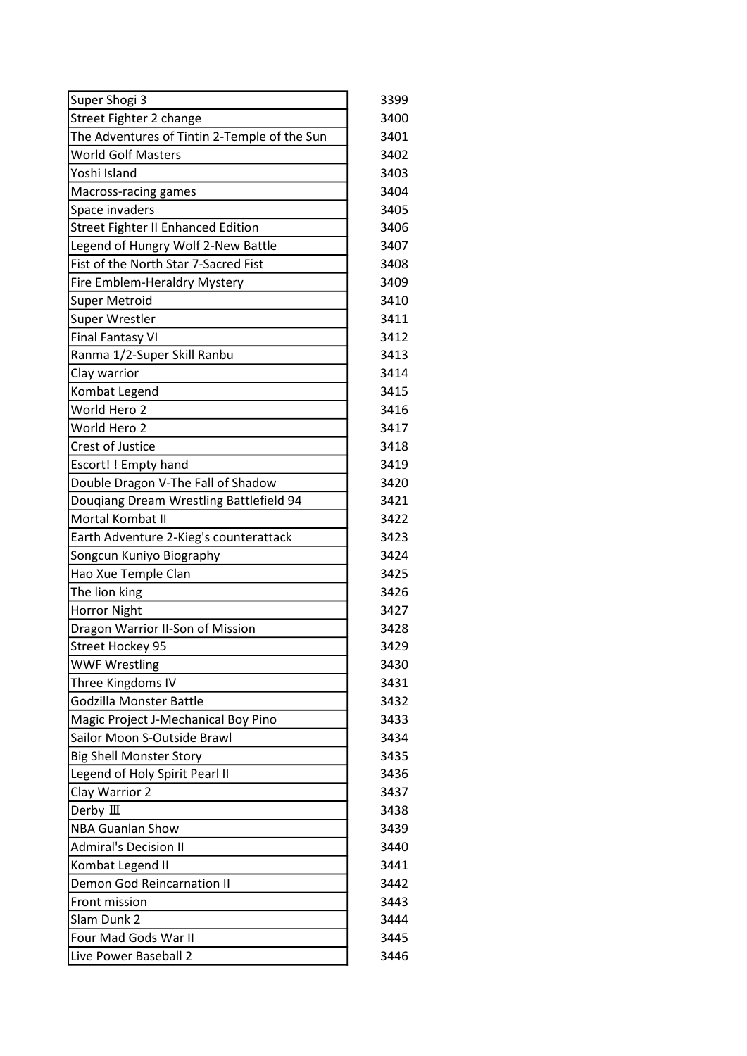| | |
|---|---|
| Super Shogi 3 | 3399 |
| Street Fighter 2 change | 3400 |
| The Adventures of Tintin 2-Temple of the Sun | 3401 |
| World Golf Masters | 3402 |
| Yoshi Island | 3403 |
| Macross-racing games | 3404 |
| Space invaders | 3405 |
| Street Fighter II Enhanced Edition | 3406 |
| Legend of Hungry Wolf 2-New Battle | 3407 |
| Fist of the North Star 7-Sacred Fist | 3408 |
| Fire Emblem-Heraldry Mystery | 3409 |
| Super Metroid | 3410 |
| Super Wrestler | 3411 |
| Final Fantasy VI | 3412 |
| Ranma 1/2-Super Skill Ranbu | 3413 |
| Clay warrior | 3414 |
| Kombat Legend | 3415 |
| World Hero 2 | 3416 |
| World Hero 2 | 3417 |
| Crest of Justice | 3418 |
| Escort! ! Empty hand | 3419 |
| Double Dragon V-The Fall of Shadow | 3420 |
| Douqiang Dream Wrestling Battlefield 94 | 3421 |
| Mortal Kombat II | 3422 |
| Earth Adventure 2-Kieg's counterattack | 3423 |
| Songcun Kuniyo Biography | 3424 |
| Hao Xue Temple Clan | 3425 |
| The lion king | 3426 |
| Horror Night | 3427 |
| Dragon Warrior II-Son of Mission | 3428 |
| Street Hockey 95 | 3429 |
| WWF Wrestling | 3430 |
| Three Kingdoms IV | 3431 |
| Godzilla Monster Battle | 3432 |
| Magic Project J-Mechanical Boy Pino | 3433 |
| Sailor Moon S-Outside Brawl | 3434 |
| Big Shell Monster Story | 3435 |
| Legend of Holy Spirit Pearl II | 3436 |
| Clay Warrior 2 | 3437 |
| Derby Ⅲ | 3438 |
| NBA Guanlan Show | 3439 |
| Admiral's Decision II | 3440 |
| Kombat Legend II | 3441 |
| Demon God Reincarnation II | 3442 |
| Front mission | 3443 |
| Slam Dunk 2 | 3444 |
| Four Mad Gods War II | 3445 |
| Live Power Baseball 2 | 3446 |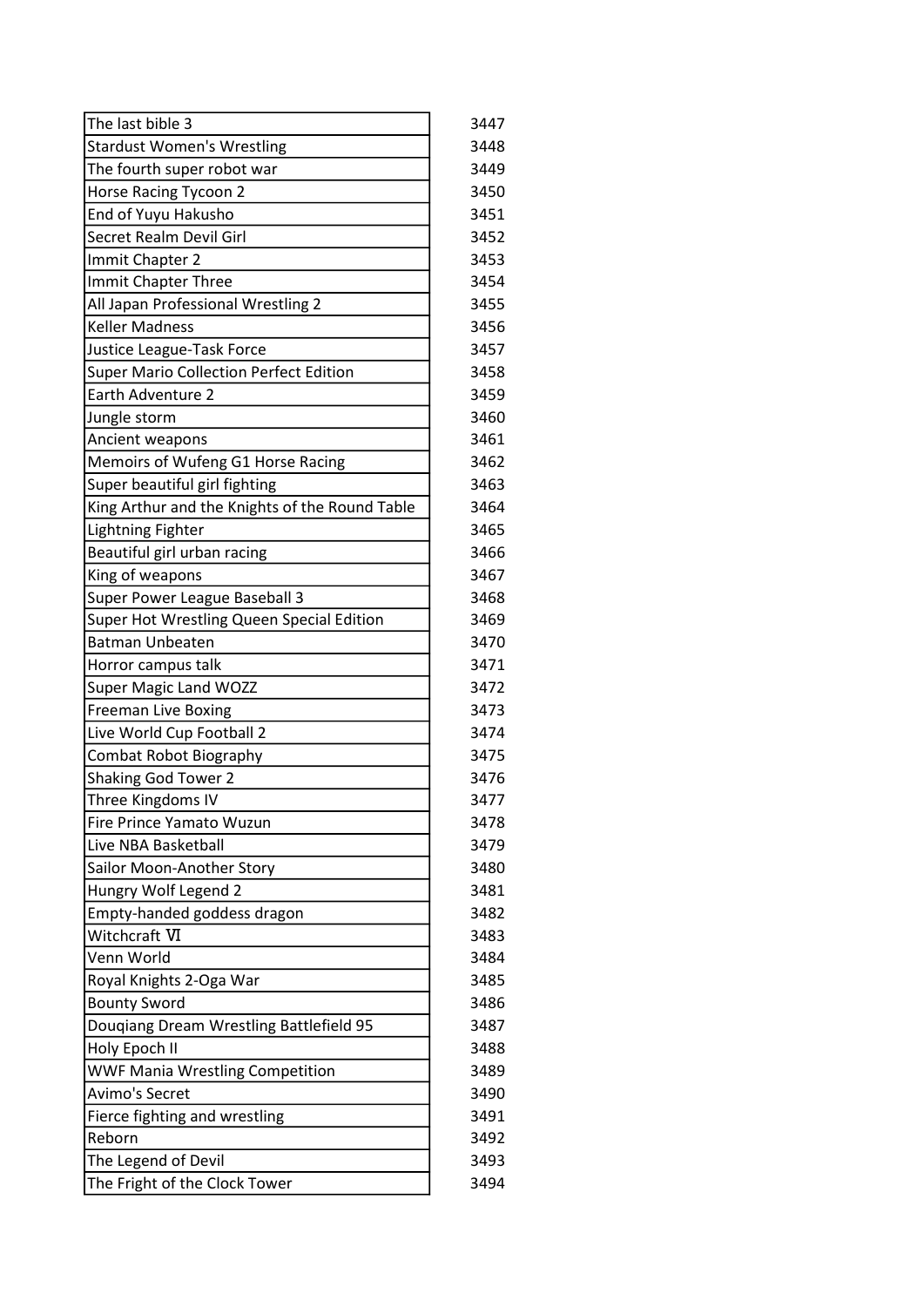| | |
|---|---|
| The last bible 3 | 3447 |
| Stardust Women's Wrestling | 3448 |
| The fourth super robot war | 3449 |
| Horse Racing Tycoon 2 | 3450 |
| End of Yuyu Hakusho | 3451 |
| Secret Realm Devil Girl | 3452 |
| Immit Chapter 2 | 3453 |
| Immit Chapter Three | 3454 |
| All Japan Professional Wrestling 2 | 3455 |
| Keller Madness | 3456 |
| Justice League-Task Force | 3457 |
| Super Mario Collection Perfect Edition | 3458 |
| Earth Adventure 2 | 3459 |
| Jungle storm | 3460 |
| Ancient weapons | 3461 |
| Memoirs of Wufeng G1 Horse Racing | 3462 |
| Super beautiful girl fighting | 3463 |
| King Arthur and the Knights of the Round Table | 3464 |
| Lightning Fighter | 3465 |
| Beautiful girl urban racing | 3466 |
| King of weapons | 3467 |
| Super Power League Baseball 3 | 3468 |
| Super Hot Wrestling Queen Special Edition | 3469 |
| Batman Unbeaten | 3470 |
| Horror campus talk | 3471 |
| Super Magic Land WOZZ | 3472 |
| Freeman Live Boxing | 3473 |
| Live World Cup Football 2 | 3474 |
| Combat Robot Biography | 3475 |
| Shaking God Tower 2 | 3476 |
| Three Kingdoms IV | 3477 |
| Fire Prince Yamato Wuzun | 3478 |
| Live NBA Basketball | 3479 |
| Sailor Moon-Another Story | 3480 |
| Hungry Wolf Legend 2 | 3481 |
| Empty-handed goddess dragon | 3482 |
| Witchcraft Ⅵ | 3483 |
| Venn World | 3484 |
| Royal Knights 2-Oga War | 3485 |
| Bounty Sword | 3486 |
| Douqiang Dream Wrestling Battlefield 95 | 3487 |
| Holy Epoch II | 3488 |
| WWF Mania Wrestling Competition | 3489 |
| Avimo's Secret | 3490 |
| Fierce fighting and wrestling | 3491 |
| Reborn | 3492 |
| The Legend of Devil | 3493 |
| The Fright of the Clock Tower | 3494 |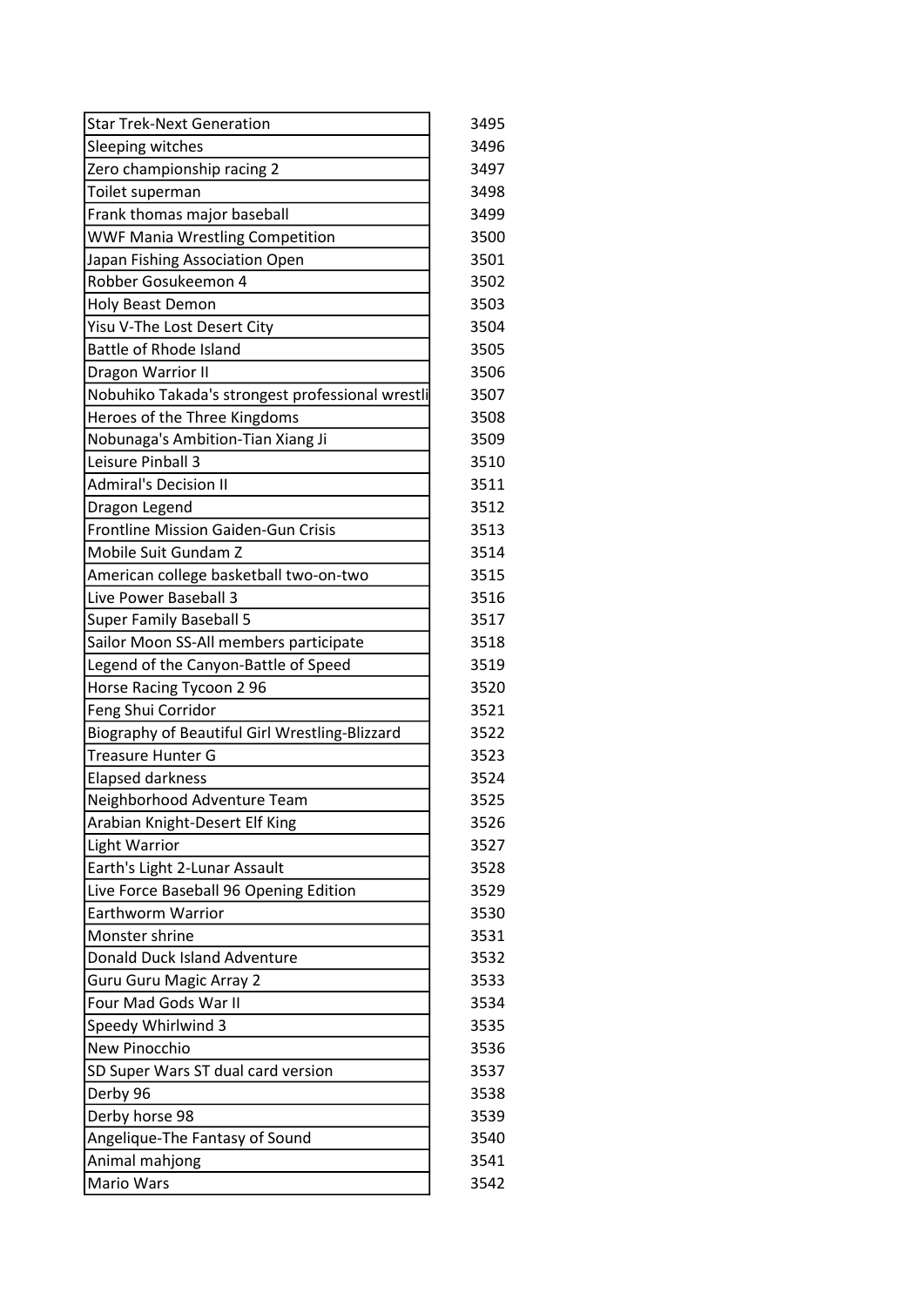| | |
|---|---|
| Star Trek-Next Generation | 3495 |
| Sleeping witches | 3496 |
| Zero championship racing 2 | 3497 |
| Toilet superman | 3498 |
| Frank thomas major baseball | 3499 |
| WWF Mania Wrestling Competition | 3500 |
| Japan Fishing Association Open | 3501 |
| Robber Gosukeemon 4 | 3502 |
| Holy Beast Demon | 3503 |
| Yisu V-The Lost Desert City | 3504 |
| Battle of Rhode Island | 3505 |
| Dragon Warrior II | 3506 |
| Nobuhiko Takada's strongest professional wrestli | 3507 |
| Heroes of the Three Kingdoms | 3508 |
| Nobunaga's Ambition-Tian Xiang Ji | 3509 |
| Leisure Pinball 3 | 3510 |
| Admiral's Decision II | 3511 |
| Dragon Legend | 3512 |
| Frontline Mission Gaiden-Gun Crisis | 3513 |
| Mobile Suit Gundam Z | 3514 |
| American college basketball two-on-two | 3515 |
| Live Power Baseball 3 | 3516 |
| Super Family Baseball 5 | 3517 |
| Sailor Moon SS-All members participate | 3518 |
| Legend of the Canyon-Battle of Speed | 3519 |
| Horse Racing Tycoon 2 96 | 3520 |
| Feng Shui Corridor | 3521 |
| Biography of Beautiful Girl Wrestling-Blizzard | 3522 |
| Treasure Hunter G | 3523 |
| Elapsed darkness | 3524 |
| Neighborhood Adventure Team | 3525 |
| Arabian Knight-Desert Elf King | 3526 |
| Light Warrior | 3527 |
| Earth's Light 2-Lunar Assault | 3528 |
| Live Force Baseball 96 Opening Edition | 3529 |
| Earthworm Warrior | 3530 |
| Monster shrine | 3531 |
| Donald Duck Island Adventure | 3532 |
| Guru Guru Magic Array 2 | 3533 |
| Four Mad Gods War II | 3534 |
| Speedy Whirlwind 3 | 3535 |
| New Pinocchio | 3536 |
| SD Super Wars ST dual card version | 3537 |
| Derby 96 | 3538 |
| Derby horse 98 | 3539 |
| Angelique-The Fantasy of Sound | 3540 |
| Animal mahjong | 3541 |
| Mario Wars | 3542 |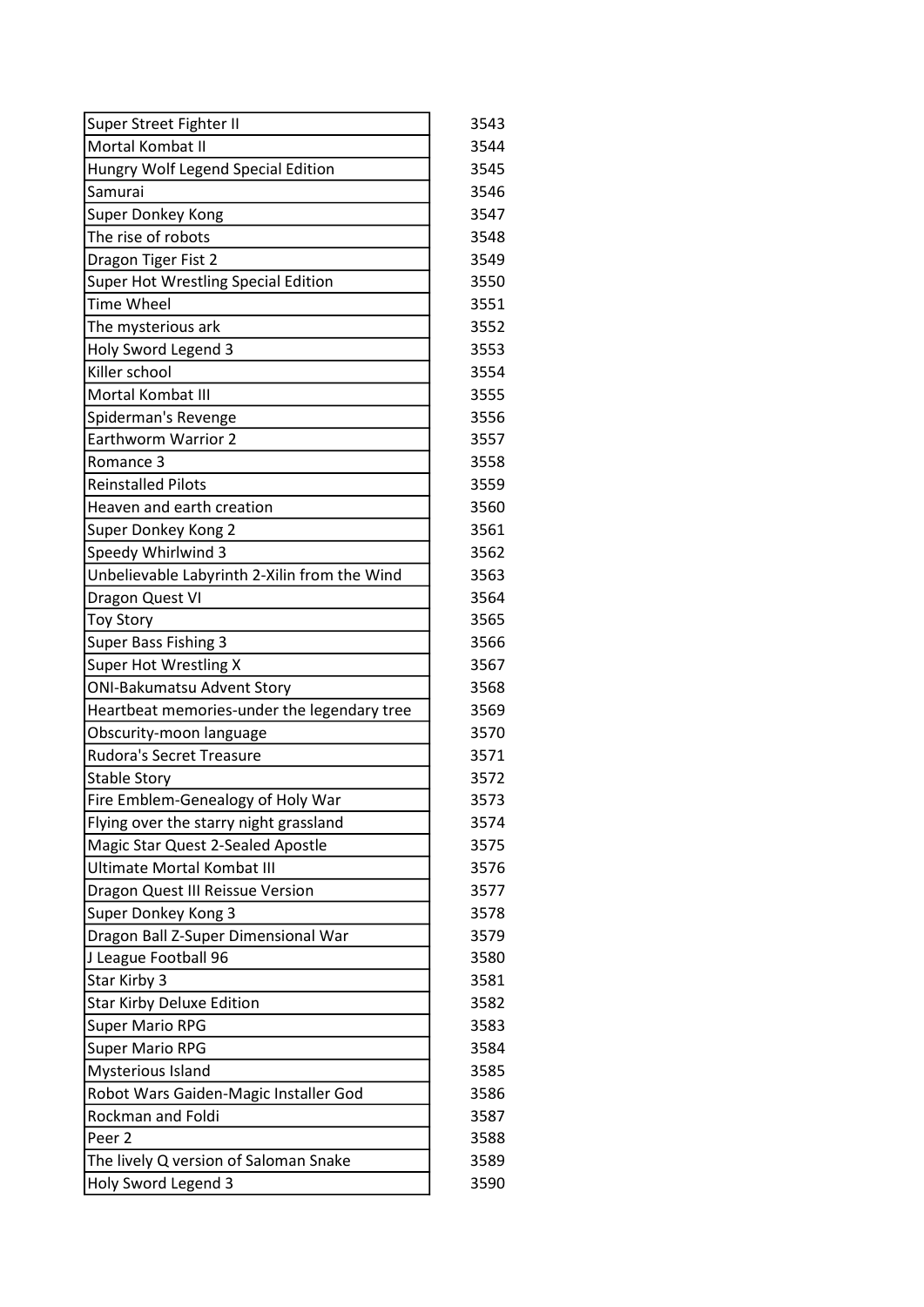| | |
|---|---|
| Super Street Fighter II | 3543 |
| Mortal Kombat II | 3544 |
| Hungry Wolf Legend Special Edition | 3545 |
| Samurai | 3546 |
| Super Donkey Kong | 3547 |
| The rise of robots | 3548 |
| Dragon Tiger Fist 2 | 3549 |
| Super Hot Wrestling Special Edition | 3550 |
| Time Wheel | 3551 |
| The mysterious ark | 3552 |
| Holy Sword Legend 3 | 3553 |
| Killer school | 3554 |
| Mortal Kombat III | 3555 |
| Spiderman's Revenge | 3556 |
| Earthworm Warrior 2 | 3557 |
| Romance 3 | 3558 |
| Reinstalled Pilots | 3559 |
| Heaven and earth creation | 3560 |
| Super Donkey Kong 2 | 3561 |
| Speedy Whirlwind 3 | 3562 |
| Unbelievable Labyrinth 2-Xilin from the Wind | 3563 |
| Dragon Quest VI | 3564 |
| Toy Story | 3565 |
| Super Bass Fishing 3 | 3566 |
| Super Hot Wrestling X | 3567 |
| ONI-Bakumatsu Advent Story | 3568 |
| Heartbeat memories-under the legendary tree | 3569 |
| Obscurity-moon language | 3570 |
| Rudora's Secret Treasure | 3571 |
| Stable Story | 3572 |
| Fire Emblem-Genealogy of Holy War | 3573 |
| Flying over the starry night grassland | 3574 |
| Magic Star Quest 2-Sealed Apostle | 3575 |
| Ultimate Mortal Kombat III | 3576 |
| Dragon Quest III Reissue Version | 3577 |
| Super Donkey Kong 3 | 3578 |
| Dragon Ball Z-Super Dimensional War | 3579 |
| J League Football 96 | 3580 |
| Star Kirby 3 | 3581 |
| Star Kirby Deluxe Edition | 3582 |
| Super Mario RPG | 3583 |
| Super Mario RPG | 3584 |
| Mysterious Island | 3585 |
| Robot Wars Gaiden-Magic Installer God | 3586 |
| Rockman and Foldi | 3587 |
| Peer 2 | 3588 |
| The lively Q version of Saloman Snake | 3589 |
| Holy Sword Legend 3 | 3590 |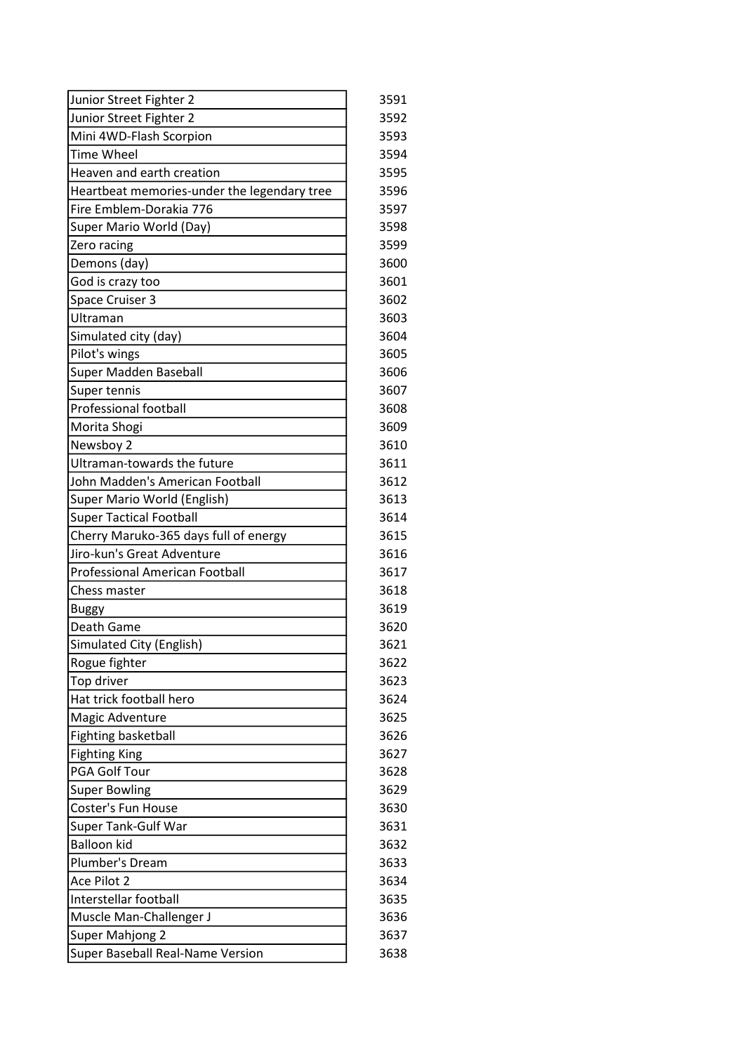| | |
|---|---|
| Junior Street Fighter 2 | 3591 |
| Junior Street Fighter 2 | 3592 |
| Mini 4WD-Flash Scorpion | 3593 |
| Time Wheel | 3594 |
| Heaven and earth creation | 3595 |
| Heartbeat memories-under the legendary tree | 3596 |
| Fire Emblem-Dorakia 776 | 3597 |
| Super Mario World (Day) | 3598 |
| Zero racing | 3599 |
| Demons (day) | 3600 |
| God is crazy too | 3601 |
| Space Cruiser 3 | 3602 |
| Ultraman | 3603 |
| Simulated city (day) | 3604 |
| Pilot's wings | 3605 |
| Super Madden Baseball | 3606 |
| Super tennis | 3607 |
| Professional football | 3608 |
| Morita Shogi | 3609 |
| Newsboy 2 | 3610 |
| Ultraman-towards the future | 3611 |
| John Madden's American Football | 3612 |
| Super Mario World (English) | 3613 |
| Super Tactical Football | 3614 |
| Cherry Maruko-365 days full of energy | 3615 |
| Jiro-kun's Great Adventure | 3616 |
| Professional American Football | 3617 |
| Chess master | 3618 |
| Buggy | 3619 |
| Death Game | 3620 |
| Simulated City (English) | 3621 |
| Rogue fighter | 3622 |
| Top driver | 3623 |
| Hat trick football hero | 3624 |
| Magic Adventure | 3625 |
| Fighting basketball | 3626 |
| Fighting King | 3627 |
| PGA Golf Tour | 3628 |
| Super Bowling | 3629 |
| Coster's Fun House | 3630 |
| Super Tank-Gulf War | 3631 |
| Balloon kid | 3632 |
| Plumber's Dream | 3633 |
| Ace Pilot 2 | 3634 |
| Interstellar football | 3635 |
| Muscle Man-Challenger J | 3636 |
| Super Mahjong 2 | 3637 |
| Super Baseball Real-Name Version | 3638 |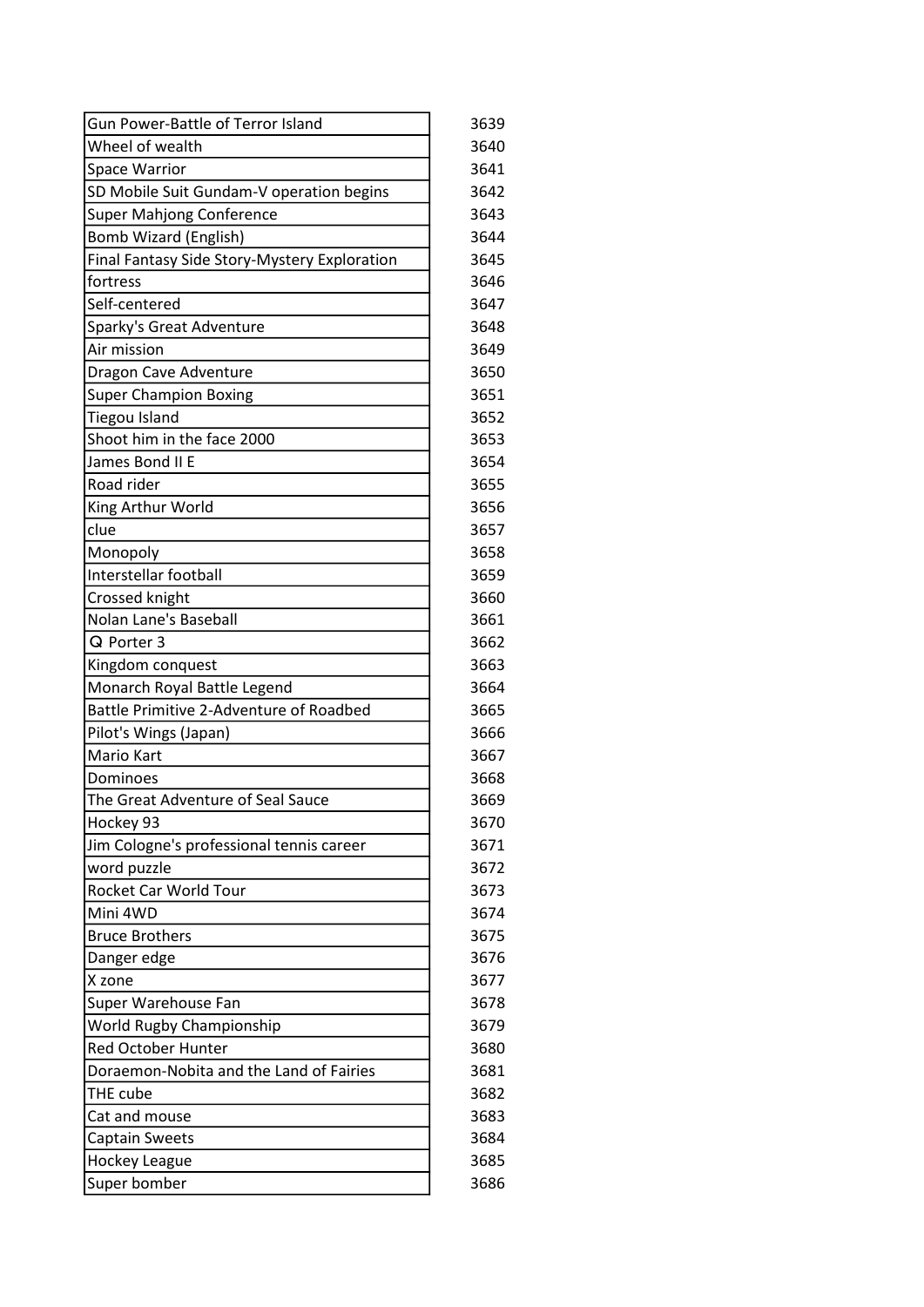| | |
|---|---|
| Gun Power-Battle of Terror Island | 3639 |
| Wheel of wealth | 3640 |
| Space Warrior | 3641 |
| SD Mobile Suit Gundam-V operation begins | 3642 |
| Super Mahjong Conference | 3643 |
| Bomb Wizard (English) | 3644 |
| Final Fantasy Side Story-Mystery Exploration | 3645 |
| fortress | 3646 |
| Self-centered | 3647 |
| Sparky's Great Adventure | 3648 |
| Air mission | 3649 |
| Dragon Cave Adventure | 3650 |
| Super Champion Boxing | 3651 |
| Tiegou Island | 3652 |
| Shoot him in the face 2000 | 3653 |
| James Bond II E | 3654 |
| Road rider | 3655 |
| King Arthur World | 3656 |
| clue | 3657 |
| Monopoly | 3658 |
| Interstellar football | 3659 |
| Crossed knight | 3660 |
| Nolan Lane's Baseball | 3661 |
| Q Porter 3 | 3662 |
| Kingdom conquest | 3663 |
| Monarch Royal Battle Legend | 3664 |
| Battle Primitive 2-Adventure of Roadbed | 3665 |
| Pilot's Wings (Japan) | 3666 |
| Mario Kart | 3667 |
| Dominoes | 3668 |
| The Great Adventure of Seal Sauce | 3669 |
| Hockey 93 | 3670 |
| Jim Cologne's professional tennis career | 3671 |
| word puzzle | 3672 |
| Rocket Car World Tour | 3673 |
| Mini 4WD | 3674 |
| Bruce Brothers | 3675 |
| Danger edge | 3676 |
| X zone | 3677 |
| Super Warehouse Fan | 3678 |
| World Rugby Championship | 3679 |
| Red October Hunter | 3680 |
| Doraemon-Nobita and the Land of Fairies | 3681 |
| THE cube | 3682 |
| Cat and mouse | 3683 |
| Captain Sweets | 3684 |
| Hockey League | 3685 |
| Super bomber | 3686 |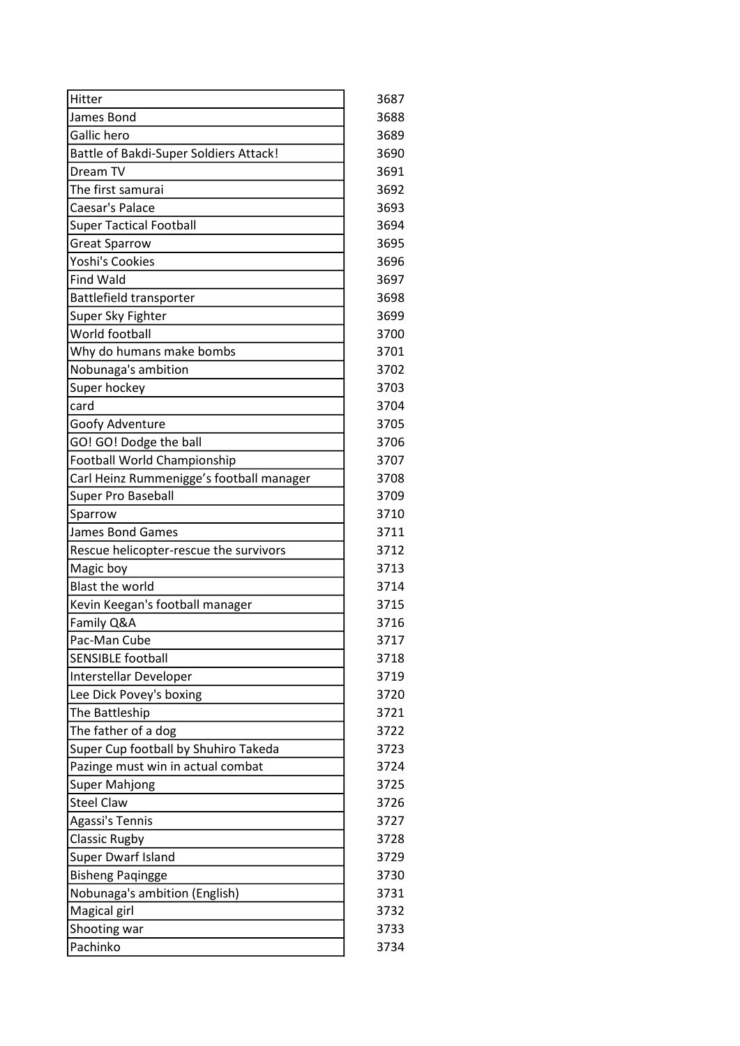| | |
|---|---|
| Hitter | 3687 |
| James Bond | 3688 |
| Gallic hero | 3689 |
| Battle of Bakdi-Super Soldiers Attack! | 3690 |
| Dream TV | 3691 |
| The first samurai | 3692 |
| Caesar's Palace | 3693 |
| Super Tactical Football | 3694 |
| Great Sparrow | 3695 |
| Yoshi's Cookies | 3696 |
| Find Wald | 3697 |
| Battlefield transporter | 3698 |
| Super Sky Fighter | 3699 |
| World football | 3700 |
| Why do humans make bombs | 3701 |
| Nobunaga's ambition | 3702 |
| Super hockey | 3703 |
| card | 3704 |
| Goofy Adventure | 3705 |
| GO! GO! Dodge the ball | 3706 |
| Football World Championship | 3707 |
| Carl Heinz Rummenigge's football manager | 3708 |
| Super Pro Baseball | 3709 |
| Sparrow | 3710 |
| James Bond Games | 3711 |
| Rescue helicopter-rescue the survivors | 3712 |
| Magic boy | 3713 |
| Blast the world | 3714 |
| Kevin Keegan's football manager | 3715 |
| Family Q&A | 3716 |
| Pac-Man Cube | 3717 |
| SENSIBLE football | 3718 |
| Interstellar Developer | 3719 |
| Lee Dick Povey's boxing | 3720 |
| The Battleship | 3721 |
| The father of a dog | 3722 |
| Super Cup football by Shuhiro Takeda | 3723 |
| Pazinge must win in actual combat | 3724 |
| Super Mahjong | 3725 |
| Steel Claw | 3726 |
| Agassi's Tennis | 3727 |
| Classic Rugby | 3728 |
| Super Dwarf Island | 3729 |
| Bisheng Paqingge | 3730 |
| Nobunaga's ambition (English) | 3731 |
| Magical girl | 3732 |
| Shooting war | 3733 |
| Pachinko | 3734 |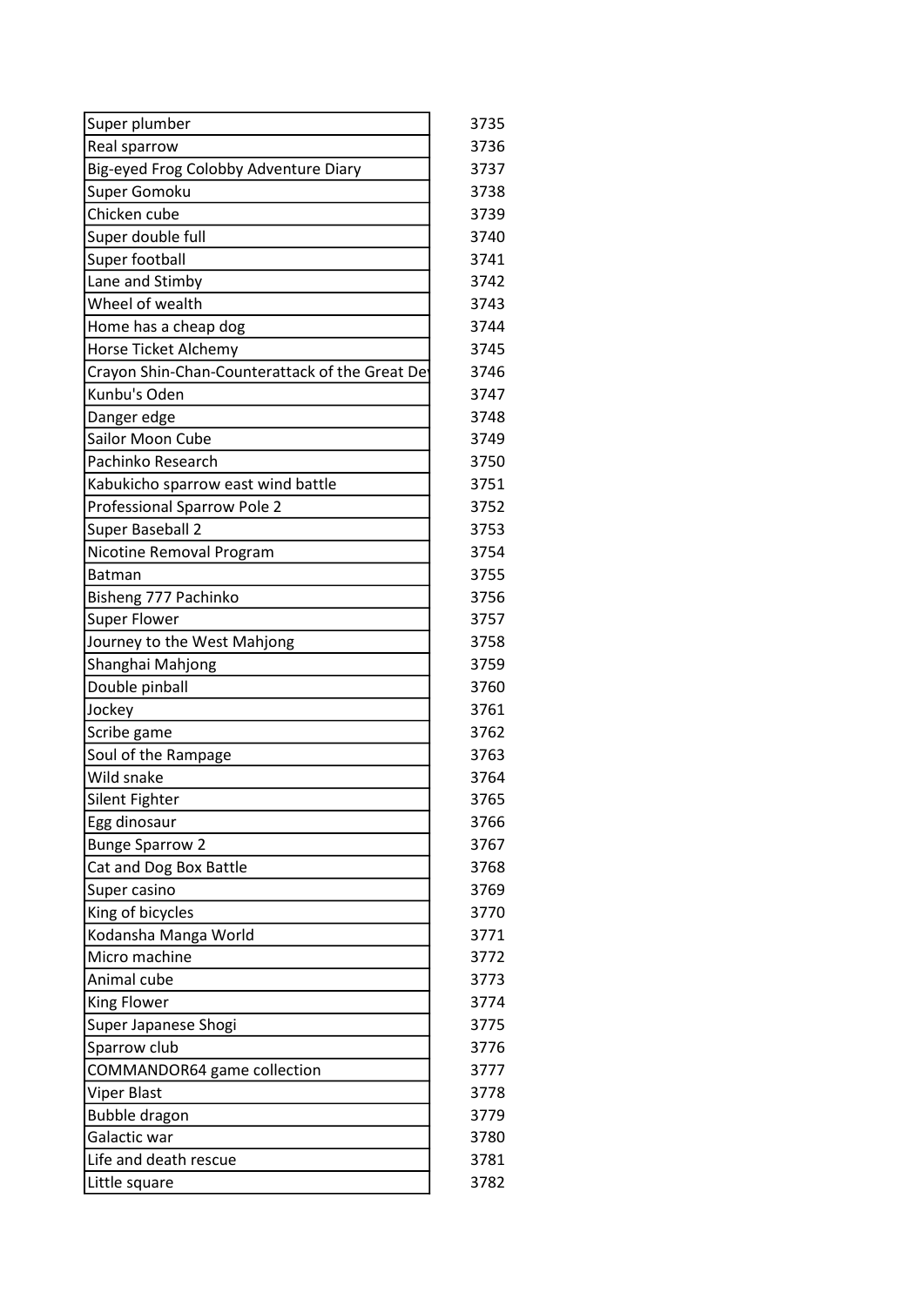| | |
|---|---|
| Super plumber | 3735 |
| Real sparrow | 3736 |
| Big-eyed Frog Colobby Adventure Diary | 3737 |
| Super Gomoku | 3738 |
| Chicken cube | 3739 |
| Super double full | 3740 |
| Super football | 3741 |
| Lane and Stimby | 3742 |
| Wheel of wealth | 3743 |
| Home has a cheap dog | 3744 |
| Horse Ticket Alchemy | 3745 |
| Crayon Shin-Chan-Counterattack of the Great De | 3746 |
| Kunbu's Oden | 3747 |
| Danger edge | 3748 |
| Sailor Moon Cube | 3749 |
| Pachinko Research | 3750 |
| Kabukicho sparrow east wind battle | 3751 |
| Professional Sparrow Pole 2 | 3752 |
| Super Baseball 2 | 3753 |
| Nicotine Removal Program | 3754 |
| Batman | 3755 |
| Bisheng 777 Pachinko | 3756 |
| Super Flower | 3757 |
| Journey to the West Mahjong | 3758 |
| Shanghai Mahjong | 3759 |
| Double pinball | 3760 |
| Jockey | 3761 |
| Scribe game | 3762 |
| Soul of the Rampage | 3763 |
| Wild snake | 3764 |
| Silent Fighter | 3765 |
| Egg dinosaur | 3766 |
| Bunge Sparrow 2 | 3767 |
| Cat and Dog Box Battle | 3768 |
| Super casino | 3769 |
| King of bicycles | 3770 |
| Kodansha Manga World | 3771 |
| Micro machine | 3772 |
| Animal cube | 3773 |
| King Flower | 3774 |
| Super Japanese Shogi | 3775 |
| Sparrow club | 3776 |
| COMMANDOR64 game collection | 3777 |
| Viper Blast | 3778 |
| Bubble dragon | 3779 |
| Galactic war | 3780 |
| Life and death rescue | 3781 |
| Little square | 3782 |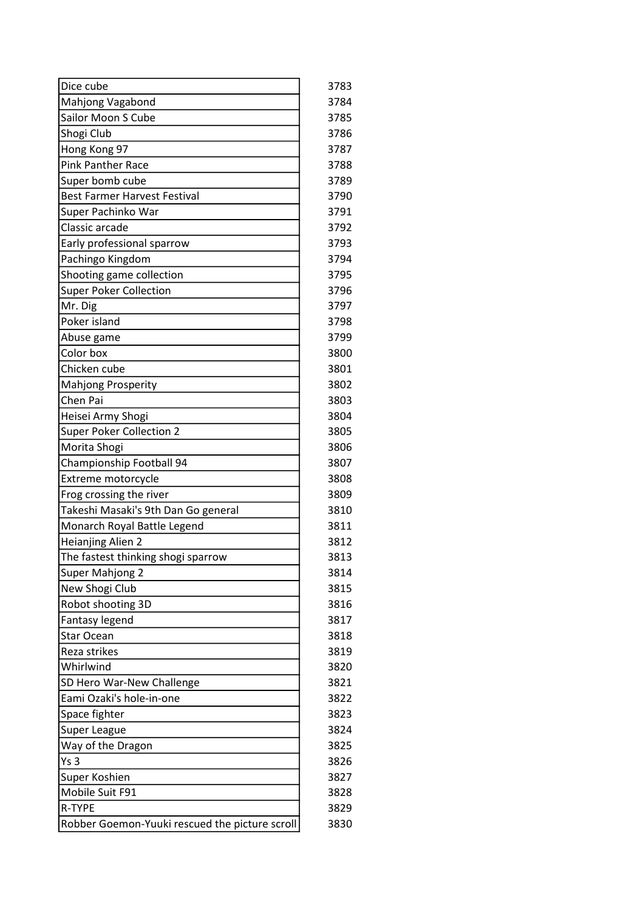| | |
|---|---|
| Dice cube | 3783 |
| Mahjong Vagabond | 3784 |
| Sailor Moon S Cube | 3785 |
| Shogi Club | 3786 |
| Hong Kong 97 | 3787 |
| Pink Panther Race | 3788 |
| Super bomb cube | 3789 |
| Best Farmer Harvest Festival | 3790 |
| Super Pachinko War | 3791 |
| Classic arcade | 3792 |
| Early professional sparrow | 3793 |
| Pachingo Kingdom | 3794 |
| Shooting game collection | 3795 |
| Super Poker Collection | 3796 |
| Mr. Dig | 3797 |
| Poker island | 3798 |
| Abuse game | 3799 |
| Color box | 3800 |
| Chicken cube | 3801 |
| Mahjong Prosperity | 3802 |
| Chen Pai | 3803 |
| Heisei Army Shogi | 3804 |
| Super Poker Collection 2 | 3805 |
| Morita Shogi | 3806 |
| Championship Football 94 | 3807 |
| Extreme motorcycle | 3808 |
| Frog crossing the river | 3809 |
| Takeshi Masaki's 9th Dan Go general | 3810 |
| Monarch Royal Battle Legend | 3811 |
| Heianjing Alien 2 | 3812 |
| The fastest thinking shogi sparrow | 3813 |
| Super Mahjong 2 | 3814 |
| New Shogi Club | 3815 |
| Robot shooting 3D | 3816 |
| Fantasy legend | 3817 |
| Star Ocean | 3818 |
| Reza strikes | 3819 |
| Whirlwind | 3820 |
| SD Hero War-New Challenge | 3821 |
| Eami Ozaki's hole-in-one | 3822 |
| Space fighter | 3823 |
| Super League | 3824 |
| Way of the Dragon | 3825 |
| Ys 3 | 3826 |
| Super Koshien | 3827 |
| Mobile Suit F91 | 3828 |
| R-TYPE | 3829 |
| Robber Goemon-Yuuki rescued the picture scroll | 3830 |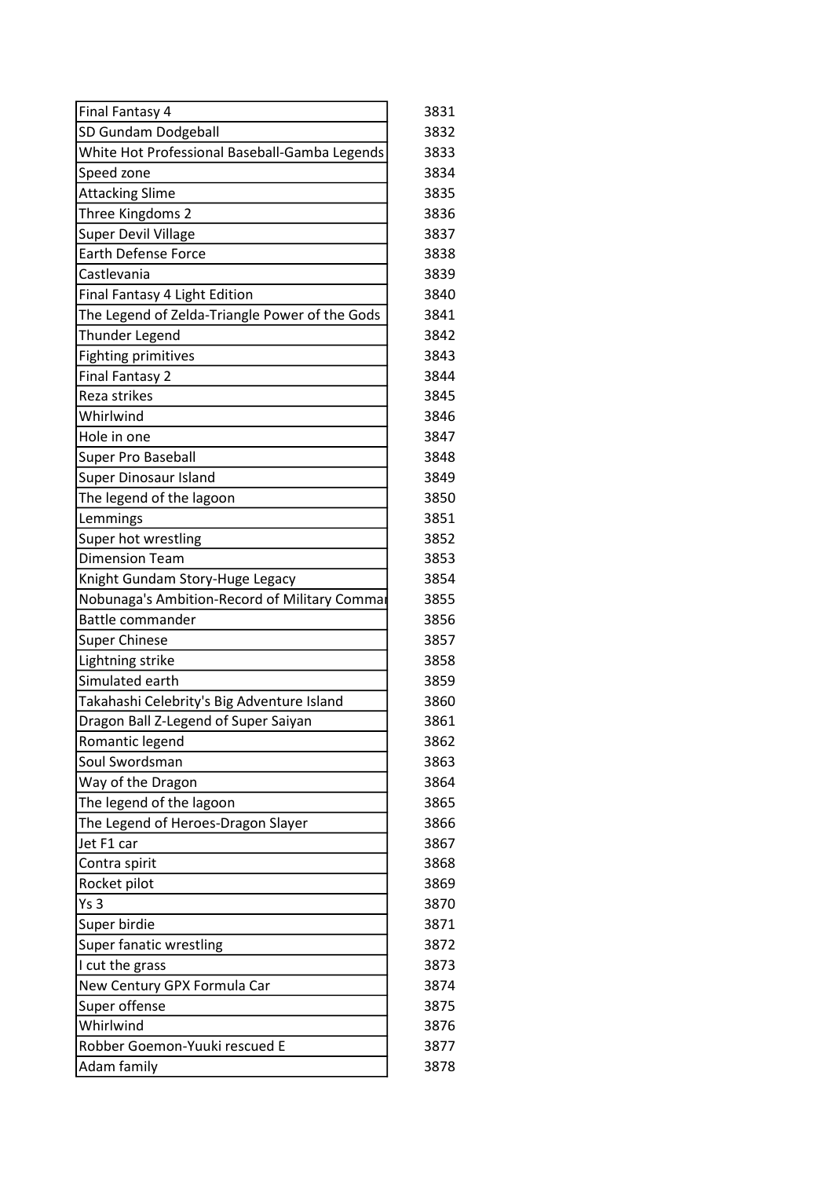| | |
|---|---|
| Final Fantasy 4 | 3831 |
| SD Gundam Dodgeball | 3832 |
| White Hot Professional Baseball-Gamba Legends | 3833 |
| Speed zone | 3834 |
| Attacking Slime | 3835 |
| Three Kingdoms 2 | 3836 |
| Super Devil Village | 3837 |
| Earth Defense Force | 3838 |
| Castlevania | 3839 |
| Final Fantasy 4 Light Edition | 3840 |
| The Legend of Zelda-Triangle Power of the Gods | 3841 |
| Thunder Legend | 3842 |
| Fighting primitives | 3843 |
| Final Fantasy 2 | 3844 |
| Reza strikes | 3845 |
| Whirlwind | 3846 |
| Hole in one | 3847 |
| Super Pro Baseball | 3848 |
| Super Dinosaur Island | 3849 |
| The legend of the lagoon | 3850 |
| Lemmings | 3851 |
| Super hot wrestling | 3852 |
| Dimension Team | 3853 |
| Knight Gundam Story-Huge Legacy | 3854 |
| Nobunaga's Ambition-Record of Military Comma | 3855 |
| Battle commander | 3856 |
| Super Chinese | 3857 |
| Lightning strike | 3858 |
| Simulated earth | 3859 |
| Takahashi Celebrity's Big Adventure Island | 3860 |
| Dragon Ball Z-Legend of Super Saiyan | 3861 |
| Romantic legend | 3862 |
| Soul Swordsman | 3863 |
| Way of the Dragon | 3864 |
| The legend of the lagoon | 3865 |
| The Legend of Heroes-Dragon Slayer | 3866 |
| Jet F1 car | 3867 |
| Contra spirit | 3868 |
| Rocket pilot | 3869 |
| Ys 3 | 3870 |
| Super birdie | 3871 |
| Super fanatic wrestling | 3872 |
| I cut the grass | 3873 |
| New Century GPX Formula Car | 3874 |
| Super offense | 3875 |
| Whirlwind | 3876 |
| Robber Goemon-Yuuki rescued E | 3877 |
| Adam family | 3878 |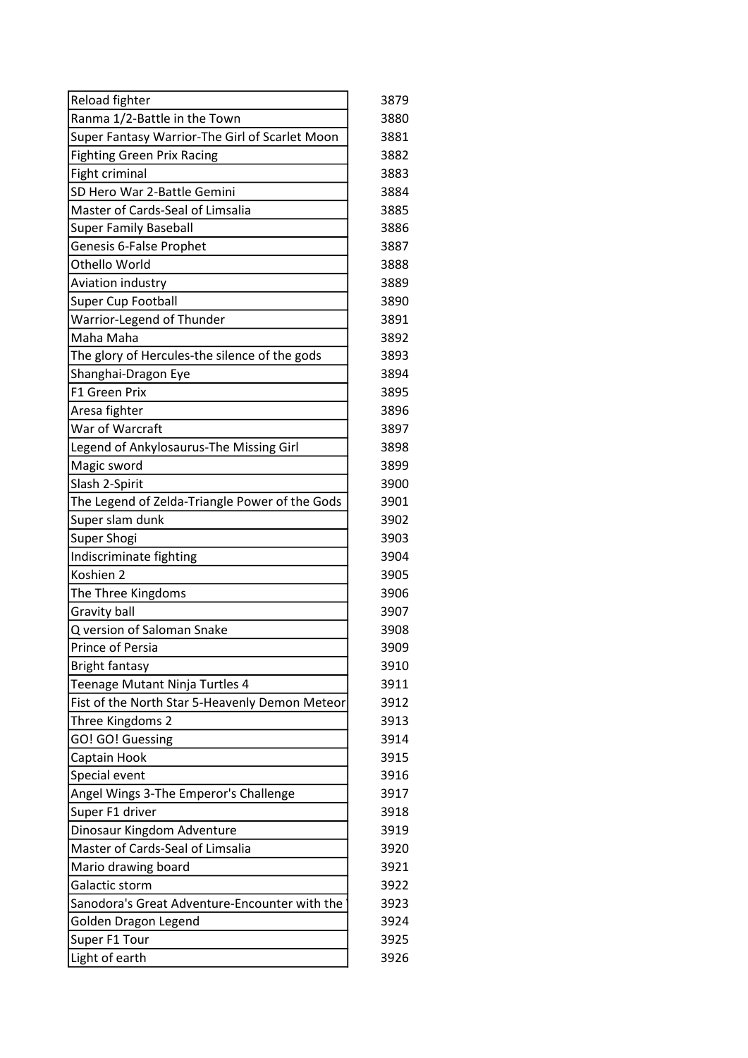| | |
|---|---|
| Reload fighter | 3879 |
| Ranma 1/2-Battle in the Town | 3880 |
| Super Fantasy Warrior-The Girl of Scarlet Moon | 3881 |
| Fighting Green Prix Racing | 3882 |
| Fight criminal | 3883 |
| SD Hero War 2-Battle Gemini | 3884 |
| Master of Cards-Seal of Limsalia | 3885 |
| Super Family Baseball | 3886 |
| Genesis 6-False Prophet | 3887 |
| Othello World | 3888 |
| Aviation industry | 3889 |
| Super Cup Football | 3890 |
| Warrior-Legend of Thunder | 3891 |
| Maha Maha | 3892 |
| The glory of Hercules-the silence of the gods | 3893 |
| Shanghai-Dragon Eye | 3894 |
| F1 Green Prix | 3895 |
| Aresa fighter | 3896 |
| War of Warcraft | 3897 |
| Legend of Ankylosaurus-The Missing Girl | 3898 |
| Magic sword | 3899 |
| Slash 2-Spirit | 3900 |
| The Legend of Zelda-Triangle Power of the Gods | 3901 |
| Super slam dunk | 3902 |
| Super Shogi | 3903 |
| Indiscriminate fighting | 3904 |
| Koshien 2 | 3905 |
| The Three Kingdoms | 3906 |
| Gravity ball | 3907 |
| Q version of Saloman Snake | 3908 |
| Prince of Persia | 3909 |
| Bright fantasy | 3910 |
| Teenage Mutant Ninja Turtles 4 | 3911 |
| Fist of the North Star 5-Heavenly Demon Meteor | 3912 |
| Three Kingdoms 2 | 3913 |
| GO! GO! Guessing | 3914 |
| Captain Hook | 3915 |
| Special event | 3916 |
| Angel Wings 3-The Emperor's Challenge | 3917 |
| Super F1 driver | 3918 |
| Dinosaur Kingdom Adventure | 3919 |
| Master of Cards-Seal of Limsalia | 3920 |
| Mario drawing board | 3921 |
| Galactic storm | 3922 |
| Sanodora's Great Adventure-Encounter with the | 3923 |
| Golden Dragon Legend | 3924 |
| Super F1 Tour | 3925 |
| Light of earth | 3926 |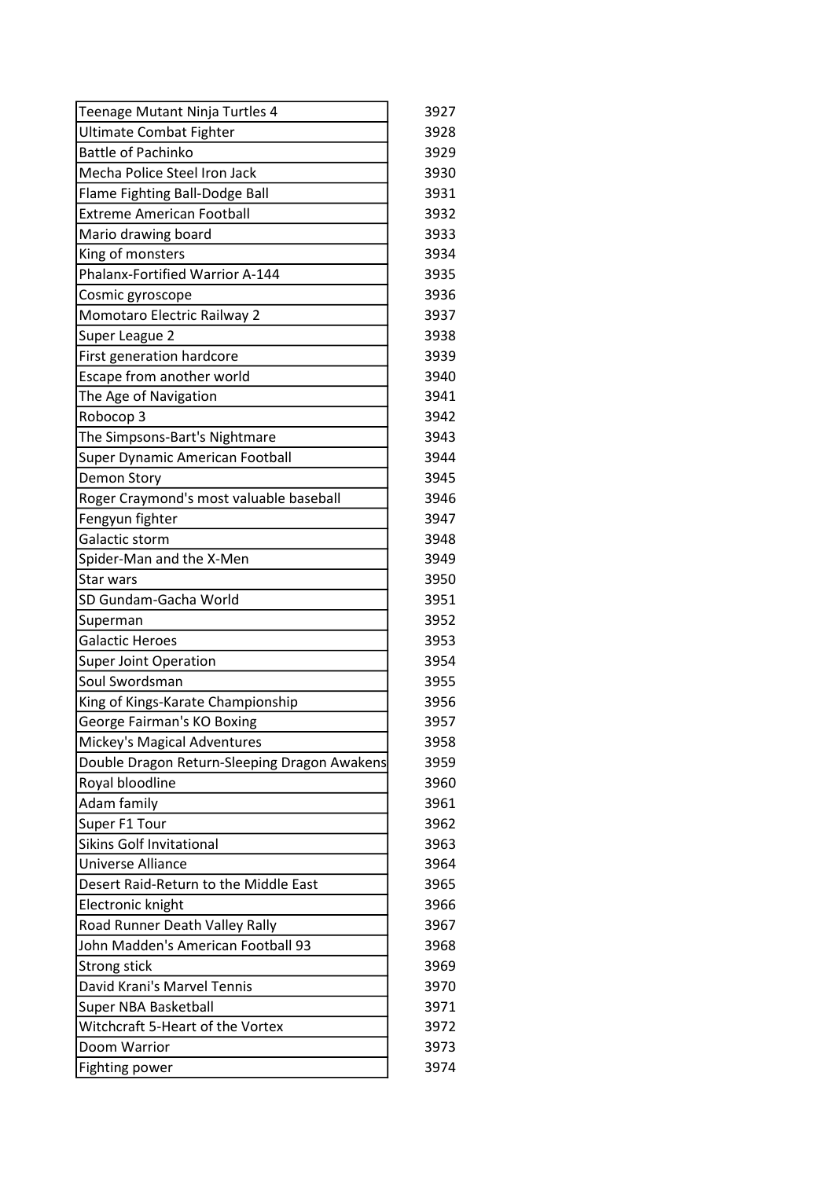| | |
|---|---|
| Teenage Mutant Ninja Turtles 4 | 3927 |
| Ultimate Combat Fighter | 3928 |
| Battle of Pachinko | 3929 |
| Mecha Police Steel Iron Jack | 3930 |
| Flame Fighting Ball-Dodge Ball | 3931 |
| Extreme American Football | 3932 |
| Mario drawing board | 3933 |
| King of monsters | 3934 |
| Phalanx-Fortified Warrior A-144 | 3935 |
| Cosmic gyroscope | 3936 |
| Momotaro Electric Railway 2 | 3937 |
| Super League 2 | 3938 |
| First generation hardcore | 3939 |
| Escape from another world | 3940 |
| The Age of Navigation | 3941 |
| Robocop 3 | 3942 |
| The Simpsons-Bart's Nightmare | 3943 |
| Super Dynamic American Football | 3944 |
| Demon Story | 3945 |
| Roger Craymond's most valuable baseball | 3946 |
| Fengyun fighter | 3947 |
| Galactic storm | 3948 |
| Spider-Man and the X-Men | 3949 |
| Star wars | 3950 |
| SD Gundam-Gacha World | 3951 |
| Superman | 3952 |
| Galactic Heroes | 3953 |
| Super Joint Operation | 3954 |
| Soul Swordsman | 3955 |
| King of Kings-Karate Championship | 3956 |
| George Fairman's KO Boxing | 3957 |
| Mickey's Magical Adventures | 3958 |
| Double Dragon Return-Sleeping Dragon Awakens | 3959 |
| Royal bloodline | 3960 |
| Adam family | 3961 |
| Super F1 Tour | 3962 |
| Sikins Golf Invitational | 3963 |
| Universe Alliance | 3964 |
| Desert Raid-Return to the Middle East | 3965 |
| Electronic knight | 3966 |
| Road Runner Death Valley Rally | 3967 |
| John Madden's American Football 93 | 3968 |
| Strong stick | 3969 |
| David Krani's Marvel Tennis | 3970 |
| Super NBA Basketball | 3971 |
| Witchcraft 5-Heart of the Vortex | 3972 |
| Doom Warrior | 3973 |
| Fighting power | 3974 |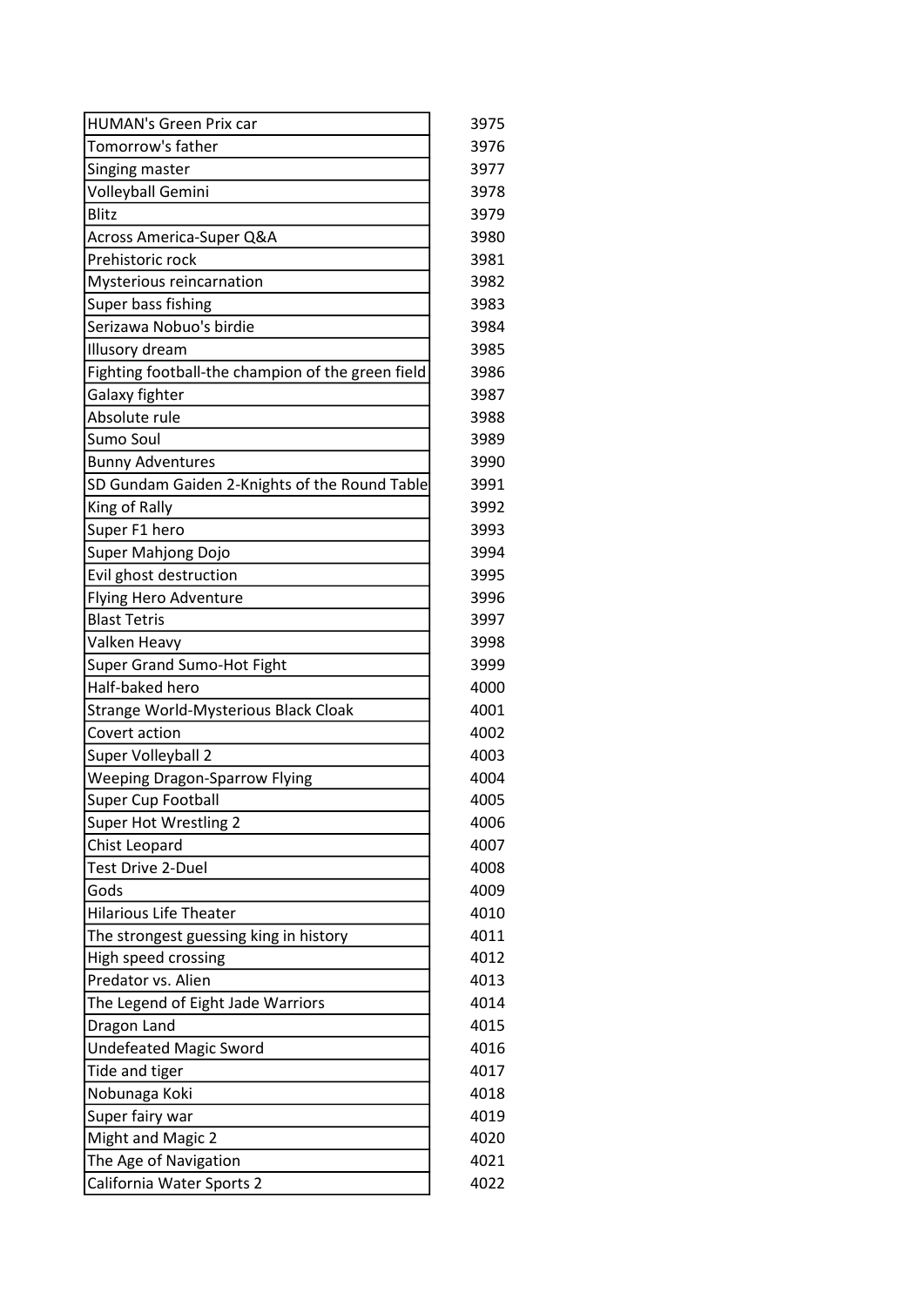| | |
|---|---|
| HUMAN's Green Prix car | 3975 |
| Tomorrow's father | 3976 |
| Singing master | 3977 |
| Volleyball Gemini | 3978 |
| Blitz | 3979 |
| Across America-Super Q&A | 3980 |
| Prehistoric rock | 3981 |
| Mysterious reincarnation | 3982 |
| Super bass fishing | 3983 |
| Serizawa Nobuo's birdie | 3984 |
| Illusory dream | 3985 |
| Fighting football-the champion of the green field | 3986 |
| Galaxy fighter | 3987 |
| Absolute rule | 3988 |
| Sumo Soul | 3989 |
| Bunny Adventures | 3990 |
| SD Gundam Gaiden 2-Knights of the Round Table | 3991 |
| King of Rally | 3992 |
| Super F1 hero | 3993 |
| Super Mahjong Dojo | 3994 |
| Evil ghost destruction | 3995 |
| Flying Hero Adventure | 3996 |
| Blast Tetris | 3997 |
| Valken Heavy | 3998 |
| Super Grand Sumo-Hot Fight | 3999 |
| Half-baked hero | 4000 |
| Strange World-Mysterious Black Cloak | 4001 |
| Covert action | 4002 |
| Super Volleyball 2 | 4003 |
| Weeping Dragon-Sparrow Flying | 4004 |
| Super Cup Football | 4005 |
| Super Hot Wrestling 2 | 4006 |
| Chist Leopard | 4007 |
| Test Drive 2-Duel | 4008 |
| Gods | 4009 |
| Hilarious Life Theater | 4010 |
| The strongest guessing king in history | 4011 |
| High speed crossing | 4012 |
| Predator vs. Alien | 4013 |
| The Legend of Eight Jade Warriors | 4014 |
| Dragon Land | 4015 |
| Undefeated Magic Sword | 4016 |
| Tide and tiger | 4017 |
| Nobunaga Koki | 4018 |
| Super fairy war | 4019 |
| Might and Magic 2 | 4020 |
| The Age of Navigation | 4021 |
| California Water Sports 2 | 4022 |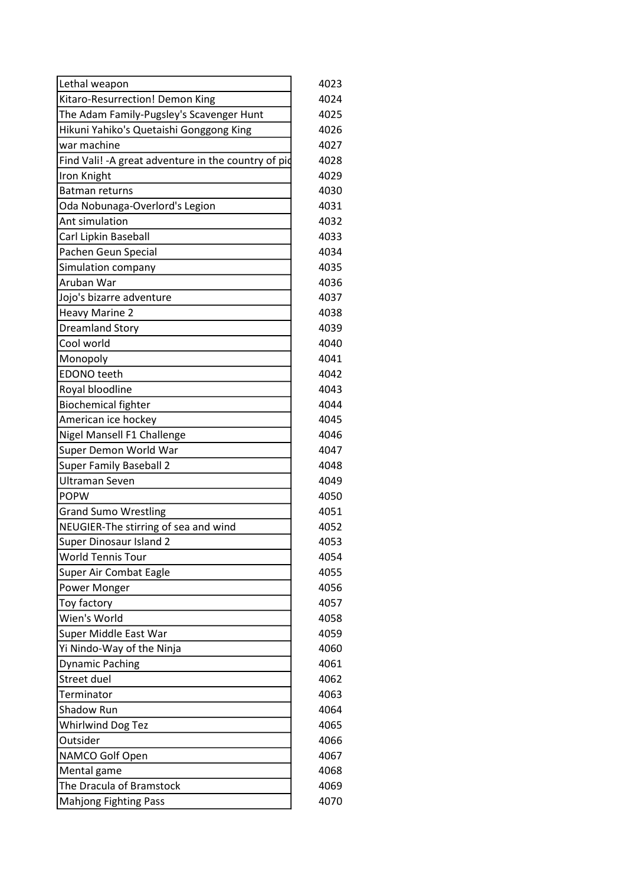| | |
|---|---|
| Lethal weapon | 4023 |
| Kitaro-Resurrection! Demon King | 4024 |
| The Adam Family-Pugsley's Scavenger Hunt | 4025 |
| Hikuni Yahiko's Quetaishi Gonggong King | 4026 |
| war machine | 4027 |
| Find Vali! -A great adventure in the country of pic | 4028 |
| Iron Knight | 4029 |
| Batman returns | 4030 |
| Oda Nobunaga-Overlord's Legion | 4031 |
| Ant simulation | 4032 |
| Carl Lipkin Baseball | 4033 |
| Pachen Geun Special | 4034 |
| Simulation company | 4035 |
| Aruban War | 4036 |
| Jojo's bizarre adventure | 4037 |
| Heavy Marine 2 | 4038 |
| Dreamland Story | 4039 |
| Cool world | 4040 |
| Monopoly | 4041 |
| EDONO teeth | 4042 |
| Royal bloodline | 4043 |
| Biochemical fighter | 4044 |
| American ice hockey | 4045 |
| Nigel Mansell F1 Challenge | 4046 |
| Super Demon World War | 4047 |
| Super Family Baseball 2 | 4048 |
| Ultraman Seven | 4049 |
| POPW | 4050 |
| Grand Sumo Wrestling | 4051 |
| NEUGIER-The stirring of sea and wind | 4052 |
| Super Dinosaur Island 2 | 4053 |
| World Tennis Tour | 4054 |
| Super Air Combat Eagle | 4055 |
| Power Monger | 4056 |
| Toy factory | 4057 |
| Wien's World | 4058 |
| Super Middle East War | 4059 |
| Yi Nindo-Way of the Ninja | 4060 |
| Dynamic Paching | 4061 |
| Street duel | 4062 |
| Terminator | 4063 |
| Shadow Run | 4064 |
| Whirlwind Dog Tez | 4065 |
| Outsider | 4066 |
| NAMCO Golf Open | 4067 |
| Mental game | 4068 |
| The Dracula of Bramstock | 4069 |
| Mahjong Fighting Pass | 4070 |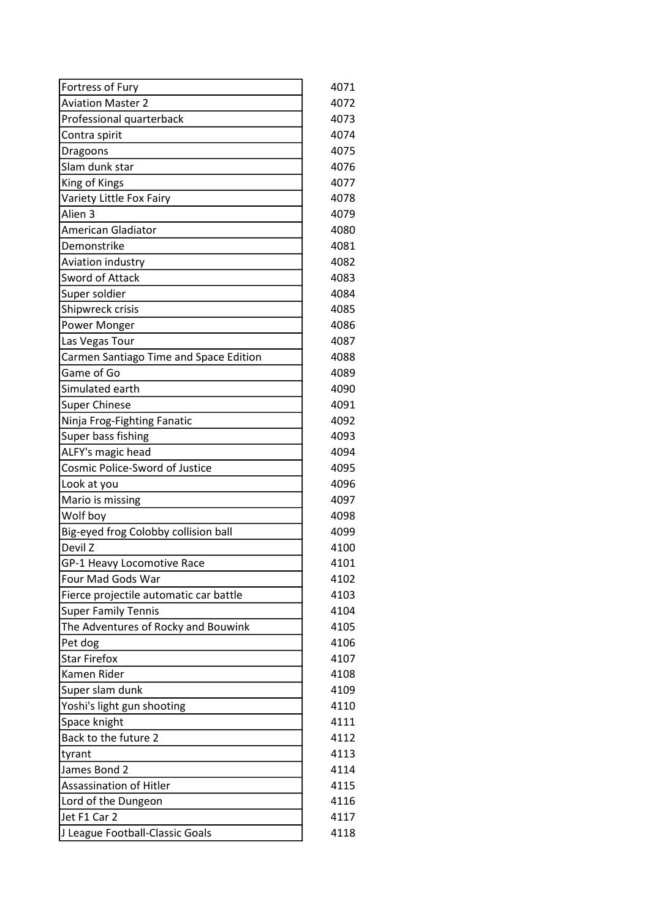| | |
|---|---|
| Fortress of Fury | 4071 |
| Aviation Master 2 | 4072 |
| Professional quarterback | 4073 |
| Contra spirit | 4074 |
| Dragoons | 4075 |
| Slam dunk star | 4076 |
| King of Kings | 4077 |
| Variety Little Fox Fairy | 4078 |
| Alien 3 | 4079 |
| American Gladiator | 4080 |
| Demonstrike | 4081 |
| Aviation industry | 4082 |
| Sword of Attack | 4083 |
| Super soldier | 4084 |
| Shipwreck crisis | 4085 |
| Power Monger | 4086 |
| Las Vegas Tour | 4087 |
| Carmen Santiago Time and Space Edition | 4088 |
| Game of Go | 4089 |
| Simulated earth | 4090 |
| Super Chinese | 4091 |
| Ninja Frog-Fighting Fanatic | 4092 |
| Super bass fishing | 4093 |
| ALFY's magic head | 4094 |
| Cosmic Police-Sword of Justice | 4095 |
| Look at you | 4096 |
| Mario is missing | 4097 |
| Wolf boy | 4098 |
| Big-eyed frog Colobby collision ball | 4099 |
| Devil Z | 4100 |
| GP-1 Heavy Locomotive Race | 4101 |
| Four Mad Gods War | 4102 |
| Fierce projectile automatic car battle | 4103 |
| Super Family Tennis | 4104 |
| The Adventures of Rocky and Bouwink | 4105 |
| Pet dog | 4106 |
| Star Firefox | 4107 |
| Kamen Rider | 4108 |
| Super slam dunk | 4109 |
| Yoshi's light gun shooting | 4110 |
| Space knight | 4111 |
| Back to the future 2 | 4112 |
| tyrant | 4113 |
| James Bond 2 | 4114 |
| Assassination of Hitler | 4115 |
| Lord of the Dungeon | 4116 |
| Jet F1 Car 2 | 4117 |
| J League Football-Classic Goals | 4118 |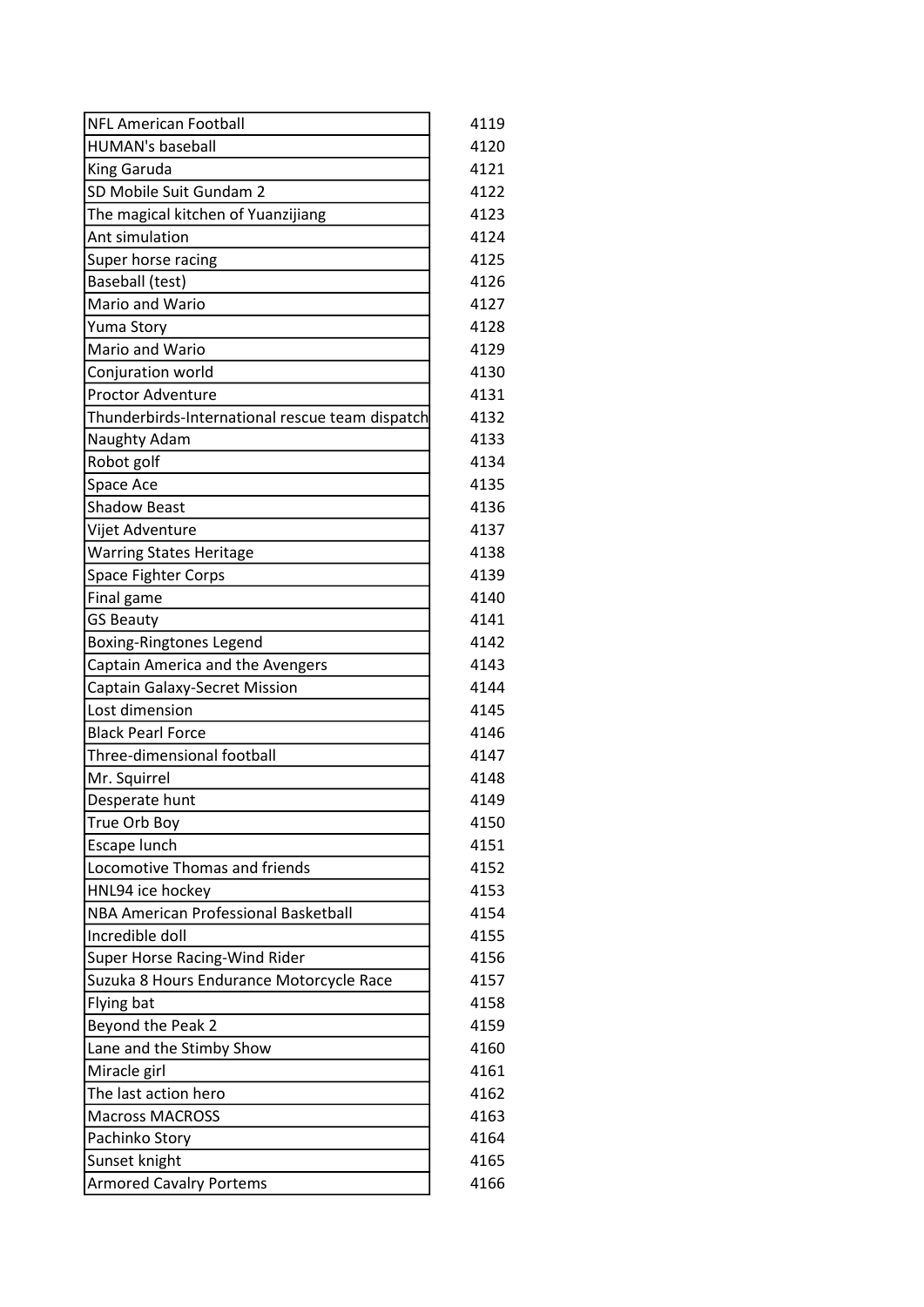| | |
|---|---|
| NFL American Football | 4119 |
| HUMAN's baseball | 4120 |
| King Garuda | 4121 |
| SD Mobile Suit Gundam 2 | 4122 |
| The magical kitchen of Yuanzijiang | 4123 |
| Ant simulation | 4124 |
| Super horse racing | 4125 |
| Baseball (test) | 4126 |
| Mario and Wario | 4127 |
| Yuma Story | 4128 |
| Mario and Wario | 4129 |
| Conjuration world | 4130 |
| Proctor Adventure | 4131 |
| Thunderbirds-International rescue team dispatch | 4132 |
| Naughty Adam | 4133 |
| Robot golf | 4134 |
| Space Ace | 4135 |
| Shadow Beast | 4136 |
| Vijet Adventure | 4137 |
| Warring States Heritage | 4138 |
| Space Fighter Corps | 4139 |
| Final game | 4140 |
| GS Beauty | 4141 |
| Boxing-Ringtones Legend | 4142 |
| Captain America and the Avengers | 4143 |
| Captain Galaxy-Secret Mission | 4144 |
| Lost dimension | 4145 |
| Black Pearl Force | 4146 |
| Three-dimensional football | 4147 |
| Mr. Squirrel | 4148 |
| Desperate hunt | 4149 |
| True Orb Boy | 4150 |
| Escape lunch | 4151 |
| Locomotive Thomas and friends | 4152 |
| HNL94 ice hockey | 4153 |
| NBA American Professional Basketball | 4154 |
| Incredible doll | 4155 |
| Super Horse Racing-Wind Rider | 4156 |
| Suzuka 8 Hours Endurance Motorcycle Race | 4157 |
| Flying bat | 4158 |
| Beyond the Peak 2 | 4159 |
| Lane and the Stimby Show | 4160 |
| Miracle girl | 4161 |
| The last action hero | 4162 |
| Macross MACROSS | 4163 |
| Pachinko Story | 4164 |
| Sunset knight | 4165 |
| Armored Cavalry Portems | 4166 |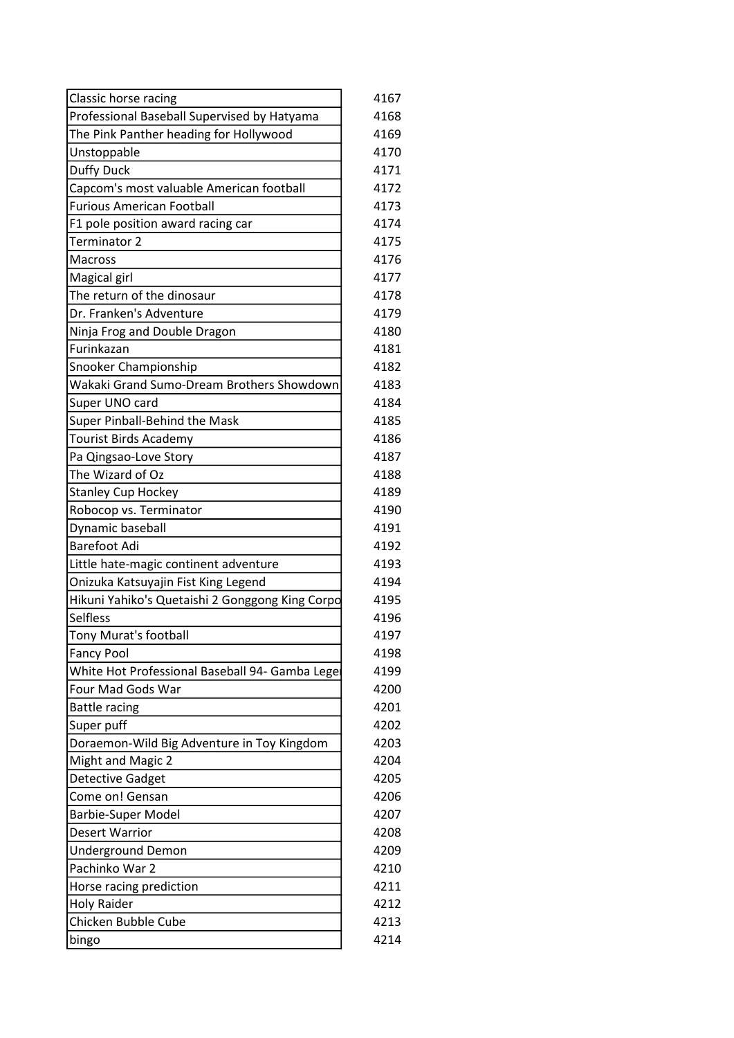| | |
|---|---|
| Classic horse racing | 4167 |
| Professional Baseball Supervised by Hatyama | 4168 |
| The Pink Panther heading for Hollywood | 4169 |
| Unstoppable | 4170 |
| Duffy Duck | 4171 |
| Capcom's most valuable American football | 4172 |
| Furious American Football | 4173 |
| F1 pole position award racing car | 4174 |
| Terminator 2 | 4175 |
| Macross | 4176 |
| Magical girl | 4177 |
| The return of the dinosaur | 4178 |
| Dr. Franken's Adventure | 4179 |
| Ninja Frog and Double Dragon | 4180 |
| Furinkazan | 4181 |
| Snooker Championship | 4182 |
| Wakaki Grand Sumo-Dream Brothers Showdown | 4183 |
| Super UNO card | 4184 |
| Super Pinball-Behind the Mask | 4185 |
| Tourist Birds Academy | 4186 |
| Pa Qingsao-Love Story | 4187 |
| The Wizard of Oz | 4188 |
| Stanley Cup Hockey | 4189 |
| Robocop vs. Terminator | 4190 |
| Dynamic baseball | 4191 |
| Barefoot Adi | 4192 |
| Little hate-magic continent adventure | 4193 |
| Onizuka Katsuyajin Fist King Legend | 4194 |
| Hikuni Yahiko's Quetaishi 2 Gonggong King Corpo | 4195 |
| Selfless | 4196 |
| Tony Murat's football | 4197 |
| Fancy Pool | 4198 |
| White Hot Professional Baseball 94- Gamba Lege | 4199 |
| Four Mad Gods War | 4200 |
| Battle racing | 4201 |
| Super puff | 4202 |
| Doraemon-Wild Big Adventure in Toy Kingdom | 4203 |
| Might and Magic 2 | 4204 |
| Detective Gadget | 4205 |
| Come on! Gensan | 4206 |
| Barbie-Super Model | 4207 |
| Desert Warrior | 4208 |
| Underground Demon | 4209 |
| Pachinko War 2 | 4210 |
| Horse racing prediction | 4211 |
| Holy Raider | 4212 |
| Chicken Bubble Cube | 4213 |
| bingo | 4214 |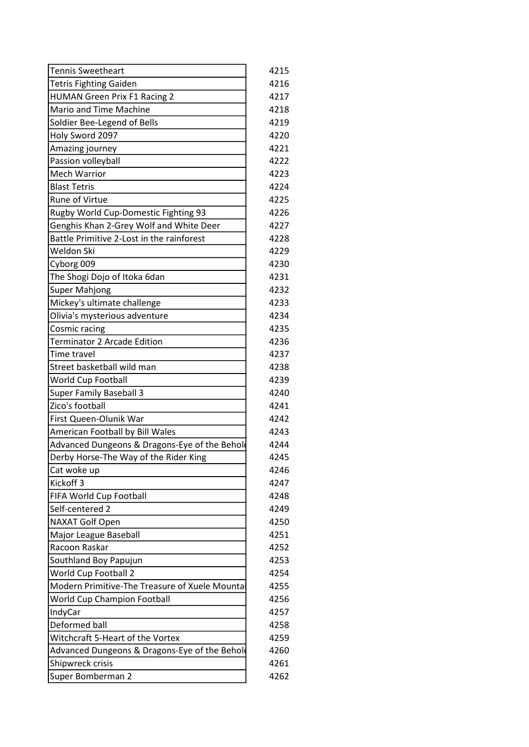| | |
|---|---|
| Tennis Sweetheart | 4215 |
| Tetris Fighting Gaiden | 4216 |
| HUMAN Green Prix F1 Racing 2 | 4217 |
| Mario and Time Machine | 4218 |
| Soldier Bee-Legend of Bells | 4219 |
| Holy Sword 2097 | 4220 |
| Amazing journey | 4221 |
| Passion volleyball | 4222 |
| Mech Warrior | 4223 |
| Blast Tetris | 4224 |
| Rune of Virtue | 4225 |
| Rugby World Cup-Domestic Fighting 93 | 4226 |
| Genghis Khan 2-Grey Wolf and White Deer | 4227 |
| Battle Primitive 2-Lost in the rainforest | 4228 |
| Weldon Ski | 4229 |
| Cyborg 009 | 4230 |
| The Shogi Dojo of Itoka 6dan | 4231 |
| Super Mahjong | 4232 |
| Mickey's ultimate challenge | 4233 |
| Olivia's mysterious adventure | 4234 |
| Cosmic racing | 4235 |
| Terminator 2 Arcade Edition | 4236 |
| Time travel | 4237 |
| Street basketball wild man | 4238 |
| World Cup Football | 4239 |
| Super Family Baseball 3 | 4240 |
| Zico's football | 4241 |
| First Queen-Olunik War | 4242 |
| American Football by Bill Wales | 4243 |
| Advanced Dungeons & Dragons-Eye of the Behol | 4244 |
| Derby Horse-The Way of the Rider King | 4245 |
| Cat woke up | 4246 |
| Kickoff 3 | 4247 |
| FIFA World Cup Football | 4248 |
| Self-centered 2 | 4249 |
| NAXAT Golf Open | 4250 |
| Major League Baseball | 4251 |
| Racoon Raskar | 4252 |
| Southland Boy Papujun | 4253 |
| World Cup Football 2 | 4254 |
| Modern Primitive-The Treasure of Xuele Mountai | 4255 |
| World Cup Champion Football | 4256 |
| IndyCar | 4257 |
| Deformed ball | 4258 |
| Witchcraft 5-Heart of the Vortex | 4259 |
| Advanced Dungeons & Dragons-Eye of the Behol | 4260 |
| Shipwreck crisis | 4261 |
| Super Bomberman 2 | 4262 |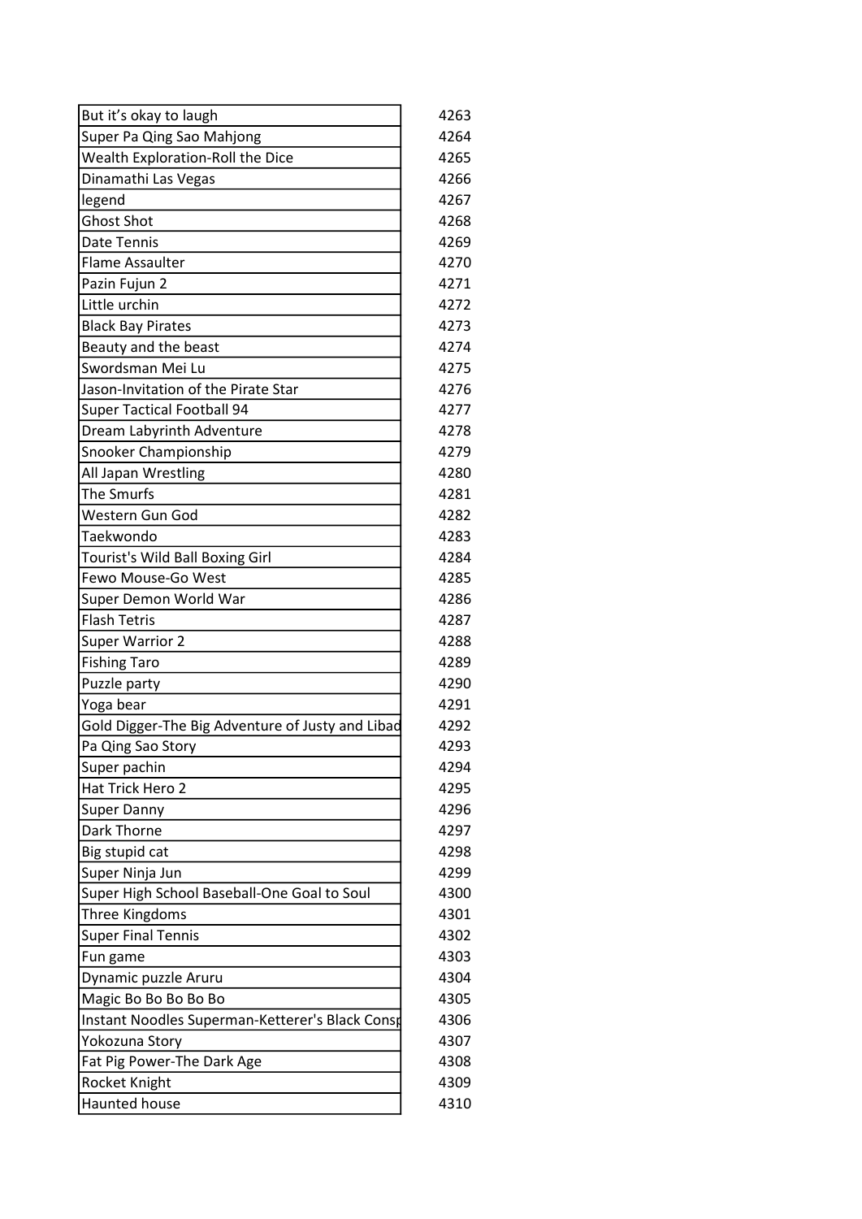| | |
|---|---|
| But it's okay to laugh | 4263 |
| Super Pa Qing Sao Mahjong | 4264 |
| Wealth Exploration-Roll the Dice | 4265 |
| Dinamathi Las Vegas | 4266 |
| legend | 4267 |
| Ghost Shot | 4268 |
| Date Tennis | 4269 |
| Flame Assaulter | 4270 |
| Pazin Fujun 2 | 4271 |
| Little urchin | 4272 |
| Black Bay Pirates | 4273 |
| Beauty and the beast | 4274 |
| Swordsman Mei Lu | 4275 |
| Jason-Invitation of the Pirate Star | 4276 |
| Super Tactical Football 94 | 4277 |
| Dream Labyrinth Adventure | 4278 |
| Snooker Championship | 4279 |
| All Japan Wrestling | 4280 |
| The Smurfs | 4281 |
| Western Gun God | 4282 |
| Taekwondo | 4283 |
| Tourist's Wild Ball Boxing Girl | 4284 |
| Fewo Mouse-Go West | 4285 |
| Super Demon World War | 4286 |
| Flash Tetris | 4287 |
| Super Warrior 2 | 4288 |
| Fishing Taro | 4289 |
| Puzzle party | 4290 |
| Yoga bear | 4291 |
| Gold Digger-The Big Adventure of Justy and Libad | 4292 |
| Pa Qing Sao Story | 4293 |
| Super pachin | 4294 |
| Hat Trick Hero 2 | 4295 |
| Super Danny | 4296 |
| Dark Thorne | 4297 |
| Big stupid cat | 4298 |
| Super Ninja Jun | 4299 |
| Super High School Baseball-One Goal to Soul | 4300 |
| Three Kingdoms | 4301 |
| Super Final Tennis | 4302 |
| Fun game | 4303 |
| Dynamic puzzle Aruru | 4304 |
| Magic Bo Bo Bo Bo Bo | 4305 |
| Instant Noodles Superman-Ketterer's Black Consp | 4306 |
| Yokozuna Story | 4307 |
| Fat Pig Power-The Dark Age | 4308 |
| Rocket Knight | 4309 |
| Haunted house | 4310 |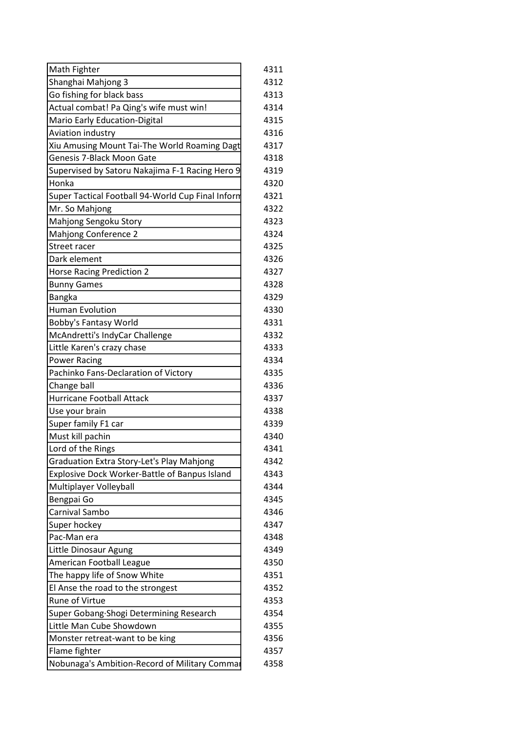| | |
|---|---|
| Math Fighter | 4311 |
| Shanghai Mahjong 3 | 4312 |
| Go fishing for black bass | 4313 |
| Actual combat! Pa Qing's wife must win! | 4314 |
| Mario Early Education-Digital | 4315 |
| Aviation industry | 4316 |
| Xiu Amusing Mount Tai-The World Roaming Dagt | 4317 |
| Genesis 7-Black Moon Gate | 4318 |
| Supervised by Satoru Nakajima F-1 Racing Hero 9 | 4319 |
| Honka | 4320 |
| Super Tactical Football 94-World Cup Final Inform | 4321 |
| Mr. So Mahjong | 4322 |
| Mahjong Sengoku Story | 4323 |
| Mahjong Conference 2 | 4324 |
| Street racer | 4325 |
| Dark element | 4326 |
| Horse Racing Prediction 2 | 4327 |
| Bunny Games | 4328 |
| Bangka | 4329 |
| Human Evolution | 4330 |
| Bobby's Fantasy World | 4331 |
| McAndretti's IndyCar Challenge | 4332 |
| Little Karen's crazy chase | 4333 |
| Power Racing | 4334 |
| Pachinko Fans-Declaration of Victory | 4335 |
| Change ball | 4336 |
| Hurricane Football Attack | 4337 |
| Use your brain | 4338 |
| Super family F1 car | 4339 |
| Must kill pachin | 4340 |
| Lord of the Rings | 4341 |
| Graduation Extra Story-Let's Play Mahjong | 4342 |
| Explosive Dock Worker-Battle of Banpus Island | 4343 |
| Multiplayer Volleyball | 4344 |
| Bengpai Go | 4345 |
| Carnival Sambo | 4346 |
| Super hockey | 4347 |
| Pac-Man era | 4348 |
| Little Dinosaur Agung | 4349 |
| American Football League | 4350 |
| The happy life of Snow White | 4351 |
| El Anse the road to the strongest | 4352 |
| Rune of Virtue | 4353 |
| Super Gobang·Shogi Determining Research | 4354 |
| Little Man Cube Showdown | 4355 |
| Monster retreat-want to be king | 4356 |
| Flame fighter | 4357 |
| Nobunaga's Ambition-Record of Military Comma | 4358 |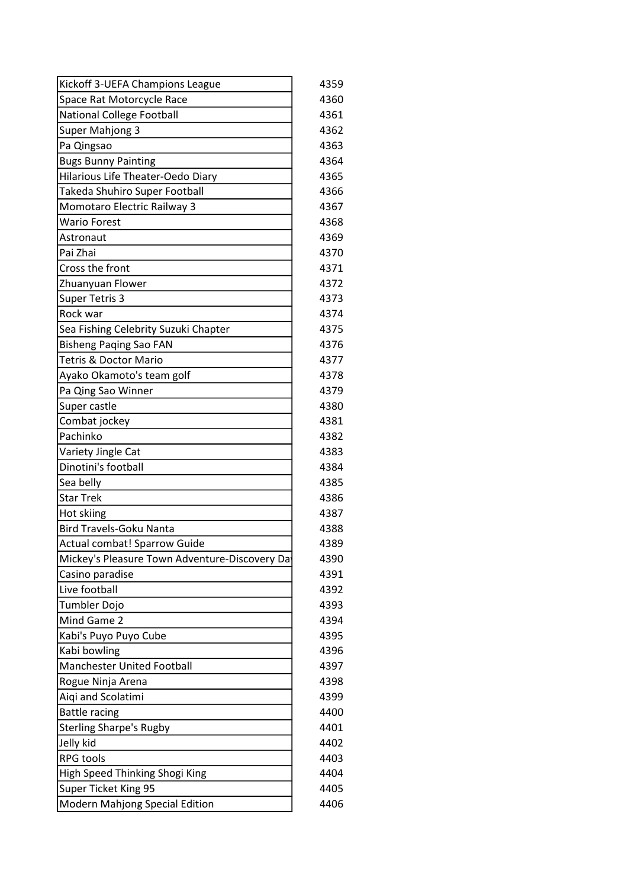| | |
|---|---|
| Kickoff 3-UEFA Champions League | 4359 |
| Space Rat Motorcycle Race | 4360 |
| National College Football | 4361 |
| Super Mahjong 3 | 4362 |
| Pa Qingsao | 4363 |
| Bugs Bunny Painting | 4364 |
| Hilarious Life Theater-Oedo Diary | 4365 |
| Takeda Shuhiro Super Football | 4366 |
| Momotaro Electric Railway 3 | 4367 |
| Wario Forest | 4368 |
| Astronaut | 4369 |
| Pai Zhai | 4370 |
| Cross the front | 4371 |
| Zhuanyuan Flower | 4372 |
| Super Tetris 3 | 4373 |
| Rock war | 4374 |
| Sea Fishing Celebrity Suzuki Chapter | 4375 |
| Bisheng Paqing Sao FAN | 4376 |
| Tetris & Doctor Mario | 4377 |
| Ayako Okamoto's team golf | 4378 |
| Pa Qing Sao Winner | 4379 |
| Super castle | 4380 |
| Combat jockey | 4381 |
| Pachinko | 4382 |
| Variety Jingle Cat | 4383 |
| Dinotini's football | 4384 |
| Sea belly | 4385 |
| Star Trek | 4386 |
| Hot skiing | 4387 |
| Bird Travels-Goku Nanta | 4388 |
| Actual combat! Sparrow Guide | 4389 |
| Mickey's Pleasure Town Adventure-Discovery Da | 4390 |
| Casino paradise | 4391 |
| Live football | 4392 |
| Tumbler Dojo | 4393 |
| Mind Game 2 | 4394 |
| Kabi's Puyo Puyo Cube | 4395 |
| Kabi bowling | 4396 |
| Manchester United Football | 4397 |
| Rogue Ninja Arena | 4398 |
| Aiqi and Scolatimi | 4399 |
| Battle racing | 4400 |
| Sterling Sharpe's Rugby | 4401 |
| Jelly kid | 4402 |
| RPG tools | 4403 |
| High Speed Thinking Shogi King | 4404 |
| Super Ticket King 95 | 4405 |
| Modern Mahjong Special Edition | 4406 |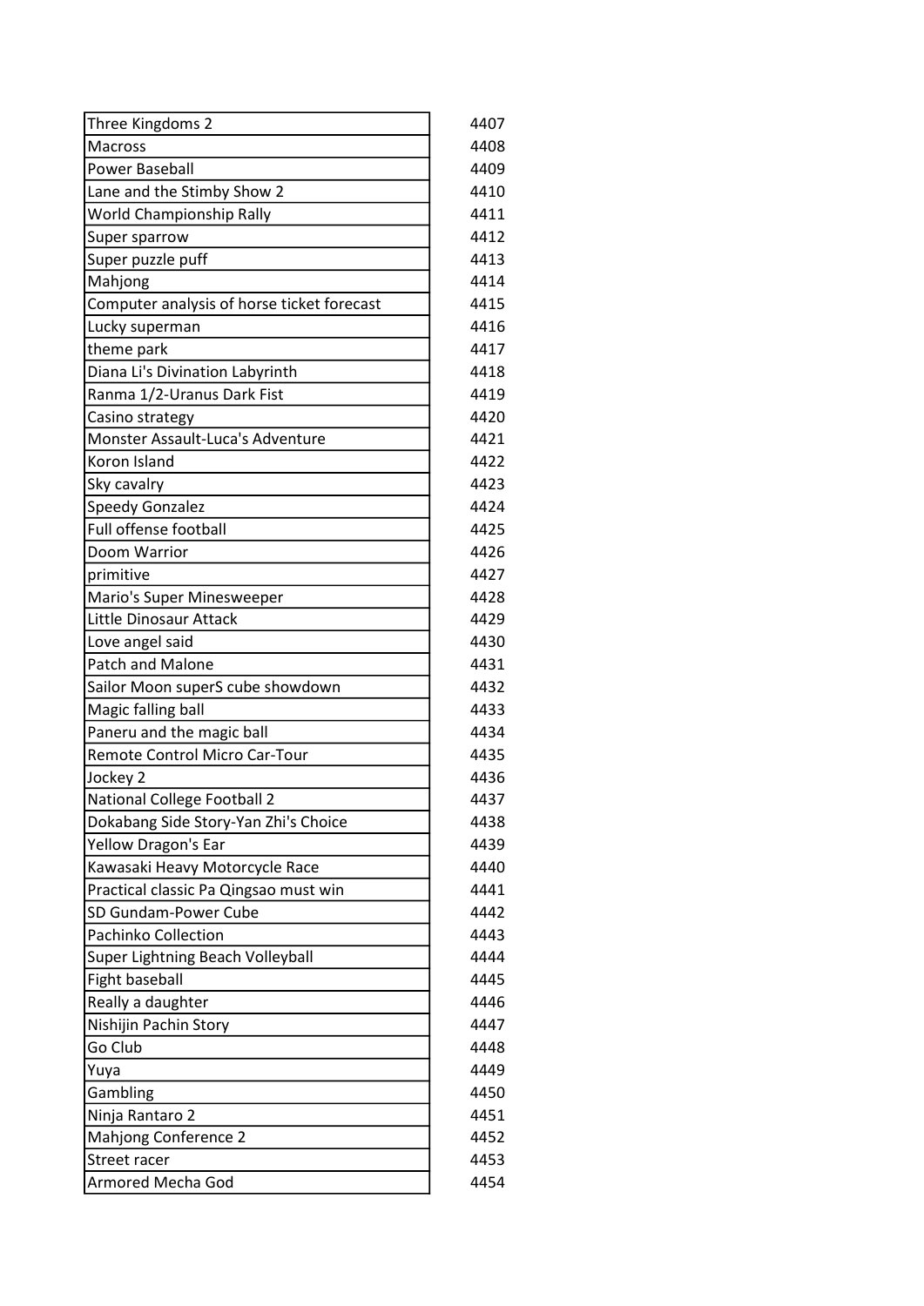| | |
|---|---|
| Three Kingdoms 2 | 4407 |
| Macross | 4408 |
| Power Baseball | 4409 |
| Lane and the Stimby Show 2 | 4410 |
| World Championship Rally | 4411 |
| Super sparrow | 4412 |
| Super puzzle puff | 4413 |
| Mahjong | 4414 |
| Computer analysis of horse ticket forecast | 4415 |
| Lucky superman | 4416 |
| theme park | 4417 |
| Diana Li's Divination Labyrinth | 4418 |
| Ranma 1/2-Uranus Dark Fist | 4419 |
| Casino strategy | 4420 |
| Monster Assault-Luca's Adventure | 4421 |
| Koron Island | 4422 |
| Sky cavalry | 4423 |
| Speedy Gonzalez | 4424 |
| Full offense football | 4425 |
| Doom Warrior | 4426 |
| primitive | 4427 |
| Mario's Super Minesweeper | 4428 |
| Little Dinosaur Attack | 4429 |
| Love angel said | 4430 |
| Patch and Malone | 4431 |
| Sailor Moon superS cube showdown | 4432 |
| Magic falling ball | 4433 |
| Paneru and the magic ball | 4434 |
| Remote Control Micro Car-Tour | 4435 |
| Jockey 2 | 4436 |
| National College Football 2 | 4437 |
| Dokabang Side Story-Yan Zhi's Choice | 4438 |
| Yellow Dragon's Ear | 4439 |
| Kawasaki Heavy Motorcycle Race | 4440 |
| Practical classic Pa Qingsao must win | 4441 |
| SD Gundam-Power Cube | 4442 |
| Pachinko Collection | 4443 |
| Super Lightning Beach Volleyball | 4444 |
| Fight baseball | 4445 |
| Really a daughter | 4446 |
| Nishijin Pachin Story | 4447 |
| Go Club | 4448 |
| Yuya | 4449 |
| Gambling | 4450 |
| Ninja Rantaro 2 | 4451 |
| Mahjong Conference 2 | 4452 |
| Street racer | 4453 |
| Armored Mecha God | 4454 |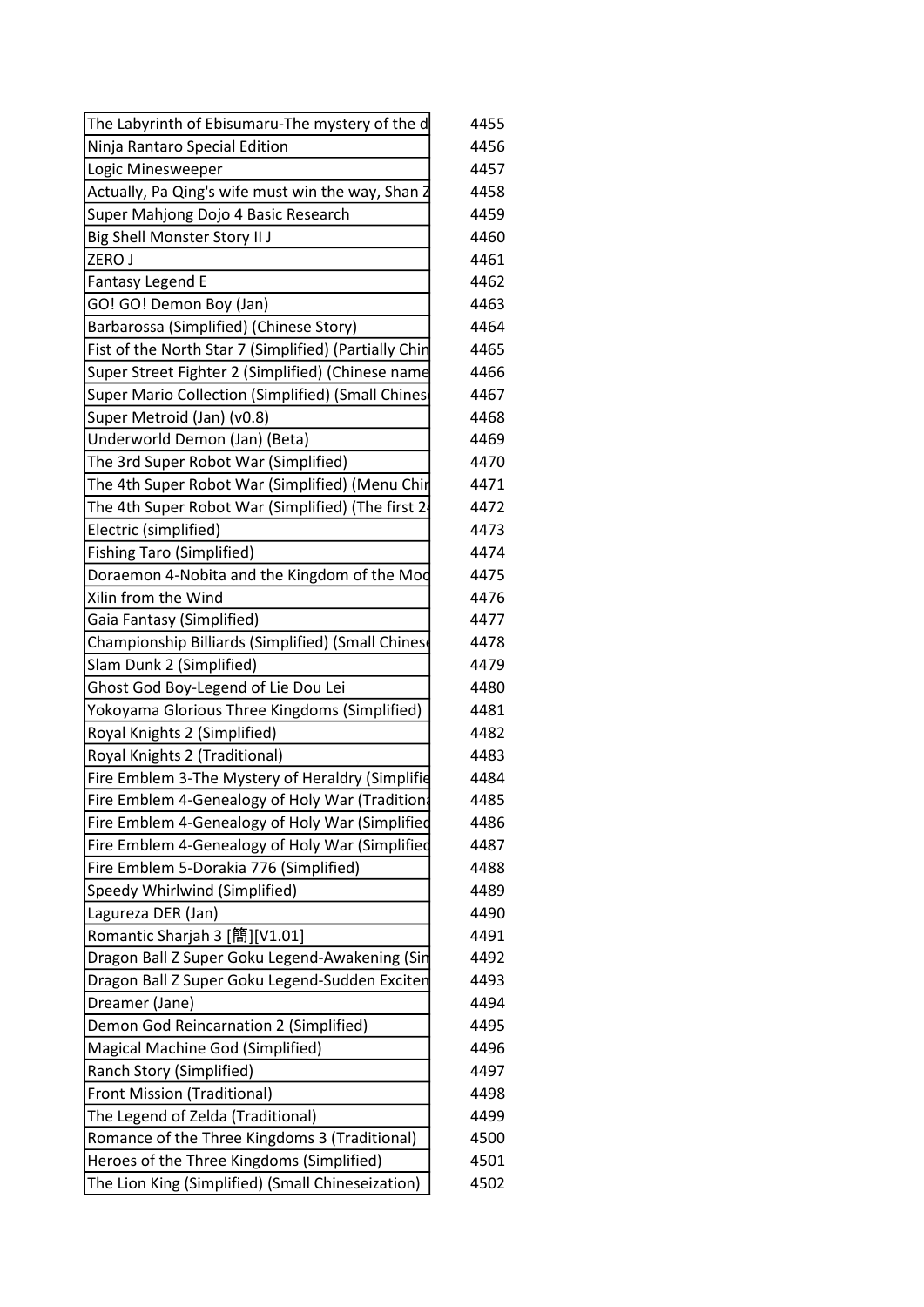| | |
|---|---|
| The Labyrinth of Ebisumaru-The mystery of the d | 4455 |
| Ninja Rantaro Special Edition | 4456 |
| Logic Minesweeper | 4457 |
| Actually, Pa Qing's wife must win the way, Shan Z | 4458 |
| Super Mahjong Dojo 4 Basic Research | 4459 |
| Big Shell Monster Story II J | 4460 |
| ZERO J | 4461 |
| Fantasy Legend E | 4462 |
| GO! GO! Demon Boy (Jan) | 4463 |
| Barbarossa (Simplified) (Chinese Story) | 4464 |
| Fist of the North Star 7 (Simplified) (Partially Chin | 4465 |
| Super Street Fighter 2 (Simplified) (Chinese name | 4466 |
| Super Mario Collection (Simplified) (Small Chines | 4467 |
| Super Metroid (Jan) (v0.8) | 4468 |
| Underworld Demon (Jan) (Beta) | 4469 |
| The 3rd Super Robot War (Simplified) | 4470 |
| The 4th Super Robot War (Simplified) (Menu Chir | 4471 |
| The 4th Super Robot War (Simplified) (The first 2 | 4472 |
| Electric (simplified) | 4473 |
| Fishing Taro (Simplified) | 4474 |
| Doraemon 4-Nobita and the Kingdom of the Mod | 4475 |
| Xilin from the Wind | 4476 |
| Gaia Fantasy (Simplified) | 4477 |
| Championship Billiards (Simplified) (Small Chinese | 4478 |
| Slam Dunk 2 (Simplified) | 4479 |
| Ghost God Boy-Legend of Lie Dou Lei | 4480 |
| Yokoyama Glorious Three Kingdoms (Simplified) | 4481 |
| Royal Knights 2 (Simplified) | 4482 |
| Royal Knights 2 (Traditional) | 4483 |
| Fire Emblem 3-The Mystery of Heraldry (Simplifie | 4484 |
| Fire Emblem 4-Genealogy of Holy War (Tradition | 4485 |
| Fire Emblem 4-Genealogy of Holy War (Simplified | 4486 |
| Fire Emblem 4-Genealogy of Holy War (Simplified | 4487 |
| Fire Emblem 5-Dorakia 776 (Simplified) | 4488 |
| Speedy Whirlwind (Simplified) | 4489 |
| Lagureza DER (Jan) | 4490 |
| Romantic Sharjah 3 [簡][V1.01] | 4491 |
| Dragon Ball Z Super Goku Legend-Awakening (Sin | 4492 |
| Dragon Ball Z Super Goku Legend-Sudden Exciten | 4493 |
| Dreamer (Jane) | 4494 |
| Demon God Reincarnation 2 (Simplified) | 4495 |
| Magical Machine God (Simplified) | 4496 |
| Ranch Story (Simplified) | 4497 |
| Front Mission (Traditional) | 4498 |
| The Legend of Zelda (Traditional) | 4499 |
| Romance of the Three Kingdoms 3 (Traditional) | 4500 |
| Heroes of the Three Kingdoms (Simplified) | 4501 |
| The Lion King (Simplified) (Small Chineseization) | 4502 |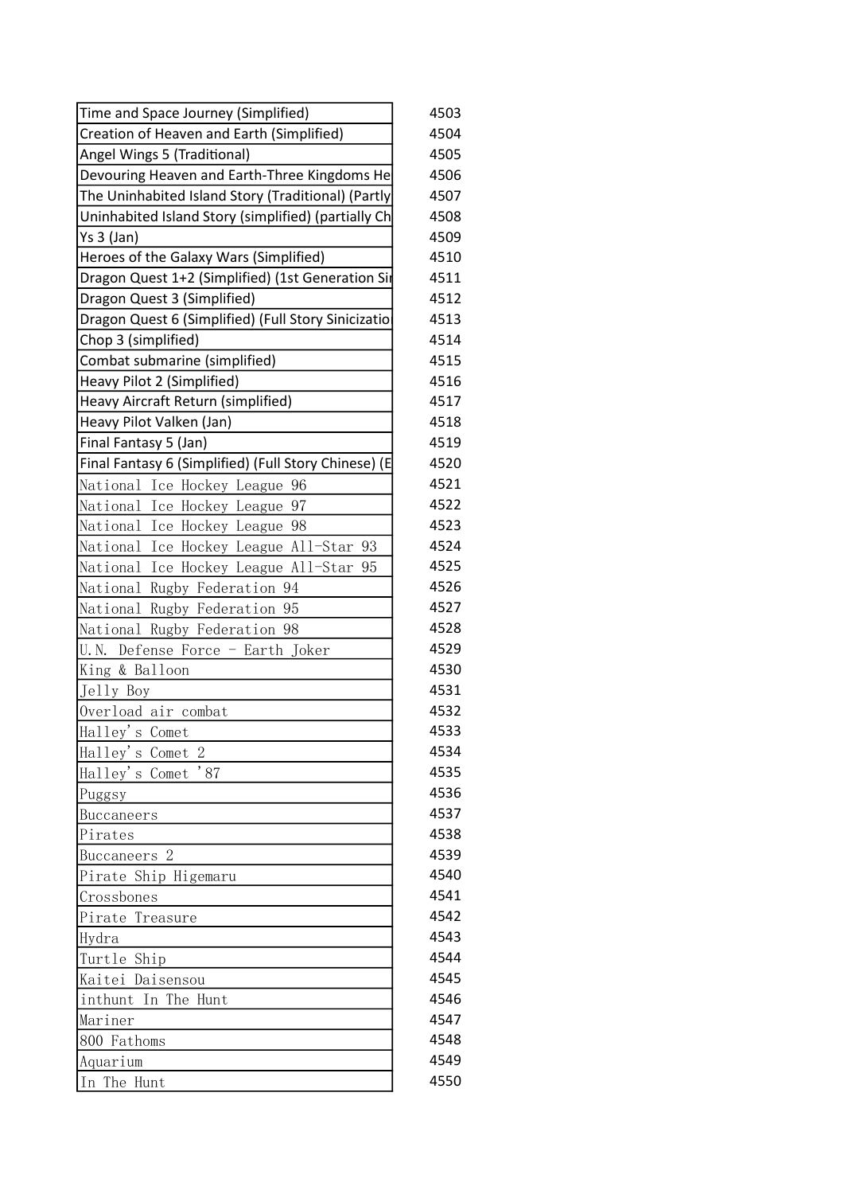| | |
|---|---|
| Time and Space Journey (Simplified) | 4503 |
| Creation of Heaven and Earth (Simplified) | 4504 |
| Angel Wings 5 (Traditional) | 4505 |
| Devouring Heaven and Earth-Three Kingdoms He | 4506 |
| The Uninhabited Island Story (Traditional) (Partly | 4507 |
| Uninhabited Island Story (simplified) (partially Ch | 4508 |
| Ys 3 (Jan) | 4509 |
| Heroes of the Galaxy Wars (Simplified) | 4510 |
| Dragon Quest 1+2 (Simplified) (1st Generation Si | 4511 |
| Dragon Quest 3 (Simplified) | 4512 |
| Dragon Quest 6 (Simplified) (Full Story Sinicizatio | 4513 |
| Chop 3 (simplified) | 4514 |
| Combat submarine (simplified) | 4515 |
| Heavy Pilot 2 (Simplified) | 4516 |
| Heavy Aircraft Return (simplified) | 4517 |
| Heavy Pilot Valken (Jan) | 4518 |
| Final Fantasy 5 (Jan) | 4519 |
| Final Fantasy 6 (Simplified) (Full Story Chinese) (E | 4520 |
| National Ice Hockey League 96 | 4521 |
| National Ice Hockey League 97 | 4522 |
| National Ice Hockey League 98 | 4523 |
| National Ice Hockey League All-Star 93 | 4524 |
| National Ice Hockey League All-Star 95 | 4525 |
| National Rugby Federation 94 | 4526 |
| National Rugby Federation 95 | 4527 |
| National Rugby Federation 98 | 4528 |
| U.N. Defense Force - Earth Joker | 4529 |
| King & Balloon | 4530 |
| Jelly Boy | 4531 |
| Overload air combat | 4532 |
| Halley's Comet | 4533 |
| Halley's Comet 2 | 4534 |
| Halley's Comet '87 | 4535 |
| Puggsy | 4536 |
| Buccaneers | 4537 |
| Pirates | 4538 |
| Buccaneers 2 | 4539 |
| Pirate Ship Higemaru | 4540 |
| Crossbones | 4541 |
| Pirate Treasure | 4542 |
| Hydra | 4543 |
| Turtle Ship | 4544 |
| Kaitei Daisensou | 4545 |
| inthunt In The Hunt | 4546 |
| Mariner | 4547 |
| 800 Fathoms | 4548 |
| Aquarium | 4549 |
| In The Hunt | 4550 |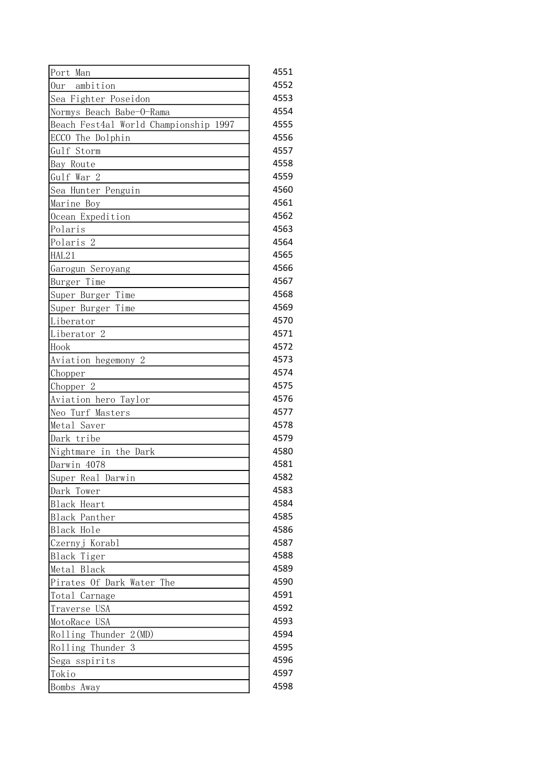| | |
|---|---|
| Port Man | 4551 |
| Our ambition | 4552 |
| Sea Fighter Poseidon | 4553 |
| Normys Beach Babe-O-Rama | 4554 |
| Beach Fest4al World Championship 1997 | 4555 |
| ECCO The Dolphin | 4556 |
| Gulf Storm | 4557 |
| Bay Route | 4558 |
| Gulf War 2 | 4559 |
| Sea Hunter Penguin | 4560 |
| Marine Boy | 4561 |
| Ocean Expedition | 4562 |
| Polaris | 4563 |
| Polaris 2 | 4564 |
| HAL21 | 4565 |
| Garogun Seroyang | 4566 |
| Burger Time | 4567 |
| Super Burger Time | 4568 |
| Super Burger Time | 4569 |
| Liberator | 4570 |
| Liberator 2 | 4571 |
| Hook | 4572 |
| Aviation hegemony 2 | 4573 |
| Chopper | 4574 |
| Chopper 2 | 4575 |
| Aviation hero Taylor | 4576 |
| Neo Turf Masters | 4577 |
| Metal Saver | 4578 |
| Dark tribe | 4579 |
| Nightmare in the Dark | 4580 |
| Darwin 4078 | 4581 |
| Super Real Darwin | 4582 |
| Dark Tower | 4583 |
| Black Heart | 4584 |
| Black Panther | 4585 |
| Black Hole | 4586 |
| Czernyj Korabl | 4587 |
| Black Tiger | 4588 |
| Metal Black | 4589 |
| Pirates Of Dark Water The | 4590 |
| Total Carnage | 4591 |
| Traverse USA | 4592 |
| MotoRace USA | 4593 |
| Rolling Thunder 2(MD) | 4594 |
| Rolling Thunder 3 | 4595 |
| Sega sspirits | 4596 |
| Tokio | 4597 |
| Bombs Away | 4598 |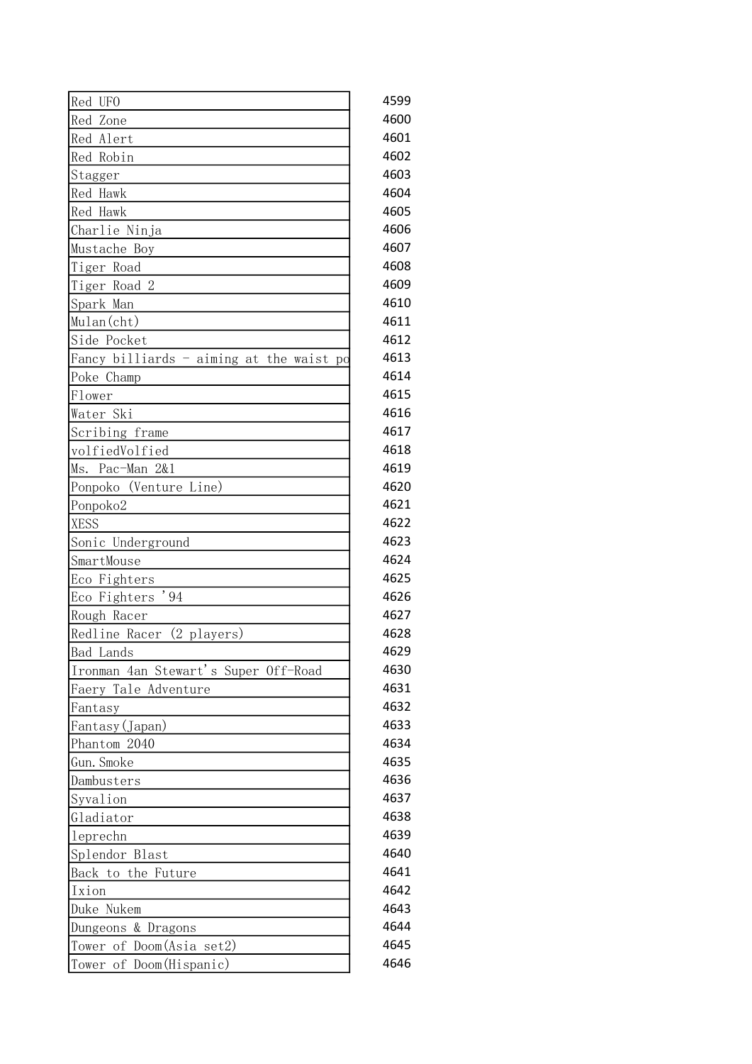| | |
|---|---|
| Red UFO | 4599 |
| Red Zone | 4600 |
| Red Alert | 4601 |
| Red Robin | 4602 |
| Stagger | 4603 |
| Red Hawk | 4604 |
| Red Hawk | 4605 |
| Charlie Ninja | 4606 |
| Mustache Boy | 4607 |
| Tiger Road | 4608 |
| Tiger Road 2 | 4609 |
| Spark Man | 4610 |
| Mulan(cht) | 4611 |
| Side Pocket | 4612 |
| Fancy billiards - aiming at the waist po | 4613 |
| Poke Champ | 4614 |
| Flower | 4615 |
| Water Ski | 4616 |
| Scribing frame | 4617 |
| volfiedVolfied | 4618 |
| Ms. Pac-Man 2&1 | 4619 |
| Ponpoko (Venture Line) | 4620 |
| Ponpoko2 | 4621 |
| XESS | 4622 |
| Sonic Underground | 4623 |
| SmartMouse | 4624 |
| Eco Fighters | 4625 |
| Eco Fighters '94 | 4626 |
| Rough Racer | 4627 |
| Redline Racer (2 players) | 4628 |
| Bad Lands | 4629 |
| Ironman 4an Stewart's Super Off-Road | 4630 |
| Faery Tale Adventure | 4631 |
| Fantasy | 4632 |
| Fantasy(Japan) | 4633 |
| Phantom 2040 | 4634 |
| Gun.Smoke | 4635 |
| Dambusters | 4636 |
| Syvalion | 4637 |
| Gladiator | 4638 |
| leprechn | 4639 |
| Splendor Blast | 4640 |
| Back to the Future | 4641 |
| Ixion | 4642 |
| Duke Nukem | 4643 |
| Dungeons & Dragons | 4644 |
| Tower of Doom(Asia set2) | 4645 |
| Tower of Doom(Hispanic) | 4646 |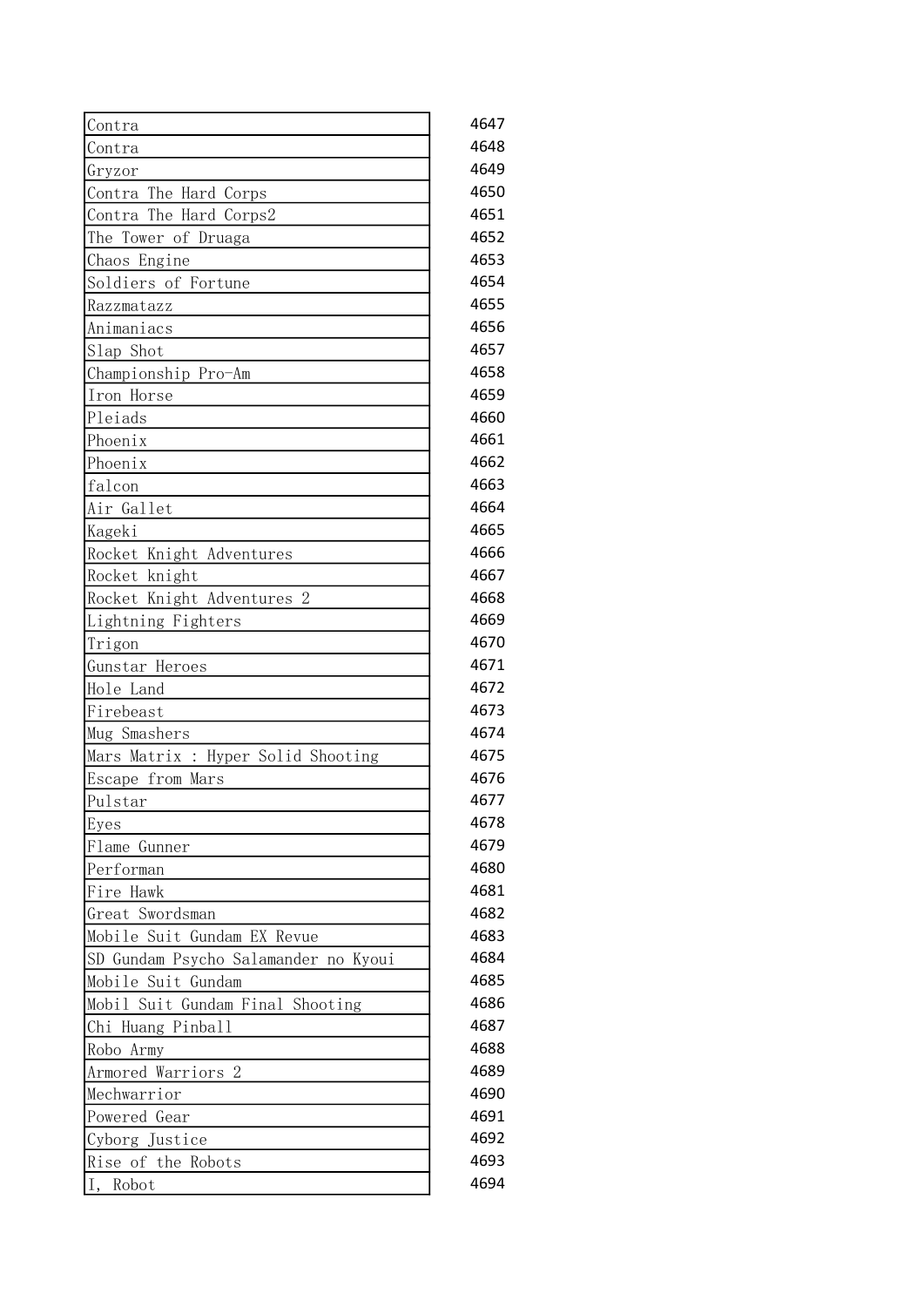| | |
|---|---|
| Contra | 4647 |
| Contra | 4648 |
| Gryzor | 4649 |
| Contra The Hard Corps | 4650 |
| Contra The Hard Corps2 | 4651 |
| The Tower of Druaga | 4652 |
| Chaos Engine | 4653 |
| Soldiers of Fortune | 4654 |
| Razzmatazz | 4655 |
| Animaniacs | 4656 |
| Slap Shot | 4657 |
| Championship Pro-Am | 4658 |
| Iron Horse | 4659 |
| Pleiads | 4660 |
| Phoenix | 4661 |
| Phoenix | 4662 |
| falcon | 4663 |
| Air Gallet | 4664 |
| Kageki | 4665 |
| Rocket Knight Adventures | 4666 |
| Rocket knight | 4667 |
| Rocket Knight Adventures 2 | 4668 |
| Lightning Fighters | 4669 |
| Trigon | 4670 |
| Gunstar Heroes | 4671 |
| Hole Land | 4672 |
| Firebeast | 4673 |
| Mug Smashers | 4674 |
| Mars Matrix : Hyper Solid Shooting | 4675 |
| Escape from Mars | 4676 |
| Pulstar | 4677 |
| Eyes | 4678 |
| Flame Gunner | 4679 |
| Performan | 4680 |
| Fire Hawk | 4681 |
| Great Swordsman | 4682 |
| Mobile Suit Gundam EX Revue | 4683 |
| SD Gundam Psycho Salamander no Kyoui | 4684 |
| Mobile Suit Gundam | 4685 |
| Mobil Suit Gundam Final Shooting | 4686 |
| Chi Huang Pinball | 4687 |
| Robo Army | 4688 |
| Armored Warriors 2 | 4689 |
| Mechwarrior | 4690 |
| Powered Gear | 4691 |
| Cyborg Justice | 4692 |
| Rise of the Robots | 4693 |
| I, Robot | 4694 |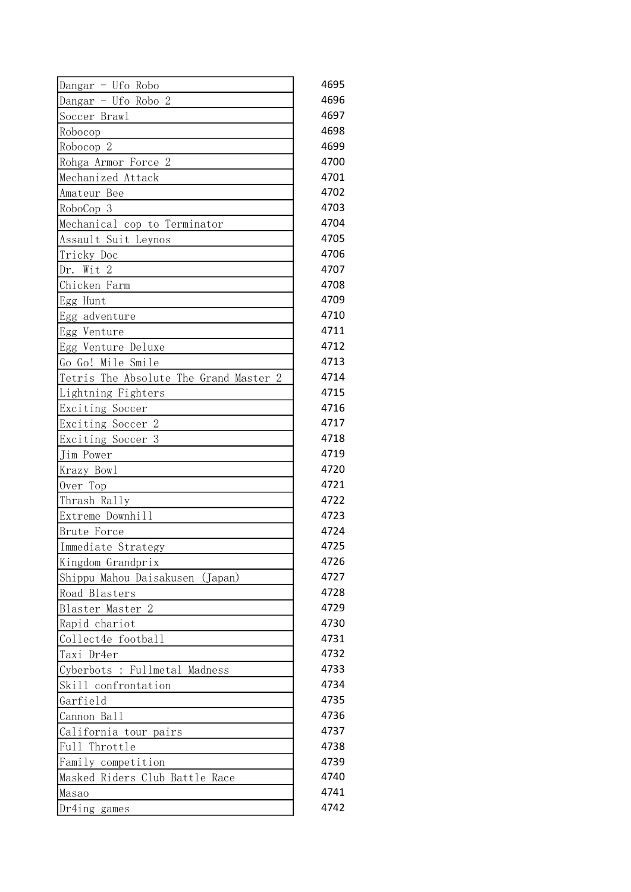| | |
|---|---|
| Dangar - Ufo Robo | 4695 |
| Dangar - Ufo Robo 2 | 4696 |
| Soccer Brawl | 4697 |
| Robocop | 4698 |
| Robocop 2 | 4699 |
| Rohga Armor Force 2 | 4700 |
| Mechanized Attack | 4701 |
| Amateur Bee | 4702 |
| RoboCop 3 | 4703 |
| Mechanical cop to Terminator | 4704 |
| Assault Suit Leynos | 4705 |
| Tricky Doc | 4706 |
| Dr. Wit 2 | 4707 |
| Chicken Farm | 4708 |
| Egg Hunt | 4709 |
| Egg adventure | 4710 |
| Egg Venture | 4711 |
| Egg Venture Deluxe | 4712 |
| Go Go! Mile Smile | 4713 |
| Tetris The Absolute The Grand Master 2 | 4714 |
| Lightning Fighters | 4715 |
| Exciting Soccer | 4716 |
| Exciting Soccer 2 | 4717 |
| Exciting Soccer 3 | 4718 |
| Jim Power | 4719 |
| Krazy Bowl | 4720 |
| Over Top | 4721 |
| Thrash Rally | 4722 |
| Extreme Downhill | 4723 |
| Brute Force | 4724 |
| Immediate Strategy | 4725 |
| Kingdom Grandprix | 4726 |
| Shippu Mahou Daisakusen (Japan) | 4727 |
| Road Blasters | 4728 |
| Blaster Master 2 | 4729 |
| Rapid chariot | 4730 |
| Collect4e football | 4731 |
| Taxi Dr4er | 4732 |
| Cyberbots : Fullmetal Madness | 4733 |
| Skill confrontation | 4734 |
| Garfield | 4735 |
| Cannon Ball | 4736 |
| California tour pairs | 4737 |
| Full Throttle | 4738 |
| Family competition | 4739 |
| Masked Riders Club Battle Race | 4740 |
| Masao | 4741 |
| Dr4ing games | 4742 |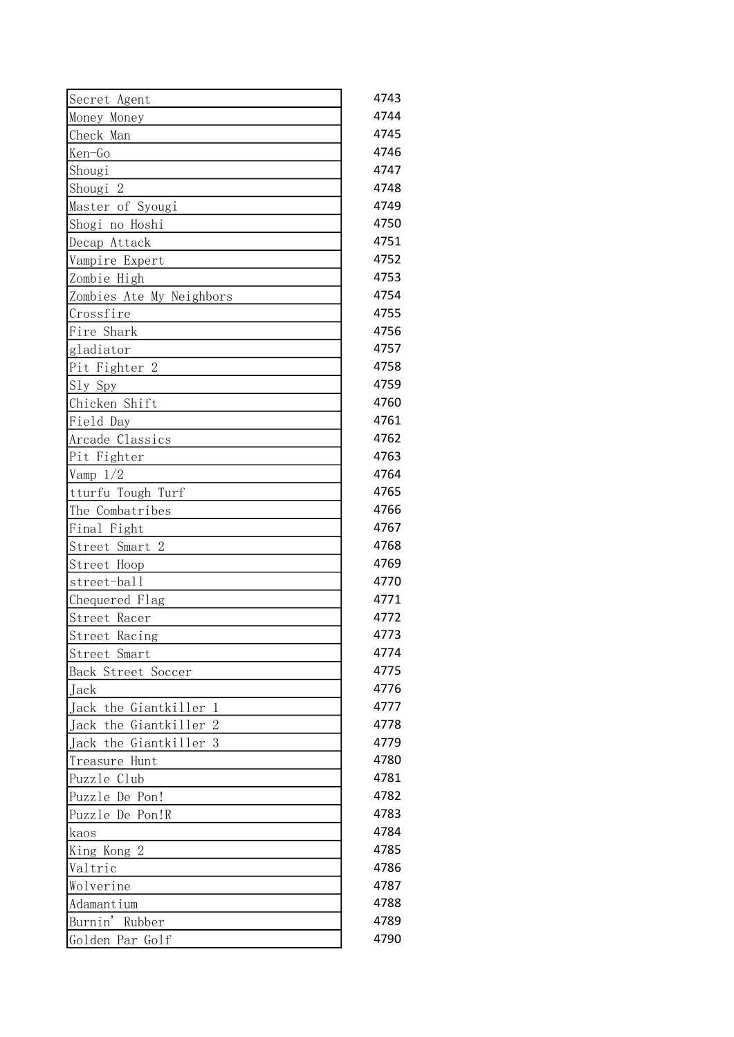| | |
|---|---|
| Secret Agent | 4743 |
| Money Money | 4744 |
| Check Man | 4745 |
| Ken-Go | 4746 |
| Shougi | 4747 |
| Shougi 2 | 4748 |
| Master of Syougi | 4749 |
| Shogi no Hoshi | 4750 |
| Decap Attack | 4751 |
| Vampire Expert | 4752 |
| Zombie High | 4753 |
| Zombies Ate My Neighbors | 4754 |
| Crossfire | 4755 |
| Fire Shark | 4756 |
| gladiator | 4757 |
| Pit Fighter 2 | 4758 |
| Sly Spy | 4759 |
| Chicken Shift | 4760 |
| Field Day | 4761 |
| Arcade Classics | 4762 |
| Pit Fighter | 4763 |
| Vamp 1/2 | 4764 |
| tturfu Tough Turf | 4765 |
| The Combatribes | 4766 |
| Final Fight | 4767 |
| Street Smart 2 | 4768 |
| Street Hoop | 4769 |
| street-ball | 4770 |
| Chequered Flag | 4771 |
| Street Racer | 4772 |
| Street Racing | 4773 |
| Street Smart | 4774 |
| Back Street Soccer | 4775 |
| Jack | 4776 |
| Jack the Giantkiller 1 | 4777 |
| Jack the Giantkiller 2 | 4778 |
| Jack the Giantkiller 3 | 4779 |
| Treasure Hunt | 4780 |
| Puzzle Club | 4781 |
| Puzzle De Pon! | 4782 |
| Puzzle De Pon!R | 4783 |
| kaos | 4784 |
| King Kong 2 | 4785 |
| Valtric | 4786 |
| Wolverine | 4787 |
| Adamantium | 4788 |
| Burnin' Rubber | 4789 |
| Golden Par Golf | 4790 |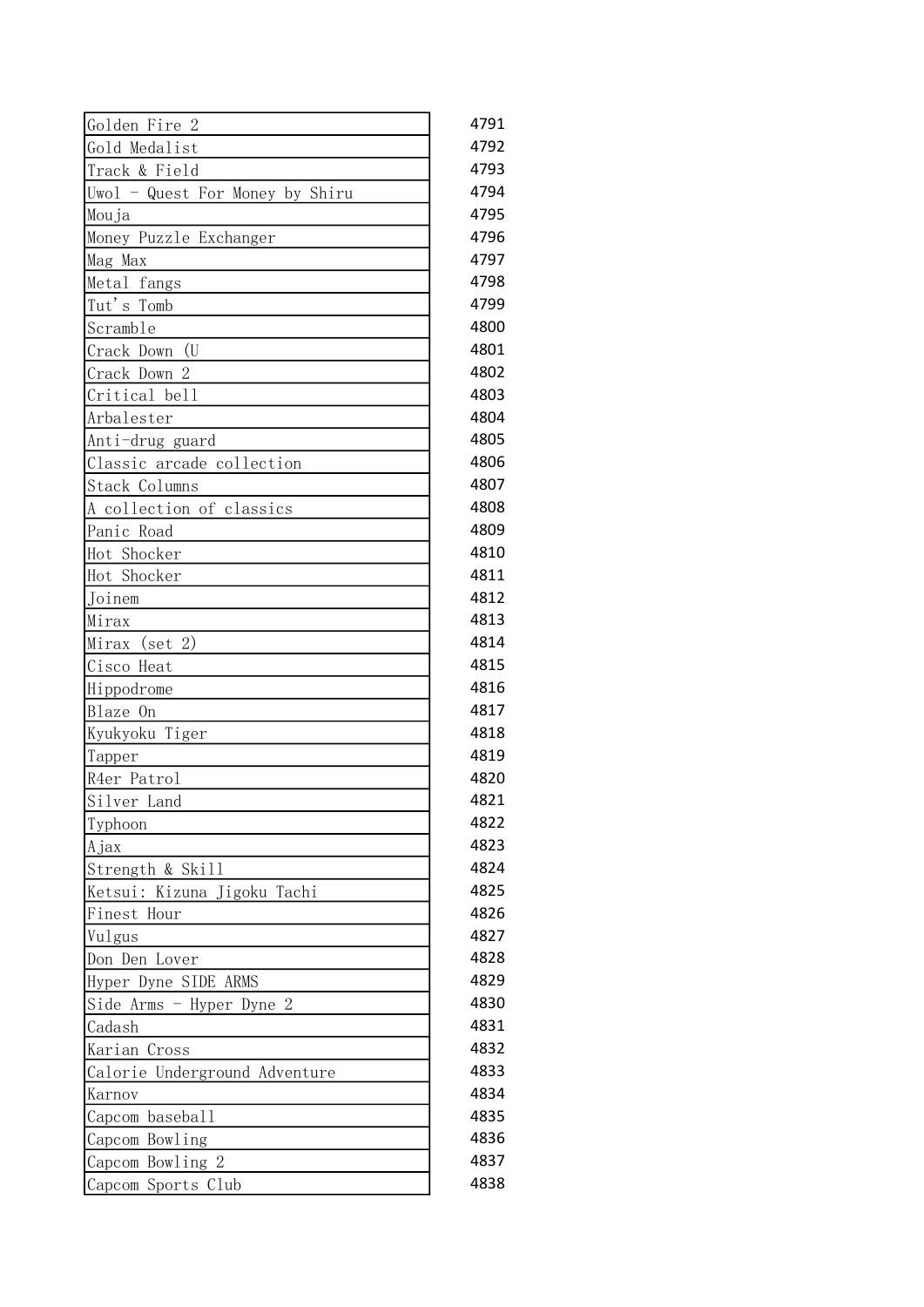| | |
|---|---|
| Golden Fire 2 | 4791 |
| Gold Medalist | 4792 |
| Track & Field | 4793 |
| Uwol - Quest For Money by Shiru | 4794 |
| Mouja | 4795 |
| Money Puzzle Exchanger | 4796 |
| Mag Max | 4797 |
| Metal fangs | 4798 |
| Tut's Tomb | 4799 |
| Scramble | 4800 |
| Crack Down (U | 4801 |
| Crack Down 2 | 4802 |
| Critical bell | 4803 |
| Arbalester | 4804 |
| Anti-drug guard | 4805 |
| Classic arcade collection | 4806 |
| Stack Columns | 4807 |
| A collection of classics | 4808 |
| Panic Road | 4809 |
| Hot Shocker | 4810 |
| Hot Shocker | 4811 |
| Joinem | 4812 |
| Mirax | 4813 |
| Mirax (set 2) | 4814 |
| Cisco Heat | 4815 |
| Hippodrome | 4816 |
| Blaze On | 4817 |
| Kyukyoku Tiger | 4818 |
| Tapper | 4819 |
| R4er Patrol | 4820 |
| Silver Land | 4821 |
| Typhoon | 4822 |
| Ajax | 4823 |
| Strength & Skill | 4824 |
| Ketsui: Kizuna Jigoku Tachi | 4825 |
| Finest Hour | 4826 |
| Vulgus | 4827 |
| Don Den Lover | 4828 |
| Hyper Dyne SIDE ARMS | 4829 |
| Side Arms - Hyper Dyne 2 | 4830 |
| Cadash | 4831 |
| Karian Cross | 4832 |
| Calorie Underground Adventure | 4833 |
| Karnov | 4834 |
| Capcom baseball | 4835 |
| Capcom Bowling | 4836 |
| Capcom Bowling 2 | 4837 |
| Capcom Sports Club | 4838 |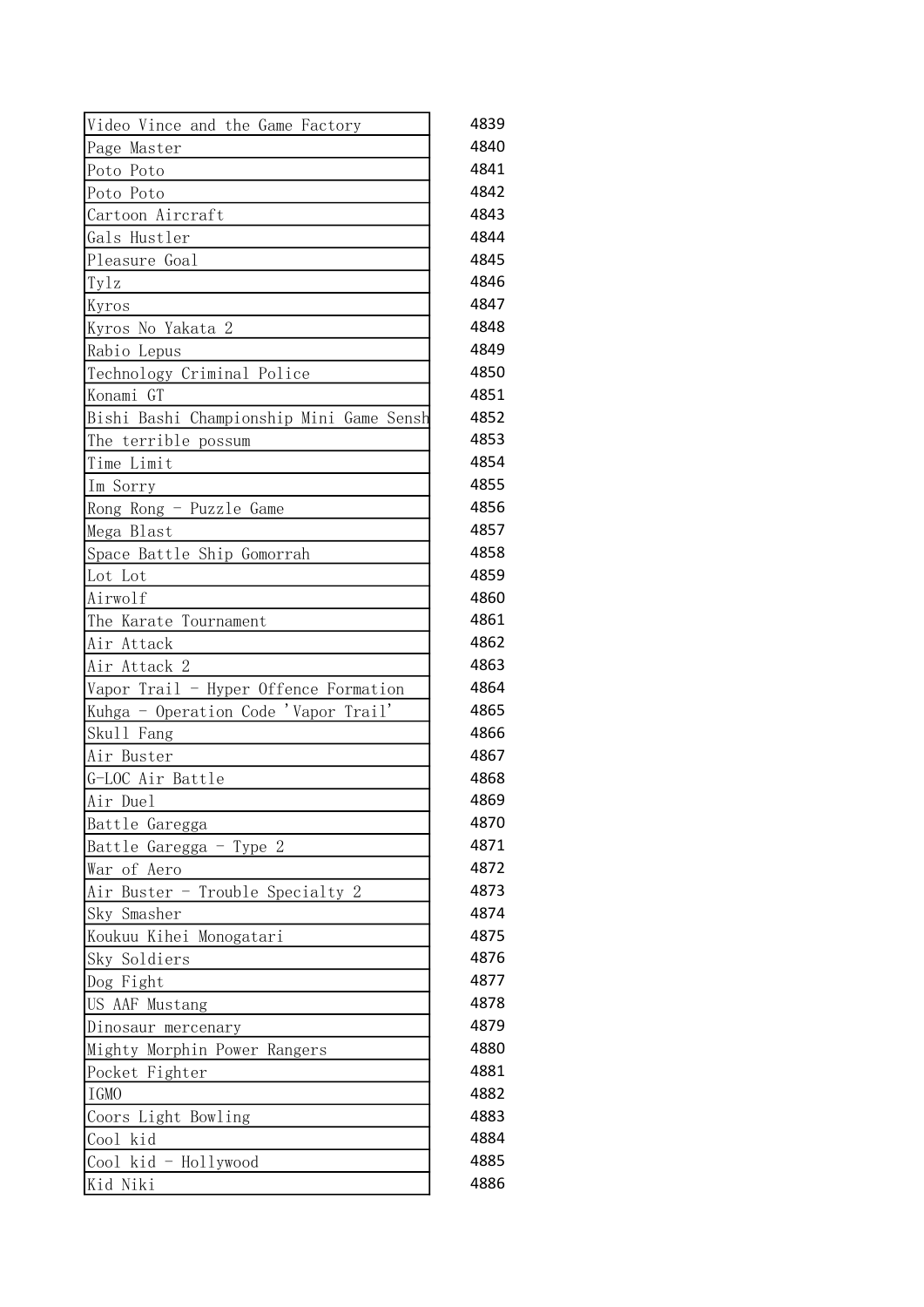| | |
|---|---|
| Video Vince and the Game Factory | 4839 |
| Page Master | 4840 |
| Poto Poto | 4841 |
| Poto Poto | 4842 |
| Cartoon Aircraft | 4843 |
| Gals Hustler | 4844 |
| Pleasure Goal | 4845 |
| Tylz | 4846 |
| Kyros | 4847 |
| Kyros No Yakata 2 | 4848 |
| Rabio Lepus | 4849 |
| Technology Criminal Police | 4850 |
| Konami GT | 4851 |
| Bishi Bashi Championship Mini Game Sensh | 4852 |
| The terrible possum | 4853 |
| Time Limit | 4854 |
| Im Sorry | 4855 |
| Rong Rong - Puzzle Game | 4856 |
| Mega Blast | 4857 |
| Space Battle Ship Gomorrah | 4858 |
| Lot Lot | 4859 |
| Airwolf | 4860 |
| The Karate Tournament | 4861 |
| Air Attack | 4862 |
| Air Attack 2 | 4863 |
| Vapor Trail - Hyper Offence Formation | 4864 |
| Kuhga - Operation Code 'Vapor Trail' | 4865 |
| Skull Fang | 4866 |
| Air Buster | 4867 |
| G-LOC Air Battle | 4868 |
| Air Duel | 4869 |
| Battle Garegga | 4870 |
| Battle Garegga - Type 2 | 4871 |
| War of Aero | 4872 |
| Air Buster - Trouble Specialty 2 | 4873 |
| Sky Smasher | 4874 |
| Koukuu Kihei Monogatari | 4875 |
| Sky Soldiers | 4876 |
| Dog Fight | 4877 |
| US AAF Mustang | 4878 |
| Dinosaur mercenary | 4879 |
| Mighty Morphin Power Rangers | 4880 |
| Pocket Fighter | 4881 |
| IGMO | 4882 |
| Coors Light Bowling | 4883 |
| Cool kid | 4884 |
| Cool kid - Hollywood | 4885 |
| Kid Niki | 4886 |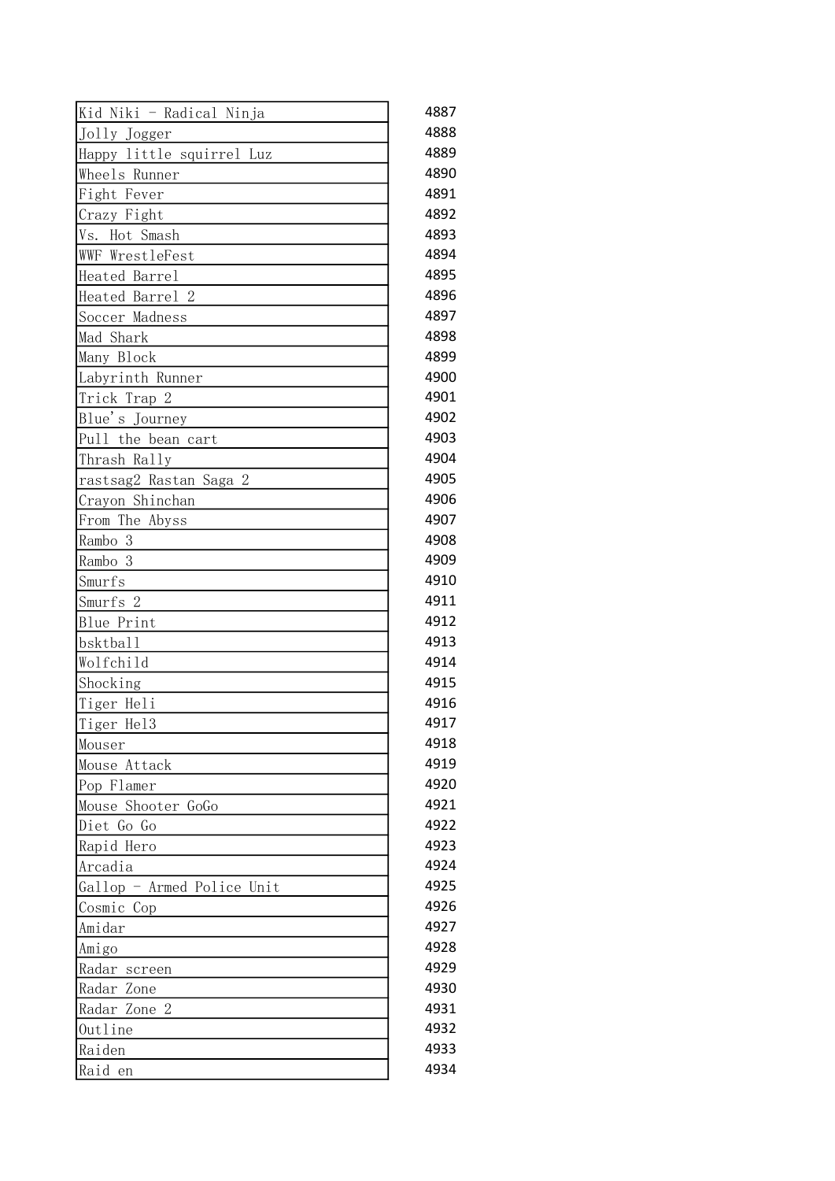| | |
|---|---|
| Kid Niki - Radical Ninja | 4887 |
| Jolly Jogger | 4888 |
| Happy little squirrel Luz | 4889 |
| Wheels Runner | 4890 |
| Fight Fever | 4891 |
| Crazy Fight | 4892 |
| Vs. Hot Smash | 4893 |
| WWF WrestleFest | 4894 |
| Heated Barrel | 4895 |
| Heated Barrel 2 | 4896 |
| Soccer Madness | 4897 |
| Mad Shark | 4898 |
| Many Block | 4899 |
| Labyrinth Runner | 4900 |
| Trick Trap 2 | 4901 |
| Blue's Journey | 4902 |
| Pull the bean cart | 4903 |
| Thrash Rally | 4904 |
| rastsag2 Rastan Saga 2 | 4905 |
| Crayon Shinchan | 4906 |
| From The Abyss | 4907 |
| Rambo 3 | 4908 |
| Rambo 3 | 4909 |
| Smurfs | 4910 |
| Smurfs 2 | 4911 |
| Blue Print | 4912 |
| bsktball | 4913 |
| Wolfchild | 4914 |
| Shocking | 4915 |
| Tiger Heli | 4916 |
| Tiger Hel3 | 4917 |
| Mouser | 4918 |
| Mouse Attack | 4919 |
| Pop Flamer | 4920 |
| Mouse Shooter GoGo | 4921 |
| Diet Go Go | 4922 |
| Rapid Hero | 4923 |
| Arcadia | 4924 |
| Gallop - Armed Police Unit | 4925 |
| Cosmic Cop | 4926 |
| Amidar | 4927 |
| Amigo | 4928 |
| Radar screen | 4929 |
| Radar Zone | 4930 |
| Radar Zone 2 | 4931 |
| Outline | 4932 |
| Raiden | 4933 |
| Raid en | 4934 |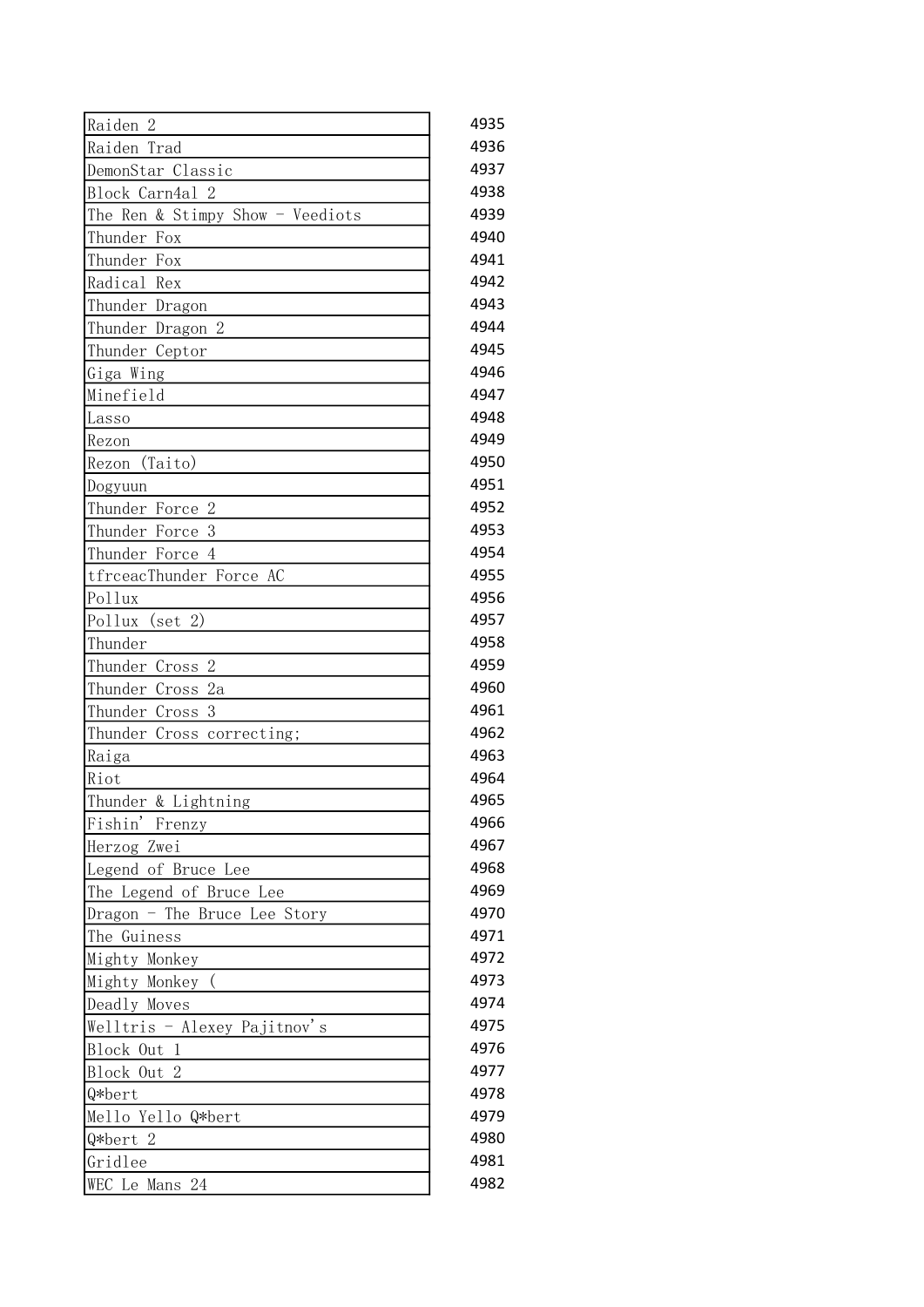| | |
|---|---|
| Raiden 2 | 4935 |
| Raiden Trad | 4936 |
| DemonStar Classic | 4937 |
| Block Carn4al 2 | 4938 |
| The Ren & Stimpy Show - Veediots | 4939 |
| Thunder Fox | 4940 |
| Thunder Fox | 4941 |
| Radical Rex | 4942 |
| Thunder Dragon | 4943 |
| Thunder Dragon 2 | 4944 |
| Thunder Ceptor | 4945 |
| Giga Wing | 4946 |
| Minefield | 4947 |
| Lasso | 4948 |
| Rezon | 4949 |
| Rezon (Taito) | 4950 |
| Dogyuun | 4951 |
| Thunder Force 2 | 4952 |
| Thunder Force 3 | 4953 |
| Thunder Force 4 | 4954 |
| tfrceacThunder Force AC | 4955 |
| Pollux | 4956 |
| Pollux (set 2) | 4957 |
| Thunder | 4958 |
| Thunder Cross 2 | 4959 |
| Thunder Cross 2a | 4960 |
| Thunder Cross 3 | 4961 |
| Thunder Cross correcting; | 4962 |
| Raiga | 4963 |
| Riot | 4964 |
| Thunder & Lightning | 4965 |
| Fishin' Frenzy | 4966 |
| Herzog Zwei | 4967 |
| Legend of Bruce Lee | 4968 |
| The Legend of Bruce Lee | 4969 |
| Dragon - The Bruce Lee Story | 4970 |
| The Guiness | 4971 |
| Mighty Monkey | 4972 |
| Mighty Monkey ( | 4973 |
| Deadly Moves | 4974 |
| Welltris - Alexey Pajitnov's | 4975 |
| Block Out 1 | 4976 |
| Block Out 2 | 4977 |
| Q*bert | 4978 |
| Mello Yello Q*bert | 4979 |
| Q*bert 2 | 4980 |
| Gridlee | 4981 |
| WEC Le Mans 24 | 4982 |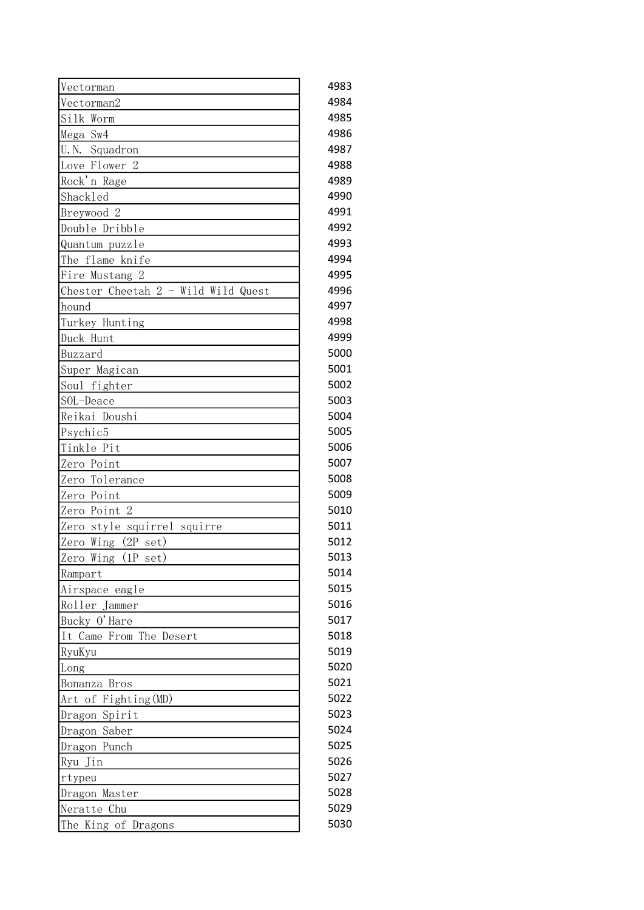| | |
|---|---|
| Vectorman | 4983 |
| Vectorman2 | 4984 |
| Silk Worm | 4985 |
| Mega Sw4 | 4986 |
| U.N. Squadron | 4987 |
| Love Flower 2 | 4988 |
| Rock'n Rage | 4989 |
| Shackled | 4990 |
| Breywood 2 | 4991 |
| Double Dribble | 4992 |
| Quantum puzzle | 4993 |
| The flame knife | 4994 |
| Fire Mustang 2 | 4995 |
| Chester Cheetah 2 - Wild Wild Quest | 4996 |
| hound | 4997 |
| Turkey Hunting | 4998 |
| Duck Hunt | 4999 |
| Buzzard | 5000 |
| Super Magican | 5001 |
| Soul fighter | 5002 |
| SOL-Deace | 5003 |
| Reikai Doushi | 5004 |
| Psychic5 | 5005 |
| Tinkle Pit | 5006 |
| Zero Point | 5007 |
| Zero Tolerance | 5008 |
| Zero Point | 5009 |
| Zero Point 2 | 5010 |
| Zero style squirrel squirre | 5011 |
| Zero Wing (2P set) | 5012 |
| Zero Wing (1P set) | 5013 |
| Rampart | 5014 |
| Airspace eagle | 5015 |
| Roller Jammer | 5016 |
| Bucky O'Hare | 5017 |
| It Came From The Desert | 5018 |
| RyuKyu | 5019 |
| Long | 5020 |
| Bonanza Bros | 5021 |
| Art of Fighting(MD) | 5022 |
| Dragon Spirit | 5023 |
| Dragon Saber | 5024 |
| Dragon Punch | 5025 |
| Ryu Jin | 5026 |
| rtypeu | 5027 |
| Dragon Master | 5028 |
| Neratte Chu | 5029 |
| The King of Dragons | 5030 |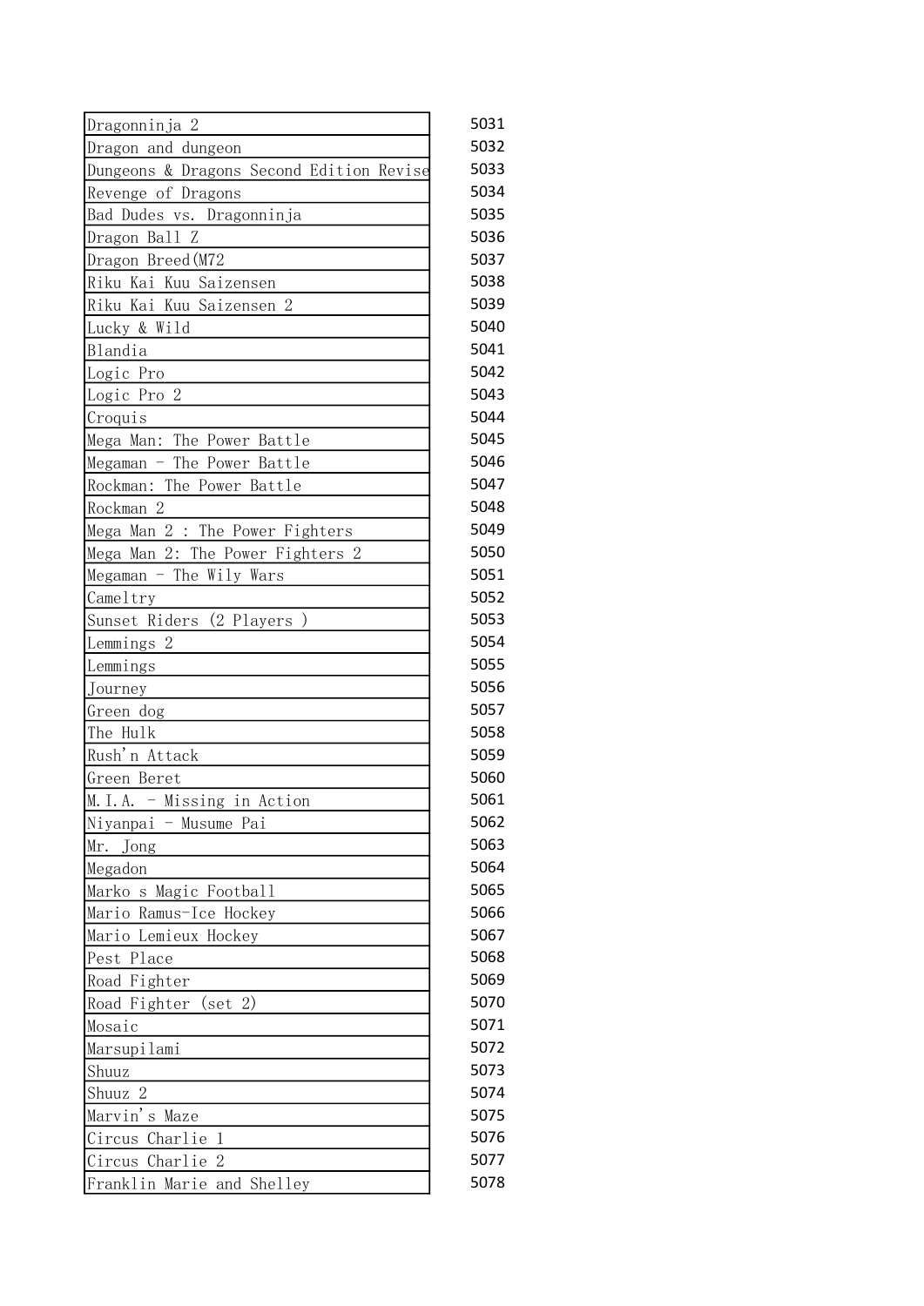| | |
|---|---|
| Dragonninja 2 | 5031 |
| Dragon and dungeon | 5032 |
| Dungeons & Dragons Second Edition Revise | 5033 |
| Revenge of Dragons | 5034 |
| Bad Dudes vs. Dragonninja | 5035 |
| Dragon Ball Z | 5036 |
| Dragon Breed(M72 | 5037 |
| Riku Kai Kuu Saizensen | 5038 |
| Riku Kai Kuu Saizensen 2 | 5039 |
| Lucky & Wild | 5040 |
| Blandia | 5041 |
| Logic Pro | 5042 |
| Logic Pro 2 | 5043 |
| Croquis | 5044 |
| Mega Man: The Power Battle | 5045 |
| Megaman - The Power Battle | 5046 |
| Rockman: The Power Battle | 5047 |
| Rockman 2 | 5048 |
| Mega Man 2 : The Power Fighters | 5049 |
| Mega Man 2: The Power Fighters 2 | 5050 |
| Megaman - The Wily Wars | 5051 |
| Cameltry | 5052 |
| Sunset Riders (2 Players ) | 5053 |
| Lemmings 2 | 5054 |
| Lemmings | 5055 |
| Journey | 5056 |
| Green dog | 5057 |
| The Hulk | 5058 |
| Rush'n Attack | 5059 |
| Green Beret | 5060 |
| M.I.A. - Missing in Action | 5061 |
| Niyanpai - Musume Pai | 5062 |
| Mr. Jong | 5063 |
| Megadon | 5064 |
| Marko s Magic Football | 5065 |
| Mario Ramus-Ice Hockey | 5066 |
| Mario Lemieux Hockey | 5067 |
| Pest Place | 5068 |
| Road Fighter | 5069 |
| Road Fighter (set 2) | 5070 |
| Mosaic | 5071 |
| Marsupilami | 5072 |
| Shuuz | 5073 |
| Shuuz 2 | 5074 |
| Marvin's Maze | 5075 |
| Circus Charlie 1 | 5076 |
| Circus Charlie 2 | 5077 |
| Franklin Marie and Shelley | 5078 |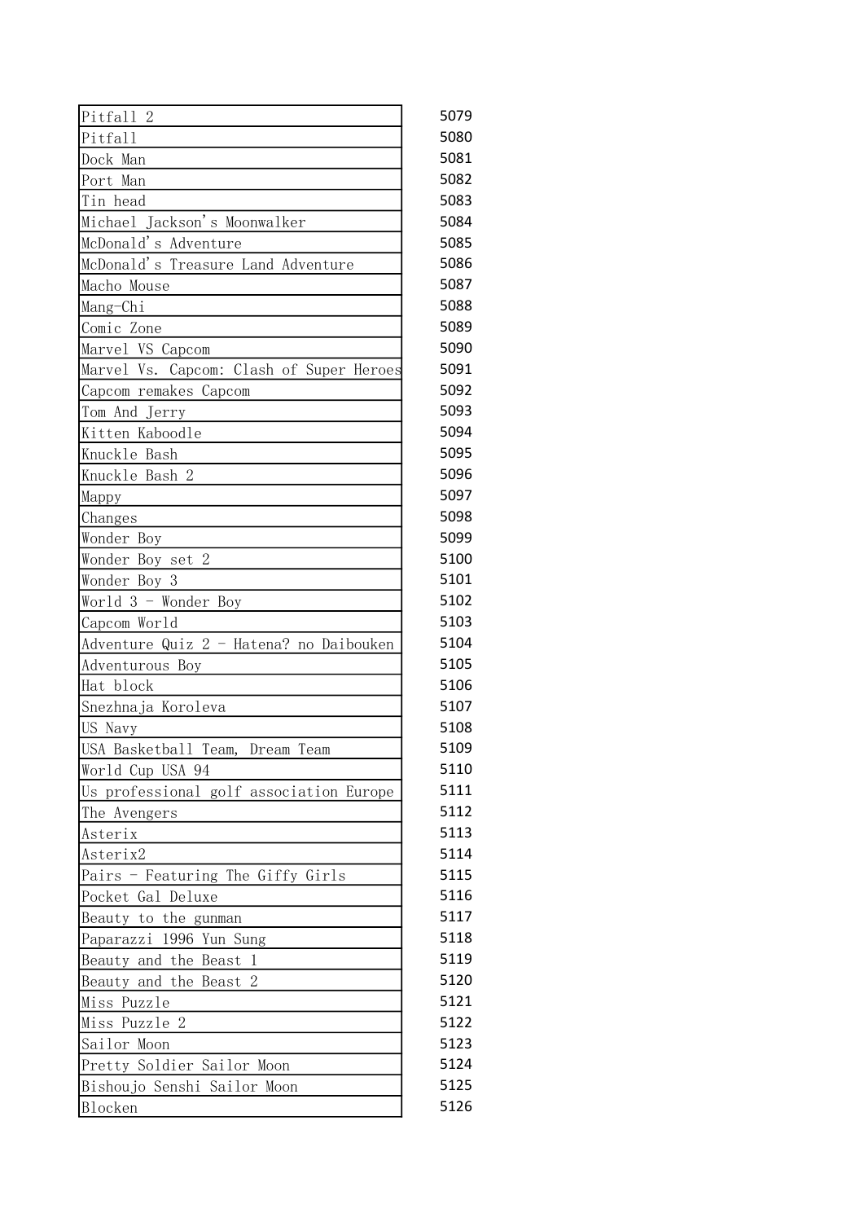| | |
|---|---|
| Pitfall 2 | 5079 |
| Pitfall | 5080 |
| Dock Man | 5081 |
| Port Man | 5082 |
| Tin head | 5083 |
| Michael Jackson's Moonwalker | 5084 |
| McDonald's Adventure | 5085 |
| McDonald's Treasure Land Adventure | 5086 |
| Macho Mouse | 5087 |
| Mang-Chi | 5088 |
| Comic Zone | 5089 |
| Marvel VS Capcom | 5090 |
| Marvel Vs. Capcom: Clash of Super Heroes | 5091 |
| Capcom remakes Capcom | 5092 |
| Tom And Jerry | 5093 |
| Kitten Kaboodle | 5094 |
| Knuckle Bash | 5095 |
| Knuckle Bash 2 | 5096 |
| Mappy | 5097 |
| Changes | 5098 |
| Wonder Boy | 5099 |
| Wonder Boy set 2 | 5100 |
| Wonder Boy 3 | 5101 |
| World 3 - Wonder Boy | 5102 |
| Capcom World | 5103 |
| Adventure Quiz 2 - Hatena? no Daibouken | 5104 |
| Adventurous Boy | 5105 |
| Hat block | 5106 |
| Snezhnaja Koroleva | 5107 |
| US Navy | 5108 |
| USA Basketball Team, Dream Team | 5109 |
| World Cup USA 94 | 5110 |
| Us professional golf association Europe | 5111 |
| The Avengers | 5112 |
| Asterix | 5113 |
| Asterix2 | 5114 |
| Pairs - Featuring The Giffy Girls | 5115 |
| Pocket Gal Deluxe | 5116 |
| Beauty to the gunman | 5117 |
| Paparazzi 1996 Yun Sung | 5118 |
| Beauty and the Beast 1 | 5119 |
| Beauty and the Beast 2 | 5120 |
| Miss Puzzle | 5121 |
| Miss Puzzle 2 | 5122 |
| Sailor Moon | 5123 |
| Pretty Soldier Sailor Moon | 5124 |
| Bishoujo Senshi Sailor Moon | 5125 |
| Blocken | 5126 |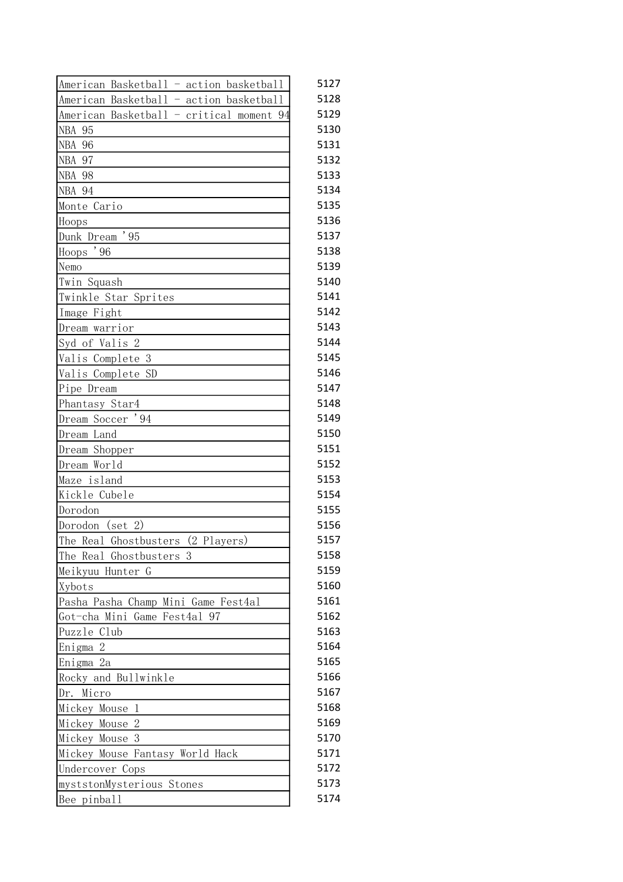| | |
|---|---|
| American Basketball - action basketball | 5127 |
| American Basketball - action basketball | 5128 |
| American Basketball - critical moment 94 | 5129 |
| NBA 95 | 5130 |
| NBA 96 | 5131 |
| NBA 97 | 5132 |
| NBA 98 | 5133 |
| NBA 94 | 5134 |
| Monte Cario | 5135 |
| Hoops | 5136 |
| Dunk Dream '95 | 5137 |
| Hoops '96 | 5138 |
| Nemo | 5139 |
| Twin Squash | 5140 |
| Twinkle Star Sprites | 5141 |
| Image Fight | 5142 |
| Dream warrior | 5143 |
| Syd of Valis 2 | 5144 |
| Valis Complete 3 | 5145 |
| Valis Complete SD | 5146 |
| Pipe Dream | 5147 |
| Phantasy Star4 | 5148 |
| Dream Soccer '94 | 5149 |
| Dream Land | 5150 |
| Dream Shopper | 5151 |
| Dream World | 5152 |
| Maze island | 5153 |
| Kickle Cubele | 5154 |
| Dorodon | 5155 |
| Dorodon (set 2) | 5156 |
| The Real Ghostbusters (2 Players) | 5157 |
| The Real Ghostbusters 3 | 5158 |
| Meikyuu Hunter G | 5159 |
| Xybots | 5160 |
| Pasha Pasha Champ Mini Game Fest4al | 5161 |
| Got-cha Mini Game Fest4al 97 | 5162 |
| Puzzle Club | 5163 |
| Enigma 2 | 5164 |
| Enigma 2a | 5165 |
| Rocky and Bullwinkle | 5166 |
| Dr. Micro | 5167 |
| Mickey Mouse 1 | 5168 |
| Mickey Mouse 2 | 5169 |
| Mickey Mouse 3 | 5170 |
| Mickey Mouse Fantasy World Hack | 5171 |
| Undercover Cops | 5172 |
| myststonMysterious Stones | 5173 |
| Bee pinball | 5174 |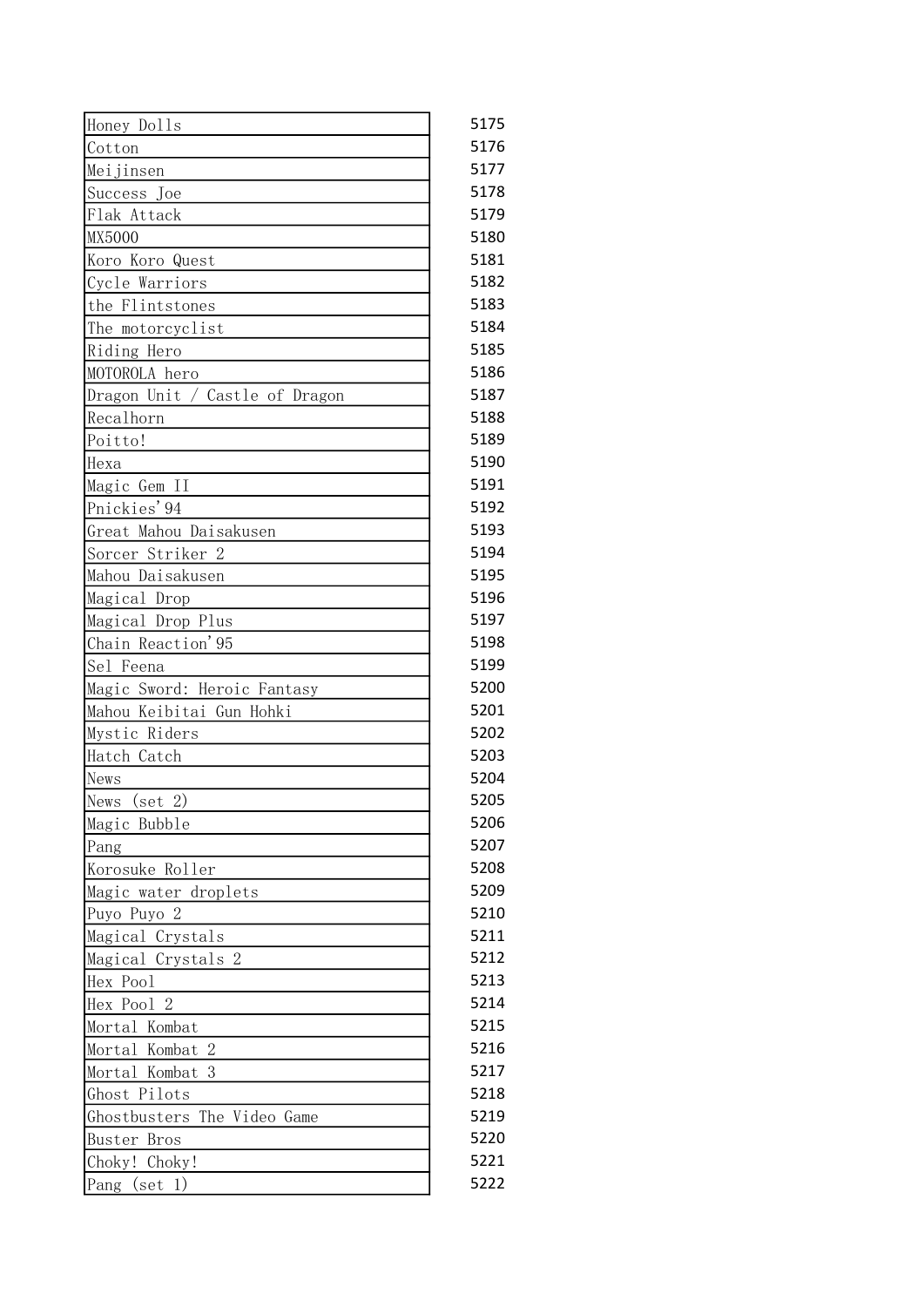| | |
|---|---|
| Honey Dolls | 5175 |
| Cotton | 5176 |
| Meijinsen | 5177 |
| Success Joe | 5178 |
| Flak Attack | 5179 |
| MX5000 | 5180 |
| Koro Koro Quest | 5181 |
| Cycle Warriors | 5182 |
| the Flintstones | 5183 |
| The motorcyclist | 5184 |
| Riding Hero | 5185 |
| MOTOROLA hero | 5186 |
| Dragon Unit / Castle of Dragon | 5187 |
| Recalhorn | 5188 |
| Poitto! | 5189 |
| Hexa | 5190 |
| Magic Gem II | 5191 |
| Pnickies'94 | 5192 |
| Great Mahou Daisakusen | 5193 |
| Sorcer Striker 2 | 5194 |
| Mahou Daisakusen | 5195 |
| Magical Drop | 5196 |
| Magical Drop Plus | 5197 |
| Chain Reaction'95 | 5198 |
| Sel Feena | 5199 |
| Magic Sword: Heroic Fantasy | 5200 |
| Mahou Keibitai Gun Hohki | 5201 |
| Mystic Riders | 5202 |
| Hatch Catch | 5203 |
| News | 5204 |
| News (set 2) | 5205 |
| Magic Bubble | 5206 |
| Pang | 5207 |
| Korosuke Roller | 5208 |
| Magic water droplets | 5209 |
| Puyo Puyo 2 | 5210 |
| Magical Crystals | 5211 |
| Magical Crystals 2 | 5212 |
| Hex Pool | 5213 |
| Hex Pool 2 | 5214 |
| Mortal Kombat | 5215 |
| Mortal Kombat 2 | 5216 |
| Mortal Kombat 3 | 5217 |
| Ghost Pilots | 5218 |
| Ghostbusters The Video Game | 5219 |
| Buster Bros | 5220 |
| Choky! Choky! | 5221 |
| Pang (set 1) | 5222 |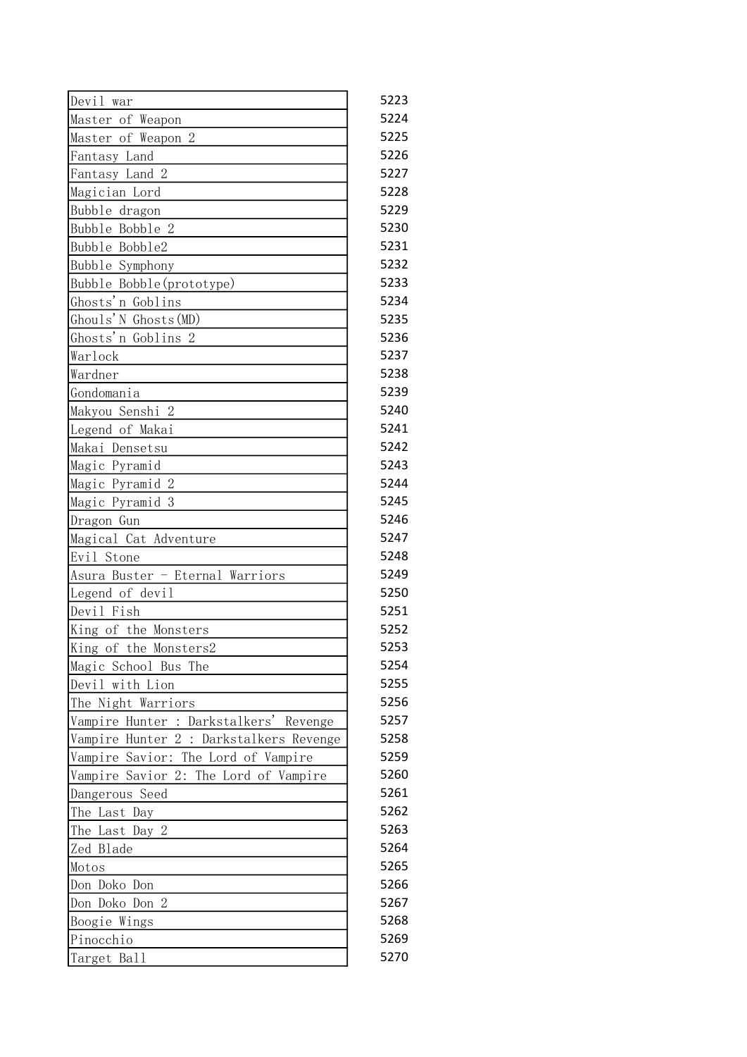| | |
|---|---|
| Devil war | 5223 |
| Master of Weapon | 5224 |
| Master of Weapon 2 | 5225 |
| Fantasy Land | 5226 |
| Fantasy Land 2 | 5227 |
| Magician Lord | 5228 |
| Bubble dragon | 5229 |
| Bubble Bobble 2 | 5230 |
| Bubble Bobble2 | 5231 |
| Bubble Symphony | 5232 |
| Bubble Bobble(prototype) | 5233 |
| Ghosts'n Goblins | 5234 |
| Ghouls'N Ghosts(MD) | 5235 |
| Ghosts'n Goblins 2 | 5236 |
| Warlock | 5237 |
| Wardner | 5238 |
| Gondomania | 5239 |
| Makyou Senshi 2 | 5240 |
| Legend of Makai | 5241 |
| Makai Densetsu | 5242 |
| Magic Pyramid | 5243 |
| Magic Pyramid 2 | 5244 |
| Magic Pyramid 3 | 5245 |
| Dragon Gun | 5246 |
| Magical Cat Adventure | 5247 |
| Evil Stone | 5248 |
| Asura Buster - Eternal Warriors | 5249 |
| Legend of devil | 5250 |
| Devil Fish | 5251 |
| King of the Monsters | 5252 |
| King of the Monsters2 | 5253 |
| Magic School Bus The | 5254 |
| Devil with Lion | 5255 |
| The Night Warriors | 5256 |
| Vampire Hunter : Darkstalkers' Revenge | 5257 |
| Vampire Hunter 2 : Darkstalkers Revenge | 5258 |
| Vampire Savior: The Lord of Vampire | 5259 |
| Vampire Savior 2: The Lord of Vampire | 5260 |
| Dangerous Seed | 5261 |
| The Last Day | 5262 |
| The Last Day 2 | 5263 |
| Zed Blade | 5264 |
| Motos | 5265 |
| Don Doko Don | 5266 |
| Don Doko Don 2 | 5267 |
| Boogie Wings | 5268 |
| Pinocchio | 5269 |
| Target Ball | 5270 |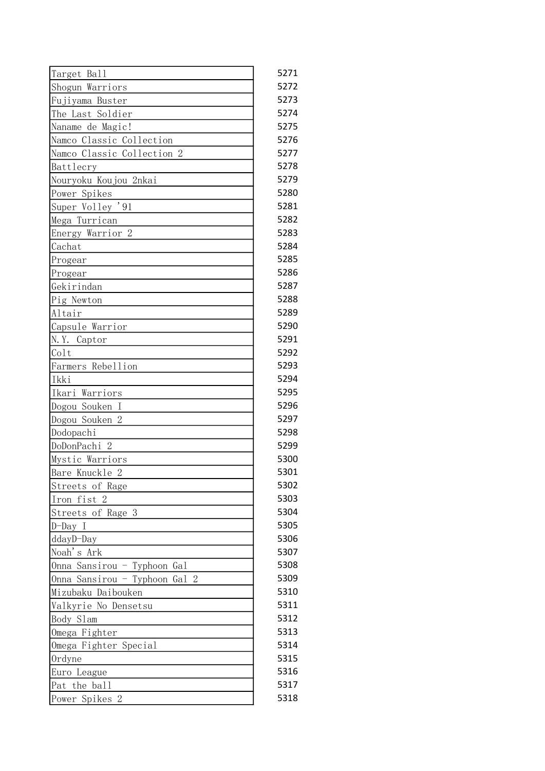| | |
|---|---|
| Target Ball | 5271 |
| Shogun Warriors | 5272 |
| Fujiyama Buster | 5273 |
| The Last Soldier | 5274 |
| Naname de Magic! | 5275 |
| Namco Classic Collection | 5276 |
| Namco Classic Collection 2 | 5277 |
| Battlecry | 5278 |
| Nouryoku Koujou 2nkai | 5279 |
| Power Spikes | 5280 |
| Super Volley '91 | 5281 |
| Mega Turrican | 5282 |
| Energy Warrior 2 | 5283 |
| Cachat | 5284 |
| Progear | 5285 |
| Progear | 5286 |
| Gekirindan | 5287 |
| Pig Newton | 5288 |
| Altair | 5289 |
| Capsule Warrior | 5290 |
| N.Y. Captor | 5291 |
| Colt | 5292 |
| Farmers Rebellion | 5293 |
| Ikki | 5294 |
| Ikari Warriors | 5295 |
| Dogou Souken I | 5296 |
| Dogou Souken 2 | 5297 |
| Dodopachi | 5298 |
| DoDonPachi 2 | 5299 |
| Mystic Warriors | 5300 |
| Bare Knuckle 2 | 5301 |
| Streets of Rage | 5302 |
| Iron fist 2 | 5303 |
| Streets of Rage 3 | 5304 |
| D-Day I | 5305 |
| ddayD-Day | 5306 |
| Noah's Ark | 5307 |
| Onna Sansirou - Typhoon Gal | 5308 |
| Onna Sansirou - Typhoon Gal 2 | 5309 |
| Mizubaku Daibouken | 5310 |
| Valkyrie No Densetsu | 5311 |
| Body Slam | 5312 |
| Omega Fighter | 5313 |
| Omega Fighter Special | 5314 |
| Ordyne | 5315 |
| Euro League | 5316 |
| Pat the ball | 5317 |
| Power Spikes 2 | 5318 |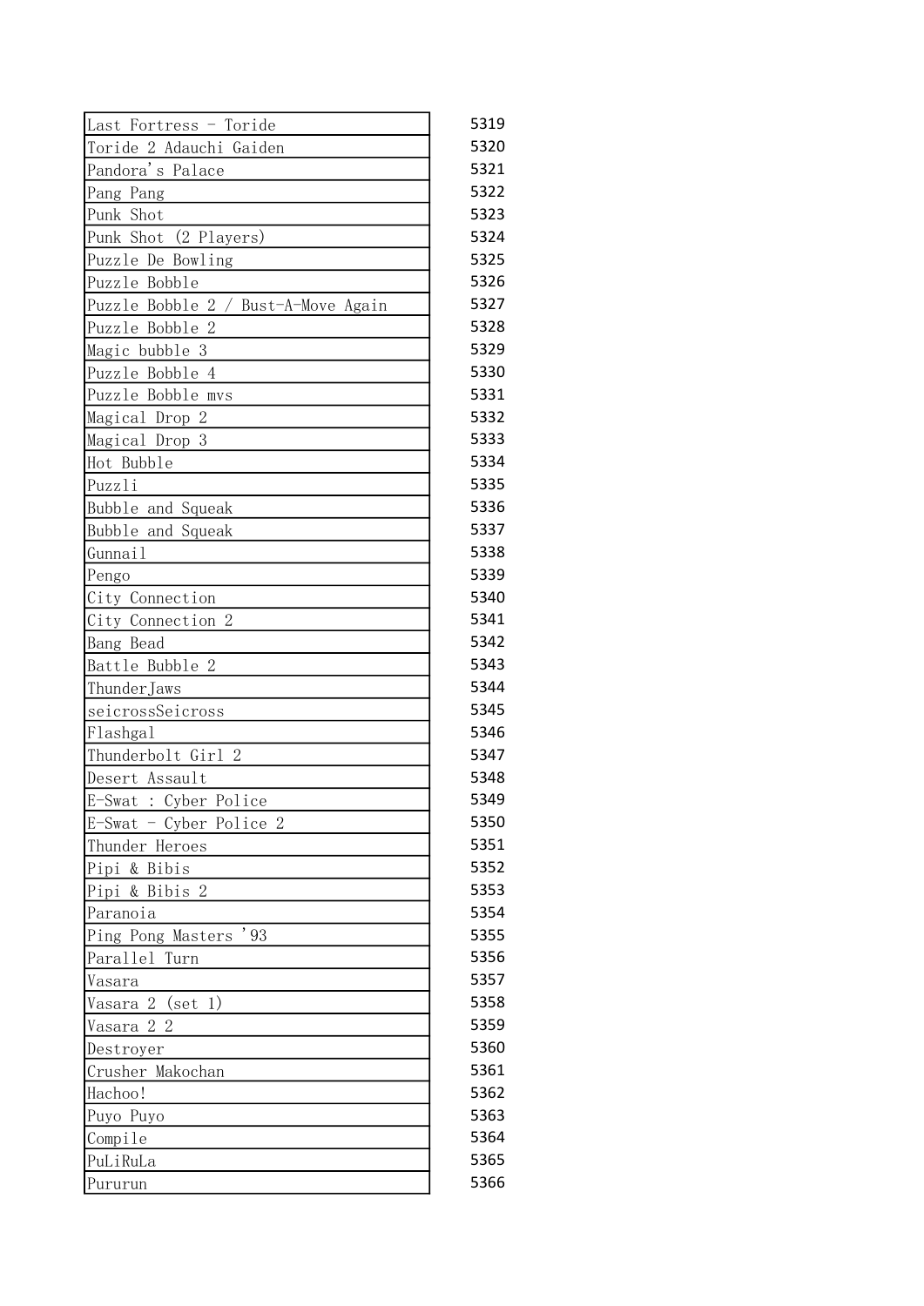| | |
|---|---|
| Last Fortress - Toride | 5319 |
| Toride 2 Adauchi Gaiden | 5320 |
| Pandora's Palace | 5321 |
| Pang Pang | 5322 |
| Punk Shot | 5323 |
| Punk Shot (2 Players) | 5324 |
| Puzzle De Bowling | 5325 |
| Puzzle Bobble | 5326 |
| Puzzle Bobble 2 / Bust-A-Move Again | 5327 |
| Puzzle Bobble 2 | 5328 |
| Magic bubble 3 | 5329 |
| Puzzle Bobble 4 | 5330 |
| Puzzle Bobble mvs | 5331 |
| Magical Drop 2 | 5332 |
| Magical Drop 3 | 5333 |
| Hot Bubble | 5334 |
| Puzzli | 5335 |
| Bubble and Squeak | 5336 |
| Bubble and Squeak | 5337 |
| Gunnail | 5338 |
| Pengo | 5339 |
| City Connection | 5340 |
| City Connection 2 | 5341 |
| Bang Bead | 5342 |
| Battle Bubble 2 | 5343 |
| ThunderJaws | 5344 |
| seicrossSeicross | 5345 |
| Flashgal | 5346 |
| Thunderbolt Girl 2 | 5347 |
| Desert Assault | 5348 |
| E-Swat : Cyber Police | 5349 |
| E-Swat - Cyber Police 2 | 5350 |
| Thunder Heroes | 5351 |
| Pipi & Bibis | 5352 |
| Pipi & Bibis 2 | 5353 |
| Paranoia | 5354 |
| Ping Pong Masters '93 | 5355 |
| Parallel Turn | 5356 |
| Vasara | 5357 |
| Vasara 2 (set 1) | 5358 |
| Vasara 2 2 | 5359 |
| Destroyer | 5360 |
| Crusher Makochan | 5361 |
| Hachoo! | 5362 |
| Puyo Puyo | 5363 |
| Compile | 5364 |
| PuLiRuLa | 5365 |
| Pururun | 5366 |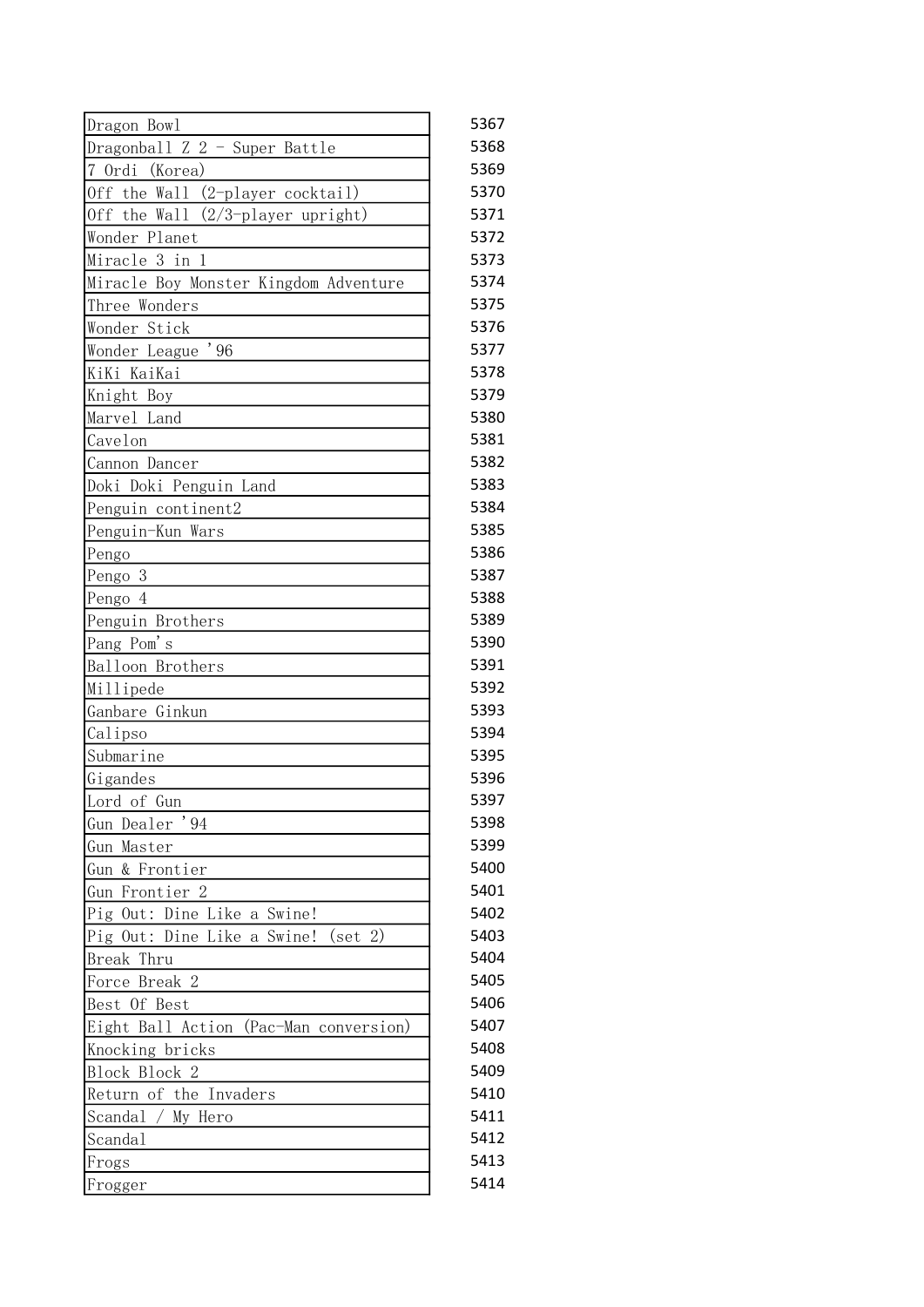| | |
|---|---|
| Dragon Bowl | 5367 |
| Dragonball Z 2 - Super Battle | 5368 |
| 7 Ordi (Korea) | 5369 |
| Off the Wall (2-player cocktail) | 5370 |
| Off the Wall (2/3-player upright) | 5371 |
| Wonder Planet | 5372 |
| Miracle 3 in 1 | 5373 |
| Miracle Boy Monster Kingdom Adventure | 5374 |
| Three Wonders | 5375 |
| Wonder Stick | 5376 |
| Wonder League '96 | 5377 |
| KiKi KaiKai | 5378 |
| Knight Boy | 5379 |
| Marvel Land | 5380 |
| Cavelon | 5381 |
| Cannon Dancer | 5382 |
| Doki Doki Penguin Land | 5383 |
| Penguin continent2 | 5384 |
| Penguin-Kun Wars | 5385 |
| Pengo | 5386 |
| Pengo 3 | 5387 |
| Pengo 4 | 5388 |
| Penguin Brothers | 5389 |
| Pang Pom's | 5390 |
| Balloon Brothers | 5391 |
| Millipede | 5392 |
| Ganbare Ginkun | 5393 |
| Calipso | 5394 |
| Submarine | 5395 |
| Gigandes | 5396 |
| Lord of Gun | 5397 |
| Gun Dealer '94 | 5398 |
| Gun Master | 5399 |
| Gun & Frontier | 5400 |
| Gun Frontier 2 | 5401 |
| Pig Out: Dine Like a Swine! | 5402 |
| Pig Out: Dine Like a Swine! (set 2) | 5403 |
| Break Thru | 5404 |
| Force Break 2 | 5405 |
| Best Of Best | 5406 |
| Eight Ball Action (Pac-Man conversion) | 5407 |
| Knocking bricks | 5408 |
| Block Block 2 | 5409 |
| Return of the Invaders | 5410 |
| Scandal / My Hero | 5411 |
| Scandal | 5412 |
| Frogs | 5413 |
| Frogger | 5414 |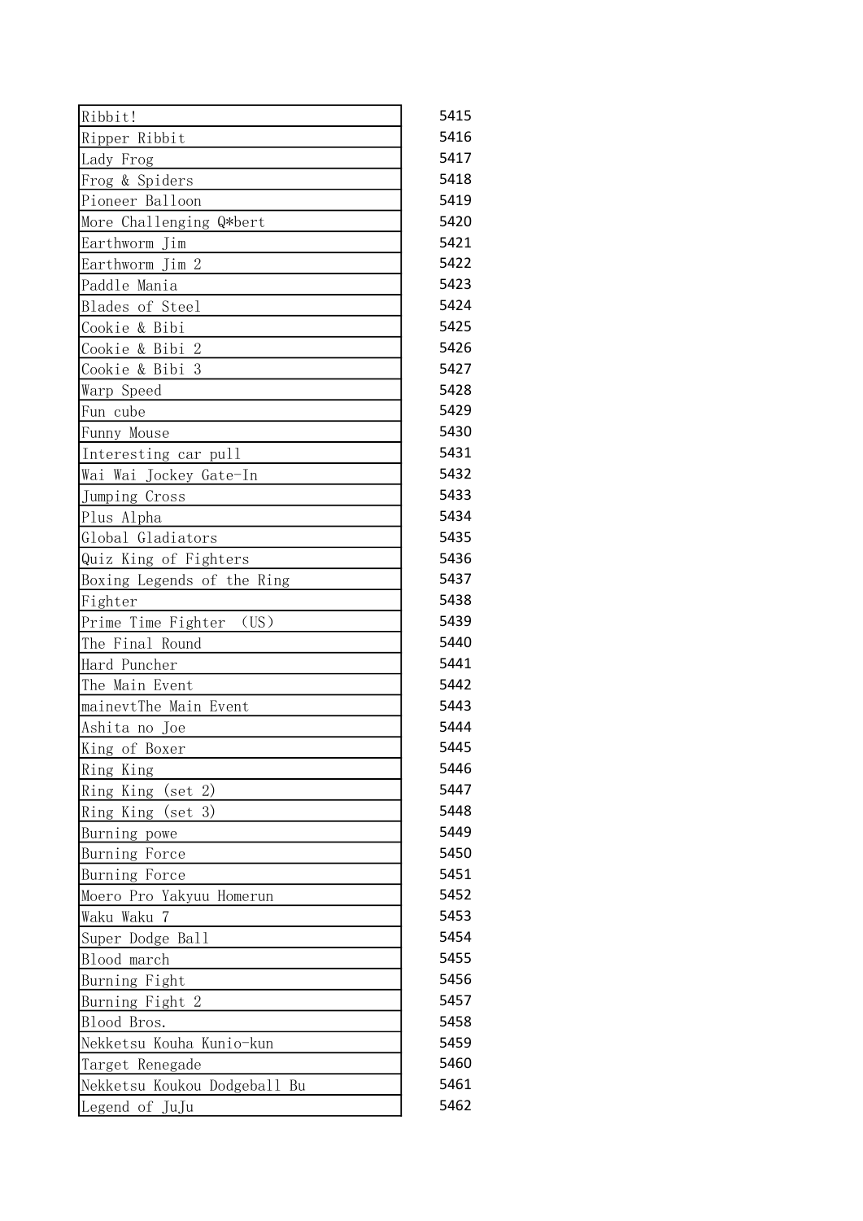| | |
|---|---|
| Ribbit! | 5415 |
| Ripper Ribbit | 5416 |
| Lady Frog | 5417 |
| Frog & Spiders | 5418 |
| Pioneer Balloon | 5419 |
| More Challenging Q*bert | 5420 |
| Earthworm Jim | 5421 |
| Earthworm Jim 2 | 5422 |
| Paddle Mania | 5423 |
| Blades of Steel | 5424 |
| Cookie & Bibi | 5425 |
| Cookie & Bibi 2 | 5426 |
| Cookie & Bibi 3 | 5427 |
| Warp Speed | 5428 |
| Fun cube | 5429 |
| Funny Mouse | 5430 |
| Interesting car pull | 5431 |
| Wai Wai Jockey Gate-In | 5432 |
| Jumping Cross | 5433 |
| Plus Alpha | 5434 |
| Global Gladiators | 5435 |
| Quiz King of Fighters | 5436 |
| Boxing Legends of the Ring | 5437 |
| Fighter | 5438 |
| Prime Time Fighter （US） | 5439 |
| The Final Round | 5440 |
| Hard Puncher | 5441 |
| The Main Event | 5442 |
| mainevtThe Main Event | 5443 |
| Ashita no Joe | 5444 |
| King of Boxer | 5445 |
| Ring King | 5446 |
| Ring King (set 2) | 5447 |
| Ring King (set 3) | 5448 |
| Burning powe | 5449 |
| Burning Force | 5450 |
| Burning Force | 5451 |
| Moero Pro Yakyuu Homerun | 5452 |
| Waku Waku 7 | 5453 |
| Super Dodge Ball | 5454 |
| Blood march | 5455 |
| Burning Fight | 5456 |
| Burning Fight 2 | 5457 |
| Blood Bros. | 5458 |
| Nekketsu Kouha Kunio-kun | 5459 |
| Target Renegade | 5460 |
| Nekketsu Koukou Dodgeball Bu | 5461 |
| Legend of JuJu | 5462 |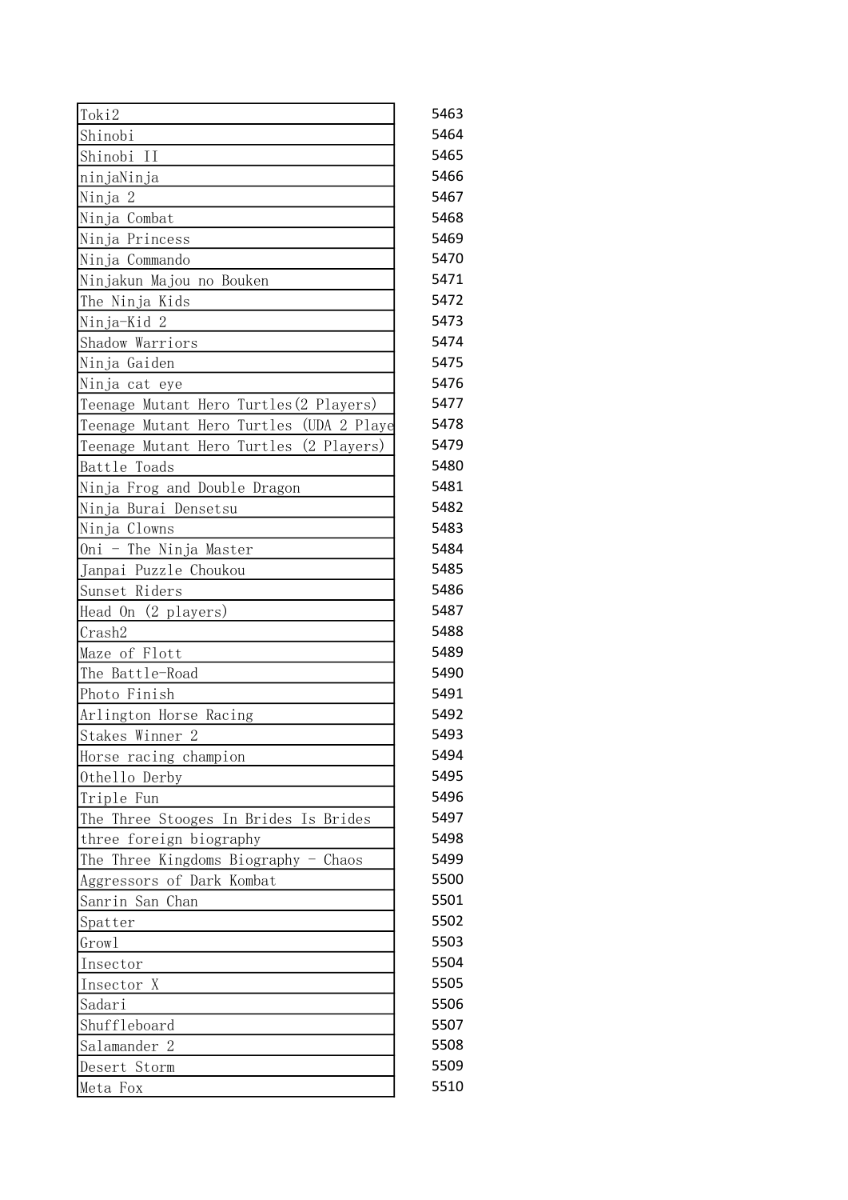| | |
|---|---|
| Toki2 | 5463 |
| Shinobi | 5464 |
| Shinobi II | 5465 |
| ninjaNinja | 5466 |
| Ninja 2 | 5467 |
| Ninja Combat | 5468 |
| Ninja Princess | 5469 |
| Ninja Commando | 5470 |
| Ninjakun Majou no Bouken | 5471 |
| The Ninja Kids | 5472 |
| Ninja-Kid 2 | 5473 |
| Shadow Warriors | 5474 |
| Ninja Gaiden | 5475 |
| Ninja cat eye | 5476 |
| Teenage Mutant Hero Turtles(2 Players) | 5477 |
| Teenage Mutant Hero Turtles (UDA 2 Playe | 5478 |
| Teenage Mutant Hero Turtles (2 Players) | 5479 |
| Battle Toads | 5480 |
| Ninja Frog and Double Dragon | 5481 |
| Ninja Burai Densetsu | 5482 |
| Ninja Clowns | 5483 |
| Oni - The Ninja Master | 5484 |
| Janpai Puzzle Choukou | 5485 |
| Sunset Riders | 5486 |
| Head On (2 players) | 5487 |
| Crash2 | 5488 |
| Maze of Flott | 5489 |
| The Battle-Road | 5490 |
| Photo Finish | 5491 |
| Arlington Horse Racing | 5492 |
| Stakes Winner 2 | 5493 |
| Horse racing champion | 5494 |
| Othello Derby | 5495 |
| Triple Fun | 5496 |
| The Three Stooges In Brides Is Brides | 5497 |
| three foreign biography | 5498 |
| The Three Kingdoms Biography - Chaos | 5499 |
| Aggressors of Dark Kombat | 5500 |
| Sanrin San Chan | 5501 |
| Spatter | 5502 |
| Growl | 5503 |
| Insector | 5504 |
| Insector X | 5505 |
| Sadari | 5506 |
| Shuffleboard | 5507 |
| Salamander 2 | 5508 |
| Desert Storm | 5509 |
| Meta Fox | 5510 |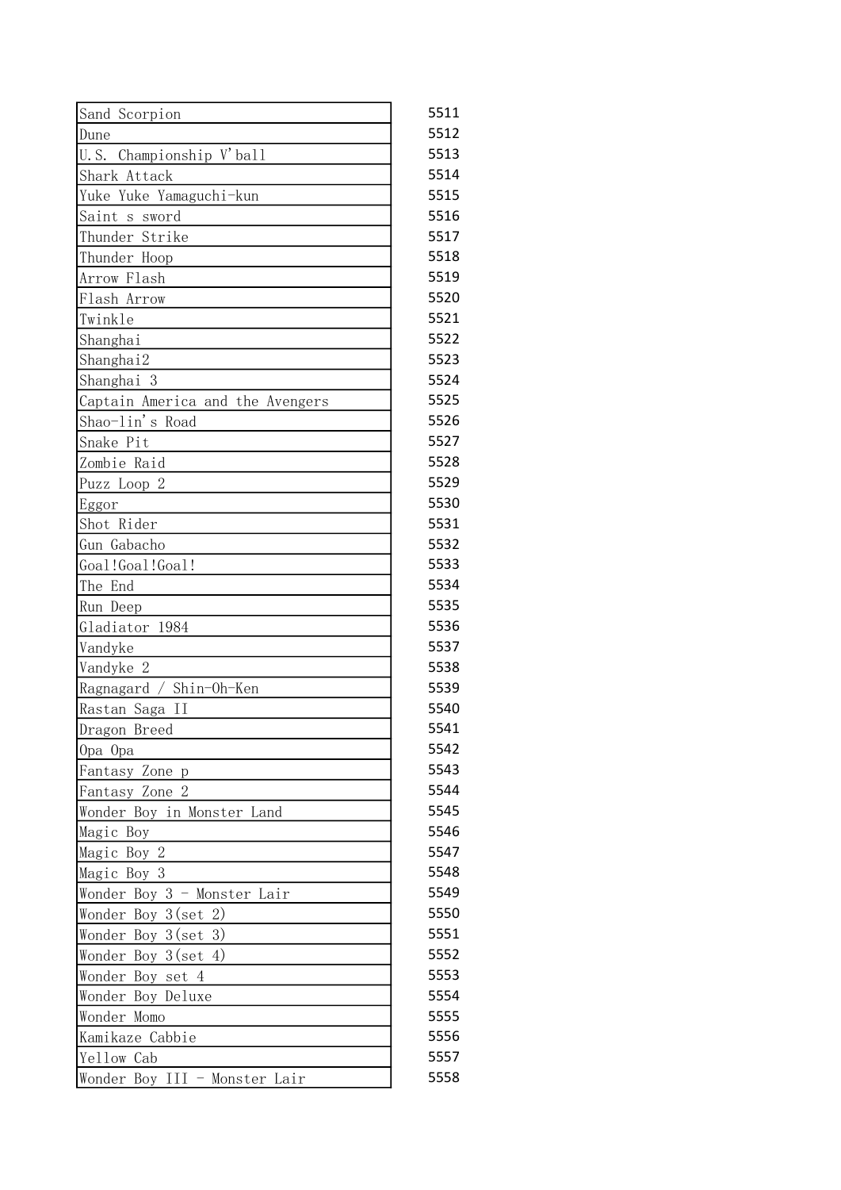| | |
|---|---|
| Sand Scorpion | 5511 |
| Dune | 5512 |
| U.S. Championship V'ball | 5513 |
| Shark Attack | 5514 |
| Yuke Yuke Yamaguchi-kun | 5515 |
| Saint s sword | 5516 |
| Thunder Strike | 5517 |
| Thunder Hoop | 5518 |
| Arrow Flash | 5519 |
| Flash Arrow | 5520 |
| Twinkle | 5521 |
| Shanghai | 5522 |
| Shanghai2 | 5523 |
| Shanghai 3 | 5524 |
| Captain America and the Avengers | 5525 |
| Shao-lin's Road | 5526 |
| Snake Pit | 5527 |
| Zombie Raid | 5528 |
| Puzz Loop 2 | 5529 |
| Eggor | 5530 |
| Shot Rider | 5531 |
| Gun Gabacho | 5532 |
| Goal!Goal!Goal! | 5533 |
| The End | 5534 |
| Run Deep | 5535 |
| Gladiator 1984 | 5536 |
| Vandyke | 5537 |
| Vandyke 2 | 5538 |
| Ragnagard / Shin-Oh-Ken | 5539 |
| Rastan Saga II | 5540 |
| Dragon Breed | 5541 |
| Opa Opa | 5542 |
| Fantasy Zone p | 5543 |
| Fantasy Zone 2 | 5544 |
| Wonder Boy in Monster Land | 5545 |
| Magic Boy | 5546 |
| Magic Boy 2 | 5547 |
| Magic Boy 3 | 5548 |
| Wonder Boy 3 - Monster Lair | 5549 |
| Wonder Boy 3(set 2) | 5550 |
| Wonder Boy 3(set 3) | 5551 |
| Wonder Boy 3(set 4) | 5552 |
| Wonder Boy set 4 | 5553 |
| Wonder Boy Deluxe | 5554 |
| Wonder Momo | 5555 |
| Kamikaze Cabbie | 5556 |
| Yellow Cab | 5557 |
| Wonder Boy III - Monster Lair | 5558 |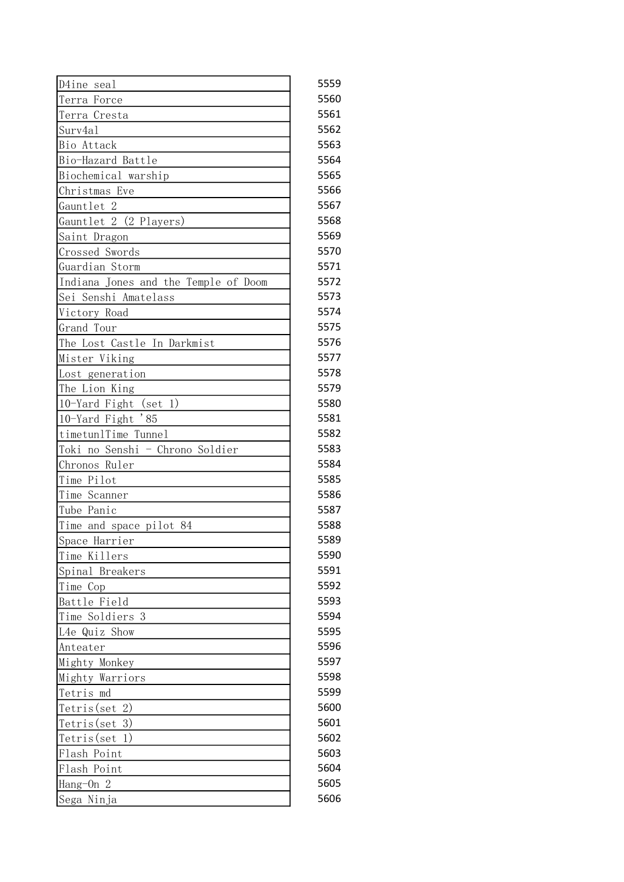| | |
|---|---|
| D4ine seal | 5559 |
| Terra Force | 5560 |
| Terra Cresta | 5561 |
| Surv4al | 5562 |
| Bio Attack | 5563 |
| Bio-Hazard Battle | 5564 |
| Biochemical warship | 5565 |
| Christmas Eve | 5566 |
| Gauntlet 2 | 5567 |
| Gauntlet 2 (2 Players) | 5568 |
| Saint Dragon | 5569 |
| Crossed Swords | 5570 |
| Guardian Storm | 5571 |
| Indiana Jones and the Temple of Doom | 5572 |
| Sei Senshi Amatelass | 5573 |
| Victory Road | 5574 |
| Grand Tour | 5575 |
| The Lost Castle In Darkmist | 5576 |
| Mister Viking | 5577 |
| Lost generation | 5578 |
| The Lion King | 5579 |
| 10-Yard Fight (set 1) | 5580 |
| 10-Yard Fight '85 | 5581 |
| timetunlTime Tunnel | 5582 |
| Toki no Senshi - Chrono Soldier | 5583 |
| Chronos Ruler | 5584 |
| Time Pilot | 5585 |
| Time Scanner | 5586 |
| Tube Panic | 5587 |
| Time and space pilot 84 | 5588 |
| Space Harrier | 5589 |
| Time Killers | 5590 |
| Spinal Breakers | 5591 |
| Time Cop | 5592 |
| Battle Field | 5593 |
| Time Soldiers 3 | 5594 |
| L4e Quiz Show | 5595 |
| Anteater | 5596 |
| Mighty Monkey | 5597 |
| Mighty Warriors | 5598 |
| Tetris md | 5599 |
| Tetris(set 2) | 5600 |
| Tetris(set 3) | 5601 |
| Tetris(set 1) | 5602 |
| Flash Point | 5603 |
| Flash Point | 5604 |
| Hang-On 2 | 5605 |
| Sega Ninja | 5606 |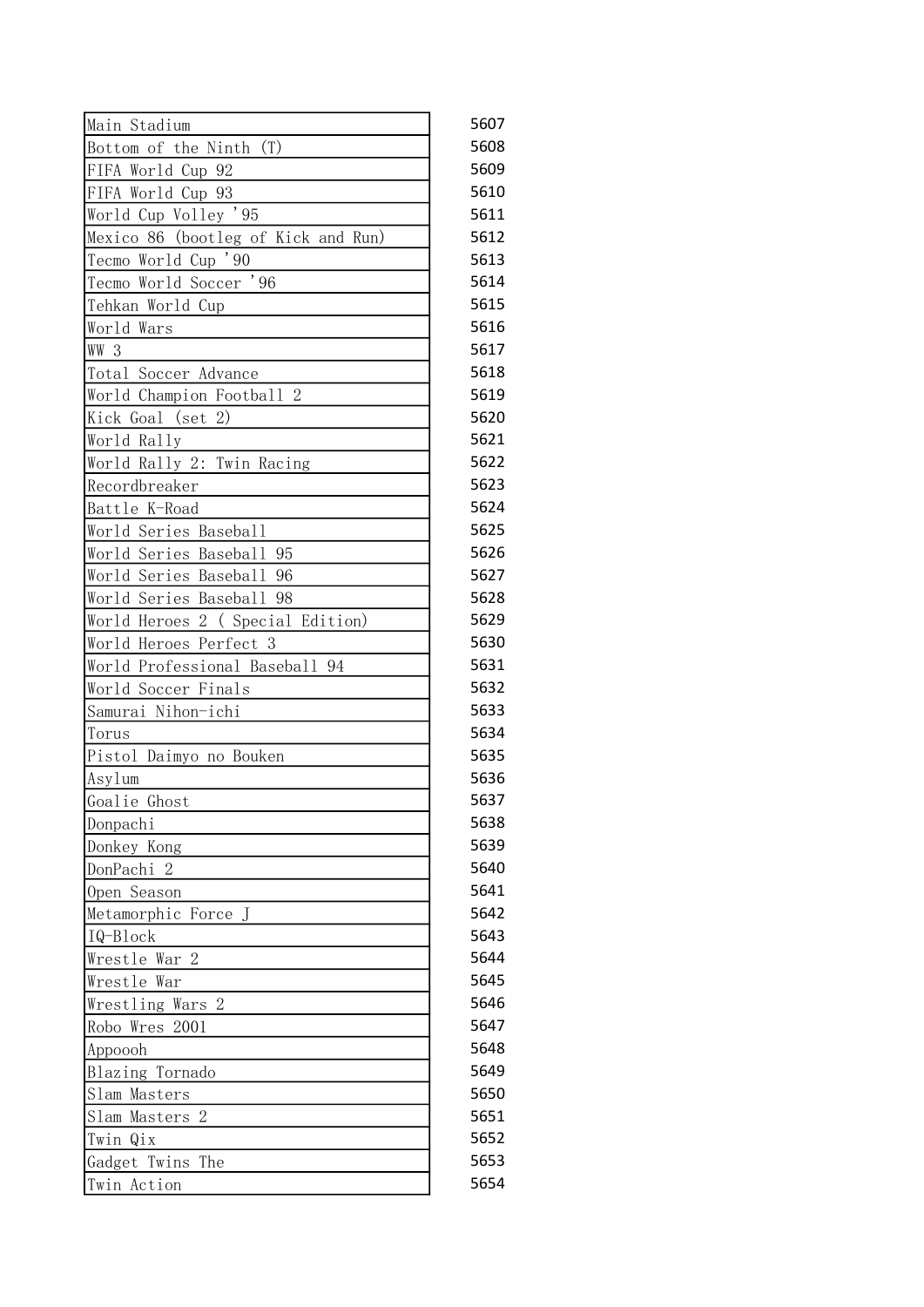| | |
|---|---|
| Main Stadium | 5607 |
| Bottom of the Ninth (T) | 5608 |
| FIFA World Cup 92 | 5609 |
| FIFA World Cup 93 | 5610 |
| World Cup Volley '95 | 5611 |
| Mexico 86 (bootleg of Kick and Run) | 5612 |
| Tecmo World Cup '90 | 5613 |
| Tecmo World Soccer '96 | 5614 |
| Tehkan World Cup | 5615 |
| World Wars | 5616 |
| WW 3 | 5617 |
| Total Soccer Advance | 5618 |
| World Champion Football 2 | 5619 |
| Kick Goal (set 2) | 5620 |
| World Rally | 5621 |
| World Rally 2: Twin Racing | 5622 |
| Recordbreaker | 5623 |
| Battle K-Road | 5624 |
| World Series Baseball | 5625 |
| World Series Baseball 95 | 5626 |
| World Series Baseball 96 | 5627 |
| World Series Baseball 98 | 5628 |
| World Heroes 2 ( Special Edition) | 5629 |
| World Heroes Perfect 3 | 5630 |
| World Professional Baseball 94 | 5631 |
| World Soccer Finals | 5632 |
| Samurai Nihon-ichi | 5633 |
| Torus | 5634 |
| Pistol Daimyo no Bouken | 5635 |
| Asylum | 5636 |
| Goalie Ghost | 5637 |
| Donpachi | 5638 |
| Donkey Kong | 5639 |
| DonPachi 2 | 5640 |
| Open Season | 5641 |
| Metamorphic Force J | 5642 |
| IQ-Block | 5643 |
| Wrestle War 2 | 5644 |
| Wrestle War | 5645 |
| Wrestling Wars 2 | 5646 |
| Robo Wres 2001 | 5647 |
| Appoooh | 5648 |
| Blazing Tornado | 5649 |
| Slam Masters | 5650 |
| Slam Masters 2 | 5651 |
| Twin Qix | 5652 |
| Gadget Twins The | 5653 |
| Twin Action | 5654 |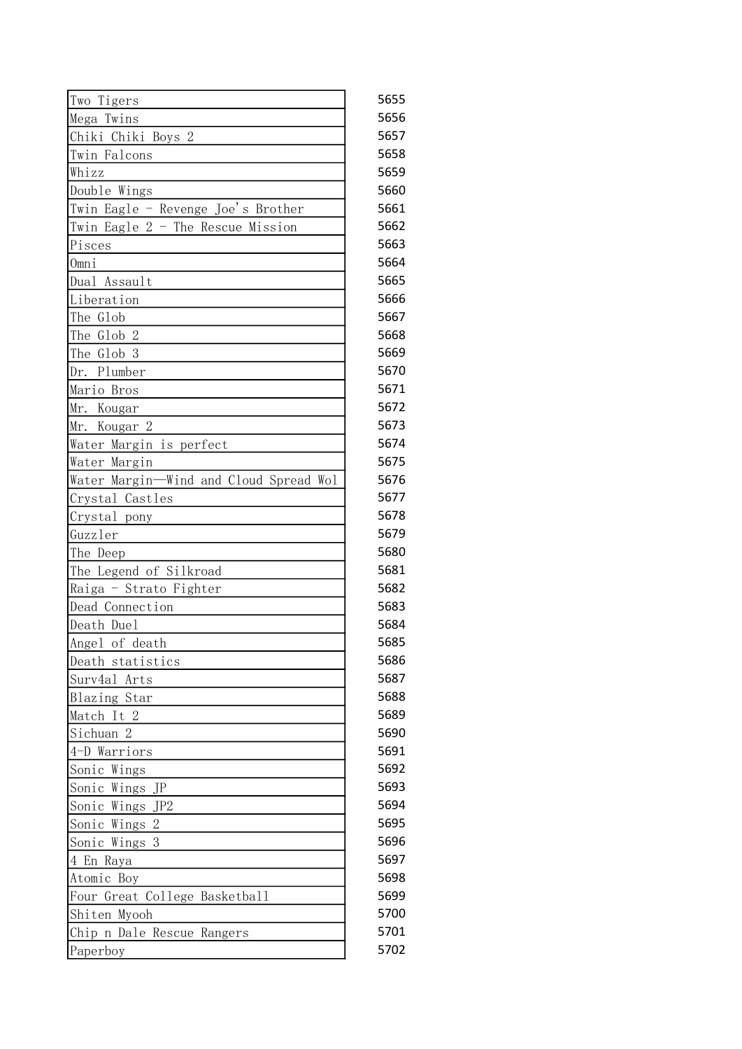| | |
|---|---|
| Two Tigers | 5655 |
| Mega Twins | 5656 |
| Chiki Chiki Boys 2 | 5657 |
| Twin Falcons | 5658 |
| Whizz | 5659 |
| Double Wings | 5660 |
| Twin Eagle - Revenge Joe's Brother | 5661 |
| Twin Eagle 2 - The Rescue Mission | 5662 |
| Pisces | 5663 |
| Omni | 5664 |
| Dual Assault | 5665 |
| Liberation | 5666 |
| The Glob | 5667 |
| The Glob 2 | 5668 |
| The Glob 3 | 5669 |
| Dr. Plumber | 5670 |
| Mario Bros | 5671 |
| Mr. Kougar | 5672 |
| Mr. Kougar 2 | 5673 |
| Water Margin is perfect | 5674 |
| Water Margin | 5675 |
| Water Margin—Wind and Cloud Spread Wol | 5676 |
| Crystal Castles | 5677 |
| Crystal pony | 5678 |
| Guzzler | 5679 |
| The Deep | 5680 |
| The Legend of Silkroad | 5681 |
| Raiga - Strato Fighter | 5682 |
| Dead Connection | 5683 |
| Death Duel | 5684 |
| Angel of death | 5685 |
| Death statistics | 5686 |
| Surv4al Arts | 5687 |
| Blazing Star | 5688 |
| Match It 2 | 5689 |
| Sichuan 2 | 5690 |
| 4-D Warriors | 5691 |
| Sonic Wings | 5692 |
| Sonic Wings JP | 5693 |
| Sonic Wings JP2 | 5694 |
| Sonic Wings 2 | 5695 |
| Sonic Wings 3 | 5696 |
| 4 En Raya | 5697 |
| Atomic Boy | 5698 |
| Four Great College Basketball | 5699 |
| Shiten Myooh | 5700 |
| Chip n Dale Rescue Rangers | 5701 |
| Paperboy | 5702 |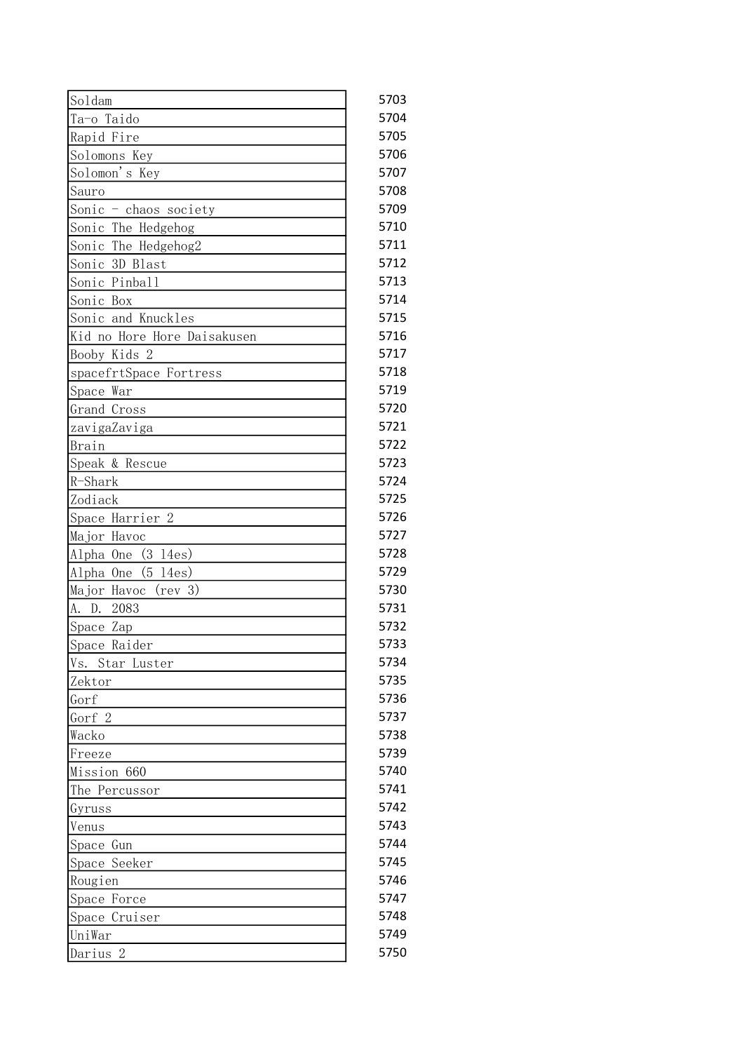| | |
|---|---|
| Soldam | 5703 |
| Ta-o Taido | 5704 |
| Rapid Fire | 5705 |
| Solomons Key | 5706 |
| Solomon's Key | 5707 |
| Sauro | 5708 |
| Sonic - chaos society | 5709 |
| Sonic The Hedgehog | 5710 |
| Sonic The Hedgehog2 | 5711 |
| Sonic 3D Blast | 5712 |
| Sonic Pinball | 5713 |
| Sonic Box | 5714 |
| Sonic and Knuckles | 5715 |
| Kid no Hore Hore Daisakusen | 5716 |
| Booby Kids 2 | 5717 |
| spacefrtSpace Fortress | 5718 |
| Space War | 5719 |
| Grand Cross | 5720 |
| zavigaZaviga | 5721 |
| Brain | 5722 |
| Speak & Rescue | 5723 |
| R-Shark | 5724 |
| Zodiack | 5725 |
| Space Harrier 2 | 5726 |
| Major Havoc | 5727 |
| Alpha One (3 l4es) | 5728 |
| Alpha One (5 l4es) | 5729 |
| Major Havoc (rev 3) | 5730 |
| A. D. 2083 | 5731 |
| Space Zap | 5732 |
| Space Raider | 5733 |
| Vs. Star Luster | 5734 |
| Zektor | 5735 |
| Gorf | 5736 |
| Gorf 2 | 5737 |
| Wacko | 5738 |
| Freeze | 5739 |
| Mission 660 | 5740 |
| The Percussor | 5741 |
| Gyruss | 5742 |
| Venus | 5743 |
| Space Gun | 5744 |
| Space Seeker | 5745 |
| Rougien | 5746 |
| Space Force | 5747 |
| Space Cruiser | 5748 |
| UniWar | 5749 |
| Darius 2 | 5750 |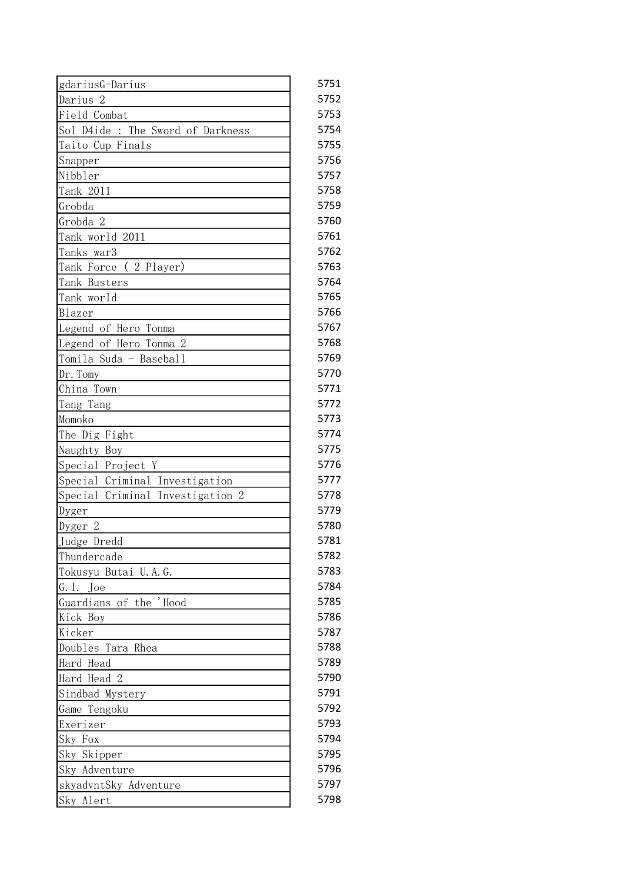| | |
|---|---|
| gdariusG-Darius | 5751 |
| Darius 2 | 5752 |
| Field Combat | 5753 |
| Sol D4ide : The Sword of Darkness | 5754 |
| Taito Cup Finals | 5755 |
| Snapper | 5756 |
| Nibbler | 5757 |
| Tank 2011 | 5758 |
| Grobda | 5759 |
| Grobda 2 | 5760 |
| Tank world 2011 | 5761 |
| Tanks war3 | 5762 |
| Tank Force ( 2 Player) | 5763 |
| Tank Busters | 5764 |
| Tank world | 5765 |
| Blazer | 5766 |
| Legend of Hero Tonma | 5767 |
| Legend of Hero Tonma 2 | 5768 |
| Tomila Suda - Baseball | 5769 |
| Dr.Tomy | 5770 |
| China Town | 5771 |
| Tang Tang | 5772 |
| Momoko | 5773 |
| The Dig Fight | 5774 |
| Naughty Boy | 5775 |
| Special Project Y | 5776 |
| Special Criminal Investigation | 5777 |
| Special Criminal Investigation 2 | 5778 |
| Dyger | 5779 |
| Dyger 2 | 5780 |
| Judge Dredd | 5781 |
| Thundercade | 5782 |
| Tokusyu Butai U.A.G. | 5783 |
| G.I. Joe | 5784 |
| Guardians of the 'Hood | 5785 |
| Kick Boy | 5786 |
| Kicker | 5787 |
| Doubles Tara Rhea | 5788 |
| Hard Head | 5789 |
| Hard Head 2 | 5790 |
| Sindbad Mystery | 5791 |
| Game Tengoku | 5792 |
| Exerizer | 5793 |
| Sky Fox | 5794 |
| Sky Skipper | 5795 |
| Sky Adventure | 5796 |
| skyadvntSky Adventure | 5797 |
| Sky Alert | 5798 |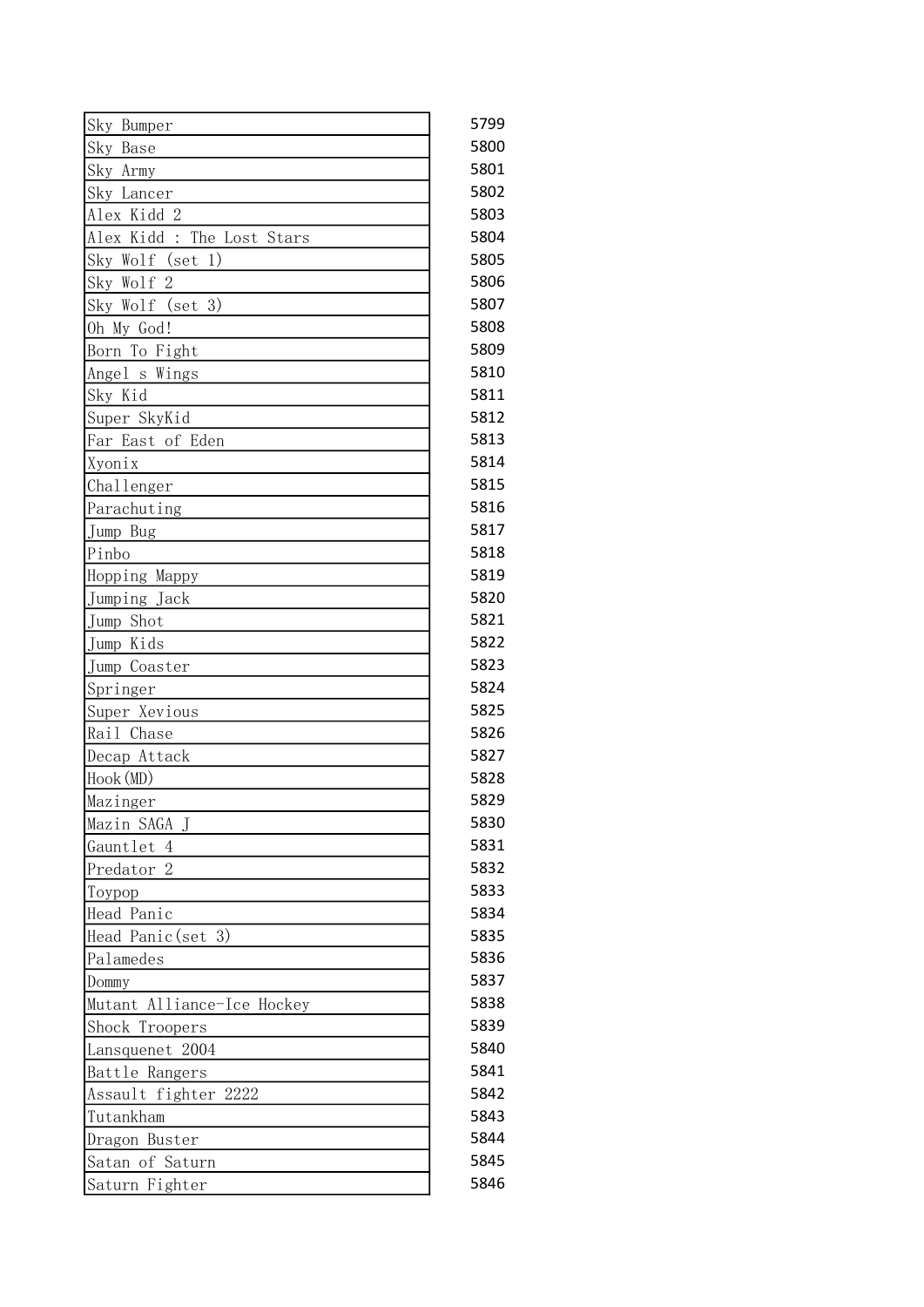| | |
|---|---|
| Sky Bumper | 5799 |
| Sky Base | 5800 |
| Sky Army | 5801 |
| Sky Lancer | 5802 |
| Alex Kidd 2 | 5803 |
| Alex Kidd : The Lost Stars | 5804 |
| Sky Wolf (set 1) | 5805 |
| Sky Wolf 2 | 5806 |
| Sky Wolf (set 3) | 5807 |
| Oh My God! | 5808 |
| Born To Fight | 5809 |
| Angel s Wings | 5810 |
| Sky Kid | 5811 |
| Super SkyKid | 5812 |
| Far East of Eden | 5813 |
| Xyonix | 5814 |
| Challenger | 5815 |
| Parachuting | 5816 |
| Jump Bug | 5817 |
| Pinbo | 5818 |
| Hopping Mappy | 5819 |
| Jumping Jack | 5820 |
| Jump Shot | 5821 |
| Jump Kids | 5822 |
| Jump Coaster | 5823 |
| Springer | 5824 |
| Super Xevious | 5825 |
| Rail Chase | 5826 |
| Decap Attack | 5827 |
| Hook(MD) | 5828 |
| Mazinger | 5829 |
| Mazin SAGA J | 5830 |
| Gauntlet 4 | 5831 |
| Predator 2 | 5832 |
| Toypop | 5833 |
| Head Panic | 5834 |
| Head Panic(set 3) | 5835 |
| Palamedes | 5836 |
| Dommy | 5837 |
| Mutant Alliance-Ice Hockey | 5838 |
| Shock Troopers | 5839 |
| Lansquenet 2004 | 5840 |
| Battle Rangers | 5841 |
| Assault fighter 2222 | 5842 |
| Tutankham | 5843 |
| Dragon Buster | 5844 |
| Satan of Saturn | 5845 |
| Saturn Fighter | 5846 |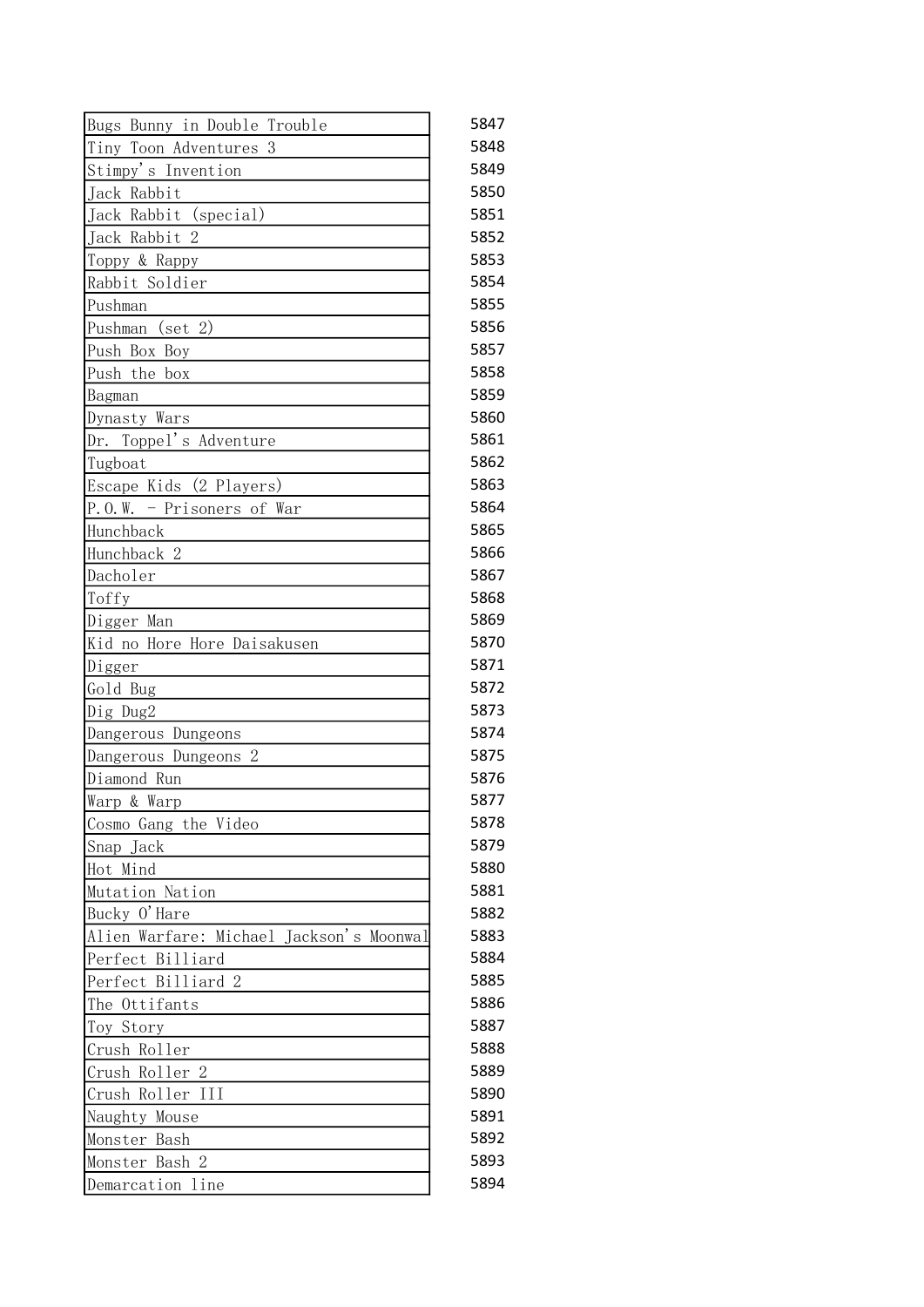| | |
|---|---|
| Bugs Bunny in Double Trouble | 5847 |
| Tiny Toon Adventures 3 | 5848 |
| Stimpy's Invention | 5849 |
| Jack Rabbit | 5850 |
| Jack Rabbit (special) | 5851 |
| Jack Rabbit 2 | 5852 |
| Toppy & Rappy | 5853 |
| Rabbit Soldier | 5854 |
| Pushman | 5855 |
| Pushman (set 2) | 5856 |
| Push Box Boy | 5857 |
| Push the box | 5858 |
| Bagman | 5859 |
| Dynasty Wars | 5860 |
| Dr. Toppel's Adventure | 5861 |
| Tugboat | 5862 |
| Escape Kids (2 Players) | 5863 |
| P.O.W. - Prisoners of War | 5864 |
| Hunchback | 5865 |
| Hunchback 2 | 5866 |
| Dacholer | 5867 |
| Toffy | 5868 |
| Digger Man | 5869 |
| Kid no Hore Hore Daisakusen | 5870 |
| Digger | 5871 |
| Gold Bug | 5872 |
| Dig Dug2 | 5873 |
| Dangerous Dungeons | 5874 |
| Dangerous Dungeons 2 | 5875 |
| Diamond Run | 5876 |
| Warp & Warp | 5877 |
| Cosmo Gang the Video | 5878 |
| Snap Jack | 5879 |
| Hot Mind | 5880 |
| Mutation Nation | 5881 |
| Bucky O'Hare | 5882 |
| Alien Warfare: Michael Jackson's Moonwal | 5883 |
| Perfect Billiard | 5884 |
| Perfect Billiard 2 | 5885 |
| The Ottifants | 5886 |
| Toy Story | 5887 |
| Crush Roller | 5888 |
| Crush Roller 2 | 5889 |
| Crush Roller III | 5890 |
| Naughty Mouse | 5891 |
| Monster Bash | 5892 |
| Monster Bash 2 | 5893 |
| Demarcation line | 5894 |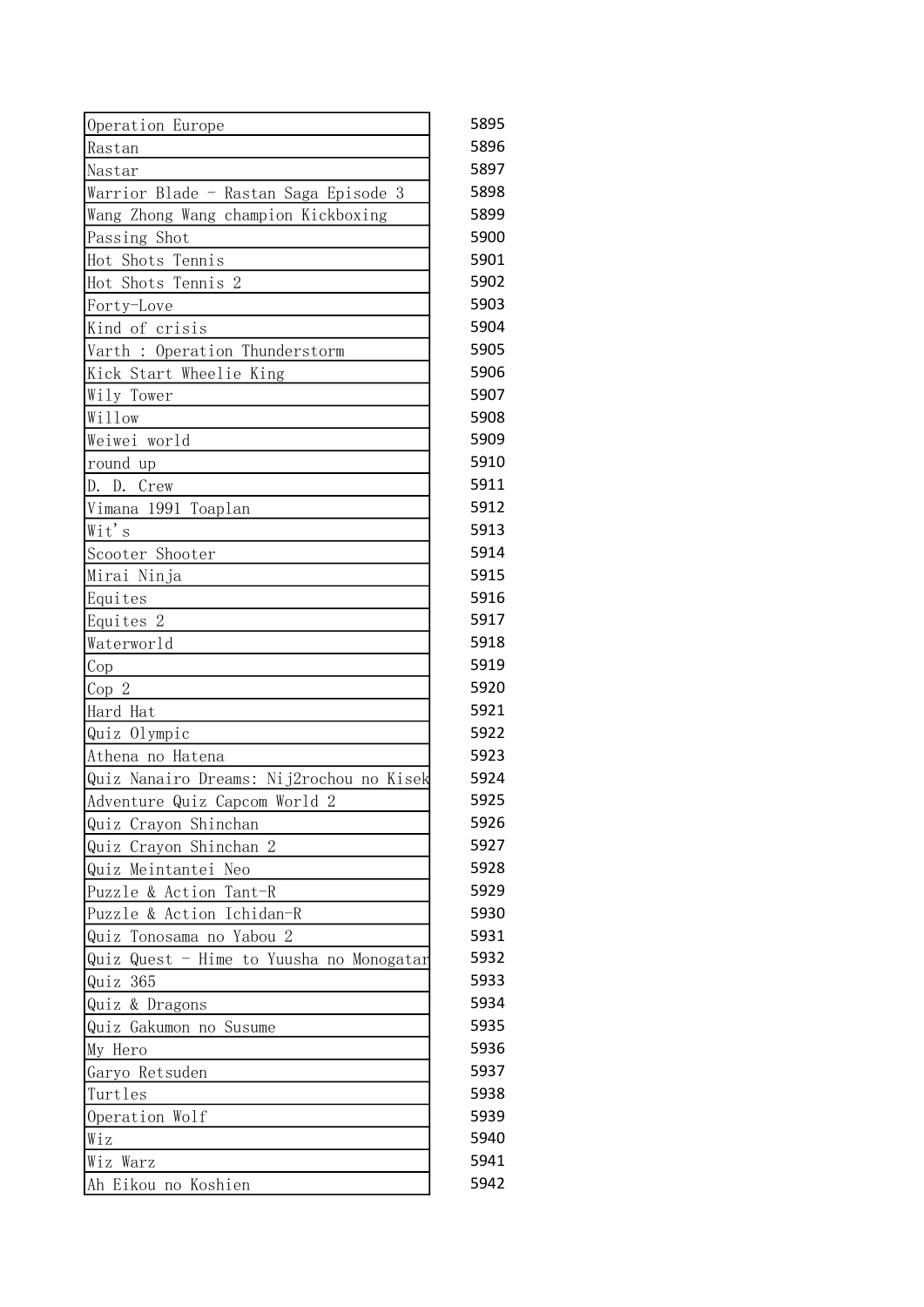| | |
|---|---|
| Operation Europe | 5895 |
| Rastan | 5896 |
| Nastar | 5897 |
| Warrior Blade - Rastan Saga Episode 3 | 5898 |
| Wang Zhong Wang champion Kickboxing | 5899 |
| Passing Shot | 5900 |
| Hot Shots Tennis | 5901 |
| Hot Shots Tennis 2 | 5902 |
| Forty-Love | 5903 |
| Kind of crisis | 5904 |
| Varth : Operation Thunderstorm | 5905 |
| Kick Start Wheelie King | 5906 |
| Wily Tower | 5907 |
| Willow | 5908 |
| Weiwei world | 5909 |
| round up | 5910 |
| D. D. Crew | 5911 |
| Vimana 1991 Toaplan | 5912 |
| Wit's | 5913 |
| Scooter Shooter | 5914 |
| Mirai Ninja | 5915 |
| Equites | 5916 |
| Equites 2 | 5917 |
| Waterworld | 5918 |
| Cop | 5919 |
| Cop 2 | 5920 |
| Hard Hat | 5921 |
| Quiz Olympic | 5922 |
| Athena no Hatena | 5923 |
| Quiz Nanairo Dreams: Nij2rochou no Kisek | 5924 |
| Adventure Quiz Capcom World 2 | 5925 |
| Quiz Crayon Shinchan | 5926 |
| Quiz Crayon Shinchan 2 | 5927 |
| Quiz Meintantei Neo | 5928 |
| Puzzle & Action Tant-R | 5929 |
| Puzzle & Action Ichidan-R | 5930 |
| Quiz Tonosama no Yabou 2 | 5931 |
| Quiz Quest - Hime to Yuusha no Monogatar | 5932 |
| Quiz 365 | 5933 |
| Quiz & Dragons | 5934 |
| Quiz Gakumon no Susume | 5935 |
| My Hero | 5936 |
| Garyo Retsuden | 5937 |
| Turtles | 5938 |
| Operation Wolf | 5939 |
| Wiz | 5940 |
| Wiz Warz | 5941 |
| Ah Eikou no Koshien | 5942 |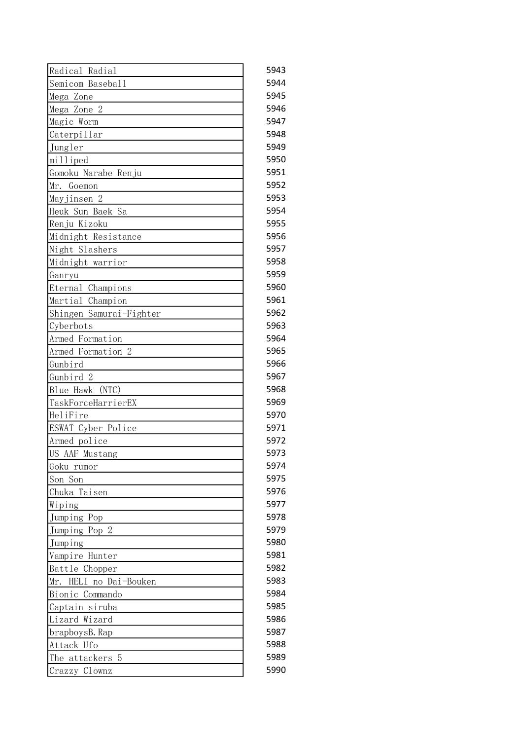| | |
|---|---|
| Radical Radial | 5943 |
| Semicom Baseball | 5944 |
| Mega Zone | 5945 |
| Mega Zone 2 | 5946 |
| Magic Worm | 5947 |
| Caterpillar | 5948 |
| Jungler | 5949 |
| milliped | 5950 |
| Gomoku Narabe Renju | 5951 |
| Mr. Goemon | 5952 |
| Mayjinsen 2 | 5953 |
| Heuk Sun Baek Sa | 5954 |
| Renju Kizoku | 5955 |
| Midnight Resistance | 5956 |
| Night Slashers | 5957 |
| Midnight warrior | 5958 |
| Ganryu | 5959 |
| Eternal Champions | 5960 |
| Martial Champion | 5961 |
| Shingen Samurai-Fighter | 5962 |
| Cyberbots | 5963 |
| Armed Formation | 5964 |
| Armed Formation 2 | 5965 |
| Gunbird | 5966 |
| Gunbird 2 | 5967 |
| Blue Hawk (NTC) | 5968 |
| TaskForceHarrierEX | 5969 |
| HeliFire | 5970 |
| ESWAT Cyber Police | 5971 |
| Armed police | 5972 |
| US AAF Mustang | 5973 |
| Goku rumor | 5974 |
| Son Son | 5975 |
| Chuka Taisen | 5976 |
| Wiping | 5977 |
| Jumping Pop | 5978 |
| Jumping Pop 2 | 5979 |
| Jumping | 5980 |
| Vampire Hunter | 5981 |
| Battle Chopper | 5982 |
| Mr. HELI no Dai-Bouken | 5983 |
| Bionic Commando | 5984 |
| Captain siruba | 5985 |
| Lizard Wizard | 5986 |
| brapboysB.Rap | 5987 |
| Attack Ufo | 5988 |
| The attackers 5 | 5989 |
| Crazzy Clownz | 5990 |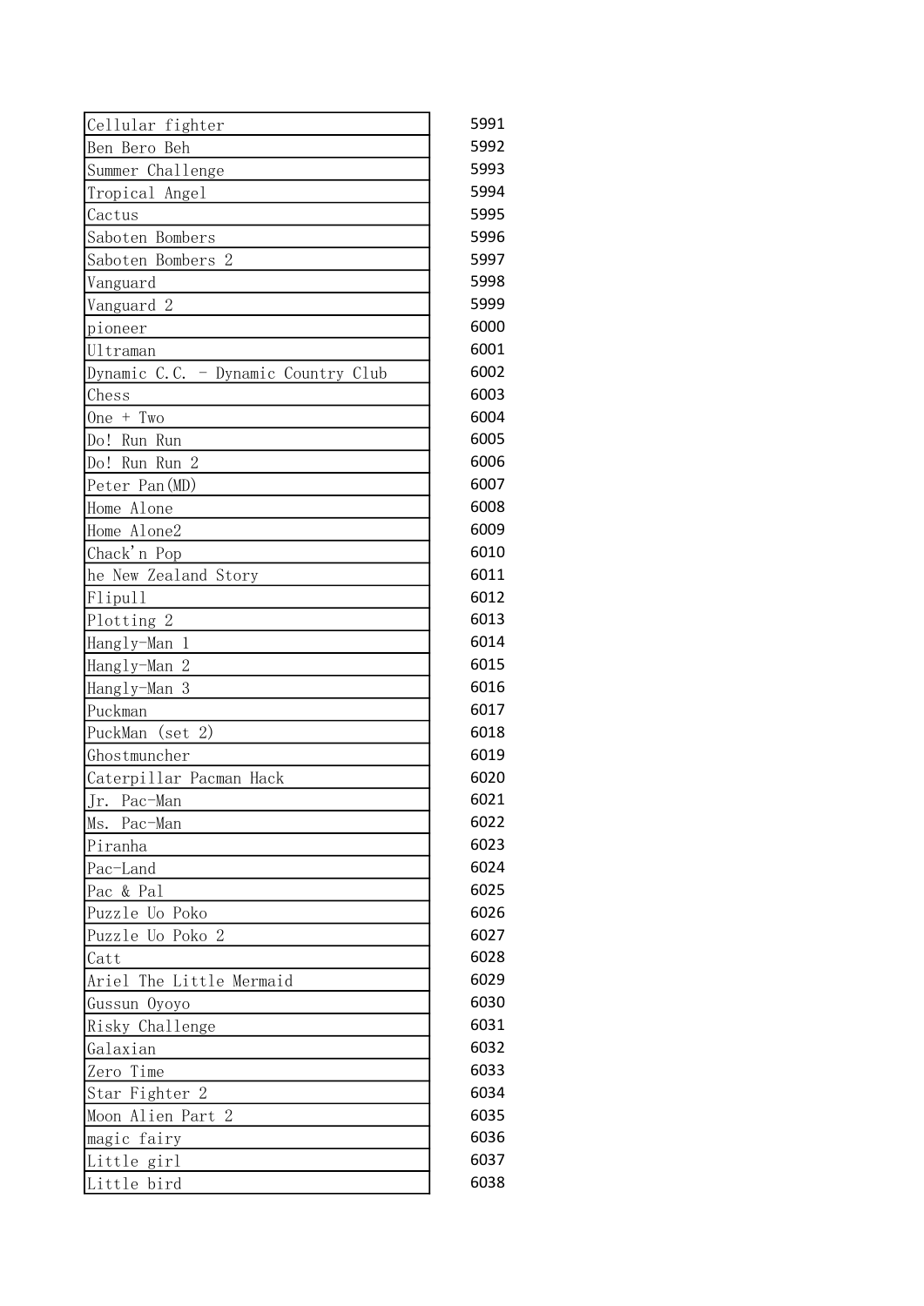| | |
|---|---|
| Cellular fighter | 5991 |
| Ben Bero Beh | 5992 |
| Summer Challenge | 5993 |
| Tropical Angel | 5994 |
| Cactus | 5995 |
| Saboten Bombers | 5996 |
| Saboten Bombers 2 | 5997 |
| Vanguard | 5998 |
| Vanguard 2 | 5999 |
| pioneer | 6000 |
| Ultraman | 6001 |
| Dynamic C.C. - Dynamic Country Club | 6002 |
| Chess | 6003 |
| One + Two | 6004 |
| Do! Run Run | 6005 |
| Do! Run Run 2 | 6006 |
| Peter Pan(MD) | 6007 |
| Home Alone | 6008 |
| Home Alone2 | 6009 |
| Chack'n Pop | 6010 |
| he New Zealand Story | 6011 |
| Flipull | 6012 |
| Plotting 2 | 6013 |
| Hangly-Man 1 | 6014 |
| Hangly-Man 2 | 6015 |
| Hangly-Man 3 | 6016 |
| Puckman | 6017 |
| PuckMan (set 2) | 6018 |
| Ghostmuncher | 6019 |
| Caterpillar Pacman Hack | 6020 |
| Jr. Pac-Man | 6021 |
| Ms. Pac-Man | 6022 |
| Piranha | 6023 |
| Pac-Land | 6024 |
| Pac & Pal | 6025 |
| Puzzle Uo Poko | 6026 |
| Puzzle Uo Poko 2 | 6027 |
| Catt | 6028 |
| Ariel The Little Mermaid | 6029 |
| Gussun Oyoyo | 6030 |
| Risky Challenge | 6031 |
| Galaxian | 6032 |
| Zero Time | 6033 |
| Star Fighter 2 | 6034 |
| Moon Alien Part 2 | 6035 |
| magic fairy | 6036 |
| Little girl | 6037 |
| Little bird | 6038 |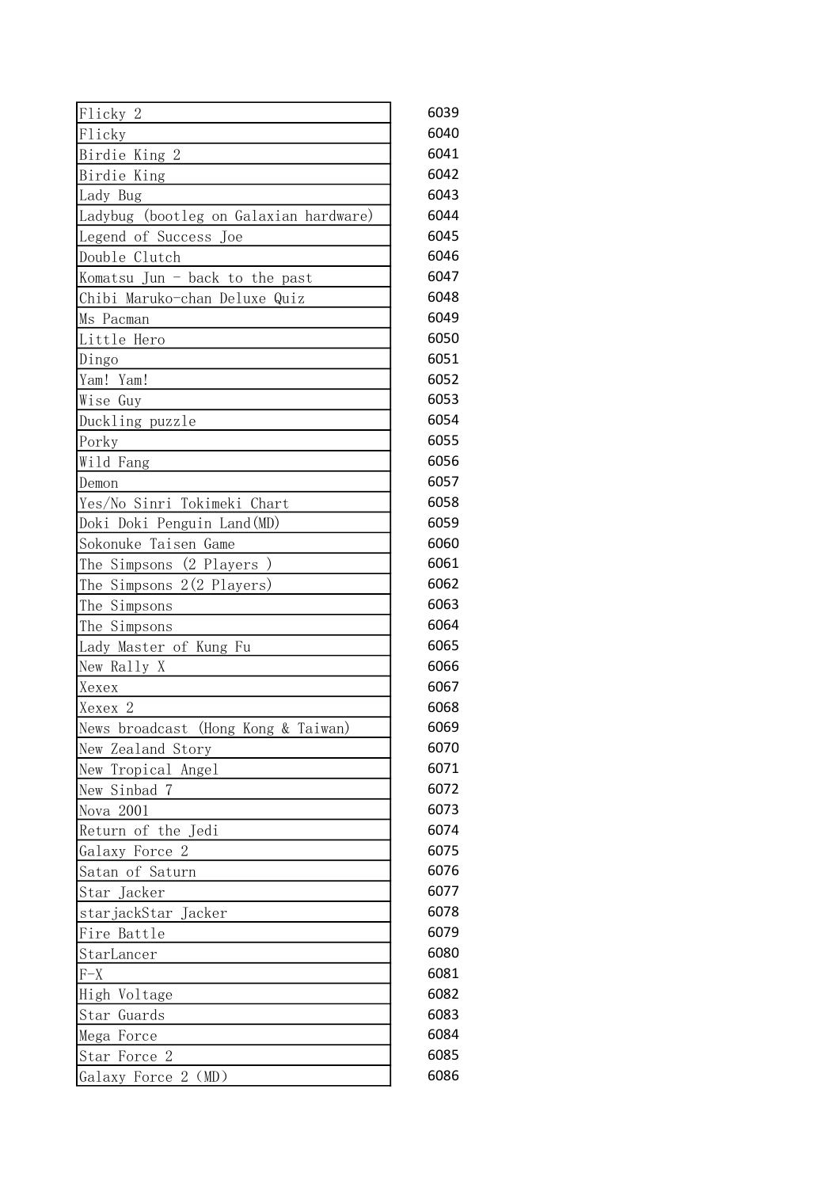| | |
|---|---|
| Flicky 2 | 6039 |
| Flicky | 6040 |
| Birdie King 2 | 6041 |
| Birdie King | 6042 |
| Lady Bug | 6043 |
| Ladybug (bootleg on Galaxian hardware) | 6044 |
| Legend of Success Joe | 6045 |
| Double Clutch | 6046 |
| Komatsu Jun - back to the past | 6047 |
| Chibi Maruko-chan Deluxe Quiz | 6048 |
| Ms Pacman | 6049 |
| Little Hero | 6050 |
| Dingo | 6051 |
| Yam! Yam! | 6052 |
| Wise Guy | 6053 |
| Duckling puzzle | 6054 |
| Porky | 6055 |
| Wild Fang | 6056 |
| Demon | 6057 |
| Yes/No Sinri Tokimeki Chart | 6058 |
| Doki Doki Penguin Land(MD) | 6059 |
| Sokonuke Taisen Game | 6060 |
| The Simpsons (2 Players ) | 6061 |
| The Simpsons 2(2 Players) | 6062 |
| The Simpsons | 6063 |
| The Simpsons | 6064 |
| Lady Master of Kung Fu | 6065 |
| New Rally X | 6066 |
| Xexex | 6067 |
| Xexex 2 | 6068 |
| News broadcast (Hong Kong & Taiwan) | 6069 |
| New Zealand Story | 6070 |
| New Tropical Angel | 6071 |
| New Sinbad 7 | 6072 |
| Nova 2001 | 6073 |
| Return of the Jedi | 6074 |
| Galaxy Force 2 | 6075 |
| Satan of Saturn | 6076 |
| Star Jacker | 6077 |
| starjackStar Jacker | 6078 |
| Fire Battle | 6079 |
| StarLancer | 6080 |
| F-X | 6081 |
| High Voltage | 6082 |
| Star Guards | 6083 |
| Mega Force | 6084 |
| Star Force 2 | 6085 |
| Galaxy Force 2 (MD) | 6086 |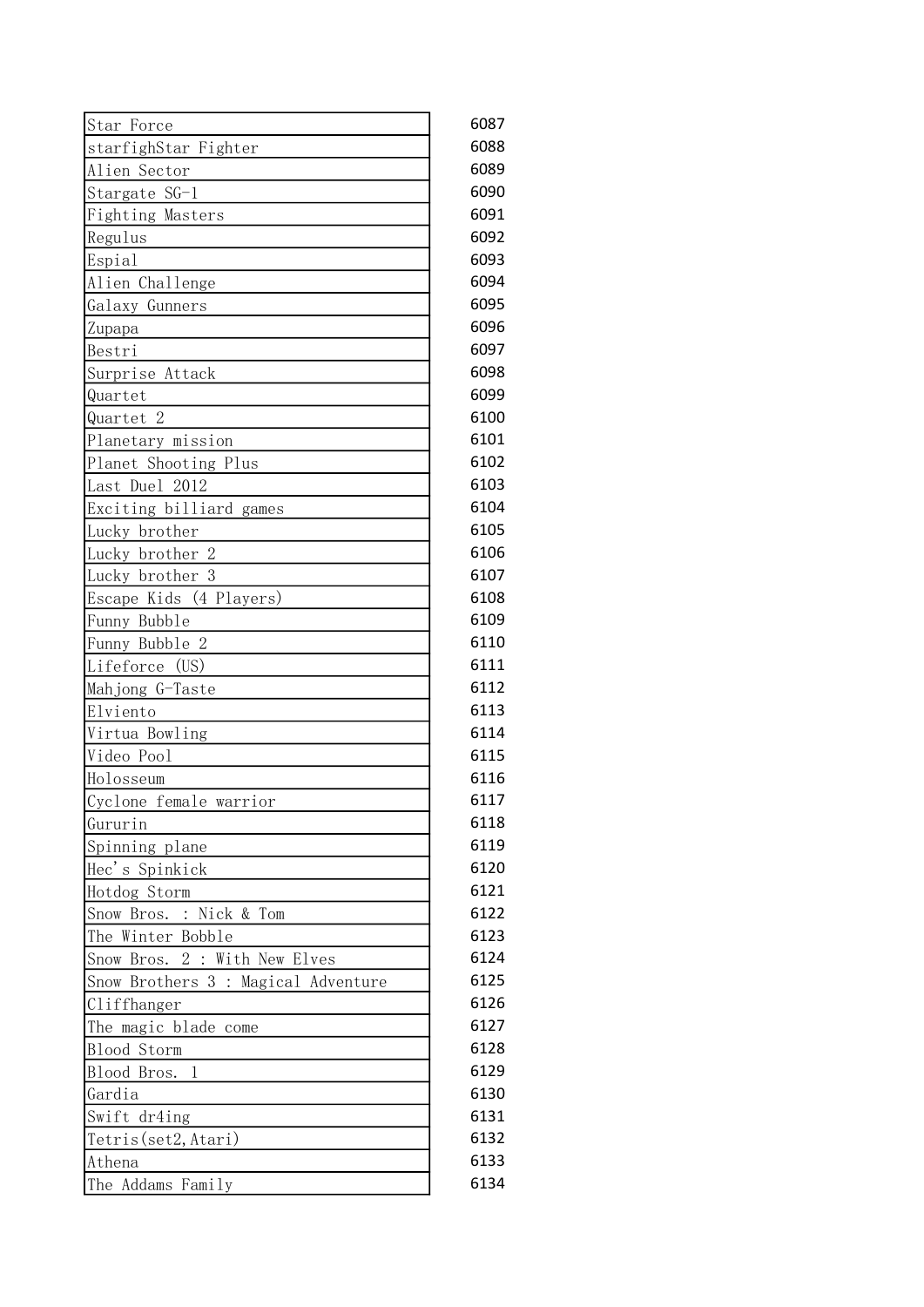| | |
|---|---|
| Star Force | 6087 |
| starfighStar Fighter | 6088 |
| Alien Sector | 6089 |
| Stargate SG-1 | 6090 |
| Fighting Masters | 6091 |
| Regulus | 6092 |
| Espial | 6093 |
| Alien Challenge | 6094 |
| Galaxy Gunners | 6095 |
| Zupapa | 6096 |
| Bestri | 6097 |
| Surprise Attack | 6098 |
| Quartet | 6099 |
| Quartet 2 | 6100 |
| Planetary mission | 6101 |
| Planet Shooting Plus | 6102 |
| Last Duel 2012 | 6103 |
| Exciting billiard games | 6104 |
| Lucky brother | 6105 |
| Lucky brother 2 | 6106 |
| Lucky brother 3 | 6107 |
| Escape Kids (4 Players) | 6108 |
| Funny Bubble | 6109 |
| Funny Bubble 2 | 6110 |
| Lifeforce (US) | 6111 |
| Mahjong G-Taste | 6112 |
| Elviento | 6113 |
| Virtua Bowling | 6114 |
| Video Pool | 6115 |
| Holosseum | 6116 |
| Cyclone female warrior | 6117 |
| Gururin | 6118 |
| Spinning plane | 6119 |
| Hec's Spinkick | 6120 |
| Hotdog Storm | 6121 |
| Snow Bros. : Nick & Tom | 6122 |
| The Winter Bobble | 6123 |
| Snow Bros. 2 : With New Elves | 6124 |
| Snow Brothers 3 : Magical Adventure | 6125 |
| Cliffhanger | 6126 |
| The magic blade come | 6127 |
| Blood Storm | 6128 |
| Blood Bros. 1 | 6129 |
| Gardia | 6130 |
| Swift dr4ing | 6131 |
| Tetris(set2,Atari) | 6132 |
| Athena | 6133 |
| The Addams Family | 6134 |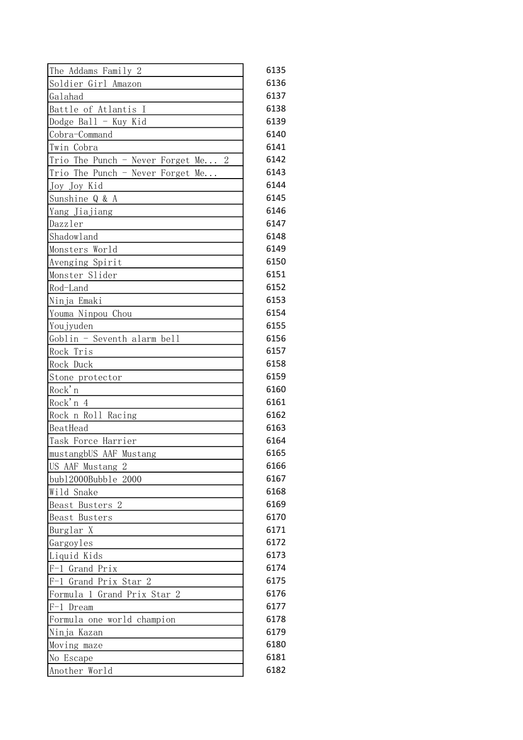| | |
|---|---|
| The Addams Family 2 | 6135 |
| Soldier Girl Amazon | 6136 |
| Galahad | 6137 |
| Battle of Atlantis I | 6138 |
| Dodge Ball - Kuy Kid | 6139 |
| Cobra-Command | 6140 |
| Twin Cobra | 6141 |
| Trio The Punch - Never Forget Me... 2 | 6142 |
| Trio The Punch - Never Forget Me... | 6143 |
| Joy Joy Kid | 6144 |
| Sunshine Q & A | 6145 |
| Yang Jiajiang | 6146 |
| Dazzler | 6147 |
| Shadowland | 6148 |
| Monsters World | 6149 |
| Avenging Spirit | 6150 |
| Monster Slider | 6151 |
| Rod-Land | 6152 |
| Ninja Emaki | 6153 |
| Youma Ninpou Chou | 6154 |
| Youjyuden | 6155 |
| Goblin - Seventh alarm bell | 6156 |
| Rock Tris | 6157 |
| Rock Duck | 6158 |
| Stone protector | 6159 |
| Rock'n | 6160 |
| Rock'n 4 | 6161 |
| Rock n Roll Racing | 6162 |
| BeatHead | 6163 |
| Task Force Harrier | 6164 |
| mustangbUS AAF Mustang | 6165 |
| US AAF Mustang 2 | 6166 |
| bubl2000Bubble 2000 | 6167 |
| Wild Snake | 6168 |
| Beast Busters 2 | 6169 |
| Beast Busters | 6170 |
| Burglar X | 6171 |
| Gargoyles | 6172 |
| Liquid Kids | 6173 |
| F-1 Grand Prix | 6174 |
| F-1 Grand Prix Star 2 | 6175 |
| Formula 1 Grand Prix Star 2 | 6176 |
| F-1 Dream | 6177 |
| Formula one world champion | 6178 |
| Ninja Kazan | 6179 |
| Moving maze | 6180 |
| No Escape | 6181 |
| Another World | 6182 |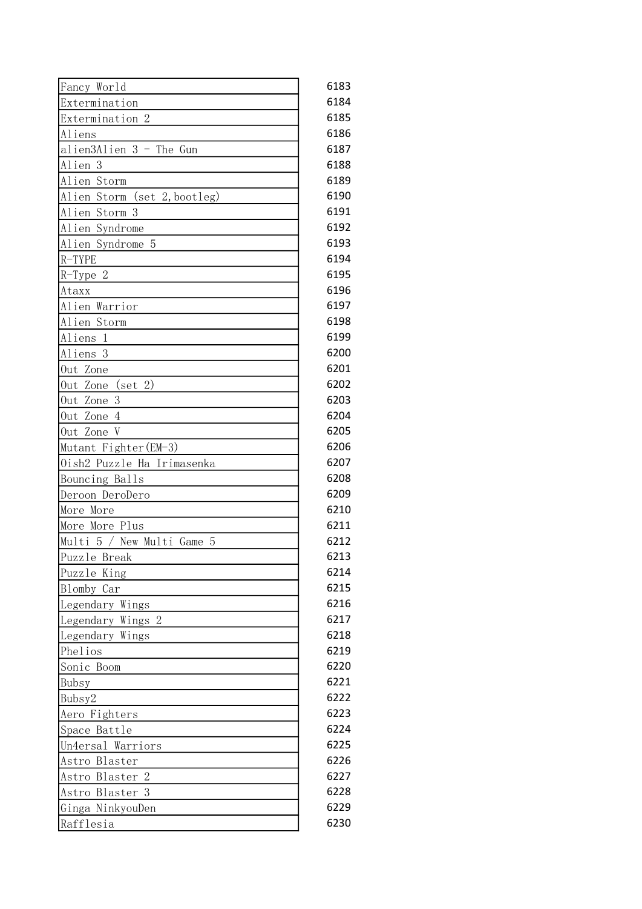| | |
|---|---|
| Fancy World | 6183 |
| Extermination | 6184 |
| Extermination 2 | 6185 |
| Aliens | 6186 |
| alien3Alien 3 - The Gun | 6187 |
| Alien 3 | 6188 |
| Alien Storm | 6189 |
| Alien Storm (set 2,bootleg) | 6190 |
| Alien Storm 3 | 6191 |
| Alien Syndrome | 6192 |
| Alien Syndrome 5 | 6193 |
| R-TYPE | 6194 |
| R-Type 2 | 6195 |
| Ataxx | 6196 |
| Alien Warrior | 6197 |
| Alien Storm | 6198 |
| Aliens 1 | 6199 |
| Aliens 3 | 6200 |
| Out Zone | 6201 |
| Out Zone (set 2) | 6202 |
| Out Zone 3 | 6203 |
| Out Zone 4 | 6204 |
| Out Zone V | 6205 |
| Mutant Fighter(EM-3) | 6206 |
| Oish2 Puzzle Ha Irimasenka | 6207 |
| Bouncing Balls | 6208 |
| Deroon DeroDero | 6209 |
| More More | 6210 |
| More More Plus | 6211 |
| Multi 5 / New Multi Game 5 | 6212 |
| Puzzle Break | 6213 |
| Puzzle King | 6214 |
| Blomby Car | 6215 |
| Legendary Wings | 6216 |
| Legendary Wings 2 | 6217 |
| Legendary Wings | 6218 |
| Phelios | 6219 |
| Sonic Boom | 6220 |
| Bubsy | 6221 |
| Bubsy2 | 6222 |
| Aero Fighters | 6223 |
| Space Battle | 6224 |
| Un4ersal Warriors | 6225 |
| Astro Blaster | 6226 |
| Astro Blaster 2 | 6227 |
| Astro Blaster 3 | 6228 |
| Ginga NinkyouDen | 6229 |
| Rafflesia | 6230 |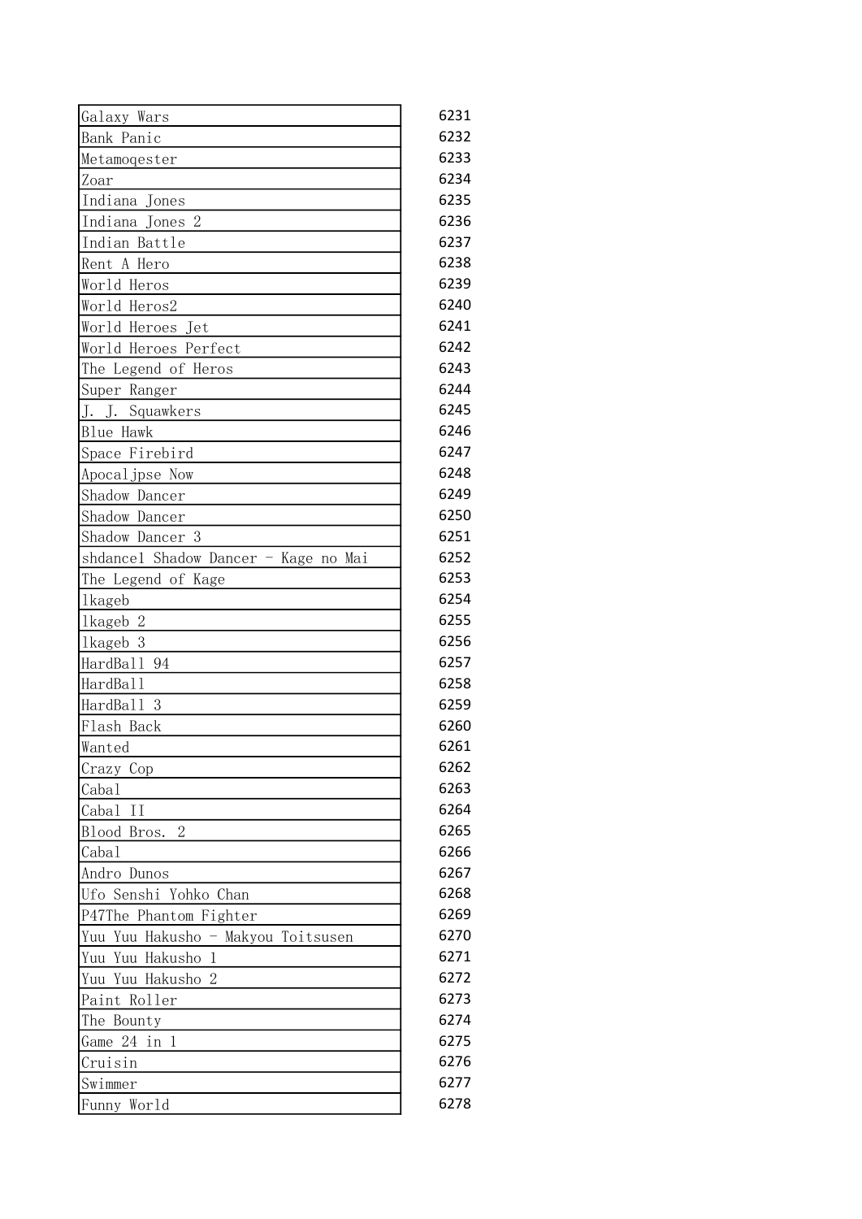| | |
|---|---|
| Galaxy Wars | 6231 |
| Bank Panic | 6232 |
| Metamoqester | 6233 |
| Zoar | 6234 |
| Indiana Jones | 6235 |
| Indiana Jones 2 | 6236 |
| Indian Battle | 6237 |
| Rent A Hero | 6238 |
| World Heros | 6239 |
| World Heros2 | 6240 |
| World Heroes Jet | 6241 |
| World Heroes Perfect | 6242 |
| The Legend of Heros | 6243 |
| Super Ranger | 6244 |
| J. J. Squawkers | 6245 |
| Blue Hawk | 6246 |
| Space Firebird | 6247 |
| Apocaljpse Now | 6248 |
| Shadow Dancer | 6249 |
| Shadow Dancer | 6250 |
| Shadow Dancer 3 | 6251 |
| shdance1 Shadow Dancer - Kage no Mai | 6252 |
| The Legend of Kage | 6253 |
| lkageb | 6254 |
| lkageb 2 | 6255 |
| lkageb 3 | 6256 |
| HardBall 94 | 6257 |
| HardBall | 6258 |
| HardBall 3 | 6259 |
| Flash Back | 6260 |
| Wanted | 6261 |
| Crazy Cop | 6262 |
| Cabal | 6263 |
| Cabal II | 6264 |
| Blood Bros. 2 | 6265 |
| Cabal | 6266 |
| Andro Dunos | 6267 |
| Ufo Senshi Yohko Chan | 6268 |
| P47The Phantom Fighter | 6269 |
| Yuu Yuu Hakusho - Makyou Toitsusen | 6270 |
| Yuu Yuu Hakusho 1 | 6271 |
| Yuu Yuu Hakusho 2 | 6272 |
| Paint Roller | 6273 |
| The Bounty | 6274 |
| Game 24 in 1 | 6275 |
| Cruisin | 6276 |
| Swimmer | 6277 |
| Funny World | 6278 |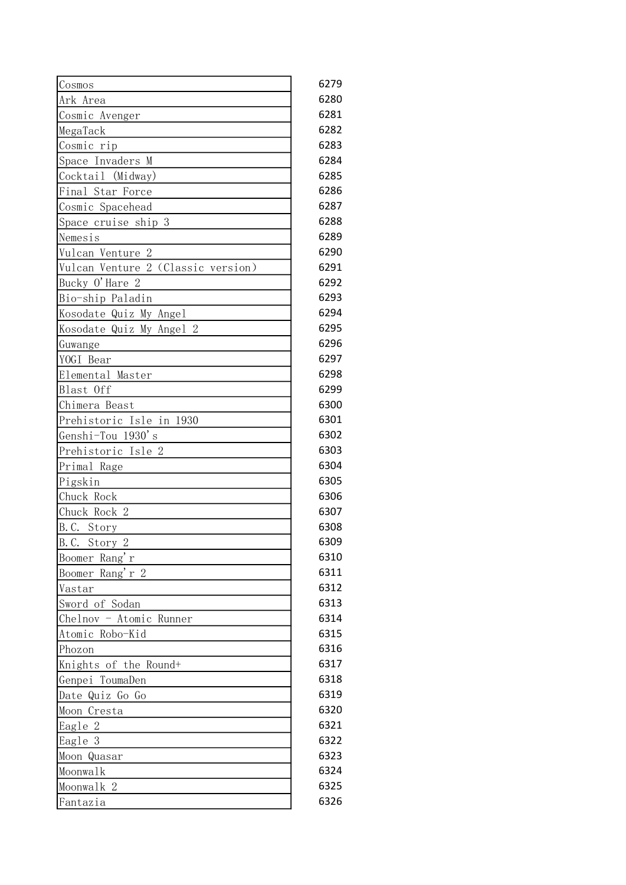| | |
|---|---|
| Cosmos | 6279 |
| Ark Area | 6280 |
| Cosmic Avenger | 6281 |
| MegaTack | 6282 |
| Cosmic rip | 6283 |
| Space Invaders M | 6284 |
| Cocktail (Midway) | 6285 |
| Final Star Force | 6286 |
| Cosmic Spacehead | 6287 |
| Space cruise ship 3 | 6288 |
| Nemesis | 6289 |
| Vulcan Venture 2 | 6290 |
| Vulcan Venture 2 (Classic version) | 6291 |
| Bucky O'Hare 2 | 6292 |
| Bio-ship Paladin | 6293 |
| Kosodate Quiz My Angel | 6294 |
| Kosodate Quiz My Angel 2 | 6295 |
| Guwange | 6296 |
| YOGI Bear | 6297 |
| Elemental Master | 6298 |
| Blast Off | 6299 |
| Chimera Beast | 6300 |
| Prehistoric Isle in 1930 | 6301 |
| Genshi-Tou 1930's | 6302 |
| Prehistoric Isle 2 | 6303 |
| Primal Rage | 6304 |
| Pigskin | 6305 |
| Chuck Rock | 6306 |
| Chuck Rock 2 | 6307 |
| B.C. Story | 6308 |
| B.C. Story 2 | 6309 |
| Boomer Rang'r | 6310 |
| Boomer Rang'r 2 | 6311 |
| Vastar | 6312 |
| Sword of Sodan | 6313 |
| Chelnov - Atomic Runner | 6314 |
| Atomic Robo-Kid | 6315 |
| Phozon | 6316 |
| Knights of the Round+ | 6317 |
| Genpei ToumaDen | 6318 |
| Date Quiz Go Go | 6319 |
| Moon Cresta | 6320 |
| Eagle 2 | 6321 |
| Eagle 3 | 6322 |
| Moon Quasar | 6323 |
| Moonwalk | 6324 |
| Moonwalk 2 | 6325 |
| Fantazia | 6326 |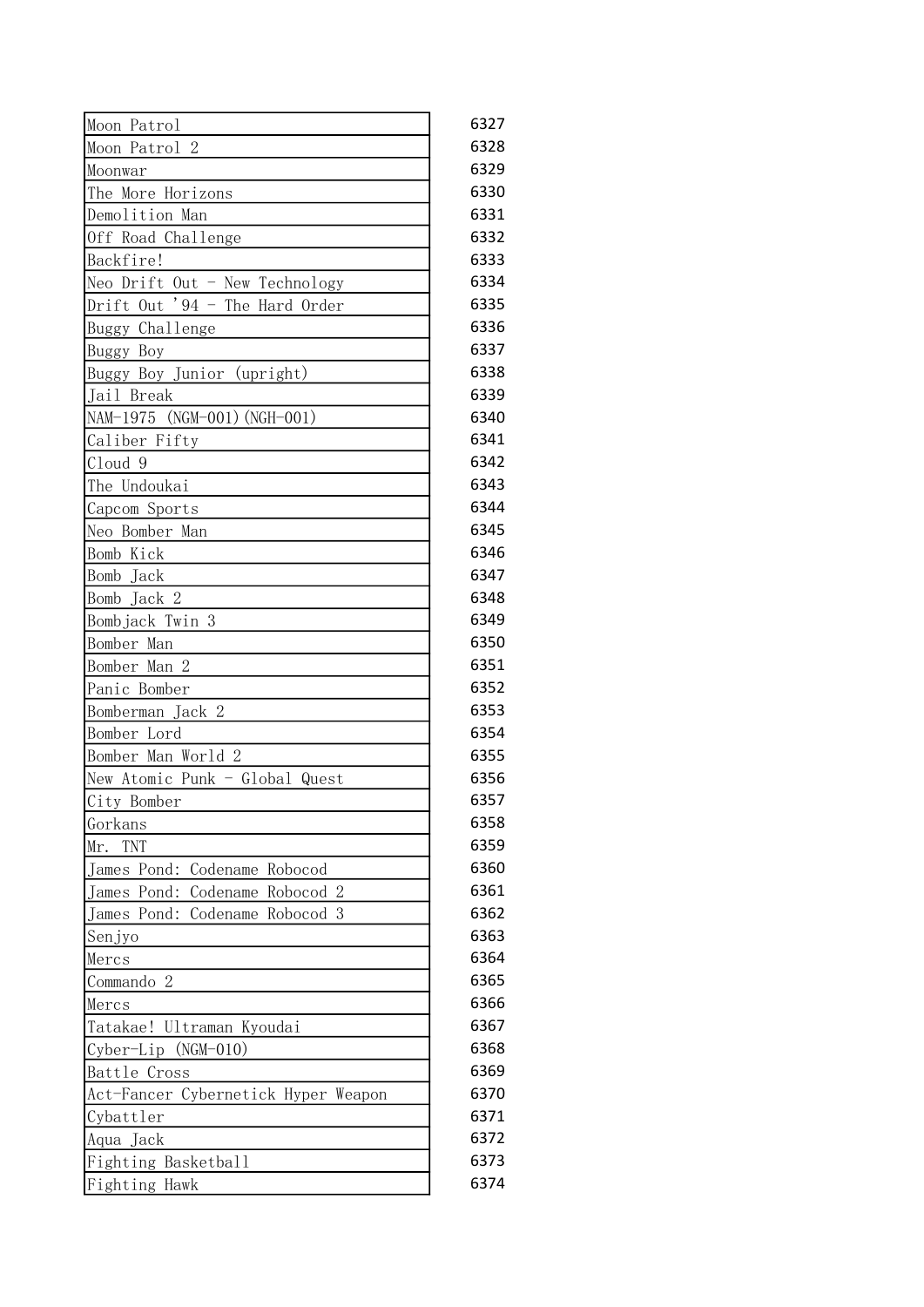| | |
|---|---|
| Moon Patrol | 6327 |
| Moon Patrol 2 | 6328 |
| Moonwar | 6329 |
| The More Horizons | 6330 |
| Demolition Man | 6331 |
| Off Road Challenge | 6332 |
| Backfire! | 6333 |
| Neo Drift Out - New Technology | 6334 |
| Drift Out '94 - The Hard Order | 6335 |
| Buggy Challenge | 6336 |
| Buggy Boy | 6337 |
| Buggy Boy Junior (upright) | 6338 |
| Jail Break | 6339 |
| NAM-1975 (NGM-001)(NGH-001) | 6340 |
| Caliber Fifty | 6341 |
| Cloud 9 | 6342 |
| The Undoukai | 6343 |
| Capcom Sports | 6344 |
| Neo Bomber Man | 6345 |
| Bomb Kick | 6346 |
| Bomb Jack | 6347 |
| Bomb Jack 2 | 6348 |
| Bombjack Twin 3 | 6349 |
| Bomber Man | 6350 |
| Bomber Man 2 | 6351 |
| Panic Bomber | 6352 |
| Bomberman Jack 2 | 6353 |
| Bomber Lord | 6354 |
| Bomber Man World 2 | 6355 |
| New Atomic Punk - Global Quest | 6356 |
| City Bomber | 6357 |
| Gorkans | 6358 |
| Mr. TNT | 6359 |
| James Pond: Codename Robocod | 6360 |
| James Pond: Codename Robocod 2 | 6361 |
| James Pond: Codename Robocod 3 | 6362 |
| Senjyo | 6363 |
| Mercs | 6364 |
| Commando 2 | 6365 |
| Mercs | 6366 |
| Tatakae! Ultraman Kyoudai | 6367 |
| Cyber-Lip (NGM-010) | 6368 |
| Battle Cross | 6369 |
| Act-Fancer Cybernetick Hyper Weapon | 6370 |
| Cybattler | 6371 |
| Aqua Jack | 6372 |
| Fighting Basketball | 6373 |
| Fighting Hawk | 6374 |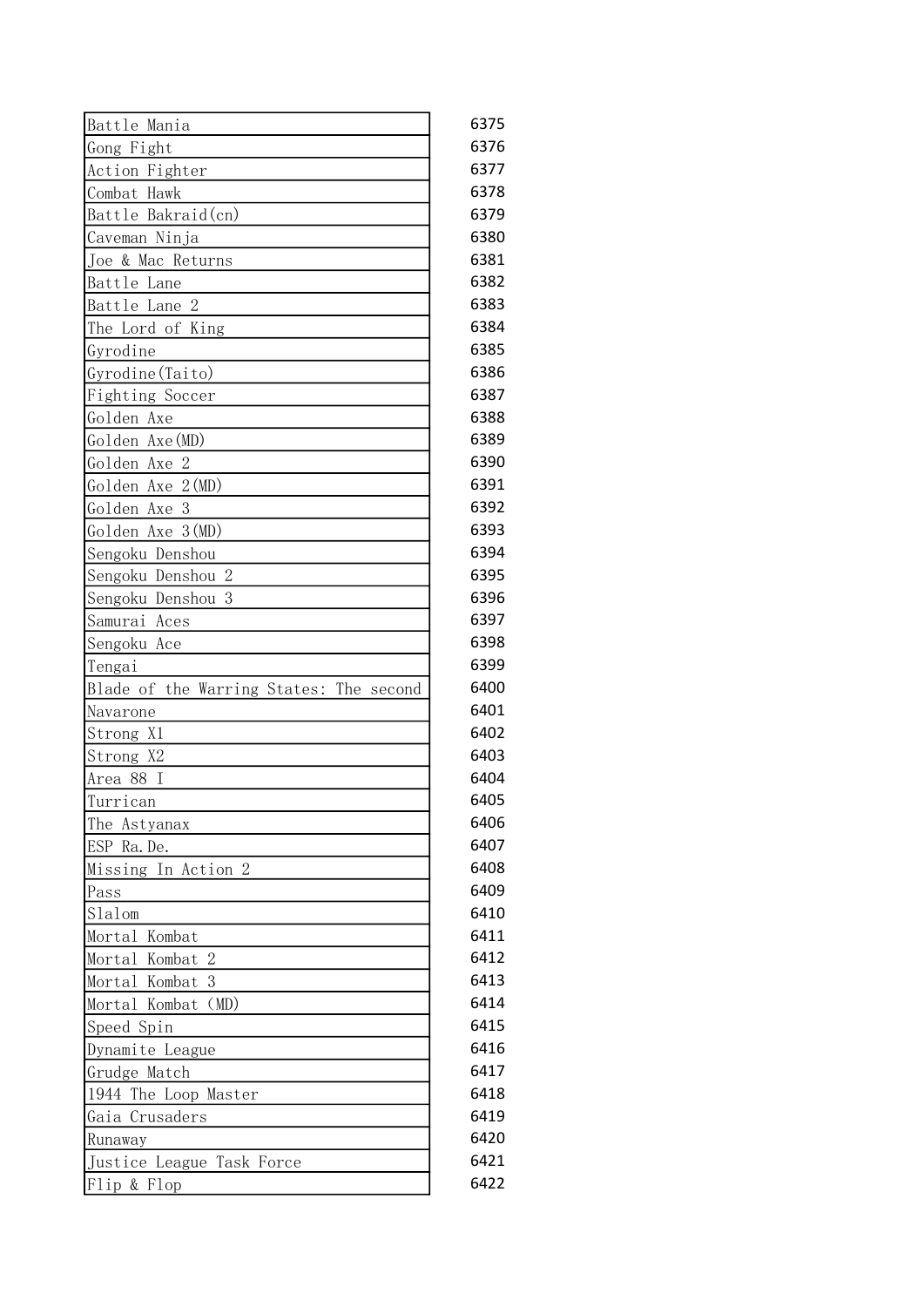| | |
|---|---|
| Battle Mania | 6375 |
| Gong Fight | 6376 |
| Action Fighter | 6377 |
| Combat Hawk | 6378 |
| Battle Bakraid(cn) | 6379 |
| Caveman Ninja | 6380 |
| Joe & Mac Returns | 6381 |
| Battle Lane | 6382 |
| Battle Lane 2 | 6383 |
| The Lord of King | 6384 |
| Gyrodine | 6385 |
| Gyrodine(Taito) | 6386 |
| Fighting Soccer | 6387 |
| Golden Axe | 6388 |
| Golden Axe(MD) | 6389 |
| Golden Axe 2 | 6390 |
| Golden Axe 2(MD) | 6391 |
| Golden Axe 3 | 6392 |
| Golden Axe 3(MD) | 6393 |
| Sengoku Denshou | 6394 |
| Sengoku Denshou 2 | 6395 |
| Sengoku Denshou 3 | 6396 |
| Samurai Aces | 6397 |
| Sengoku Ace | 6398 |
| Tengai | 6399 |
| Blade of the Warring States: The second | 6400 |
| Navarone | 6401 |
| Strong X1 | 6402 |
| Strong X2 | 6403 |
| Area 88 I | 6404 |
| Turrican | 6405 |
| The Astyanax | 6406 |
| ESP Ra.De. | 6407 |
| Missing In Action 2 | 6408 |
| Pass | 6409 |
| Slalom | 6410 |
| Mortal Kombat | 6411 |
| Mortal Kombat 2 | 6412 |
| Mortal Kombat 3 | 6413 |
| Mortal Kombat (MD) | 6414 |
| Speed Spin | 6415 |
| Dynamite League | 6416 |
| Grudge Match | 6417 |
| 1944 The Loop Master | 6418 |
| Gaia Crusaders | 6419 |
| Runaway | 6420 |
| Justice League Task Force | 6421 |
| Flip & Flop | 6422 |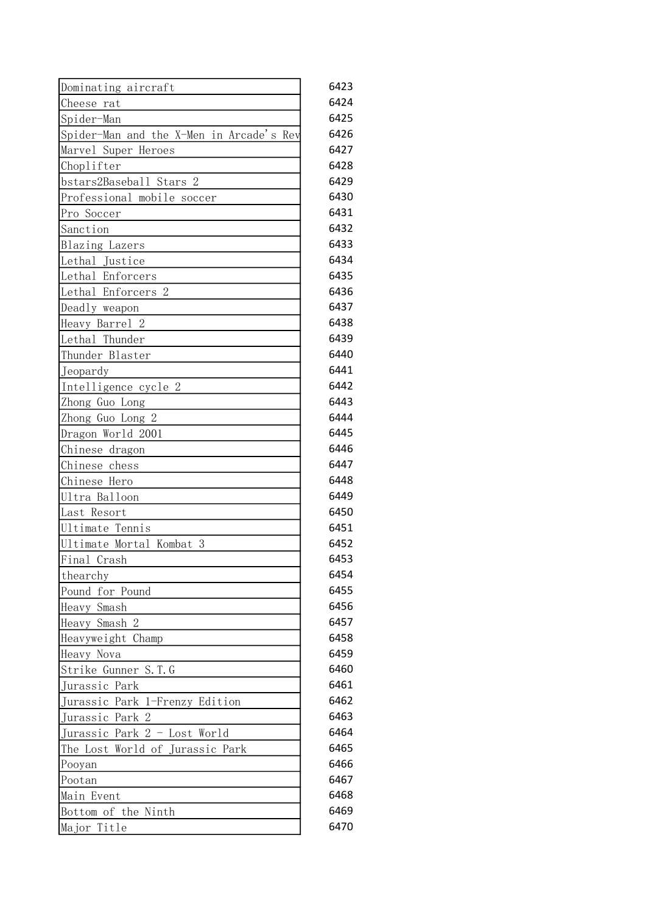| | |
|---|---|
| Dominating aircraft | 6423 |
| Cheese rat | 6424 |
| Spider-Man | 6425 |
| Spider-Man and the X-Men in Arcade's Rev | 6426 |
| Marvel Super Heroes | 6427 |
| Choplifter | 6428 |
| bstars2Baseball Stars 2 | 6429 |
| Professional mobile soccer | 6430 |
| Pro Soccer | 6431 |
| Sanction | 6432 |
| Blazing Lazers | 6433 |
| Lethal Justice | 6434 |
| Lethal Enforcers | 6435 |
| Lethal Enforcers 2 | 6436 |
| Deadly weapon | 6437 |
| Heavy Barrel 2 | 6438 |
| Lethal Thunder | 6439 |
| Thunder Blaster | 6440 |
| Jeopardy | 6441 |
| Intelligence cycle 2 | 6442 |
| Zhong Guo Long | 6443 |
| Zhong Guo Long 2 | 6444 |
| Dragon World 2001 | 6445 |
| Chinese dragon | 6446 |
| Chinese chess | 6447 |
| Chinese Hero | 6448 |
| Ultra Balloon | 6449 |
| Last Resort | 6450 |
| Ultimate Tennis | 6451 |
| Ultimate Mortal Kombat 3 | 6452 |
| Final Crash | 6453 |
| thearchy | 6454 |
| Pound for Pound | 6455 |
| Heavy Smash | 6456 |
| Heavy Smash 2 | 6457 |
| Heavyweight Champ | 6458 |
| Heavy Nova | 6459 |
| Strike Gunner S.T.G | 6460 |
| Jurassic Park | 6461 |
| Jurassic Park 1-Frenzy Edition | 6462 |
| Jurassic Park 2 | 6463 |
| Jurassic Park 2 - Lost World | 6464 |
| The Lost World of Jurassic Park | 6465 |
| Pooyan | 6466 |
| Pootan | 6467 |
| Main Event | 6468 |
| Bottom of the Ninth | 6469 |
| Major Title | 6470 |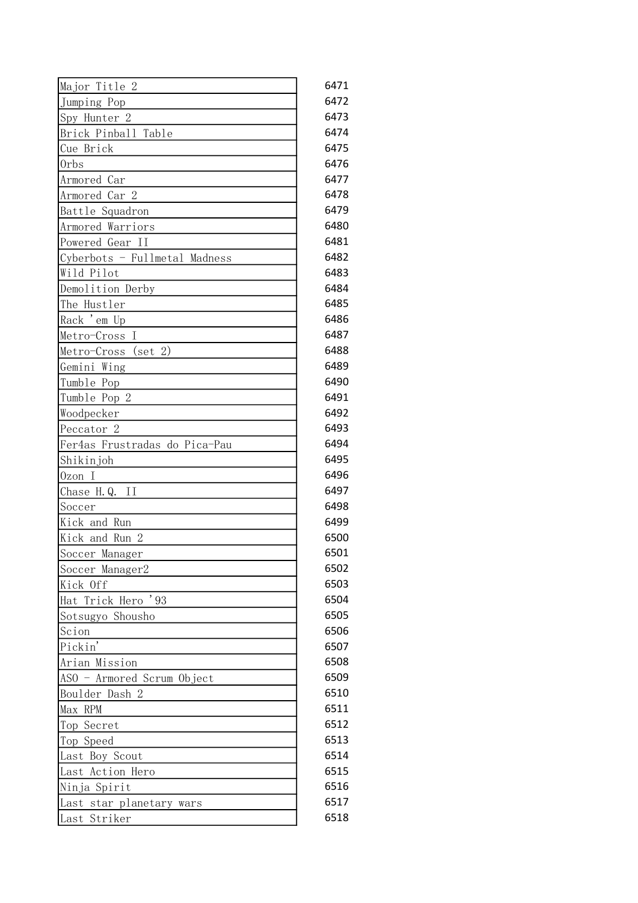| | |
|---|---|
| Major Title 2 | 6471 |
| Jumping Pop | 6472 |
| Spy Hunter 2 | 6473 |
| Brick Pinball Table | 6474 |
| Cue Brick | 6475 |
| Orbs | 6476 |
| Armored Car | 6477 |
| Armored Car 2 | 6478 |
| Battle Squadron | 6479 |
| Armored Warriors | 6480 |
| Powered Gear II | 6481 |
| Cyberbots - Fullmetal Madness | 6482 |
| Wild Pilot | 6483 |
| Demolition Derby | 6484 |
| The Hustler | 6485 |
| Rack 'em Up | 6486 |
| Metro-Cross I | 6487 |
| Metro-Cross (set 2) | 6488 |
| Gemini Wing | 6489 |
| Tumble Pop | 6490 |
| Tumble Pop 2 | 6491 |
| Woodpecker | 6492 |
| Peccator 2 | 6493 |
| Fer4as Frustradas do Pica-Pau | 6494 |
| Shikinjoh | 6495 |
| Ozon I | 6496 |
| Chase H.Q. II | 6497 |
| Soccer | 6498 |
| Kick and Run | 6499 |
| Kick and Run 2 | 6500 |
| Soccer Manager | 6501 |
| Soccer Manager2 | 6502 |
| Kick Off | 6503 |
| Hat Trick Hero '93 | 6504 |
| Sotsugyo Shousho | 6505 |
| Scion | 6506 |
| Pickin' | 6507 |
| Arian Mission | 6508 |
| ASO - Armored Scrum Object | 6509 |
| Boulder Dash 2 | 6510 |
| Max RPM | 6511 |
| Top Secret | 6512 |
| Top Speed | 6513 |
| Last Boy Scout | 6514 |
| Last Action Hero | 6515 |
| Ninja Spirit | 6516 |
| Last star planetary wars | 6517 |
| Last Striker | 6518 |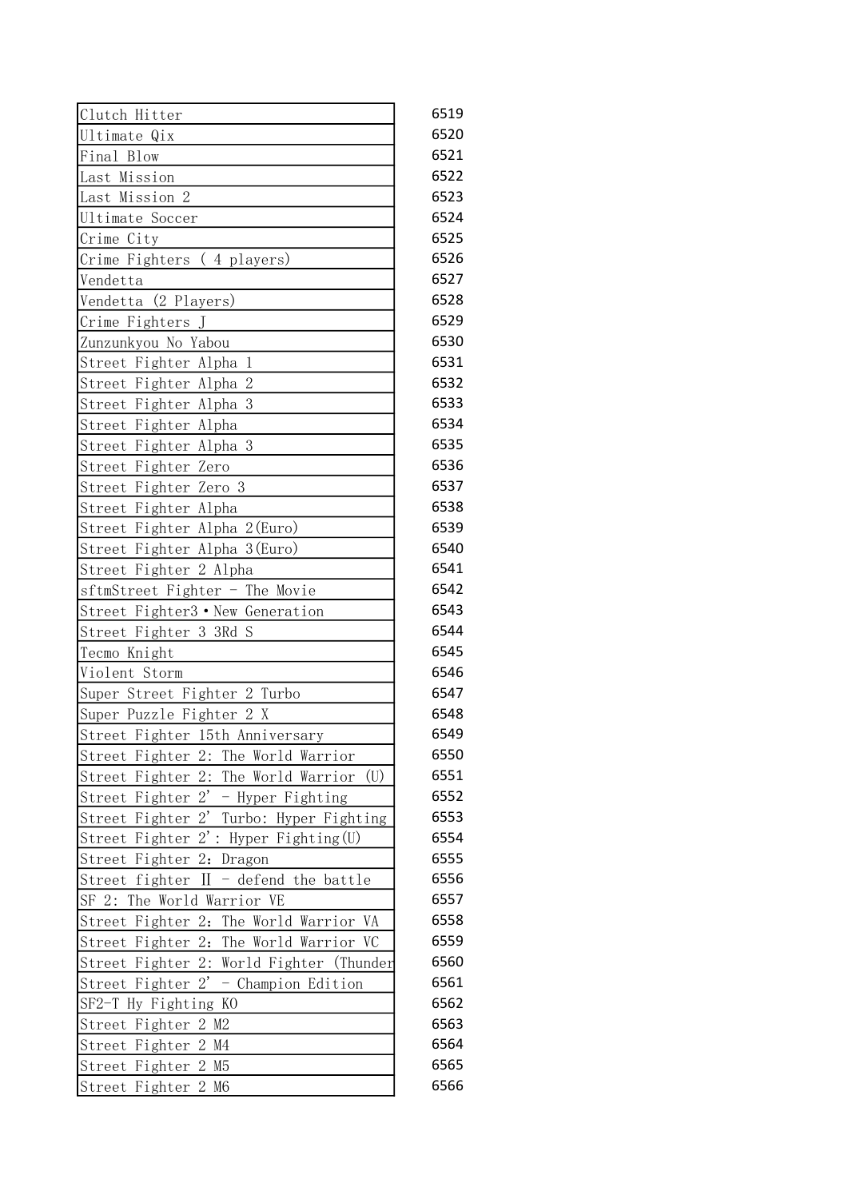| | |
|---|---|
| Clutch Hitter | 6519 |
| Ultimate Qix | 6520 |
| Final Blow | 6521 |
| Last Mission | 6522 |
| Last Mission 2 | 6523 |
| Ultimate Soccer | 6524 |
| Crime City | 6525 |
| Crime Fighters ( 4 players) | 6526 |
| Vendetta | 6527 |
| Vendetta (2 Players) | 6528 |
| Crime Fighters J | 6529 |
| Zunzunkyou No Yabou | 6530 |
| Street Fighter Alpha 1 | 6531 |
| Street Fighter Alpha 2 | 6532 |
| Street Fighter Alpha 3 | 6533 |
| Street Fighter Alpha | 6534 |
| Street Fighter Alpha 3 | 6535 |
| Street Fighter Zero | 6536 |
| Street Fighter Zero 3 | 6537 |
| Street Fighter Alpha | 6538 |
| Street Fighter Alpha 2(Euro) | 6539 |
| Street Fighter Alpha 3(Euro) | 6540 |
| Street Fighter 2 Alpha | 6541 |
| sftmStreet Fighter - The Movie | 6542 |
| Street Fighter3・New Generation | 6543 |
| Street Fighter 3 3Rd S | 6544 |
| Tecmo Knight | 6545 |
| Violent Storm | 6546 |
| Super Street Fighter 2 Turbo | 6547 |
| Super Puzzle Fighter 2 X | 6548 |
| Street Fighter 15th Anniversary | 6549 |
| Street Fighter 2: The World Warrior | 6550 |
| Street Fighter 2: The World Warrior (U) | 6551 |
| Street Fighter 2' - Hyper Fighting | 6552 |
| Street Fighter 2' Turbo: Hyper Fighting | 6553 |
| Street Fighter 2': Hyper Fighting(U) | 6554 |
| Street Fighter 2: Dragon | 6555 |
| Street fighter II - defend the battle | 6556 |
| SF 2: The World Warrior VE | 6557 |
| Street Fighter 2: The World Warrior VA | 6558 |
| Street Fighter 2: The World Warrior VC | 6559 |
| Street Fighter 2: World Fighter (Thunder | 6560 |
| Street Fighter 2' - Champion Edition | 6561 |
| SF2-T Hy Fighting KO | 6562 |
| Street Fighter 2 M2 | 6563 |
| Street Fighter 2 M4 | 6564 |
| Street Fighter 2 M5 | 6565 |
| Street Fighter 2 M6 | 6566 |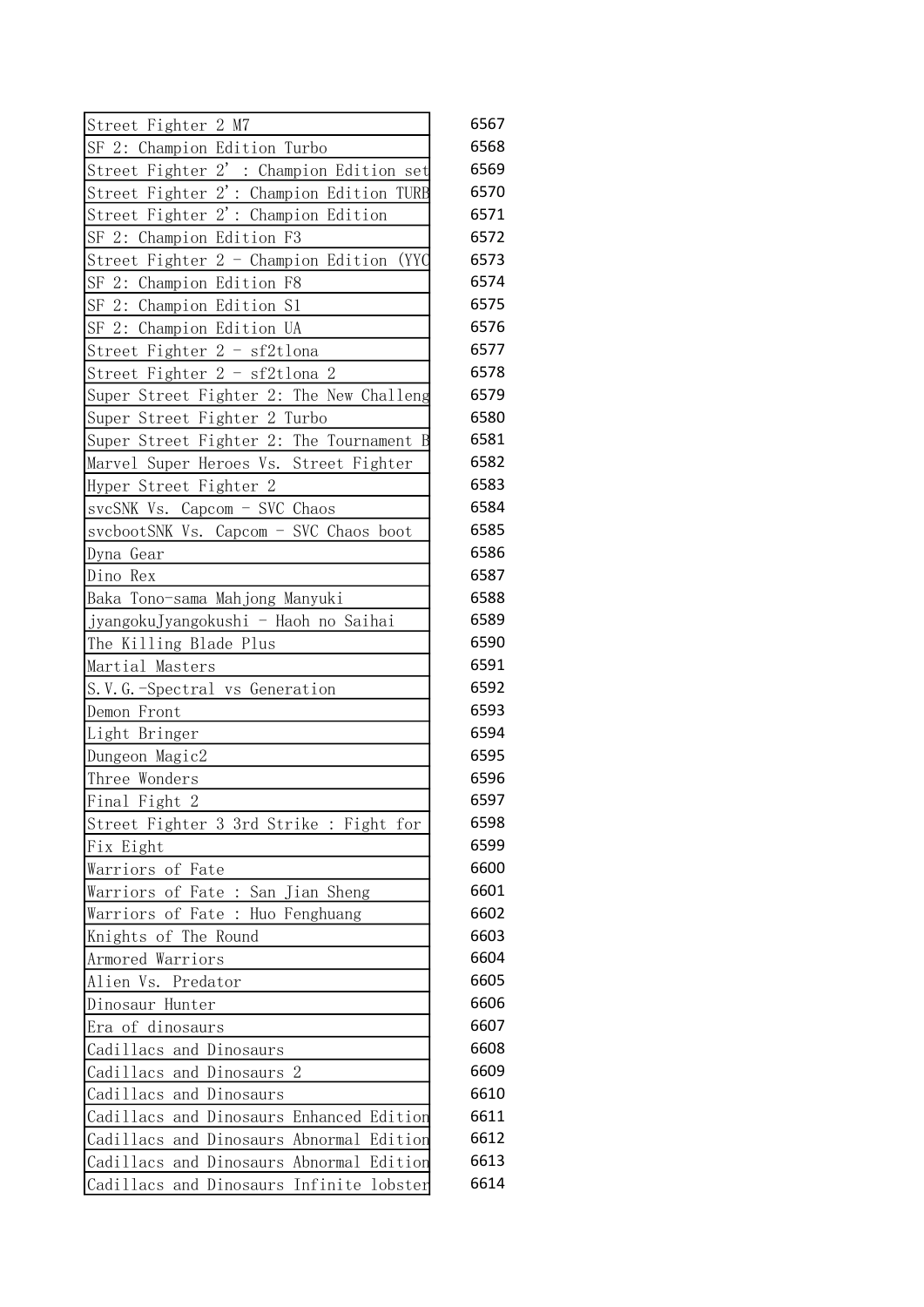| | |
|---|---|
| Street Fighter 2 M7 | 6567 |
| SF 2: Champion Edition Turbo | 6568 |
| Street Fighter 2' : Champion Edition set | 6569 |
| Street Fighter 2': Champion Edition TURB | 6570 |
| Street Fighter 2': Champion Edition | 6571 |
| SF 2: Champion Edition F3 | 6572 |
| Street Fighter 2 - Champion Edition (YYC | 6573 |
| SF 2: Champion Edition F8 | 6574 |
| SF 2: Champion Edition S1 | 6575 |
| SF 2: Champion Edition UA | 6576 |
| Street Fighter 2 - sf2tlona | 6577 |
| Street Fighter 2 - sf2tlona 2 | 6578 |
| Super Street Fighter 2: The New Challeng | 6579 |
| Super Street Fighter 2 Turbo | 6580 |
| Super Street Fighter 2: The Tournament B | 6581 |
| Marvel Super Heroes Vs. Street Fighter | 6582 |
| Hyper Street Fighter 2 | 6583 |
| svcSNK Vs. Capcom - SVC Chaos | 6584 |
| svcbootSNK Vs. Capcom - SVC Chaos boot | 6585 |
| Dyna Gear | 6586 |
| Dino Rex | 6587 |
| Baka Tono-sama Mahjong Manyuki | 6588 |
| jyangokuJyangokushi - Haoh no Saihai | 6589 |
| The Killing Blade Plus | 6590 |
| Martial Masters | 6591 |
| S.V.G.-Spectral vs Generation | 6592 |
| Demon Front | 6593 |
| Light Bringer | 6594 |
| Dungeon Magic2 | 6595 |
| Three Wonders | 6596 |
| Final Fight 2 | 6597 |
| Street Fighter 3 3rd Strike : Fight for | 6598 |
| Fix Eight | 6599 |
| Warriors of Fate | 6600 |
| Warriors of Fate : San Jian Sheng | 6601 |
| Warriors of Fate : Huo Fenghuang | 6602 |
| Knights of The Round | 6603 |
| Armored Warriors | 6604 |
| Alien Vs. Predator | 6605 |
| Dinosaur Hunter | 6606 |
| Era of dinosaurs | 6607 |
| Cadillacs and Dinosaurs | 6608 |
| Cadillacs and Dinosaurs 2 | 6609 |
| Cadillacs and Dinosaurs | 6610 |
| Cadillacs and Dinosaurs Enhanced Edition | 6611 |
| Cadillacs and Dinosaurs Abnormal Edition | 6612 |
| Cadillacs and Dinosaurs Abnormal Edition | 6613 |
| Cadillacs and Dinosaurs Infinite lobster | 6614 |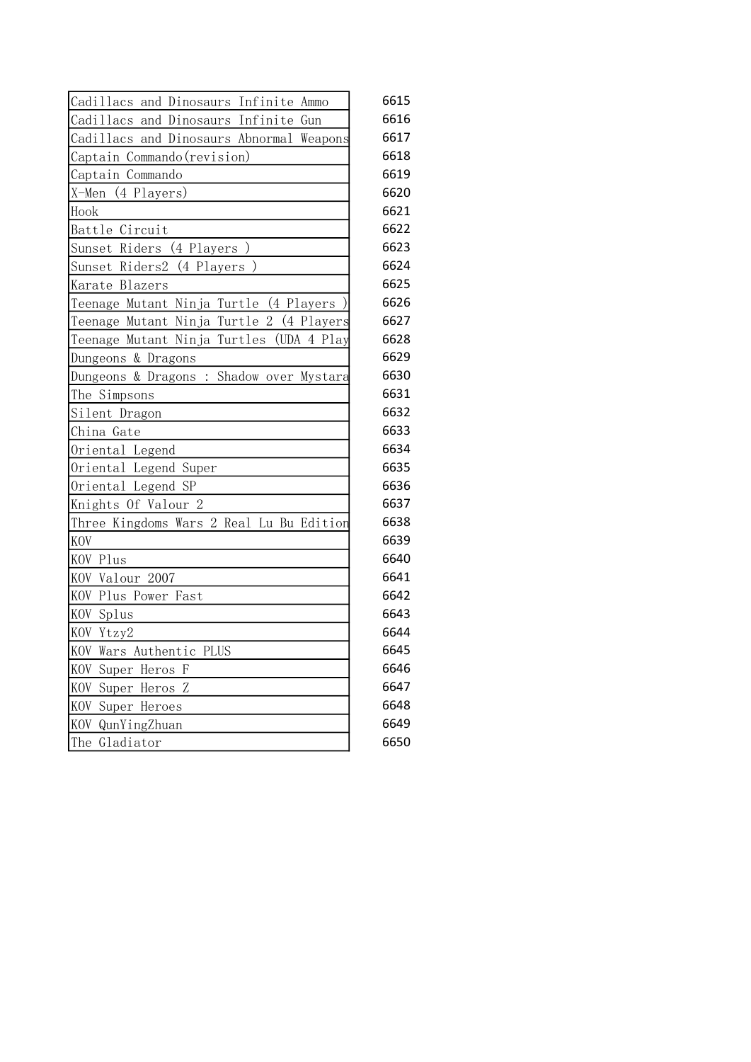| | |
|---|---|
| Cadillacs and Dinosaurs Infinite Ammo | 6615 |
| Cadillacs and Dinosaurs Infinite Gun | 6616 |
| Cadillacs and Dinosaurs Abnormal Weapons | 6617 |
| Captain Commando(revision) | 6618 |
| Captain Commando | 6619 |
| X-Men (4 Players) | 6620 |
| Hook | 6621 |
| Battle Circuit | 6622 |
| Sunset Riders (4 Players ) | 6623 |
| Sunset Riders2 (4 Players ) | 6624 |
| Karate Blazers | 6625 |
| Teenage Mutant Ninja Turtle (4 Players ) | 6626 |
| Teenage Mutant Ninja Turtle 2 (4 Players | 6627 |
| Teenage Mutant Ninja Turtles (UDA 4 Play | 6628 |
| Dungeons & Dragons | 6629 |
| Dungeons & Dragons : Shadow over Mystara | 6630 |
| The Simpsons | 6631 |
| Silent Dragon | 6632 |
| China Gate | 6633 |
| Oriental Legend | 6634 |
| Oriental Legend Super | 6635 |
| Oriental Legend SP | 6636 |
| Knights Of Valour 2 | 6637 |
| Three Kingdoms Wars 2 Real Lu Bu Edition | 6638 |
| KOV | 6639 |
| KOV Plus | 6640 |
| KOV Valour 2007 | 6641 |
| KOV Plus Power Fast | 6642 |
| KOV Splus | 6643 |
| KOV Ytzy2 | 6644 |
| KOV Wars Authentic PLUS | 6645 |
| KOV Super Heros F | 6646 |
| KOV Super Heros Z | 6647 |
| KOV Super Heroes | 6648 |
| KOV QunYingZhuan | 6649 |
| The Gladiator | 6650 |